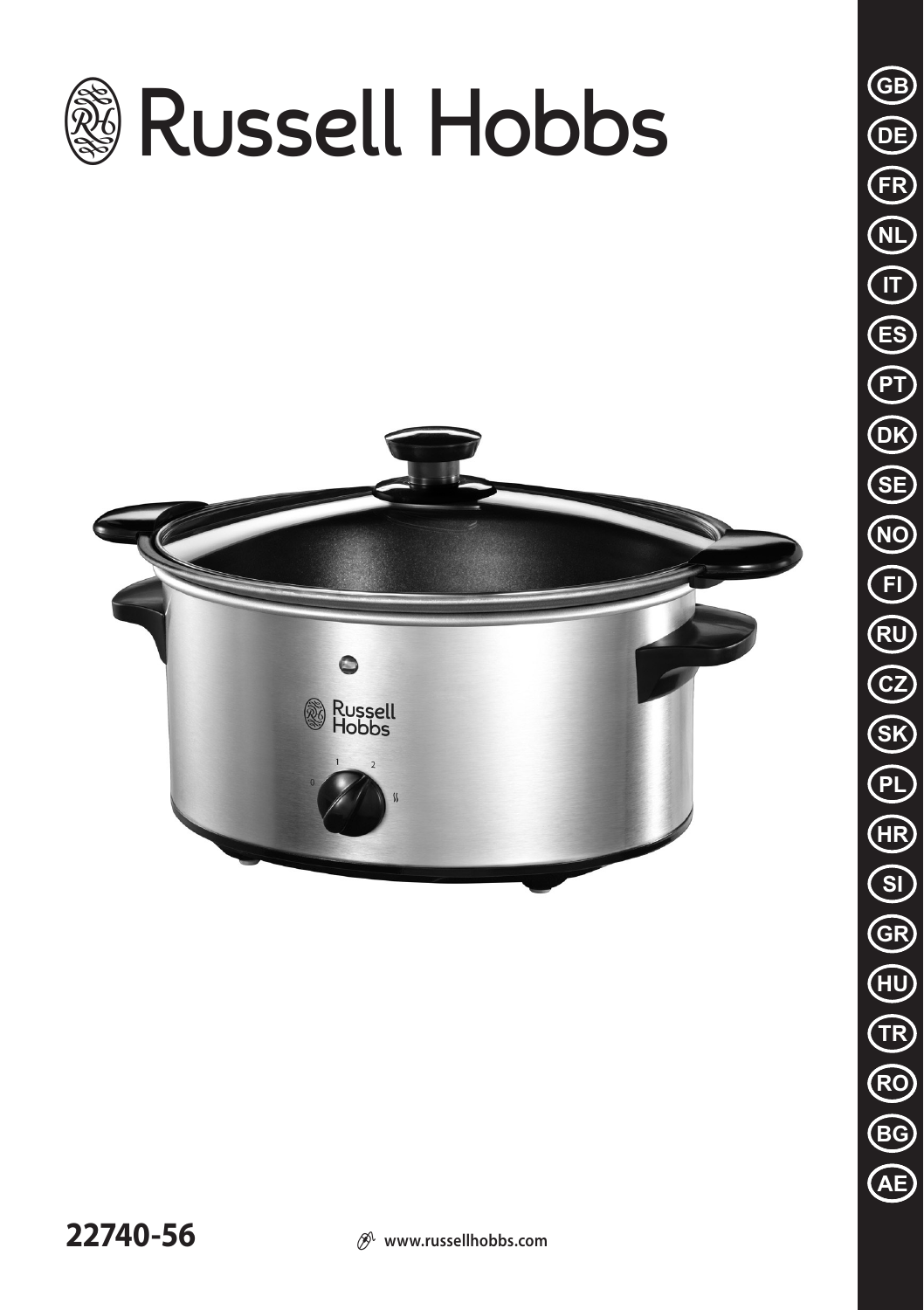# Russell Hobbs

GB
DE
FR
NL
IT
ES
PT
DK
SE
NO
FI
RU
CZ
SK
PL
HR
SI
GR
HU
TR
RO
BG
AE

**22740-56**

www.russellhobbs.com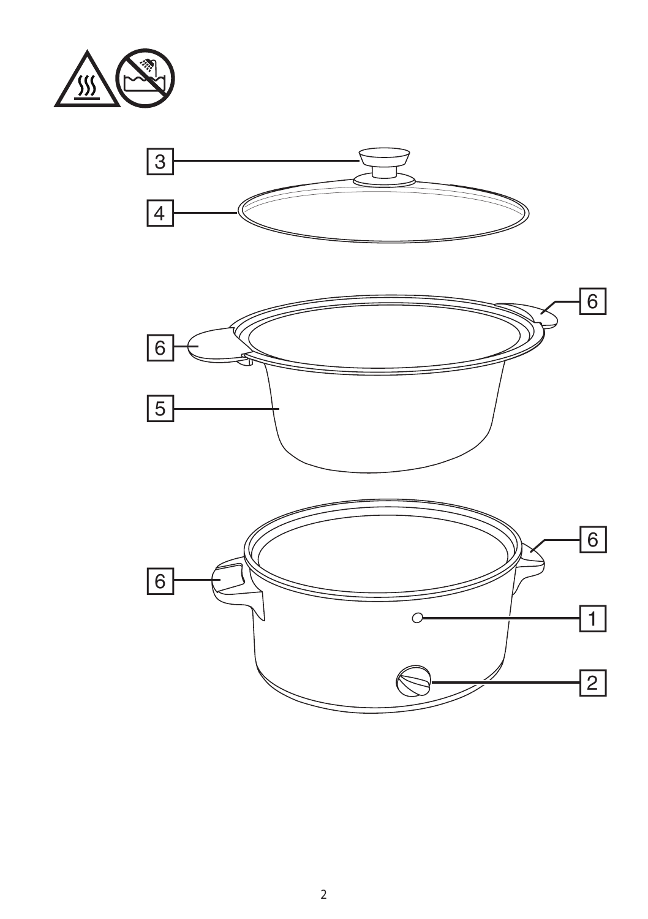3

4

6

6

5

6

6

1

2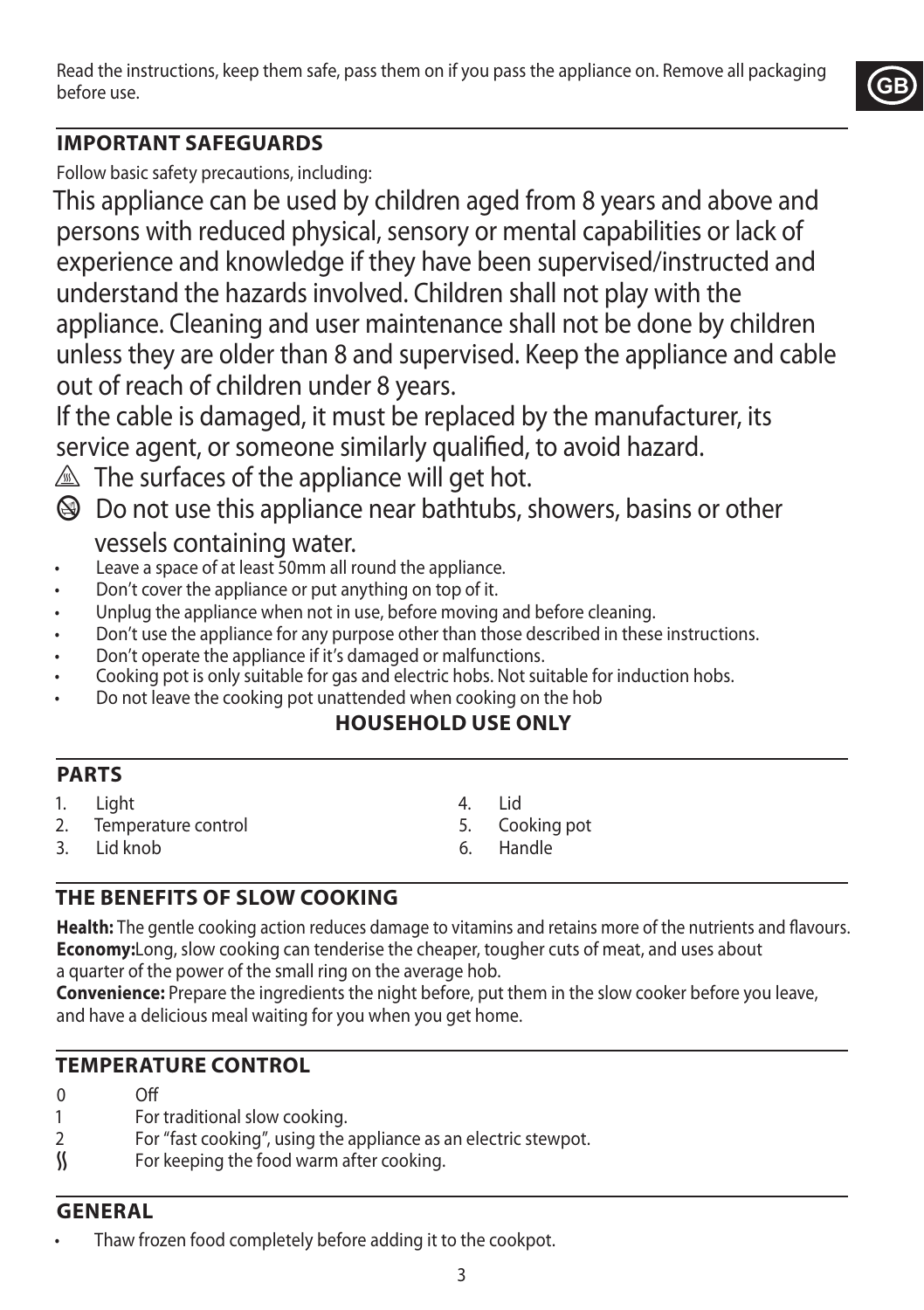Read the instructions, keep them safe, pass them on if you pass the appliance on. Remove all packaging before use.

GB

## IMPORTANT SAFEGUARDS

Follow basic safety precautions, including:

This appliance can be used by children aged from 8 years and above and persons with reduced physical, sensory or mental capabilities or lack of experience and knowledge if they have been supervised/instructed and understand the hazards involved. Children shall not play with the appliance. Cleaning and user maintenance shall not be done by children unless they are older than 8 and supervised. Keep the appliance and cable out of reach of children under 8 years.

If the cable is damaged, it must be replaced by the manufacturer, its service agent, or someone similarly qualified, to avoid hazard.

⚠ The surfaces of the appliance will get hot.

Do not use this appliance near bathtubs, showers, basins or other vessels containing water.

- Leave a space of at least 50mm all round the appliance.
- Don't cover the appliance or put anything on top of it.
- Unplug the appliance when not in use, before moving and before cleaning.
- Don't use the appliance for any purpose other than those described in these instructions.
- Don't operate the appliance if it's damaged or malfunctions.
- Cooking pot is only suitable for gas and electric hobs. Not suitable for induction hobs.
- Do not leave the cooking pot unattended when cooking on the hob

**HOUSEHOLD USE ONLY**

## PARTS

1. Light
2. Temperature control
3. Lid knob
4. Lid
5. Cooking pot
6. Handle

## THE BENEFITS OF SLOW COOKING

**Health:** The gentle cooking action reduces damage to vitamins and retains more of the nutrients and flavours.
**Economy:**Long, slow cooking can tenderise the cheaper, tougher cuts of meat, and uses about a quarter of the power of the small ring on the average hob.
**Convenience:** Prepare the ingredients the night before, put them in the slow cooker before you leave, and have a delicious meal waiting for you when you get home.

## TEMPERATURE CONTROL

0 Off
1 For traditional slow cooking.
2 For "fast cooking", using the appliance as an electric stewpot.
§ For keeping the food warm after cooking.

## GENERAL

- Thaw frozen food completely before adding it to the cookpot.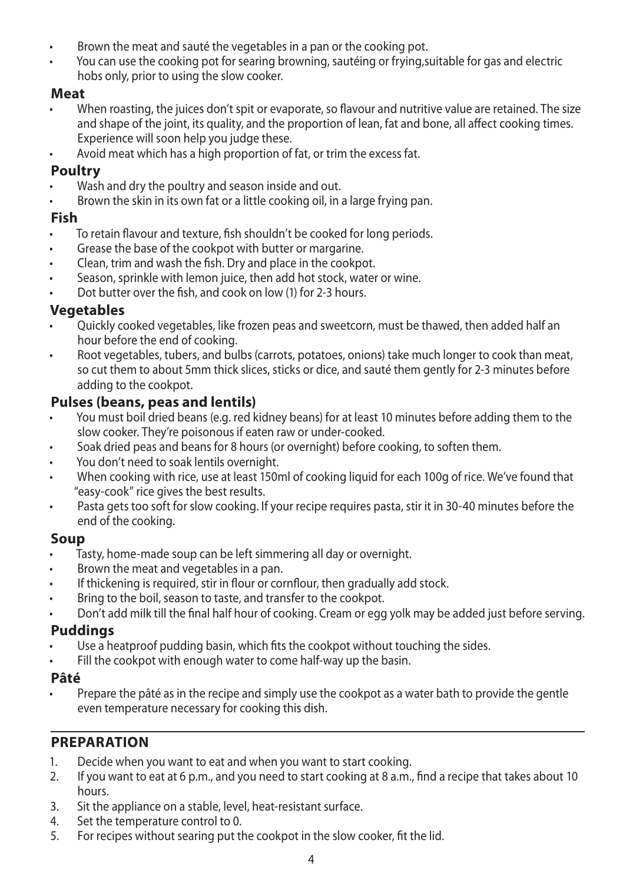- Brown the meat and sauté the vegetables in a pan or the cooking pot.
- You can use the cooking pot for searing browning, sautéing or frying,suitable for gas and electric hobs only, prior to using the slow cooker.

### Meat

- When roasting, the juices don't spit or evaporate, so flavour and nutritive value are retained. The size and shape of the joint, its quality, and the proportion of lean, fat and bone, all affect cooking times. Experience will soon help you judge these.
- Avoid meat which has a high proportion of fat, or trim the excess fat.

### Poultry

- Wash and dry the poultry and season inside and out.
- Brown the skin in its own fat or a little cooking oil, in a large frying pan.

### Fish

- To retain flavour and texture, fish shouldn't be cooked for long periods.
- Grease the base of the cookpot with butter or margarine.
- Clean, trim and wash the fish. Dry and place in the cookpot.
- Season, sprinkle with lemon juice, then add hot stock, water or wine.
- Dot butter over the fish, and cook on low (1) for 2-3 hours.

### Vegetables

- Quickly cooked vegetables, like frozen peas and sweetcorn, must be thawed, then added half an hour before the end of cooking.
- Root vegetables, tubers, and bulbs (carrots, potatoes, onions) take much longer to cook than meat, so cut them to about 5mm thick slices, sticks or dice, and sauté them gently for 2-3 minutes before adding to the cookpot.

### Pulses (beans, peas and lentils)

- You must boil dried beans (e.g. red kidney beans) for at least 10 minutes before adding them to the slow cooker. They're poisonous if eaten raw or under-cooked.
- Soak dried peas and beans for 8 hours (or overnight) before cooking, to soften them.
- You don't need to soak lentils overnight.
- When cooking with rice, use at least 150ml of cooking liquid for each 100g of rice. We've found that "easy-cook" rice gives the best results.
- Pasta gets too soft for slow cooking. If your recipe requires pasta, stir it in 30-40 minutes before the end of the cooking.

### Soup

- Tasty, home-made soup can be left simmering all day or overnight.
- Brown the meat and vegetables in a pan.
- If thickening is required, stir in flour or cornflour, then gradually add stock.
- Bring to the boil, season to taste, and transfer to the cookpot.
- Don't add milk till the final half hour of cooking. Cream or egg yolk may be added just before serving.

### Puddings

- Use a heatproof pudding basin, which fits the cookpot without touching the sides.
- Fill the cookpot with enough water to come half-way up the basin.

### Pâté

- Prepare the pâté as in the recipe and simply use the cookpot as a water bath to provide the gentle even temperature necessary for cooking this dish.

## PREPARATION

1. Decide when you want to eat and when you want to start cooking.
2. If you want to eat at 6 p.m., and you need to start cooking at 8 a.m., find a recipe that takes about 10 hours.
3. Sit the appliance on a stable, level, heat-resistant surface.
4. Set the temperature control to 0.
5. For recipes without searing put the cookpot in the slow cooker, fit the lid.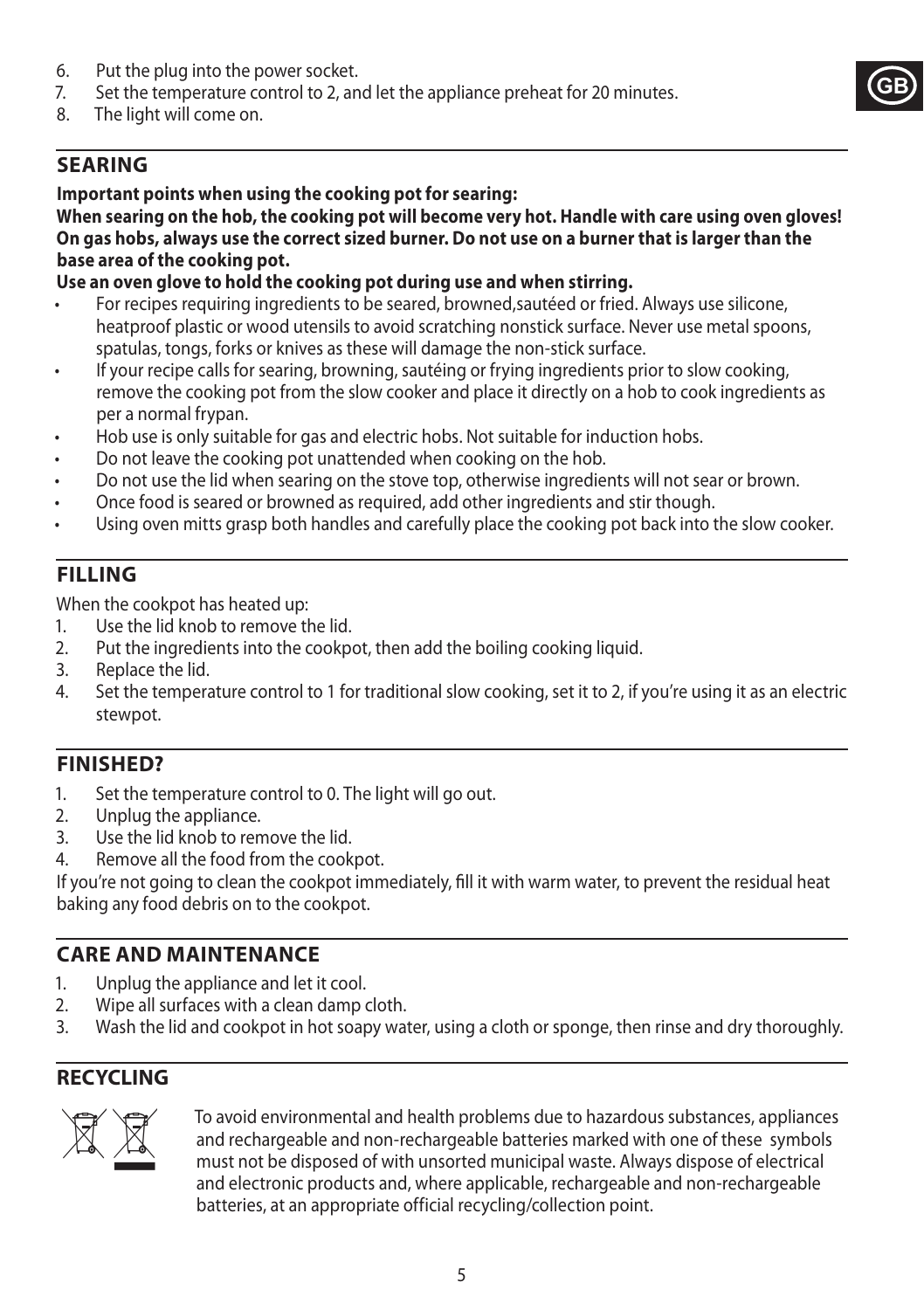6. Put the plug into the power socket.
7. Set the temperature control to 2, and let the appliance preheat for 20 minutes.
8. The light will come on.

## SEARING

**Important points when using the cooking pot for searing:**
**When searing on the hob, the cooking pot will become very hot. Handle with care using oven gloves!**
**On gas hobs, always use the correct sized burner. Do not use on a burner that is larger than the base area of the cooking pot.**
**Use an oven glove to hold the cooking pot during use and when stirring.**

- For recipes requiring ingredients to be seared, browned,sautéed or fried. Always use silicone, heatproof plastic or wood utensils to avoid scratching nonstick surface. Never use metal spoons, spatulas, tongs, forks or knives as these will damage the non-stick surface.
- If your recipe calls for searing, browning, sautéing or frying ingredients prior to slow cooking, remove the cooking pot from the slow cooker and place it directly on a hob to cook ingredients as per a normal frypan.
- Hob use is only suitable for gas and electric hobs. Not suitable for induction hobs.
- Do not leave the cooking pot unattended when cooking on the hob.
- Do not use the lid when searing on the stove top, otherwise ingredients will not sear or brown.
- Once food is seared or browned as required, add other ingredients and stir though.
- Using oven mitts grasp both handles and carefully place the cooking pot back into the slow cooker.

## FILLING

When the cookpot has heated up:

1. Use the lid knob to remove the lid.
2. Put the ingredients into the cookpot, then add the boiling cooking liquid.
3. Replace the lid.
4. Set the temperature control to 1 for traditional slow cooking, set it to 2, if you're using it as an electric stewpot.

## FINISHED?

1. Set the temperature control to 0. The light will go out.
2. Unplug the appliance.
3. Use the lid knob to remove the lid.
4. Remove all the food from the cookpot.

If you're not going to clean the cookpot immediately, fill it with warm water, to prevent the residual heat baking any food debris on to the cookpot.

## CARE AND MAINTENANCE

1. Unplug the appliance and let it cool.
2. Wipe all surfaces with a clean damp cloth.
3. Wash the lid and cookpot in hot soapy water, using a cloth or sponge, then rinse and dry thoroughly.

## RECYCLING

To avoid environmental and health problems due to hazardous substances, appliances and rechargeable and non-rechargeable batteries marked with one of these symbols must not be disposed of with unsorted municipal waste. Always dispose of electrical and electronic products and, where applicable, rechargeable and non-rechargeable batteries, at an appropriate official recycling/collection point.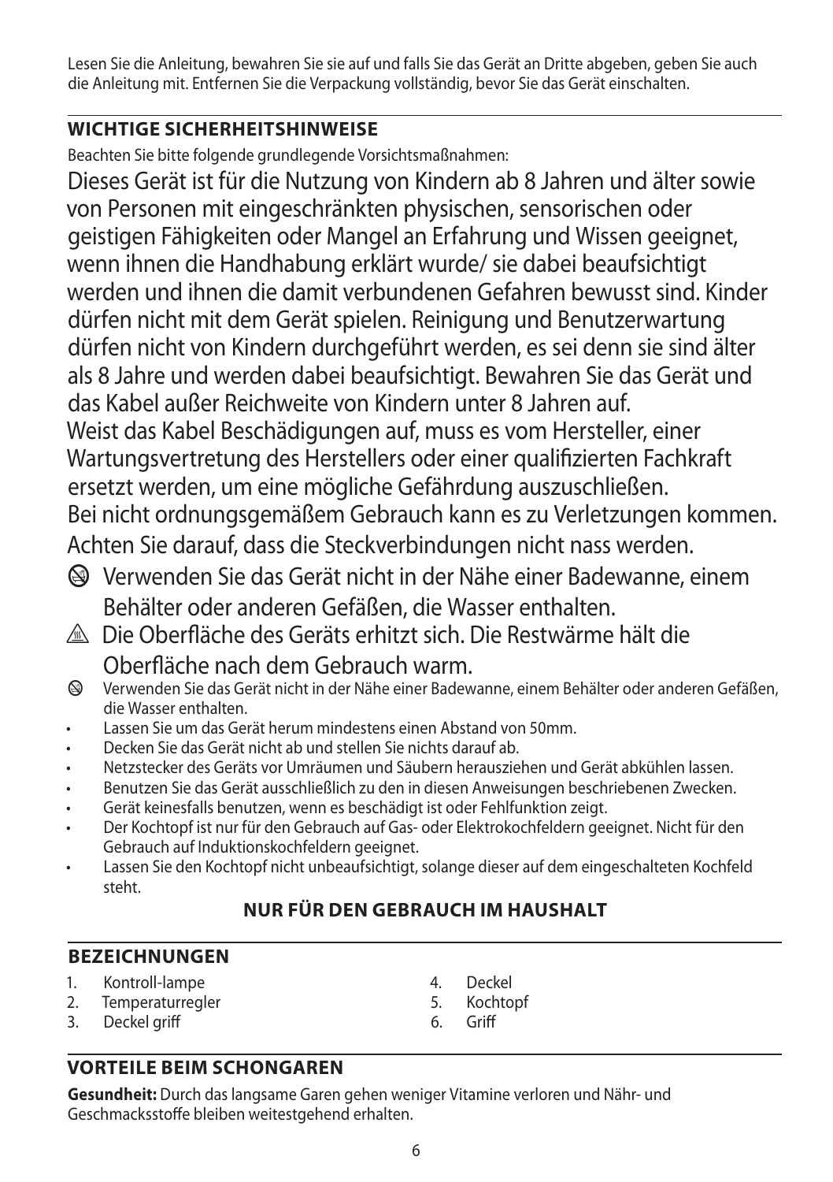Lesen Sie die Anleitung, bewahren Sie sie auf und falls Sie das Gerät an Dritte abgeben, geben Sie auch die Anleitung mit. Entfernen Sie die Verpackung vollständig, bevor Sie das Gerät einschalten.

## WICHTIGE SICHERHEITSHINWEISE

Beachten Sie bitte folgende grundlegende Vorsichtsmaßnahmen:

Dieses Gerät ist für die Nutzung von Kindern ab 8 Jahren und älter sowie von Personen mit eingeschränkten physischen, sensorischen oder geistigen Fähigkeiten oder Mangel an Erfahrung und Wissen geeignet, wenn ihnen die Handhabung erklärt wurde/ sie dabei beaufsichtigt werden und ihnen die damit verbundenen Gefahren bewusst sind. Kinder dürfen nicht mit dem Gerät spielen. Reinigung und Benutzerwartung dürfen nicht von Kindern durchgeführt werden, es sei denn sie sind älter als 8 Jahre und werden dabei beaufsichtigt. Bewahren Sie das Gerät und das Kabel außer Reichweite von Kindern unter 8 Jahren auf.

Weist das Kabel Beschädigungen auf, muss es vom Hersteller, einer Wartungsvertretung des Herstellers oder einer qualifizierten Fachkraft ersetzt werden, um eine mögliche Gefährdung auszuschließen.

Bei nicht ordnungsgemäßem Gebrauch kann es zu Verletzungen kommen.

Achten Sie darauf, dass die Steckverbindungen nicht nass werden.

- Verwenden Sie das Gerät nicht in der Nähe einer Badewanne, einem Behälter oder anderen Gefäßen, die Wasser enthalten.
- Die Oberfläche des Geräts erhitzt sich. Die Restwärme hält die Oberfläche nach dem Gebrauch warm.

- Verwenden Sie das Gerät nicht in der Nähe einer Badewanne, einem Behälter oder anderen Gefäßen, die Wasser enthalten.
- Lassen Sie um das Gerät herum mindestens einen Abstand von 50mm.
- Decken Sie das Gerät nicht ab und stellen Sie nichts darauf ab.
- Netzstecker des Geräts vor Umräumen und Säubern herausziehen und Gerät abkühlen lassen.
- Benutzen Sie das Gerät ausschließlich zu den in diesen Anweisungen beschriebenen Zwecken.
- Gerät keinesfalls benutzen, wenn es beschädigt ist oder Fehlfunktion zeigt.
- Der Kochtopf ist nur für den Gebrauch auf Gas- oder Elektrokochfeldern geeignet. Nicht für den Gebrauch auf Induktionskochfeldern geeignet.
- Lassen Sie den Kochtopf nicht unbeaufsichtigt, solange dieser auf dem eingeschalteten Kochfeld steht.

**NUR FÜR DEN GEBRAUCH IM HAUSHALT**

## BEZEICHNUNGEN

1. Kontroll-lampe
2. Temperaturregler
3. Deckel griff
4. Deckel
5. Kochtopf
6. Griff

## VORTEILE BEIM SCHONGAREN

**Gesundheit:** Durch das langsame Garen gehen weniger Vitamine verloren und Nähr- und Geschmacksstoffe bleiben weitestgehend erhalten.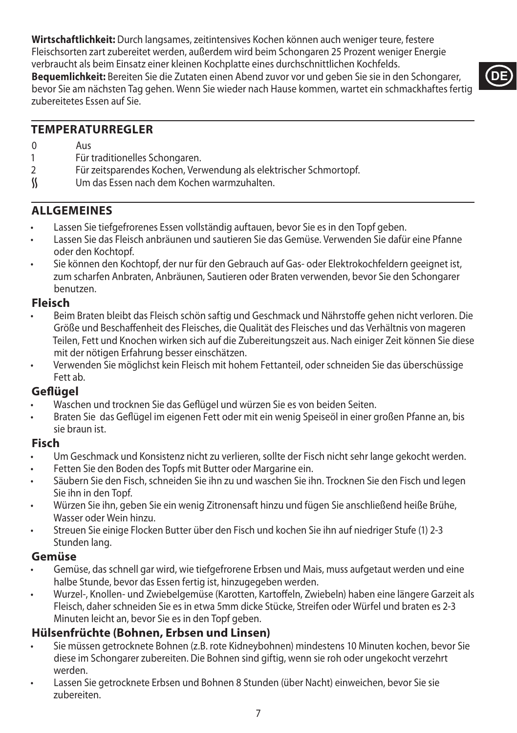**Wirtschaftlichkeit:** Durch langsames, zeitintensives Kochen können auch weniger teure, festere Fleischsorten zart zubereitet werden, außerdem wird beim Schongaren 25 Prozent weniger Energie verbraucht als beim Einsatz einer kleinen Kochplatte eines durchschnittlichen Kochfelds.
**Bequemlichkeit:** Bereiten Sie die Zutaten einen Abend zuvor vor und geben Sie sie in den Schongarer, bevor Sie am nächsten Tag gehen. Wenn Sie wieder nach Hause kommen, wartet ein schmackhaftes fertig zubereitetes Essen auf Sie.

## TEMPERATURREGLER

- 0 Aus
- 1 Für traditionelles Schongaren.
- 2 Für zeitsparendes Kochen, Verwendung als elektrischer Schmortopf.
- ∭ Um das Essen nach dem Kochen warmzuhalten.

## ALLGEMEINES

- Lassen Sie tiefgefrorenes Essen vollständig auftauen, bevor Sie es in den Topf geben.
- Lassen Sie das Fleisch anbräunen und sautieren Sie das Gemüse. Verwenden Sie dafür eine Pfanne oder den Kochtopf.
- Sie können den Kochtopf, der nur für den Gebrauch auf Gas- oder Elektrokochfeldern geeignet ist, zum scharfen Anbraten, Anbräunen, Sautieren oder Braten verwenden, bevor Sie den Schongarer benutzen.

### Fleisch

- Beim Braten bleibt das Fleisch schön saftig und Geschmack und Nährstoffe gehen nicht verloren. Die Größe und Beschaffenheit des Fleisches, die Qualität des Fleisches und das Verhältnis von mageren Teilen, Fett und Knochen wirken sich auf die Zubereitungszeit aus. Nach einiger Zeit können Sie diese mit der nötigen Erfahrung besser einschätzen.
- Verwenden Sie möglichst kein Fleisch mit hohem Fettanteil, oder schneiden Sie das überschüssige Fett ab.

### Geflügel

- Waschen und trocknen Sie das Geflügel und würzen Sie es von beiden Seiten.
- Braten Sie das Geflügel im eigenen Fett oder mit ein wenig Speiseöl in einer großen Pfanne an, bis sie braun ist.

### Fisch

- Um Geschmack und Konsistenz nicht zu verlieren, sollte der Fisch nicht sehr lange gekocht werden.
- Fetten Sie den Boden des Topfs mit Butter oder Margarine ein.
- Säubern Sie den Fisch, schneiden Sie ihn zu und waschen Sie ihn. Trocknen Sie den Fisch und legen Sie ihn in den Topf.
- Würzen Sie ihn, geben Sie ein wenig Zitronensaft hinzu und fügen Sie anschließend heiße Brühe, Wasser oder Wein hinzu.
- Streuen Sie einige Flocken Butter über den Fisch und kochen Sie ihn auf niedriger Stufe (1) 2-3 Stunden lang.

### Gemüse

- Gemüse, das schnell gar wird, wie tiefgefrorene Erbsen und Mais, muss aufgetaut werden und eine halbe Stunde, bevor das Essen fertig ist, hinzugegeben werden.
- Wurzel-, Knollen- und Zwiebelgemüse (Karotten, Kartoffeln, Zwiebeln) haben eine längere Garzeit als Fleisch, daher schneiden Sie es in etwa 5mm dicke Stücke, Streifen oder Würfel und braten es 2-3 Minuten leicht an, bevor Sie es in den Topf geben.

### Hülsenfrüchte (Bohnen, Erbsen und Linsen)

- Sie müssen getrocknete Bohnen (z.B. rote Kidneybohnen) mindestens 10 Minuten kochen, bevor Sie diese im Schongarer zubereiten. Die Bohnen sind giftig, wenn sie roh oder ungekocht verzehrt werden.
- Lassen Sie getrocknete Erbsen und Bohnen 8 Stunden (über Nacht) einweichen, bevor Sie sie zubereiten.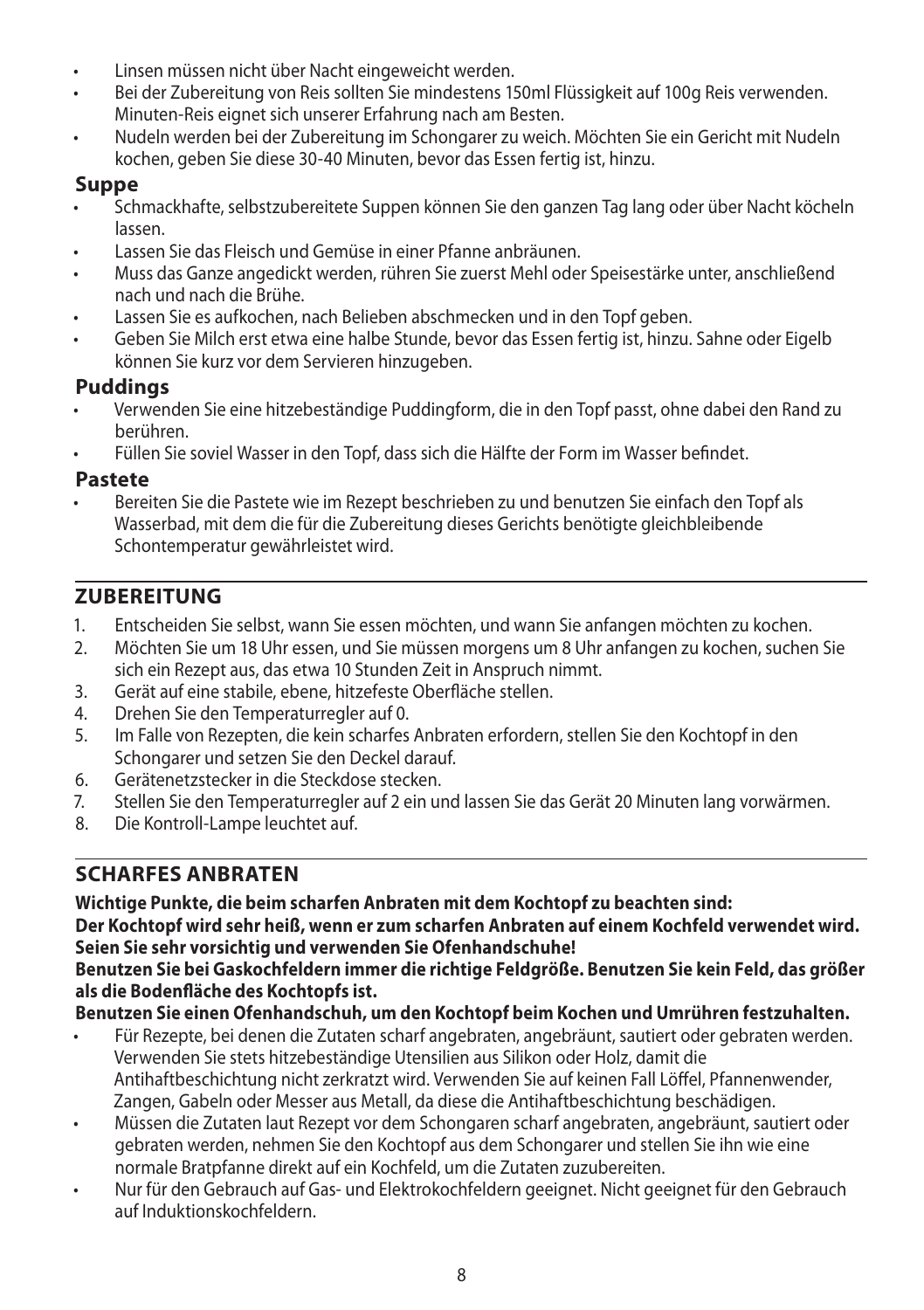- Linsen müssen nicht über Nacht eingeweicht werden.
- Bei der Zubereitung von Reis sollten Sie mindestens 150ml Flüssigkeit auf 100g Reis verwenden. Minuten-Reis eignet sich unserer Erfahrung nach am Besten.
- Nudeln werden bei der Zubereitung im Schongarer zu weich. Möchten Sie ein Gericht mit Nudeln kochen, geben Sie diese 30-40 Minuten, bevor das Essen fertig ist, hinzu.

### Suppe

- Schmackhafte, selbstzubereitete Suppen können Sie den ganzen Tag lang oder über Nacht köcheln lassen.
- Lassen Sie das Fleisch und Gemüse in einer Pfanne anbräunen.
- Muss das Ganze angedickt werden, rühren Sie zuerst Mehl oder Speisestärke unter, anschließend nach und nach die Brühe.
- Lassen Sie es aufkochen, nach Belieben abschmecken und in den Topf geben.
- Geben Sie Milch erst etwa eine halbe Stunde, bevor das Essen fertig ist, hinzu. Sahne oder Eigelb können Sie kurz vor dem Servieren hinzugeben.

### Puddings

- Verwenden Sie eine hitzebeständige Puddingform, die in den Topf passt, ohne dabei den Rand zu berühren.
- Füllen Sie soviel Wasser in den Topf, dass sich die Hälfte der Form im Wasser befindet.

### Pastete

- Bereiten Sie die Pastete wie im Rezept beschrieben zu und benutzen Sie einfach den Topf als Wasserbad, mit dem die für die Zubereitung dieses Gerichts benötigte gleichbleibende Schontemperatur gewährleistet wird.

## ZUBEREITUNG

1. Entscheiden Sie selbst, wann Sie essen möchten, und wann Sie anfangen möchten zu kochen.
2. Möchten Sie um 18 Uhr essen, und Sie müssen morgens um 8 Uhr anfangen zu kochen, suchen Sie sich ein Rezept aus, das etwa 10 Stunden Zeit in Anspruch nimmt.
3. Gerät auf eine stabile, ebene, hitzefeste Oberfläche stellen.
4. Drehen Sie den Temperaturregler auf 0.
5. Im Falle von Rezepten, die kein scharfes Anbraten erfordern, stellen Sie den Kochtopf in den Schongarer und setzen Sie den Deckel darauf.
6. Gerätenetzstecker in die Steckdose stecken.
7. Stellen Sie den Temperaturregler auf 2 ein und lassen Sie das Gerät 20 Minuten lang vorwärmen.
8. Die Kontroll-Lampe leuchtet auf.

## SCHARFES ANBRATEN

**Wichtige Punkte, die beim scharfen Anbraten mit dem Kochtopf zu beachten sind:**
**Der Kochtopf wird sehr heiß, wenn er zum scharfen Anbraten auf einem Kochfeld verwendet wird. Seien Sie sehr vorsichtig und verwenden Sie Ofenhandschuhe!**
**Benutzen Sie bei Gaskochfeldern immer die richtige Feldgröße. Benutzen Sie kein Feld, das größer als die Bodenfläche des Kochtopfs ist.**
**Benutzen Sie einen Ofenhandschuh, um den Kochtopf beim Kochen und Umrühren festzuhalten.**

- Für Rezepte, bei denen die Zutaten scharf angebraten, angebräunt, sautiert oder gebraten werden. Verwenden Sie stets hitzebeständige Utensilien aus Silikon oder Holz, damit die Antihaftbeschichtung nicht zerkratzt wird. Verwenden Sie auf keinen Fall Löffel, Pfannenwender, Zangen, Gabeln oder Messer aus Metall, da diese die Antihaftbeschichtung beschädigen.
- Müssen die Zutaten laut Rezept vor dem Schongaren scharf angebraten, angebräunt, sautiert oder gebraten werden, nehmen Sie den Kochtopf aus dem Schongarer und stellen Sie ihn wie eine normale Bratpfanne direkt auf ein Kochfeld, um die Zutaten zuzubereiten.
- Nur für den Gebrauch auf Gas- und Elektrokochfeldern geeignet. Nicht geeignet für den Gebrauch auf Induktionskochfeldern.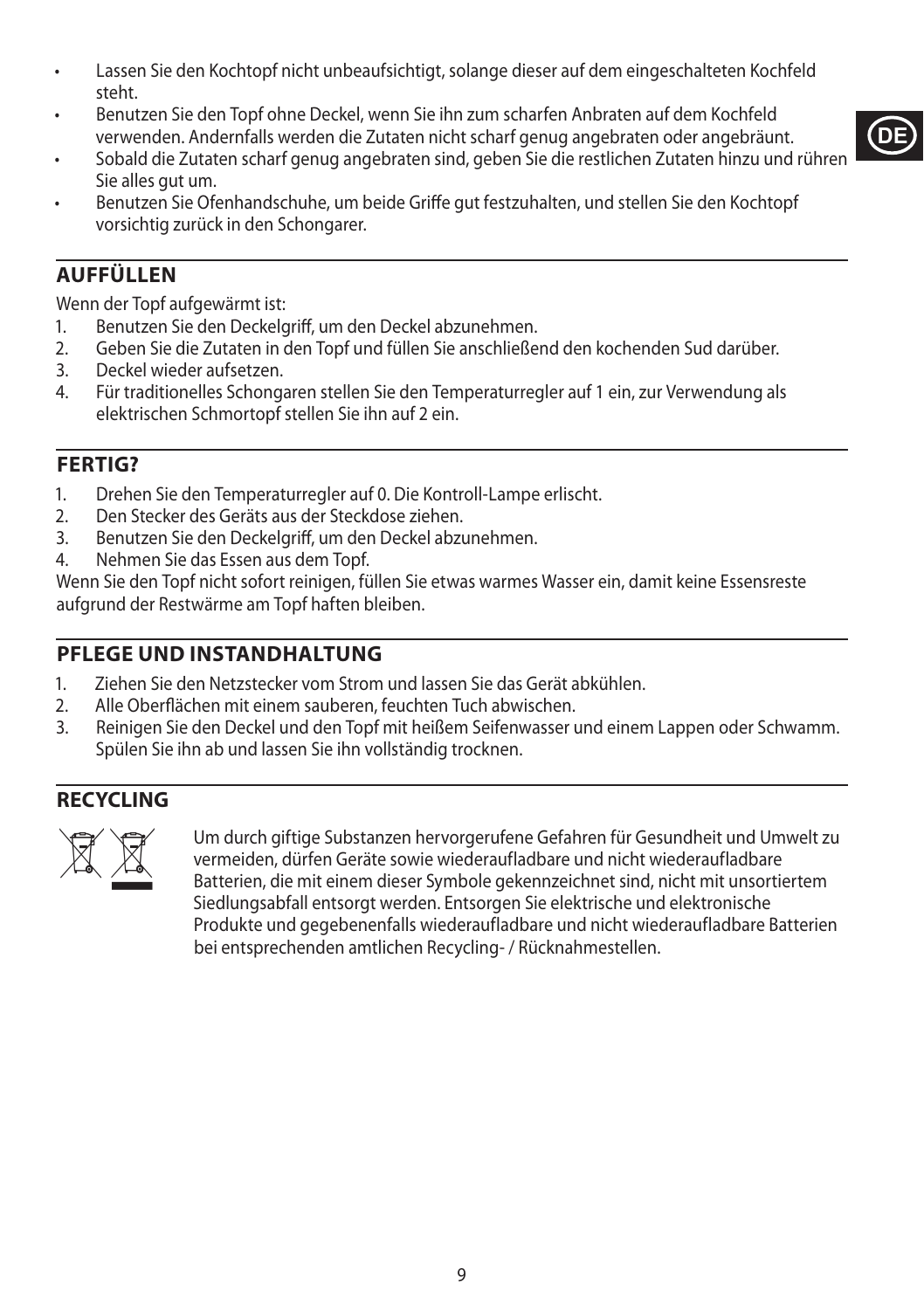- Lassen Sie den Kochtopf nicht unbeaufsichtigt, solange dieser auf dem eingeschalteten Kochfeld steht.
- Benutzen Sie den Topf ohne Deckel, wenn Sie ihn zum scharfen Anbraten auf dem Kochfeld verwenden. Andernfalls werden die Zutaten nicht scharf genug angebraten oder angebräunt.
- Sobald die Zutaten scharf genug angebraten sind, geben Sie die restlichen Zutaten hinzu und rühren Sie alles gut um.
- Benutzen Sie Ofenhandschuhe, um beide Griffe gut festzuhalten, und stellen Sie den Kochtopf vorsichtig zurück in den Schongarer.

## AUFFÜLLEN

Wenn der Topf aufgewärmt ist:

1. Benutzen Sie den Deckelgriff, um den Deckel abzunehmen.
2. Geben Sie die Zutaten in den Topf und füllen Sie anschließend den kochenden Sud darüber.
3. Deckel wieder aufsetzen.
4. Für traditionelles Schongaren stellen Sie den Temperaturregler auf 1 ein, zur Verwendung als elektrischen Schmortopf stellen Sie ihn auf 2 ein.

## FERTIG?

1. Drehen Sie den Temperaturregler auf 0. Die Kontroll-Lampe erlischt.
2. Den Stecker des Geräts aus der Steckdose ziehen.
3. Benutzen Sie den Deckelgriff, um den Deckel abzunehmen.
4. Nehmen Sie das Essen aus dem Topf.

Wenn Sie den Topf nicht sofort reinigen, füllen Sie etwas warmes Wasser ein, damit keine Essensreste aufgrund der Restwärme am Topf haften bleiben.

## PFLEGE UND INSTANDHALTUNG

1. Ziehen Sie den Netzstecker vom Strom und lassen Sie das Gerät abkühlen.
2. Alle Oberflächen mit einem sauberen, feuchten Tuch abwischen.
3. Reinigen Sie den Deckel und den Topf mit heißem Seifenwasser und einem Lappen oder Schwamm. Spülen Sie ihn ab und lassen Sie ihn vollständig trocknen.

## RECYCLING

Um durch giftige Substanzen hervorgerufene Gefahren für Gesundheit und Umwelt zu vermeiden, dürfen Geräte sowie wiederaufladbare und nicht wiederaufladbare Batterien, die mit einem dieser Symbole gekennzeichnet sind, nicht mit unsortiertem Siedlungsabfall entsorgt werden. Entsorgen Sie elektrische und elektronische Produkte und gegebenenfalls wiederaufladbare und nicht wiederaufladbare Batterien bei entsprechenden amtlichen Recycling- / Rücknahmestellen.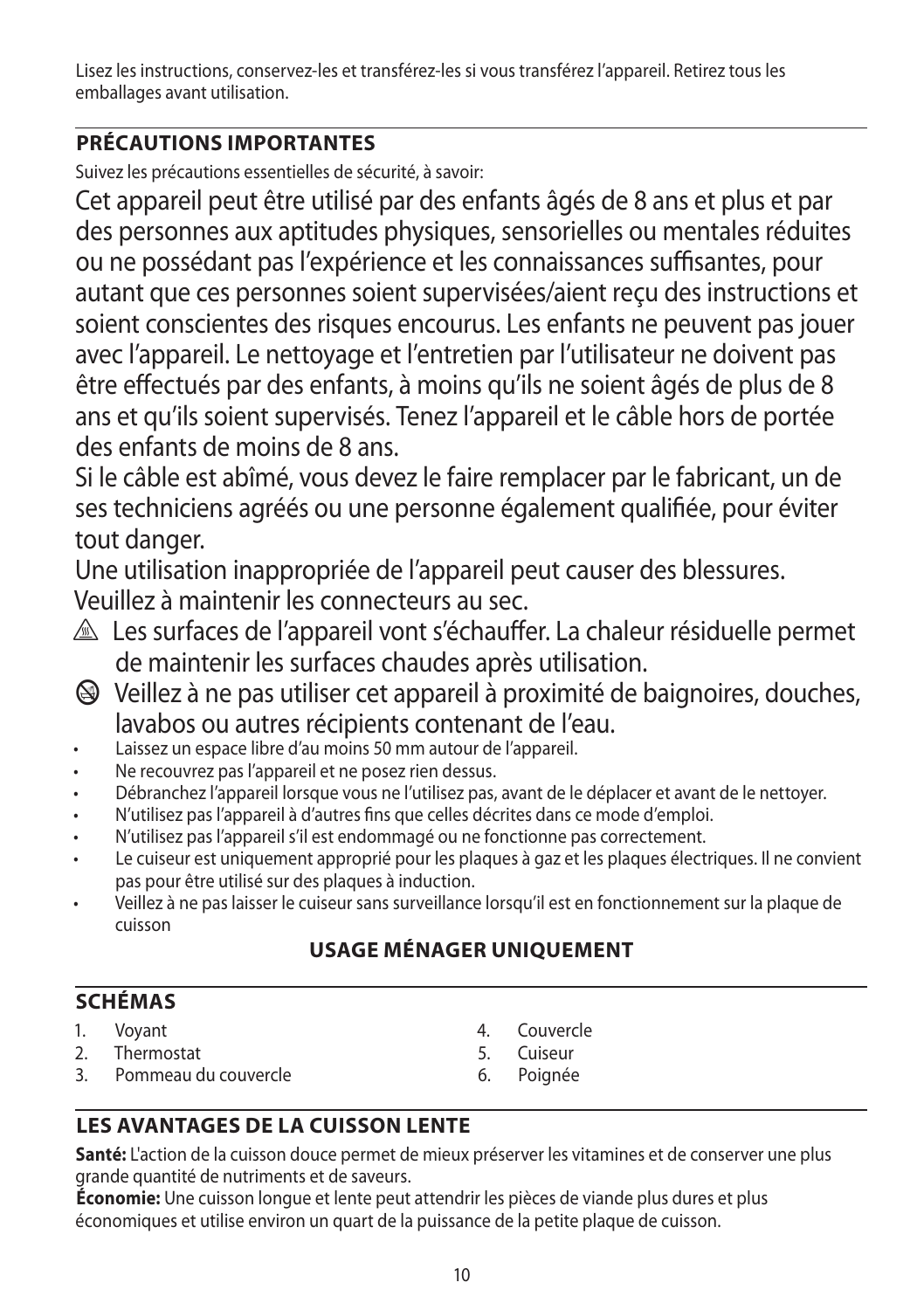Lisez les instructions, conservez-les et transférez-les si vous transférez l'appareil. Retirez tous les emballages avant utilisation.

## PRÉCAUTIONS IMPORTANTES

Suivez les précautions essentielles de sécurité, à savoir:

Cet appareil peut être utilisé par des enfants âgés de 8 ans et plus et par des personnes aux aptitudes physiques, sensorielles ou mentales réduites ou ne possédant pas l'expérience et les connaissances suffisantes, pour autant que ces personnes soient supervisées/aient reçu des instructions et soient conscientes des risques encourus. Les enfants ne peuvent pas jouer avec l'appareil. Le nettoyage et l'entretien par l'utilisateur ne doivent pas être effectués par des enfants, à moins qu'ils ne soient âgés de plus de 8 ans et qu'ils soient supervisés. Tenez l'appareil et le câble hors de portée des enfants de moins de 8 ans.

Si le câble est abîmé, vous devez le faire remplacer par le fabricant, un de ses techniciens agréés ou une personne également qualifiée, pour éviter tout danger.

Une utilisation inappropriée de l'appareil peut causer des blessures.

Veuillez à maintenir les connecteurs au sec.

⚠ Les surfaces de l'appareil vont s'échauffer. La chaleur résiduelle permet de maintenir les surfaces chaudes après utilisation.

⊘ Veillez à ne pas utiliser cet appareil à proximité de baignoires, douches, lavabos ou autres récipients contenant de l'eau.

- Laissez un espace libre d'au moins 50 mm autour de l'appareil.
- Ne recouvrez pas l'appareil et ne posez rien dessus.
- Débranchez l'appareil lorsque vous ne l'utilisez pas, avant de le déplacer et avant de le nettoyer.
- N'utilisez pas l'appareil à d'autres fins que celles décrites dans ce mode d'emploi.
- N'utilisez pas l'appareil s'il est endommagé ou ne fonctionne pas correctement.
- Le cuiseur est uniquement approprié pour les plaques à gaz et les plaques électriques. Il ne convient pas pour être utilisé sur des plaques à induction.
- Veillez à ne pas laisser le cuiseur sans surveillance lorsqu'il est en fonctionnement sur la plaque de cuisson

**USAGE MÉNAGER UNIQUEMENT**

## SCHÉMAS

1. Voyant
2. Thermostat
3. Pommeau du couvercle
4. Couvercle
5. Cuiseur
6. Poignée

## LES AVANTAGES DE LA CUISSON LENTE

**Santé:** L'action de la cuisson douce permet de mieux préserver les vitamines et de conserver une plus grande quantité de nutriments et de saveurs.

**Économie:** Une cuisson longue et lente peut attendrir les pièces de viande plus dures et plus économiques et utilise environ un quart de la puissance de la petite plaque de cuisson.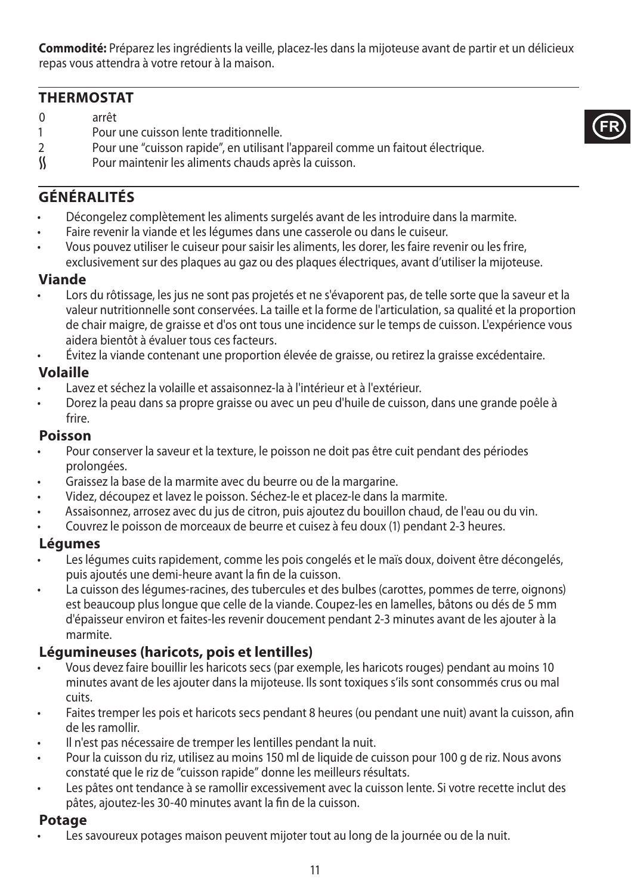**Commodité:** Préparez les ingrédients la veille, placez-les dans la mijoteuse avant de partir et un délicieux repas vous attendra à votre retour à la maison.

## THERMOSTAT

- 0 arrêt
- 1 Pour une cuisson lente traditionnelle.
- 2 Pour une "cuisson rapide", en utilisant l'appareil comme un faitout électrique.
- ≶ Pour maintenir les aliments chauds après la cuisson.

## GÉNÉRALITÉS

- Décongelez complètement les aliments surgelés avant de les introduire dans la marmite.
- Faire revenir la viande et les légumes dans une casserole ou dans le cuiseur.
- Vous pouvez utiliser le cuiseur pour saisir les aliments, les dorer, les faire revenir ou les frire, exclusivement sur des plaques au gaz ou des plaques électriques, avant d'utiliser la mijoteuse.

### Viande

- Lors du rôtissage, les jus ne sont pas projetés et ne s'évaporent pas, de telle sorte que la saveur et la valeur nutritionnelle sont conservées. La taille et la forme de l'articulation, sa qualité et la proportion de chair maigre, de graisse et d'os ont tous une incidence sur le temps de cuisson. L'expérience vous aidera bientôt à évaluer tous ces facteurs.
- Évitez la viande contenant une proportion élevée de graisse, ou retirez la graisse excédentaire.

### Volaille

- Lavez et séchez la volaille et assaisonnez-la à l'intérieur et à l'extérieur.
- Dorez la peau dans sa propre graisse ou avec un peu d'huile de cuisson, dans une grande poêle à frire.

### Poisson

- Pour conserver la saveur et la texture, le poisson ne doit pas être cuit pendant des périodes prolongées.
- Graissez la base de la marmite avec du beurre ou de la margarine.
- Videz, découpez et lavez le poisson. Séchez-le et placez-le dans la marmite.
- Assaisonnez, arrosez avec du jus de citron, puis ajoutez du bouillon chaud, de l'eau ou du vin.
- Couvrez le poisson de morceaux de beurre et cuisez à feu doux (1) pendant 2-3 heures.

### Légumes

- Les légumes cuits rapidement, comme les pois congelés et le maïs doux, doivent être décongelés, puis ajoutés une demi-heure avant la fin de la cuisson.
- La cuisson des légumes-racines, des tubercules et des bulbes (carottes, pommes de terre, oignons) est beaucoup plus longue que celle de la viande. Coupez-les en lamelles, bâtons ou dés de 5 mm d'épaisseur environ et faites-les revenir doucement pendant 2-3 minutes avant de les ajouter à la marmite.

### Légumineuses (haricots, pois et lentilles)

- Vous devez faire bouillir les haricots secs (par exemple, les haricots rouges) pendant au moins 10 minutes avant de les ajouter dans la mijoteuse. Ils sont toxiques s'ils sont consommés crus ou mal cuits.
- Faites tremper les pois et haricots secs pendant 8 heures (ou pendant une nuit) avant la cuisson, afin de les ramollir.
- Il n'est pas nécessaire de tremper les lentilles pendant la nuit.
- Pour la cuisson du riz, utilisez au moins 150 ml de liquide de cuisson pour 100 g de riz. Nous avons constaté que le riz de "cuisson rapide" donne les meilleurs résultats.
- Les pâtes ont tendance à se ramollir excessivement avec la cuisson lente. Si votre recette inclut des pâtes, ajoutez-les 30-40 minutes avant la fin de la cuisson.

### Potage

- Les savoureux potages maison peuvent mijoter tout au long de la journée ou de la nuit.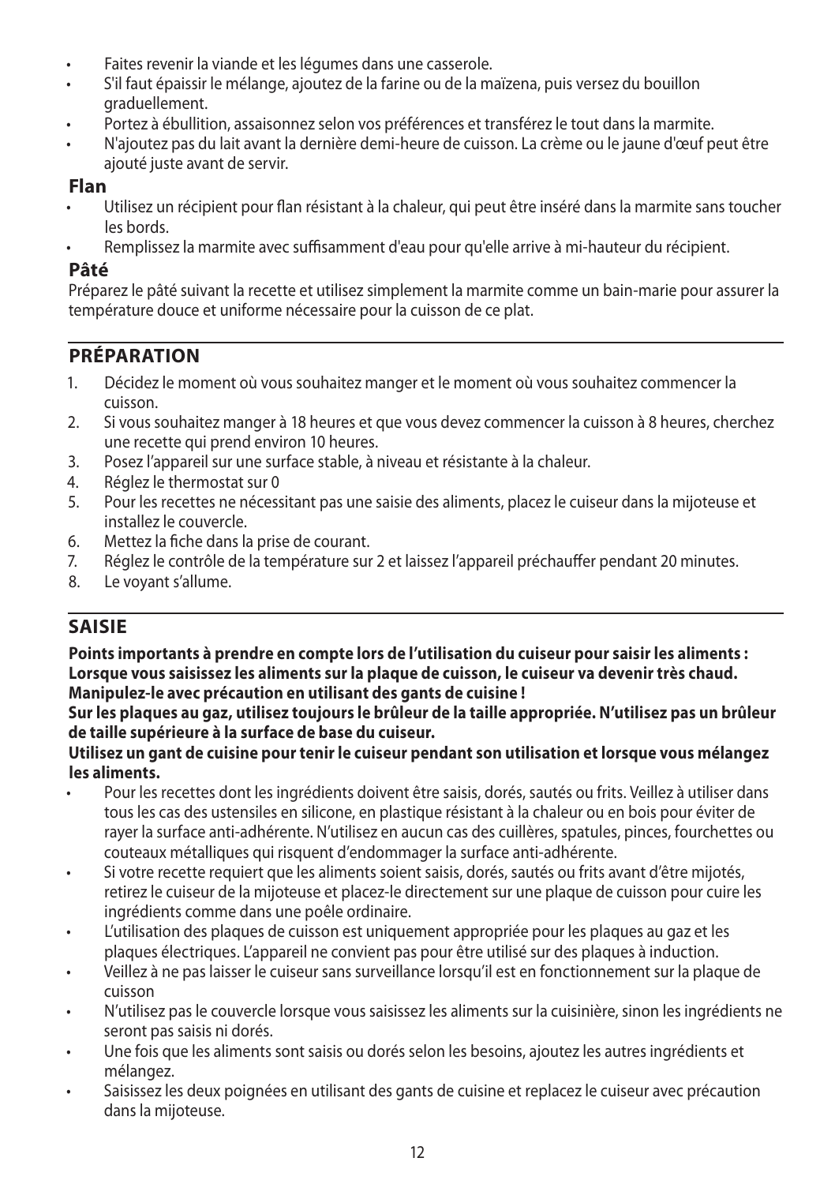- Faites revenir la viande et les légumes dans une casserole.
- S'il faut épaissir le mélange, ajoutez de la farine ou de la maïzena, puis versez du bouillon graduellement.
- Portez à ébullition, assaisonnez selon vos préférences et transférez le tout dans la marmite.
- N'ajoutez pas du lait avant la dernière demi-heure de cuisson. La crème ou le jaune d'œuf peut être ajouté juste avant de servir.

### Flan

- Utilisez un récipient pour flan résistant à la chaleur, qui peut être inséré dans la marmite sans toucher les bords.
- Remplissez la marmite avec suffisamment d'eau pour qu'elle arrive à mi-hauteur du récipient.

### Pâté

Préparez le pâté suivant la recette et utilisez simplement la marmite comme un bain-marie pour assurer la température douce et uniforme nécessaire pour la cuisson de ce plat.

## PRÉPARATION

1. Décidez le moment où vous souhaitez manger et le moment où vous souhaitez commencer la cuisson.
2. Si vous souhaitez manger à 18 heures et que vous devez commencer la cuisson à 8 heures, cherchez une recette qui prend environ 10 heures.
3. Posez l'appareil sur une surface stable, à niveau et résistante à la chaleur.
4. Réglez le thermostat sur 0
5. Pour les recettes ne nécessitant pas une saisie des aliments, placez le cuiseur dans la mijoteuse et installez le couvercle.
6. Mettez la fiche dans la prise de courant.
7. Réglez le contrôle de la température sur 2 et laissez l'appareil préchauffer pendant 20 minutes.
8. Le voyant s'allume.

## SAISIE

**Points importants à prendre en compte lors de l'utilisation du cuiseur pour saisir les aliments : Lorsque vous saisissez les aliments sur la plaque de cuisson, le cuiseur va devenir très chaud. Manipulez-le avec précaution en utilisant des gants de cuisine !**

**Sur les plaques au gaz, utilisez toujours le brûleur de la taille appropriée. N'utilisez pas un brûleur de taille supérieure à la surface de base du cuiseur.**

**Utilisez un gant de cuisine pour tenir le cuiseur pendant son utilisation et lorsque vous mélangez les aliments.**

- Pour les recettes dont les ingrédients doivent être saisis, dorés, sautés ou frits. Veillez à utiliser dans tous les cas des ustensiles en silicone, en plastique résistant à la chaleur ou en bois pour éviter de rayer la surface anti-adhérente. N'utilisez en aucun cas des cuillères, spatules, pinces, fourchettes ou couteaux métalliques qui risquent d'endommager la surface anti-adhérente.
- Si votre recette requiert que les aliments soient saisis, dorés, sautés ou frits avant d'être mijotés, retirez le cuiseur de la mijoteuse et placez-le directement sur une plaque de cuisson pour cuire les ingrédients comme dans une poêle ordinaire.
- L'utilisation des plaques de cuisson est uniquement appropriée pour les plaques au gaz et les plaques électriques. L'appareil ne convient pas pour être utilisé sur des plaques à induction.
- Veillez à ne pas laisser le cuiseur sans surveillance lorsqu'il est en fonctionnement sur la plaque de cuisson
- N'utilisez pas le couvercle lorsque vous saisissez les aliments sur la cuisinière, sinon les ingrédients ne seront pas saisis ni dorés.
- Une fois que les aliments sont saisis ou dorés selon les besoins, ajoutez les autres ingrédients et mélangez.
- Saisissez les deux poignées en utilisant des gants de cuisine et replacez le cuiseur avec précaution dans la mijoteuse.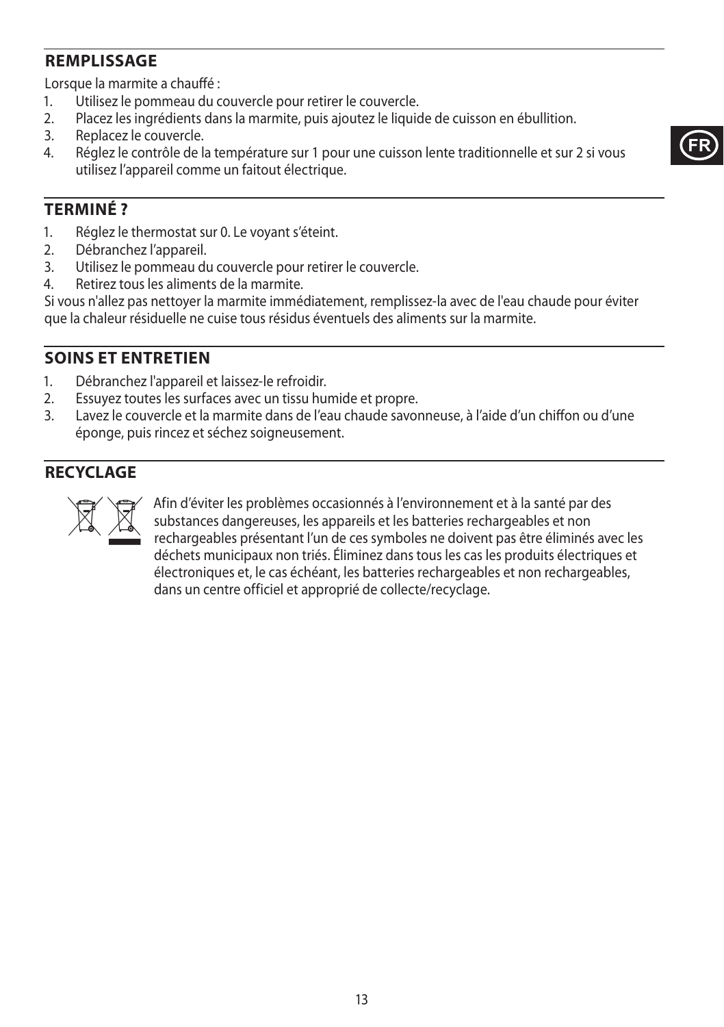## REMPLISSAGE

Lorsque la marmite a chauffé :

1. Utilisez le pommeau du couvercle pour retirer le couvercle.
2. Placez les ingrédients dans la marmite, puis ajoutez le liquide de cuisson en ébullition.
3. Replacez le couvercle.
4. Réglez le contrôle de la température sur 1 pour une cuisson lente traditionnelle et sur 2 si vous utilisez l'appareil comme un faitout électrique.

## TERMINÉ ?

1. Réglez le thermostat sur 0. Le voyant s'éteint.
2. Débranchez l'appareil.
3. Utilisez le pommeau du couvercle pour retirer le couvercle.
4. Retirez tous les aliments de la marmite.

Si vous n'allez pas nettoyer la marmite immédiatement, remplissez-la avec de l'eau chaude pour éviter que la chaleur résiduelle ne cuise tous résidus éventuels des aliments sur la marmite.

## SOINS ET ENTRETIEN

1. Débranchez l'appareil et laissez-le refroidir.
2. Essuyez toutes les surfaces avec un tissu humide et propre.
3. Lavez le couvercle et la marmite dans de l'eau chaude savonneuse, à l'aide d'un chiffon ou d'une éponge, puis rincez et séchez soigneusement.

## RECYCLAGE

Afin d'éviter les problèmes occasionnés à l'environnement et à la santé par des substances dangereuses, les appareils et les batteries rechargeables et non rechargeables présentant l'un de ces symboles ne doivent pas être éliminés avec les déchets municipaux non triés. Éliminez dans tous les cas les produits électriques et électroniques et, le cas échéant, les batteries rechargeables et non rechargeables, dans un centre officiel et approprié de collecte/recyclage.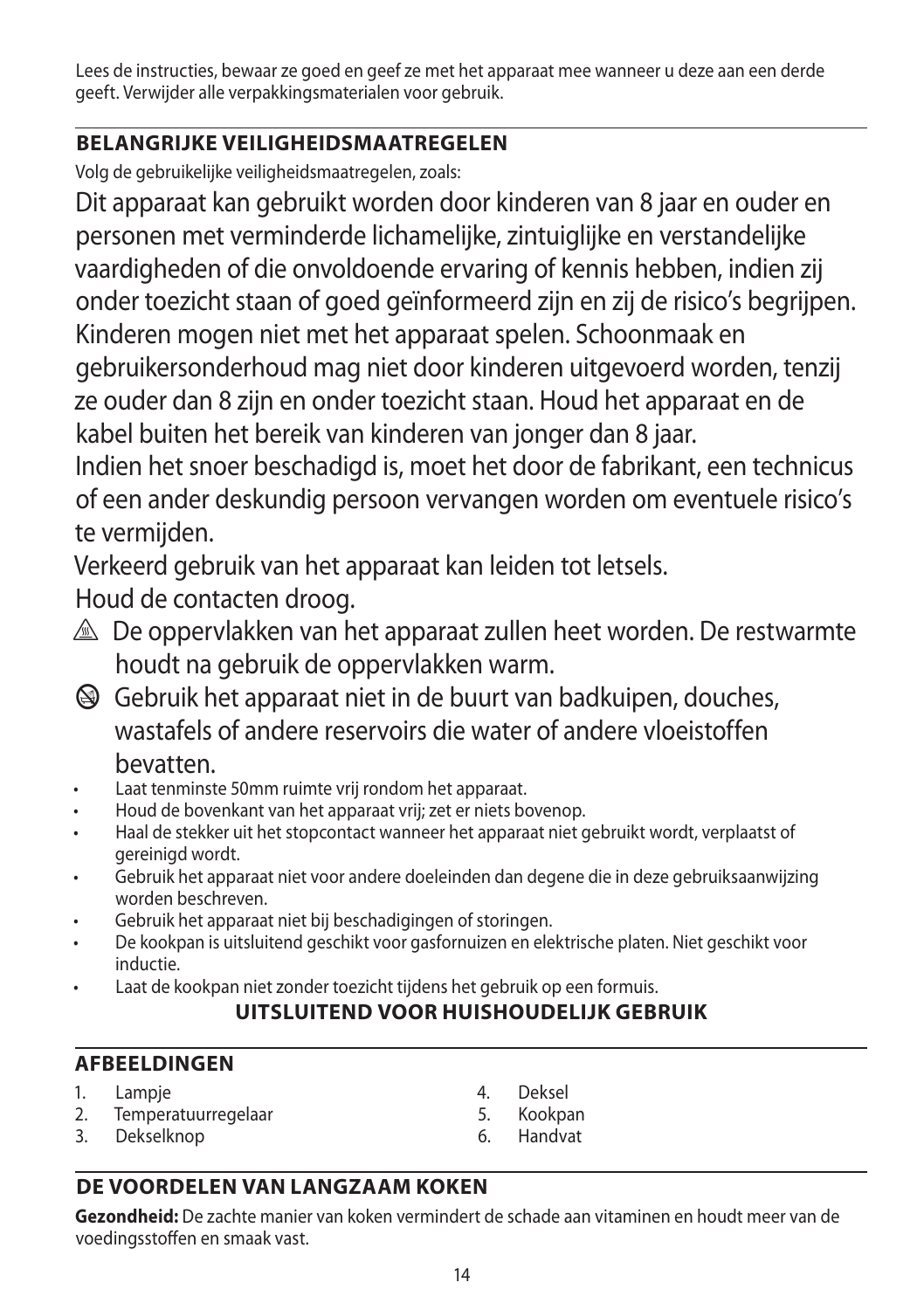Lees de instructies, bewaar ze goed en geef ze met het apparaat mee wanneer u deze aan een derde geeft. Verwijder alle verpakkingsmaterialen voor gebruik.

## BELANGRIJKE VEILIGHEIDSMAATREGELEN

Volg de gebruikelijke veiligheidsmaatregelen, zoals:

Dit apparaat kan gebruikt worden door kinderen van 8 jaar en ouder en personen met verminderde lichamelijke, zintuiglijke en verstandelijke vaardigheden of die onvoldoende ervaring of kennis hebben, indien zij onder toezicht staan of goed geïnformeerd zijn en zij de risico's begrijpen. Kinderen mogen niet met het apparaat spelen. Schoonmaak en gebruikersonderhoud mag niet door kinderen uitgevoerd worden, tenzij ze ouder dan 8 zijn en onder toezicht staan. Houd het apparaat en de kabel buiten het bereik van kinderen van jonger dan 8 jaar.

Indien het snoer beschadigd is, moet het door de fabrikant, een technicus of een ander deskundig persoon vervangen worden om eventuele risico's te vermijden.

Verkeerd gebruik van het apparaat kan leiden tot letsels.

Houd de contacten droog.

⚠ De oppervlakken van het apparaat zullen heet worden. De restwarmte houdt na gebruik de oppervlakken warm.

🛇 Gebruik het apparaat niet in de buurt van badkuipen, douches, wastafels of andere reservoirs die water of andere vloeistoffen bevatten.

- Laat tenminste 50mm ruimte vrij rondom het apparaat.
- Houd de bovenkant van het apparaat vrij; zet er niets bovenop.
- Haal de stekker uit het stopcontact wanneer het apparaat niet gebruikt wordt, verplaatst of gereinigd wordt.
- Gebruik het apparaat niet voor andere doeleinden dan degene die in deze gebruiksaanwijzing worden beschreven.
- Gebruik het apparaat niet bij beschadigingen of storingen.
- De kookpan is uitsluitend geschikt voor gasfornuizen en elektrische platen. Niet geschikt voor inductie.
- Laat de kookpan niet zonder toezicht tijdens het gebruik op een formuis.

**UITSLUITEND VOOR HUISHOUDELIJK GEBRUIK**

## AFBEELDINGEN

1. Lampje
2. Temperatuurregelaar
3. Dekselknop
4. Deksel
5. Kookpan
6. Handvat

## DE VOORDELEN VAN LANGZAAM KOKEN

**Gezondheid:** De zachte manier van koken vermindert de schade aan vitaminen en houdt meer van de voedingsstoffen en smaak vast.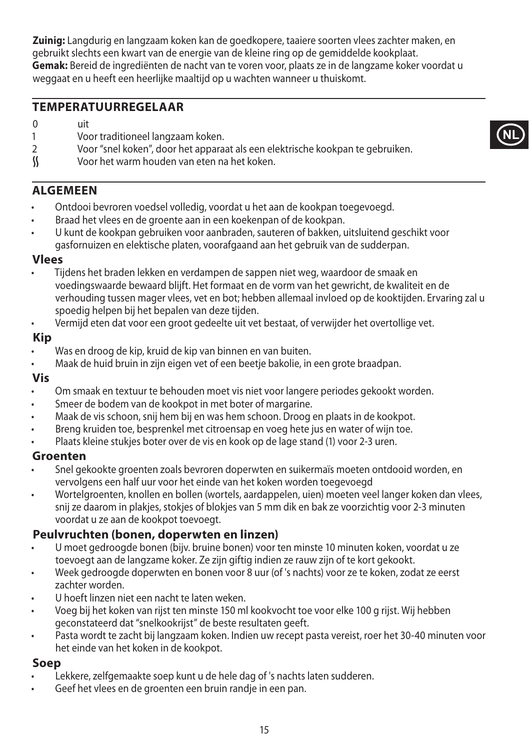**Zuinig:** Langdurig en langzaam koken kan de goedkopere, taaiere soorten vlees zachter maken, en gebruikt slechts een kwart van de energie van de kleine ring op de gemiddelde kookplaat.
**Gemak:** Bereid de ingrediënten de nacht van te voren voor, plaats ze in de langzame koker voordat u weggaat en u heeft een heerlijke maaltijd op u wachten wanneer u thuiskomt.

## TEMPERATUURREGELAAR

0 uit
1 Voor traditioneel langzaam koken.
2 Voor "snel koken", door het apparaat als een elektrische kookpan te gebruiken.
ʃʃ Voor het warm houden van eten na het koken.

## ALGEMEEN

- Ontdooi bevroren voedsel volledig, voordat u het aan de kookpan toegevoegd.
- Braad het vlees en de groente aan in een koekenpan of de kookpan.
- U kunt de kookpan gebruiken voor aanbraden, sauteren of bakken, uitsluitend geschikt voor gasfornuizen en elektische platen, voorafgaand aan het gebruik van de sudderpan.

### Vlees

- Tijdens het braden lekken en verdampen de sappen niet weg, waardoor de smaak en voedingswaarde bewaard blijft. Het formaat en de vorm van het gewricht, de kwaliteit en de verhouding tussen mager vlees, vet en bot; hebben allemaal invloed op de kooktijden. Ervaring zal u spoedig helpen bij het bepalen van deze tijden.
- Vermijd eten dat voor een groot gedeelte uit vet bestaat, of verwijder het overtollige vet.

### Kip

- Was en droog de kip, kruid de kip van binnen en van buiten.
- Maak de huid bruin in zijn eigen vet of een beetje bakolie, in een grote braadpan.

### Vis

- Om smaak en textuur te behouden moet vis niet voor langere periodes gekookt worden.
- Smeer de bodem van de kookpot in met boter of margarine.
- Maak de vis schoon, snij hem bij en was hem schoon. Droog en plaats in de kookpot.
- Breng kruiden toe, besprenkel met citroensap en voeg hete jus en water of wijn toe.
- Plaats kleine stukjes boter over de vis en kook op de lage stand (1) voor 2-3 uren.

### Groenten

- Snel gekookte groenten zoals bevroren doperwten en suikermaïs moeten ontdooid worden, en vervolgens een half uur voor het einde van het koken worden toegevoegd
- Wortelgroenten, knollen en bollen (wortels, aardappelen, uien) moeten veel langer koken dan vlees, snij ze daarom in plakjes, stokjes of blokjes van 5 mm dik en bak ze voorzichtig voor 2-3 minuten voordat u ze aan de kookpot toevoegt.

### Peulvruchten (bonen, doperwten en linzen)

- U moet gedroogde bonen (bijv. bruine bonen) voor ten minste 10 minuten koken, voordat u ze toevoegt aan de langzame koker. Ze zijn giftig indien ze rauw zijn of te kort gekookt.
- Week gedroogde doperwten en bonen voor 8 uur (of 's nachts) voor ze te koken, zodat ze eerst zachter worden.
- U hoeft linzen niet een nacht te laten weken.
- Voeg bij het koken van rijst ten minste 150 ml kookvocht toe voor elke 100 g rijst. Wij hebben geconstateerd dat "snelkookrijst" de beste resultaten geeft.
- Pasta wordt te zacht bij langzaam koken. Indien uw recept pasta vereist, roer het 30-40 minuten voor het einde van het koken in de kookpot.

### Soep

- Lekkere, zelfgemaakte soep kunt u de hele dag of 's nachts laten sudderen.
- Geef het vlees en de groenten een bruin randje in een pan.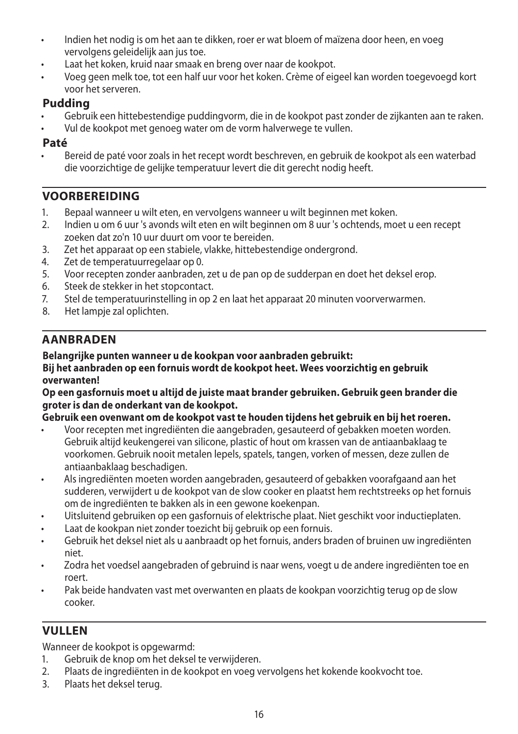- Indien het nodig is om het aan te dikken, roer er wat bloem of maïzena door heen, en voeg vervolgens geleidelijk aan jus toe.
- Laat het koken, kruid naar smaak en breng over naar de kookpot.
- Voeg geen melk toe, tot een half uur voor het koken. Crème of eigeel kan worden toegevoegd kort voor het serveren.

### Pudding

- Gebruik een hittebestendige puddingvorm, die in de kookpot past zonder de zijkanten aan te raken.
- Vul de kookpot met genoeg water om de vorm halverwege te vullen.

### Paté

- Bereid de paté voor zoals in het recept wordt beschreven, en gebruik de kookpot als een waterbad die voorzichtige de gelijke temperatuur levert die dit gerecht nodig heeft.

## VOORBEREIDING

1. Bepaal wanneer u wilt eten, en vervolgens wanneer u wilt beginnen met koken.
2. Indien u om 6 uur 's avonds wilt eten en wilt beginnen om 8 uur 's ochtends, moet u een recept zoeken dat zo'n 10 uur duurt om voor te bereiden.
3. Zet het apparaat op een stabiele, vlakke, hittebestendige ondergrond.
4. Zet de temperatuurregelaar op 0.
5. Voor recepten zonder aanbraden, zet u de pan op de sudderpan en doet het deksel erop.
6. Steek de stekker in het stopcontact.
7. Stel de temperatuurinstelling in op 2 en laat het apparaat 20 minuten voorverwarmen.
8. Het lampje zal oplichten.

## AANBRADEN

**Belangrijke punten wanneer u de kookpan voor aanbraden gebruikt:**
**Bij het aanbraden op een fornuis wordt de kookpot heet. Wees voorzichtig en gebruik overwanten!**
**Op een gasfornuis moet u altijd de juiste maat brander gebruiken. Gebruik geen brander die groter is dan de onderkant van de kookpot.**
**Gebruik een ovenwant om de kookpot vast te houden tijdens het gebruik en bij het roeren.**

- Voor recepten met ingrediënten die aangebraden, gesauteerd of gebakken moeten worden. Gebruik altijd keukengerei van silicone, plastic of hout om krassen van de antiaanbaklaag te voorkomen. Gebruik nooit metalen lepels, spatels, tangen, vorken of messen, deze zullen de antiaanbaklaag beschadigen.
- Als ingrediënten moeten worden aangebraden, gesauteerd of gebakken voorafgaand aan het sudderen, verwijdert u de kookpot van de slow cooker en plaatst hem rechtstreeks op het fornuis om de ingrediënten te bakken als in een gewone koekenpan.
- Uitsluitend gebruiken op een gasfornuis of elektrische plaat. Niet geschikt voor inductieplaten.
- Laat de kookpan niet zonder toezicht bij gebruik op een fornuis.
- Gebruik het deksel niet als u aanbraadt op het fornuis, anders braden of bruinen uw ingrediënten niet.
- Zodra het voedsel aangebraden of gebruind is naar wens, voegt u de andere ingrediënten toe en roert.
- Pak beide handvaten vast met overwanten en plaats de kookpan voorzichtig terug op de slow cooker.

## VULLEN

Wanneer de kookpot is opgewarmd:

1. Gebruik de knop om het deksel te verwijderen.
2. Plaats de ingrediënten in de kookpot en voeg vervolgens het kokende kookvocht toe.
3. Plaats het deksel terug.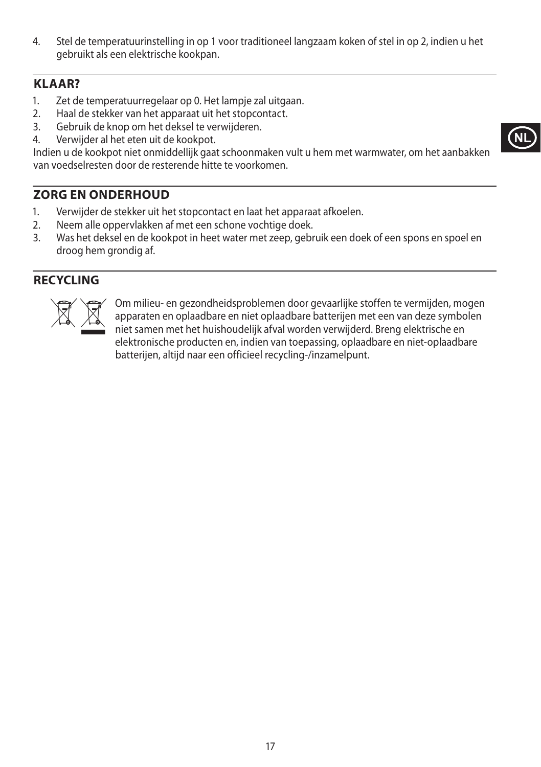4. Stel de temperatuurinstelling in op 1 voor traditioneel langzaam koken of stel in op 2, indien u het gebruikt als een elektrische kookpan.

## KLAAR?

1. Zet de temperatuurregelaar op 0. Het lampje zal uitgaan.
2. Haal de stekker van het apparaat uit het stopcontact.
3. Gebruik de knop om het deksel te verwijderen.
4. Verwijder al het eten uit de kookpot.

Indien u de kookpot niet onmiddellijk gaat schoonmaken vult u hem met warmwater, om het aanbakken van voedselresten door de resterende hitte te voorkomen.

## ZORG EN ONDERHOUD

1. Verwijder de stekker uit het stopcontact en laat het apparaat afkoelen.
2. Neem alle oppervlakken af met een schone vochtige doek.
3. Was het deksel en de kookpot in heet water met zeep, gebruik een doek of een spons en spoel en droog hem grondig af.

## RECYCLING

Om milieu- en gezondheidsproblemen door gevaarlijke stoffen te vermijden, mogen apparaten en oplaadbare en niet oplaadbare batterijen met een van deze symbolen niet samen met het huishoudelijk afval worden verwijderd. Breng elektrische en elektronische producten en, indien van toepassing, oplaadbare en niet-oplaadbare batterijen, altijd naar een officieel recycling-/inzamelpunt.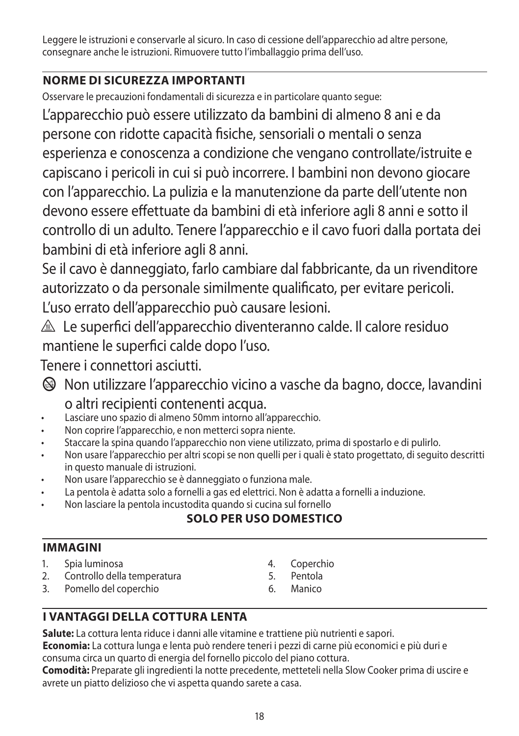Leggere le istruzioni e conservarle al sicuro. In caso di cessione dell'apparecchio ad altre persone, consegnare anche le istruzioni. Rimuovere tutto l'imballaggio prima dell'uso.

## NORME DI SICUREZZA IMPORTANTI

Osservare le precauzioni fondamentali di sicurezza e in particolare quanto segue:

L'apparecchio può essere utilizzato da bambini di almeno 8 ani e da persone con ridotte capacità fisiche, sensoriali o mentali o senza esperienza e conoscenza a condizione che vengano controllate/istruite e capiscano i pericoli in cui si può incorrere. I bambini non devono giocare con l'apparecchio. La pulizia e la manutenzione da parte dell'utente non devono essere effettuate da bambini di età inferiore agli 8 anni e sotto il controllo di un adulto. Tenere l'apparecchio e il cavo fuori dalla portata dei bambini di età inferiore agli 8 anni.

Se il cavo è danneggiato, farlo cambiare dal fabbricante, da un rivenditore autorizzato o da personale similmente qualificato, per evitare pericoli.

L'uso errato dell'apparecchio può causare lesioni.

⚠ Le superfici dell'apparecchio diventeranno calde. Il calore residuo mantiene le superfici calde dopo l'uso.

Tenere i connettori asciutti.

🛇 Non utilizzare l'apparecchio vicino a vasche da bagno, docce, lavandini o altri recipienti contenenti acqua.

- Lasciare uno spazio di almeno 50mm intorno all'apparecchio.
- Non coprire l'apparecchio, e non metterci sopra niente.
- Staccare la spina quando l'apparecchio non viene utilizzato, prima di spostarlo e di pulirlo.
- Non usare l'apparecchio per altri scopi se non quelli per i quali è stato progettato, di seguito descritti in questo manuale di istruzioni.
- Non usare l'apparecchio se è danneggiato o funziona male.
- La pentola è adatta solo a fornelli a gas ed elettrici. Non è adatta a fornelli a induzione.
- Non lasciare la pentola incustodita quando si cucina sul fornello

**SOLO PER USO DOMESTICO**

## IMMAGINI

1. Spia luminosa
2. Controllo della temperatura
3. Pomello del coperchio
4. Coperchio
5. Pentola
6. Manico

## I VANTAGGI DELLA COTTURA LENTA

**Salute:** La cottura lenta riduce i danni alle vitamine e trattiene più nutrienti e sapori.
**Economia:** La cottura lunga e lenta può rendere teneri i pezzi di carne più economici e più duri e consuma circa un quarto di energia del fornello piccolo del piano cottura.
**Comodità:** Preparate gli ingredienti la notte precedente, metteteli nella Slow Cooker prima di uscire e avrete un piatto delizioso che vi aspetta quando sarete a casa.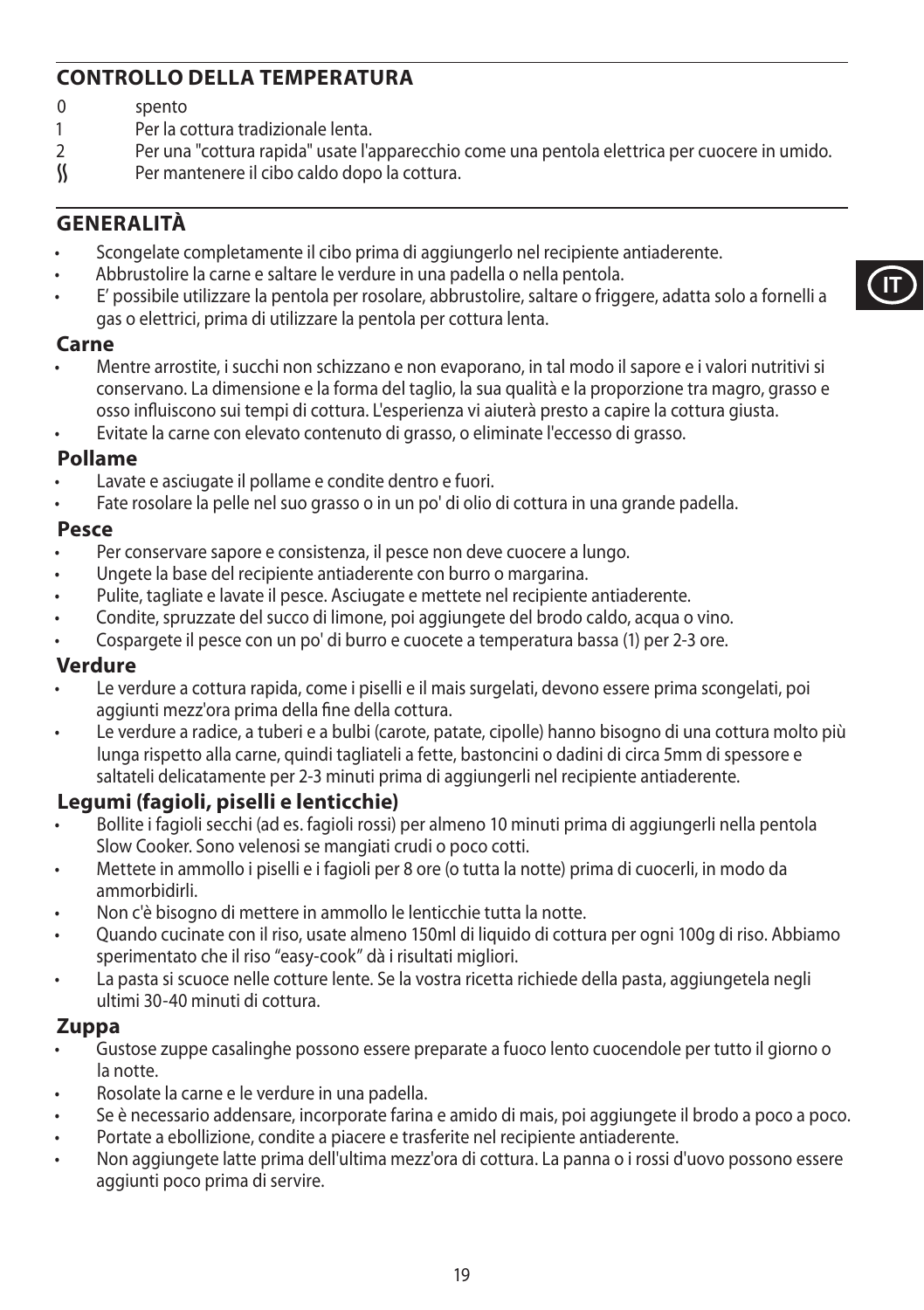## CONTROLLO DELLA TEMPERATURA

- 0 spento
- 1 Per la cottura tradizionale lenta.
- 2 Per una "cottura rapida" usate l'apparecchio come una pentola elettrica per cuocere in umido.
- ʃʃ Per mantenere il cibo caldo dopo la cottura.

## GENERALITÀ

- Scongelate completamente il cibo prima di aggiungerlo nel recipiente antiaderente.
- Abbrustolire la carne e saltare le verdure in una padella o nella pentola.
- E' possibile utilizzare la pentola per rosolare, abbrustolire, saltare o friggere, adatta solo a fornelli a gas o elettrici, prima di utilizzare la pentola per cottura lenta.

### Carne

- Mentre arrostite, i succhi non schizzano e non evaporano, in tal modo il sapore e i valori nutritivi si conservano. La dimensione e la forma del taglio, la sua qualità e la proporzione tra magro, grasso e osso influiscono sui tempi di cottura. L'esperienza vi aiuterà presto a capire la cottura giusta.
- Evitate la carne con elevato contenuto di grasso, o eliminate l'eccesso di grasso.

### Pollame

- Lavate e asciugate il pollame e condite dentro e fuori.
- Fate rosolare la pelle nel suo grasso o in un po' di olio di cottura in una grande padella.

### Pesce

- Per conservare sapore e consistenza, il pesce non deve cuocere a lungo.
- Ungete la base del recipiente antiaderente con burro o margarina.
- Pulite, tagliate e lavate il pesce. Asciugate e mettete nel recipiente antiaderente.
- Condite, spruzzate del succo di limone, poi aggiungete del brodo caldo, acqua o vino.
- Cospargete il pesce con un po' di burro e cuocete a temperatura bassa (1) per 2-3 ore.

### Verdure

- Le verdure a cottura rapida, come i piselli e il mais surgelati, devono essere prima scongelati, poi aggiunti mezz'ora prima della fine della cottura.
- Le verdure a radice, a tuberi e a bulbi (carote, patate, cipolle) hanno bisogno di una cottura molto più lunga rispetto alla carne, quindi tagliateli a fette, bastoncini o dadini di circa 5mm di spessore e saltateli delicatamente per 2-3 minuti prima di aggiungerli nel recipiente antiaderente.

### Legumi (fagioli, piselli e lenticchie)

- Bollite i fagioli secchi (ad es. fagioli rossi) per almeno 10 minuti prima di aggiungerli nella pentola Slow Cooker. Sono velenosi se mangiati crudi o poco cotti.
- Mettete in ammollo i piselli e i fagioli per 8 ore (o tutta la notte) prima di cuocerli, in modo da ammorbidirli.
- Non c'è bisogno di mettere in ammollo le lenticchie tutta la notte.
- Quando cucinate con il riso, usate almeno 150ml di liquido di cottura per ogni 100g di riso. Abbiamo sperimentato che il riso "easy-cook" dà i risultati migliori.
- La pasta si scuoce nelle cotture lente. Se la vostra ricetta richiede della pasta, aggiungetela negli ultimi 30-40 minuti di cottura.

### Zuppa

- Gustose zuppe casalinghe possono essere preparate a fuoco lento cuocendole per tutto il giorno o la notte.
- Rosolate la carne e le verdure in una padella.
- Se è necessario addensare, incorporate farina e amido di mais, poi aggiungete il brodo a poco a poco.
- Portate a ebollizione, condite a piacere e trasferite nel recipiente antiaderente.
- Non aggiungete latte prima dell'ultima mezz'ora di cottura. La panna o i rossi d'uovo possono essere aggiunti poco prima di servire.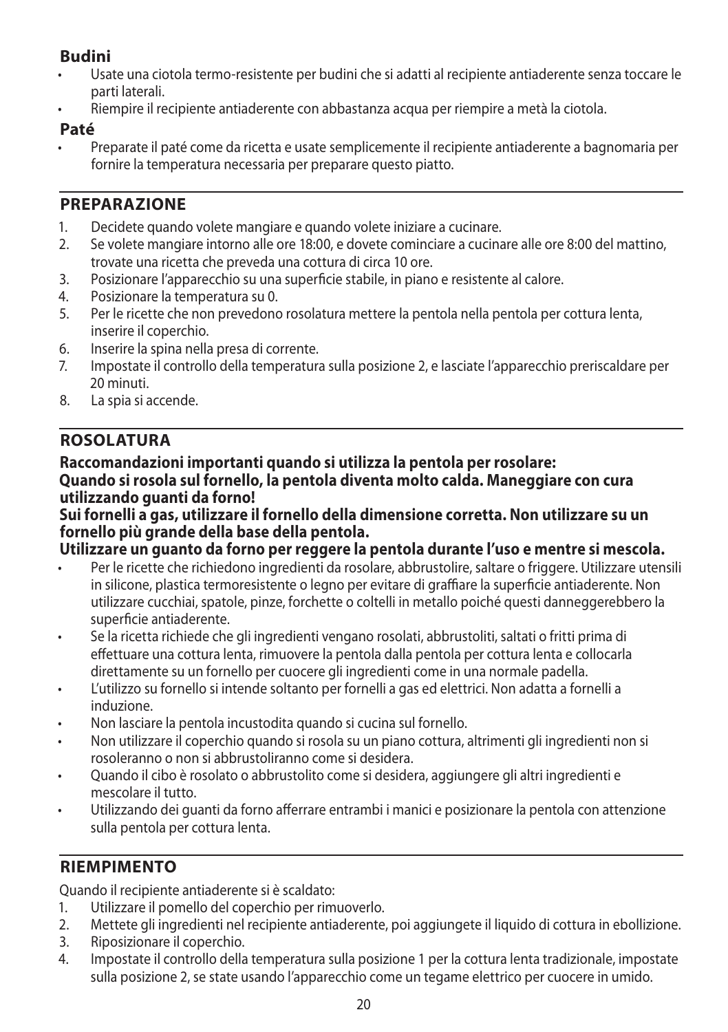### Budini

- Usate una ciotola termo-resistente per budini che si adatti al recipiente antiaderente senza toccare le parti laterali.
- Riempire il recipiente antiaderente con abbastanza acqua per riempire a metà la ciotola.

### Paté

- Preparate il paté come da ricetta e usate semplicemente il recipiente antiaderente a bagnomaria per fornire la temperatura necessaria per preparare questo piatto.

## PREPARAZIONE

1. Decidete quando volete mangiare e quando volete iniziare a cucinare.
2. Se volete mangiare intorno alle ore 18:00, e dovete cominciare a cucinare alle ore 8:00 del mattino, trovate una ricetta che preveda una cottura di circa 10 ore.
3. Posizionare l'apparecchio su una superficie stabile, in piano e resistente al calore.
4. Posizionare la temperatura su 0.
5. Per le ricette che non prevedono rosolatura mettere la pentola nella pentola per cottura lenta, inserire il coperchio.
6. Inserire la spina nella presa di corrente.
7. Impostate il controllo della temperatura sulla posizione 2, e lasciate l'apparecchio preriscaldare per 20 minuti.
8. La spia si accende.

## ROSOLATURA

**Raccomandazioni importanti quando si utilizza la pentola per rosolare:**
**Quando si rosola sul fornello, la pentola diventa molto calda. Maneggiare con cura utilizzando guanti da forno!**
**Sui fornelli a gas, utilizzare il fornello della dimensione corretta. Non utilizzare su un fornello più grande della base della pentola.**
**Utilizzare un guanto da forno per reggere la pentola durante l'uso e mentre si mescola.**

- Per le ricette che richiedono ingredienti da rosolare, abbrustolire, saltare o friggere. Utilizzare utensili in silicone, plastica termoresistente o legno per evitare di graffiare la superficie antiaderente. Non utilizzare cucchiai, spatole, pinze, forchette o coltelli in metallo poiché questi danneggerebbero la superficie antiaderente.
- Se la ricetta richiede che gli ingredienti vengano rosolati, abbrustoliti, saltati o fritti prima di effettuare una cottura lenta, rimuovere la pentola dalla pentola per cottura lenta e collocarla direttamente su un fornello per cuocere gli ingredienti come in una normale padella.
- L'utilizzo su fornello si intende soltanto per fornelli a gas ed elettrici. Non adatta a fornelli a induzione.
- Non lasciare la pentola incustodita quando si cucina sul fornello.
- Non utilizzare il coperchio quando si rosola su un piano cottura, altrimenti gli ingredienti non si rosoleranno o non si abbrustoliranno come si desidera.
- Quando il cibo è rosolato o abbrustolito come si desidera, aggiungere gli altri ingredienti e mescolare il tutto.
- Utilizzando dei guanti da forno afferrare entrambi i manici e posizionare la pentola con attenzione sulla pentola per cottura lenta.

## RIEMPIMENTO

Quando il recipiente antiaderente si è scaldato:

1. Utilizzare il pomello del coperchio per rimuoverlo.
2. Mettete gli ingredienti nel recipiente antiaderente, poi aggiungete il liquido di cottura in ebollizione.
3. Riposizionare il coperchio.
4. Impostate il controllo della temperatura sulla posizione 1 per la cottura lenta tradizionale, impostate sulla posizione 2, se state usando l'apparecchio come un tegame elettrico per cuocere in umido.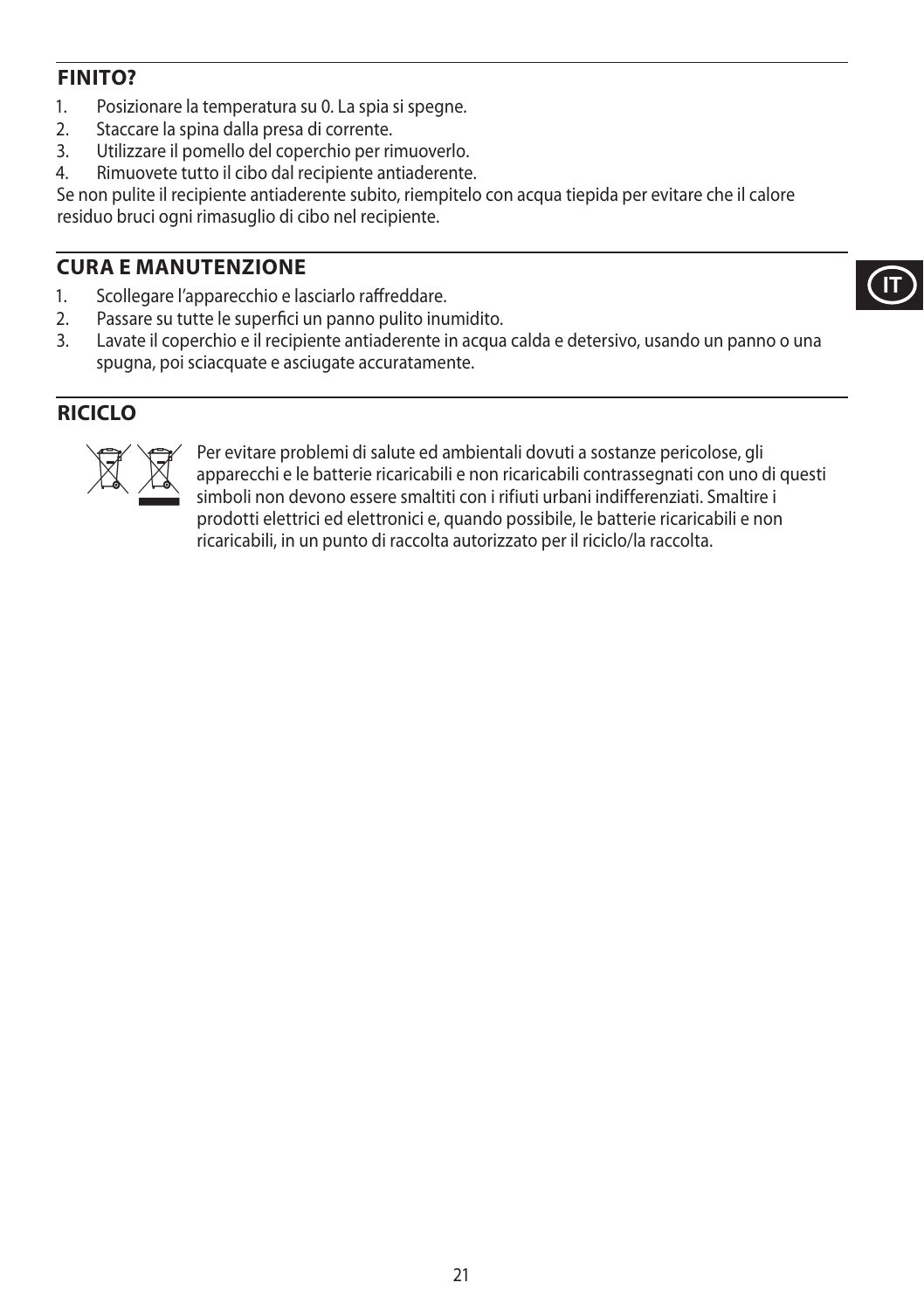## FINITO?

1. Posizionare la temperatura su 0. La spia si spegne.
2. Staccare la spina dalla presa di corrente.
3. Utilizzare il pomello del coperchio per rimuoverlo.
4. Rimuovete tutto il cibo dal recipiente antiaderente.

Se non pulite il recipiente antiaderente subito, riempitelo con acqua tiepida per evitare che il calore residuo bruci ogni rimasuglio di cibo nel recipiente.

## CURA E MANUTENZIONE

1. Scollegare l'apparecchio e lasciarlo raffreddare.
2. Passare su tutte le superfici un panno pulito inumidito.
3. Lavate il coperchio e il recipiente antiaderente in acqua calda e detersivo, usando un panno o una spugna, poi sciacquate e asciugate accuratamente.

## RICICLO

Per evitare problemi di salute ed ambientali dovuti a sostanze pericolose, gli apparecchi e le batterie ricaricabili e non ricaricabili contrassegnati con uno di questi simboli non devono essere smaltiti con i rifiuti urbani indifferenziati. Smaltire i prodotti elettrici ed elettronici e, quando possibile, le batterie ricaricabili e non ricaricabili, in un punto di raccolta autorizzato per il riciclo/la raccolta.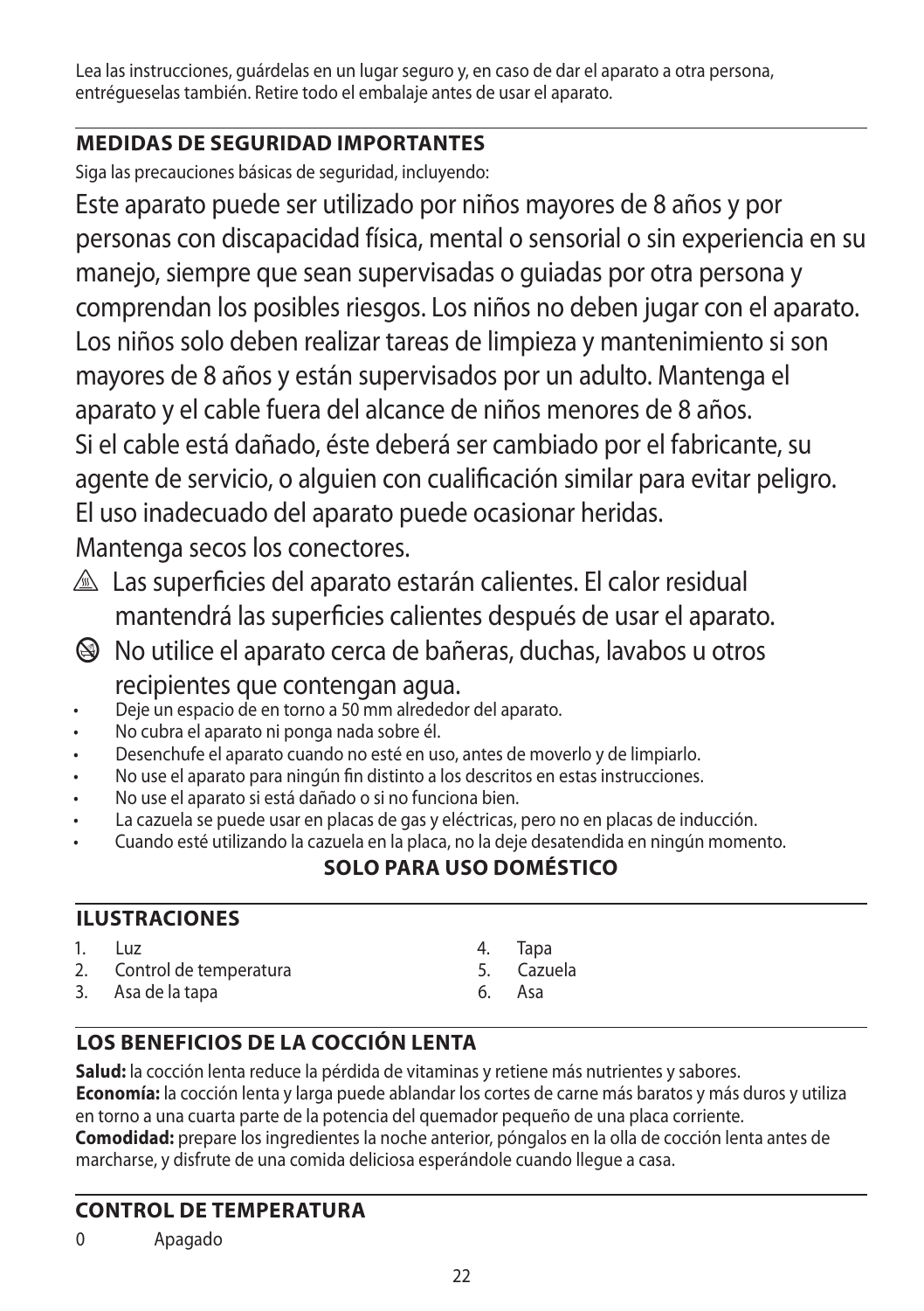Lea las instrucciones, guárdelas en un lugar seguro y, en caso de dar el aparato a otra persona, entrégueselas también. Retire todo el embalaje antes de usar el aparato.

## MEDIDAS DE SEGURIDAD IMPORTANTES

Siga las precauciones básicas de seguridad, incluyendo:

Este aparato puede ser utilizado por niños mayores de 8 años y por personas con discapacidad física, mental o sensorial o sin experiencia en su manejo, siempre que sean supervisadas o guiadas por otra persona y comprendan los posibles riesgos. Los niños no deben jugar con el aparato. Los niños solo deben realizar tareas de limpieza y mantenimiento si son mayores de 8 años y están supervisados por un adulto. Mantenga el aparato y el cable fuera del alcance de niños menores de 8 años.
Si el cable está dañado, éste deberá ser cambiado por el fabricante, su agente de servicio, o alguien con cualificación similar para evitar peligro.
El uso inadecuado del aparato puede ocasionar heridas.
Mantenga secos los conectores.

⚠ Las superficies del aparato estarán calientes. El calor residual mantendrá las superficies calientes después de usar el aparato.

⊘ No utilice el aparato cerca de bañeras, duchas, lavabos u otros recipientes que contengan agua.

- Deje un espacio de en torno a 50 mm alrededor del aparato.
- No cubra el aparato ni ponga nada sobre él.
- Desenchufe el aparato cuando no esté en uso, antes de moverlo y de limpiarlo.
- No use el aparato para ningún fin distinto a los descritos en estas instrucciones.
- No use el aparato si está dañado o si no funciona bien.
- La cazuela se puede usar en placas de gas y eléctricas, pero no en placas de inducción.
- Cuando esté utilizando la cazuela en la placa, no la deje desatendida en ningún momento.

**SOLO PARA USO DOMÉSTICO**

## ILUSTRACIONES

1. Luz
2. Control de temperatura
3. Asa de la tapa
4. Tapa
5. Cazuela
6. Asa

## LOS BENEFICIOS DE LA COCCIÓN LENTA

**Salud:** la cocción lenta reduce la pérdida de vitaminas y retiene más nutrientes y sabores.
**Economía:** la cocción lenta y larga puede ablandar los cortes de carne más baratos y más duros y utiliza en torno a una cuarta parte de la potencia del quemador pequeño de una placa corriente.
**Comodidad:** prepare los ingredientes la noche anterior, póngalos en la olla de cocción lenta antes de marcharse, y disfrute de una comida deliciosa esperándole cuando llegue a casa.

## CONTROL DE TEMPERATURA

0 Apagado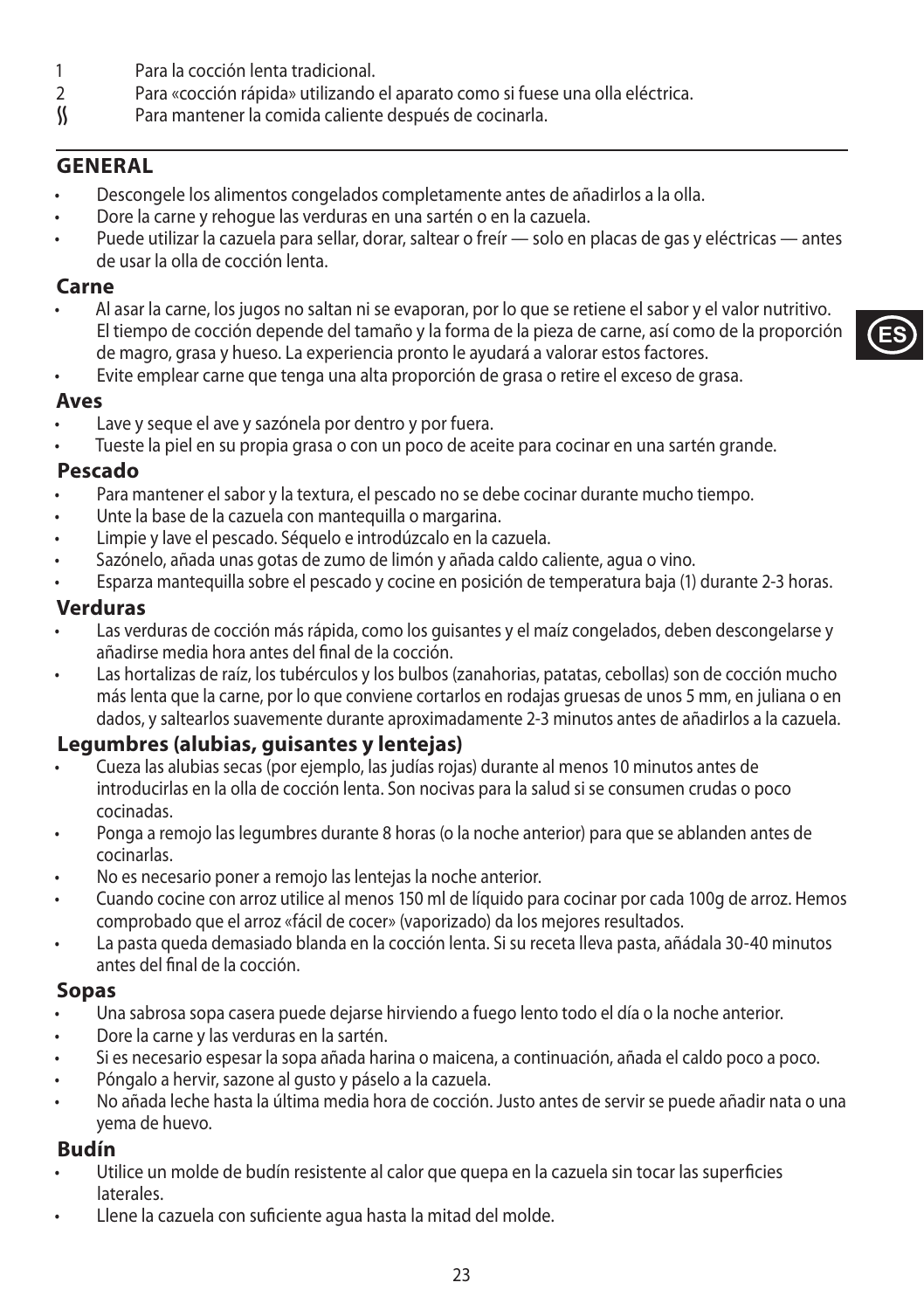1 Para la cocción lenta tradicional.
2 Para «cocción rápida» utilizando el aparato como si fuese una olla eléctrica.
≬ Para mantener la comida caliente después de cocinarla.

## GENERAL

- Descongele los alimentos congelados completamente antes de añadirlos a la olla.
- Dore la carne y rehogue las verduras en una sartén o en la cazuela.
- Puede utilizar la cazuela para sellar, dorar, saltear o freír — solo en placas de gas y eléctricas — antes de usar la olla de cocción lenta.

### Carne

- Al asar la carne, los jugos no saltan ni se evaporan, por lo que se retiene el sabor y el valor nutritivo. El tiempo de cocción depende del tamaño y la forma de la pieza de carne, así como de la proporción de magro, grasa y hueso. La experiencia pronto le ayudará a valorar estos factores.
- Evite emplear carne que tenga una alta proporción de grasa o retire el exceso de grasa.

### Aves

- Lave y seque el ave y sazónela por dentro y por fuera.
- Tueste la piel en su propia grasa o con un poco de aceite para cocinar en una sartén grande.

### Pescado

- Para mantener el sabor y la textura, el pescado no se debe cocinar durante mucho tiempo.
- Unte la base de la cazuela con mantequilla o margarina.
- Limpie y lave el pescado. Séquelo e introdúzcalo en la cazuela.
- Sazónelo, añada unas gotas de zumo de limón y añada caldo caliente, agua o vino.
- Esparza mantequilla sobre el pescado y cocine en posición de temperatura baja (1) durante 2-3 horas.

### Verduras

- Las verduras de cocción más rápida, como los guisantes y el maíz congelados, deben descongelarse y añadirse media hora antes del final de la cocción.
- Las hortalizas de raíz, los tubérculos y los bulbos (zanahorias, patatas, cebollas) son de cocción mucho más lenta que la carne, por lo que conviene cortarlos en rodajas gruesas de unos 5 mm, en juliana o en dados, y saltearlos suavemente durante aproximadamente 2-3 minutos antes de añadirlos a la cazuela.

### Legumbres (alubias, guisantes y lentejas)

- Cueza las alubias secas (por ejemplo, las judías rojas) durante al menos 10 minutos antes de introducirlas en la olla de cocción lenta. Son nocivas para la salud si se consumen crudas o poco cocinadas.
- Ponga a remojo las legumbres durante 8 horas (o la noche anterior) para que se ablanden antes de cocinarlas.
- No es necesario poner a remojo las lentejas la noche anterior.
- Cuando cocine con arroz utilice al menos 150 ml de líquido para cocinar por cada 100g de arroz. Hemos comprobado que el arroz «fácil de cocer» (vaporizado) da los mejores resultados.
- La pasta queda demasiado blanda en la cocción lenta. Si su receta lleva pasta, añádala 30-40 minutos antes del final de la cocción.

### Sopas

- Una sabrosa sopa casera puede dejarse hirviendo a fuego lento todo el día o la noche anterior.
- Dore la carne y las verduras en la sartén.
- Si es necesario espesar la sopa añada harina o maicena, a continuación, añada el caldo poco a poco.
- Póngalo a hervir, sazone al gusto y páselo a la cazuela.
- No añada leche hasta la última media hora de cocción. Justo antes de servir se puede añadir nata o una yema de huevo.

### Budín

- Utilice un molde de budín resistente al calor que quepa en la cazuela sin tocar las superficies laterales.
- Llene la cazuela con suficiente agua hasta la mitad del molde.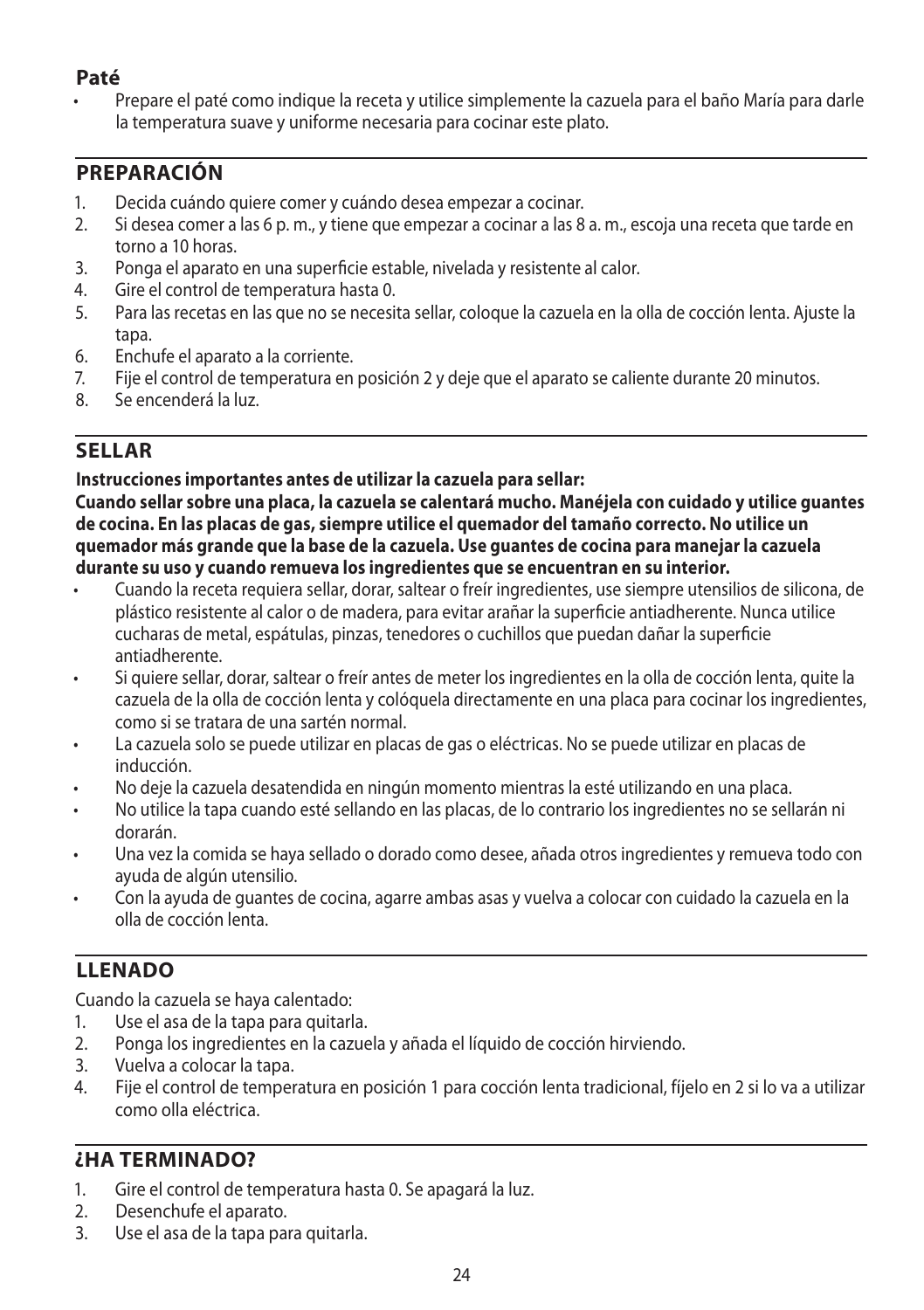### Paté

- Prepare el paté como indique la receta y utilice simplemente la cazuela para el baño María para darle la temperatura suave y uniforme necesaria para cocinar este plato.

## PREPARACIÓN

1. Decida cuándo quiere comer y cuándo desea empezar a cocinar.
2. Si desea comer a las 6 p. m., y tiene que empezar a cocinar a las 8 a. m., escoja una receta que tarde en torno a 10 horas.
3. Ponga el aparato en una superficie estable, nivelada y resistente al calor.
4. Gire el control de temperatura hasta 0.
5. Para las recetas en las que no se necesita sellar, coloque la cazuela en la olla de cocción lenta. Ajuste la tapa.
6. Enchufe el aparato a la corriente.
7. Fije el control de temperatura en posición 2 y deje que el aparato se caliente durante 20 minutos.
8. Se encenderá la luz.

## SELLAR

**Instrucciones importantes antes de utilizar la cazuela para sellar:**
**Cuando sellar sobre una placa, la cazuela se calentará mucho. Manéjela con cuidado y utilice guantes de cocina. En las placas de gas, siempre utilice el quemador del tamaño correcto. No utilice un quemador más grande que la base de la cazuela. Use guantes de cocina para manejar la cazuela durante su uso y cuando remueva los ingredientes que se encuentran en su interior.**

- Cuando la receta requiera sellar, dorar, saltear o freír ingredientes, use siempre utensilios de silicona, de plástico resistente al calor o de madera, para evitar arañar la superficie antiadherente. Nunca utilice cucharas de metal, espátulas, pinzas, tenedores o cuchillos que puedan dañar la superficie antiadherente.
- Si quiere sellar, dorar, saltear o freír antes de meter los ingredientes en la olla de cocción lenta, quite la cazuela de la olla de cocción lenta y colóquela directamente en una placa para cocinar los ingredientes, como si se tratara de una sartén normal.
- La cazuela solo se puede utilizar en placas de gas o eléctricas. No se puede utilizar en placas de inducción.
- No deje la cazuela desatendida en ningún momento mientras la esté utilizando en una placa.
- No utilice la tapa cuando esté sellando en las placas, de lo contrario los ingredientes no se sellarán ni dorarán.
- Una vez la comida se haya sellado o dorado como desee, añada otros ingredientes y remueva todo con ayuda de algún utensilio.
- Con la ayuda de guantes de cocina, agarre ambas asas y vuelva a colocar con cuidado la cazuela en la olla de cocción lenta.

## LLENADO

Cuando la cazuela se haya calentado:

1. Use el asa de la tapa para quitarla.
2. Ponga los ingredientes en la cazuela y añada el líquido de cocción hirviendo.
3. Vuelva a colocar la tapa.
4. Fije el control de temperatura en posición 1 para cocción lenta tradicional, fíjelo en 2 si lo va a utilizar como olla eléctrica.

## ¿HA TERMINADO?

1. Gire el control de temperatura hasta 0. Se apagará la luz.
2. Desenchufe el aparato.
3. Use el asa de la tapa para quitarla.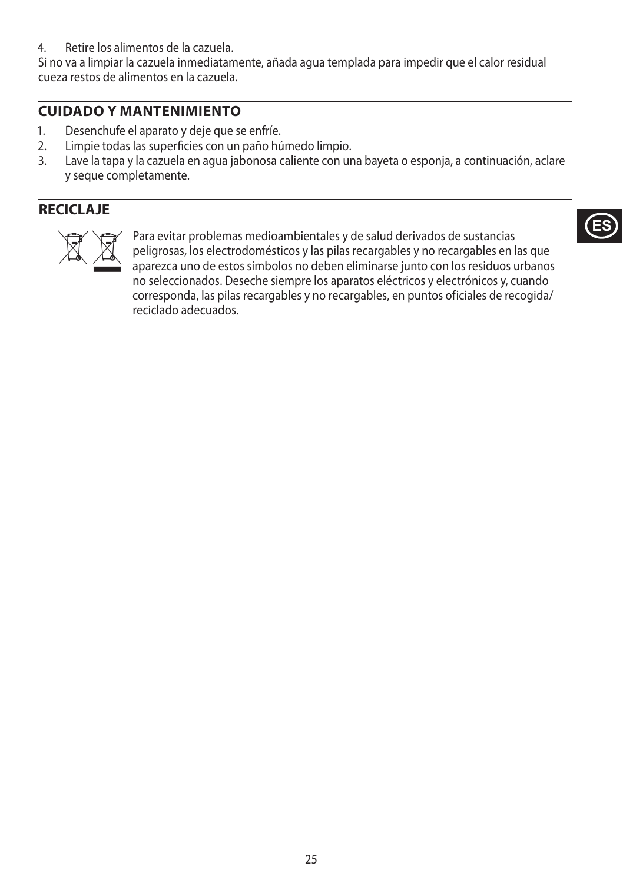4. Retire los alimentos de la cazuela.

Si no va a limpiar la cazuela inmediatamente, añada agua templada para impedir que el calor residual cueza restos de alimentos en la cazuela.

## CUIDADO Y MANTENIMIENTO

1. Desenchufe el aparato y deje que se enfríe.
2. Limpie todas las superficies con un paño húmedo limpio.
3. Lave la tapa y la cazuela en agua jabonosa caliente con una bayeta o esponja, a continuación, aclare y seque completamente.

## RECICLAJE

Para evitar problemas medioambientales y de salud derivados de sustancias peligrosas, los electrodomésticos y las pilas recargables y no recargables en las que aparezca uno de estos símbolos no deben eliminarse junto con los residuos urbanos no seleccionados. Deseche siempre los aparatos eléctricos y electrónicos y, cuando corresponda, las pilas recargables y no recargables, en puntos oficiales de recogida/reciclado adecuados.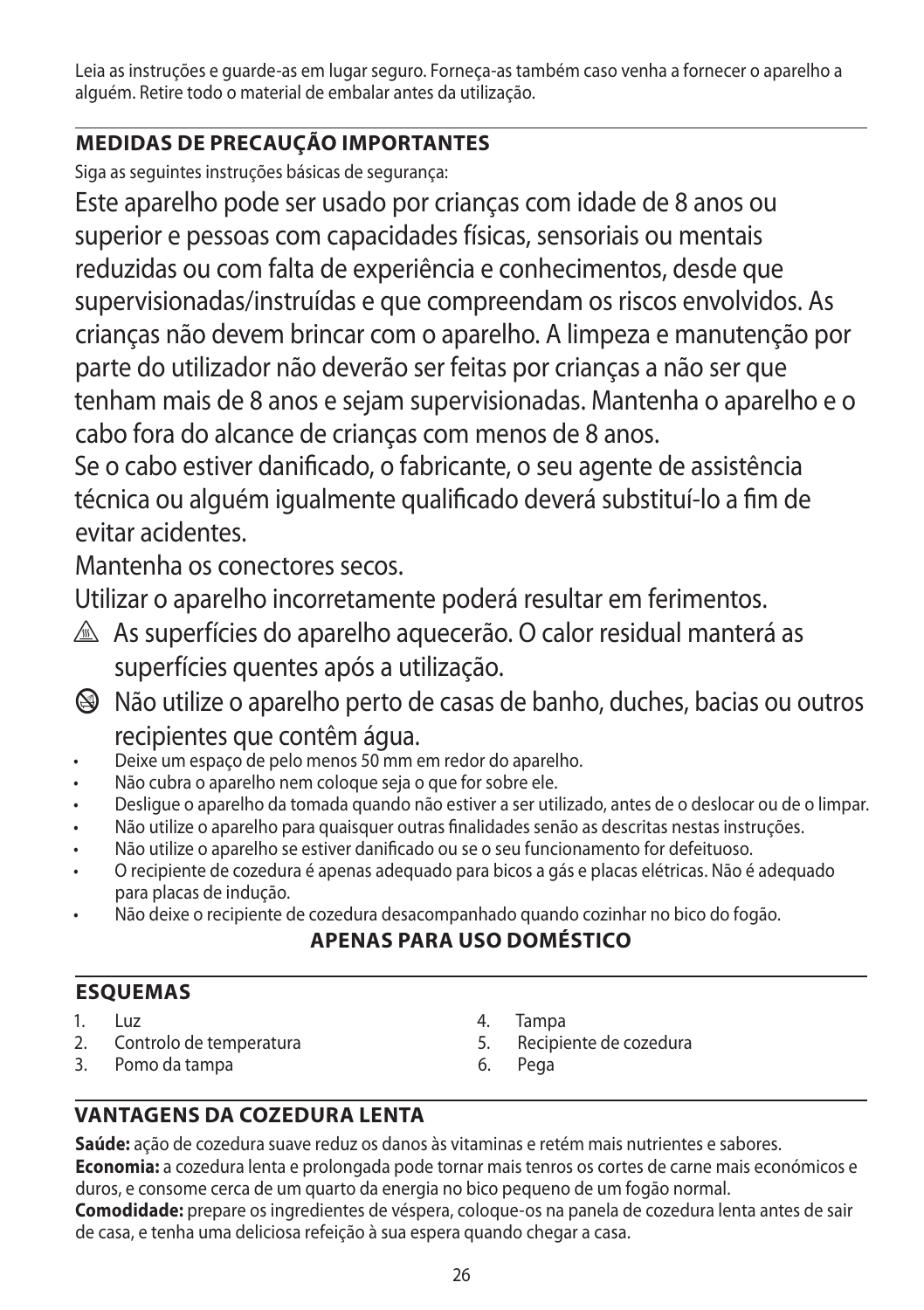Leia as instruções e guarde-as em lugar seguro. Forneça-as também caso venha a fornecer o aparelho a alguém. Retire todo o material de embalar antes da utilização.

## MEDIDAS DE PRECAUÇÃO IMPORTANTES

Siga as seguintes instruções básicas de segurança:

Este aparelho pode ser usado por crianças com idade de 8 anos ou superior e pessoas com capacidades físicas, sensoriais ou mentais reduzidas ou com falta de experiência e conhecimentos, desde que supervisionadas/instruídas e que compreendam os riscos envolvidos. As crianças não devem brincar com o aparelho. A limpeza e manutenção por parte do utilizador não deverão ser feitas por crianças a não ser que tenham mais de 8 anos e sejam supervisionadas. Mantenha o aparelho e o cabo fora do alcance de crianças com menos de 8 anos.

Se o cabo estiver danificado, o fabricante, o seu agente de assistência técnica ou alguém igualmente qualificado deverá substituí-lo a fim de evitar acidentes.

Mantenha os conectores secos.

Utilizar o aparelho incorretamente poderá resultar em ferimentos.

⚠ As superfícies do aparelho aquecerão. O calor residual manterá as superfícies quentes após a utilização.

⊘ Não utilize o aparelho perto de casas de banho, duches, bacias ou outros recipientes que contêm água.

- Deixe um espaço de pelo menos 50 mm em redor do aparelho.
- Não cubra o aparelho nem coloque seja o que for sobre ele.
- Desligue o aparelho da tomada quando não estiver a ser utilizado, antes de o deslocar ou de o limpar.
- Não utilize o aparelho para quaisquer outras finalidades senão as descritas nestas instruções.
- Não utilize o aparelho se estiver danificado ou se o seu funcionamento for defeituoso.
- O recipiente de cozedura é apenas adequado para bicos a gás e placas elétricas. Não é adequado para placas de indução.
- Não deixe o recipiente de cozedura desacompanhado quando cozinhar no bico do fogão.

**APENAS PARA USO DOMÉSTICO**

## ESQUEMAS

1. Luz
2. Controlo de temperatura
3. Pomo da tampa
4. Tampa
5. Recipiente de cozedura
6. Pega

## VANTAGENS DA COZEDURA LENTA

**Saúde:** ação de cozedura suave reduz os danos às vitaminas e retém mais nutrientes e sabores.

**Economia:** a cozedura lenta e prolongada pode tornar mais tenros os cortes de carne mais económicos e duros, e consome cerca de um quarto da energia no bico pequeno de um fogão normal.

**Comodidade:** prepare os ingredientes de véspera, coloque-os na panela de cozedura lenta antes de sair de casa, e tenha uma deliciosa refeição à sua espera quando chegar a casa.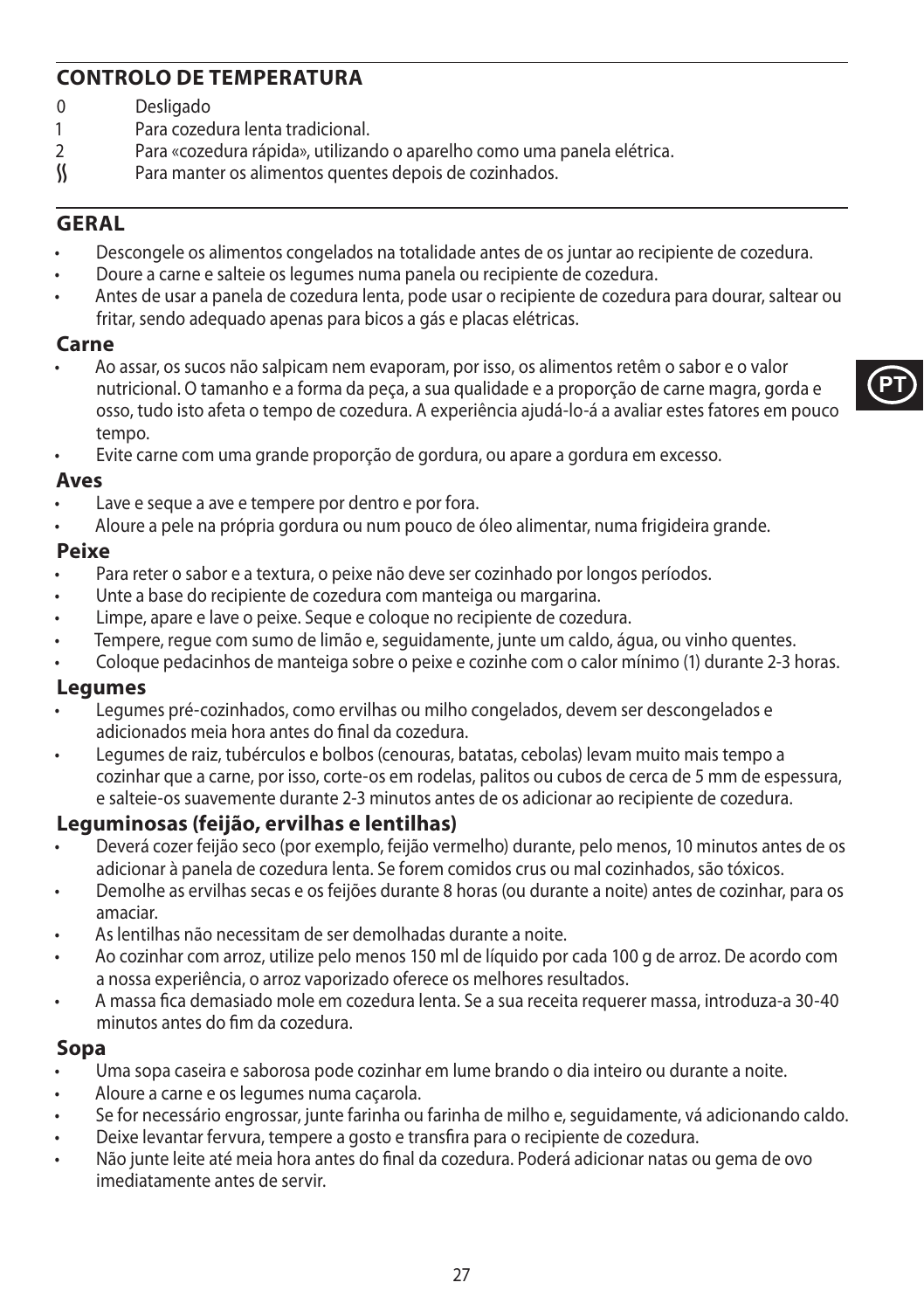## CONTROLO DE TEMPERATURA

- 0 Desligado
- 1 Para cozedura lenta tradicional.
- 2 Para «cozedura rápida», utilizando o aparelho como uma panela elétrica.
- ∬ Para manter os alimentos quentes depois de cozinhados.

## GERAL

- Descongele os alimentos congelados na totalidade antes de os juntar ao recipiente de cozedura.
- Doure a carne e salteie os legumes numa panela ou recipiente de cozedura.
- Antes de usar a panela de cozedura lenta, pode usar o recipiente de cozedura para dourar, saltear ou fritar, sendo adequado apenas para bicos a gás e placas elétricas.

### Carne

- Ao assar, os sucos não salpicam nem evaporam, por isso, os alimentos retêm o sabor e o valor nutricional. O tamanho e a forma da peça, a sua qualidade e a proporção de carne magra, gorda e osso, tudo isto afeta o tempo de cozedura. A experiência ajudá-lo-á a avaliar estes fatores em pouco tempo.
- Evite carne com uma grande proporção de gordura, ou apare a gordura em excesso.

### Aves

- Lave e seque a ave e tempere por dentro e por fora.
- Aloure a pele na própria gordura ou num pouco de óleo alimentar, numa frigideira grande.

### Peixe

- Para reter o sabor e a textura, o peixe não deve ser cozinhado por longos períodos.
- Unte a base do recipiente de cozedura com manteiga ou margarina.
- Limpe, apare e lave o peixe. Seque e coloque no recipiente de cozedura.
- Tempere, regue com sumo de limão e, seguidamente, junte um caldo, água, ou vinho quentes.
- Coloque pedacinhos de manteiga sobre o peixe e cozinhe com o calor mínimo (1) durante 2-3 horas.

### Legumes

- Legumes pré-cozinhados, como ervilhas ou milho congelados, devem ser descongelados e adicionados meia hora antes do final da cozedura.
- Legumes de raiz, tubérculos e bolbos (cenouras, batatas, cebolas) levam muito mais tempo a cozinhar que a carne, por isso, corte-os em rodelas, palitos ou cubos de cerca de 5 mm de espessura, e salteie-os suavemente durante 2-3 minutos antes de os adicionar ao recipiente de cozedura.

### Leguminosas (feijão, ervilhas e lentilhas)

- Deverá cozer feijão seco (por exemplo, feijão vermelho) durante, pelo menos, 10 minutos antes de os adicionar à panela de cozedura lenta. Se forem comidos crus ou mal cozinhados, são tóxicos.
- Demolhe as ervilhas secas e os feijões durante 8 horas (ou durante a noite) antes de cozinhar, para os amaciar.
- As lentilhas não necessitam de ser demolhadas durante a noite.
- Ao cozinhar com arroz, utilize pelo menos 150 ml de líquido por cada 100 g de arroz. De acordo com a nossa experiência, o arroz vaporizado oferece os melhores resultados.
- A massa fica demasiado mole em cozedura lenta. Se a sua receita requerer massa, introduza-a 30-40 minutos antes do fim da cozedura.

### Sopa

- Uma sopa caseira e saborosa pode cozinhar em lume brando o dia inteiro ou durante a noite.
- Aloure a carne e os legumes numa caçarola.
- Se for necessário engrossar, junte farinha ou farinha de milho e, seguidamente, vá adicionando caldo.
- Deixe levantar fervura, tempere a gosto e transfira para o recipiente de cozedura.
- Não junte leite até meia hora antes do final da cozedura. Poderá adicionar natas ou gema de ovo imediatamente antes de servir.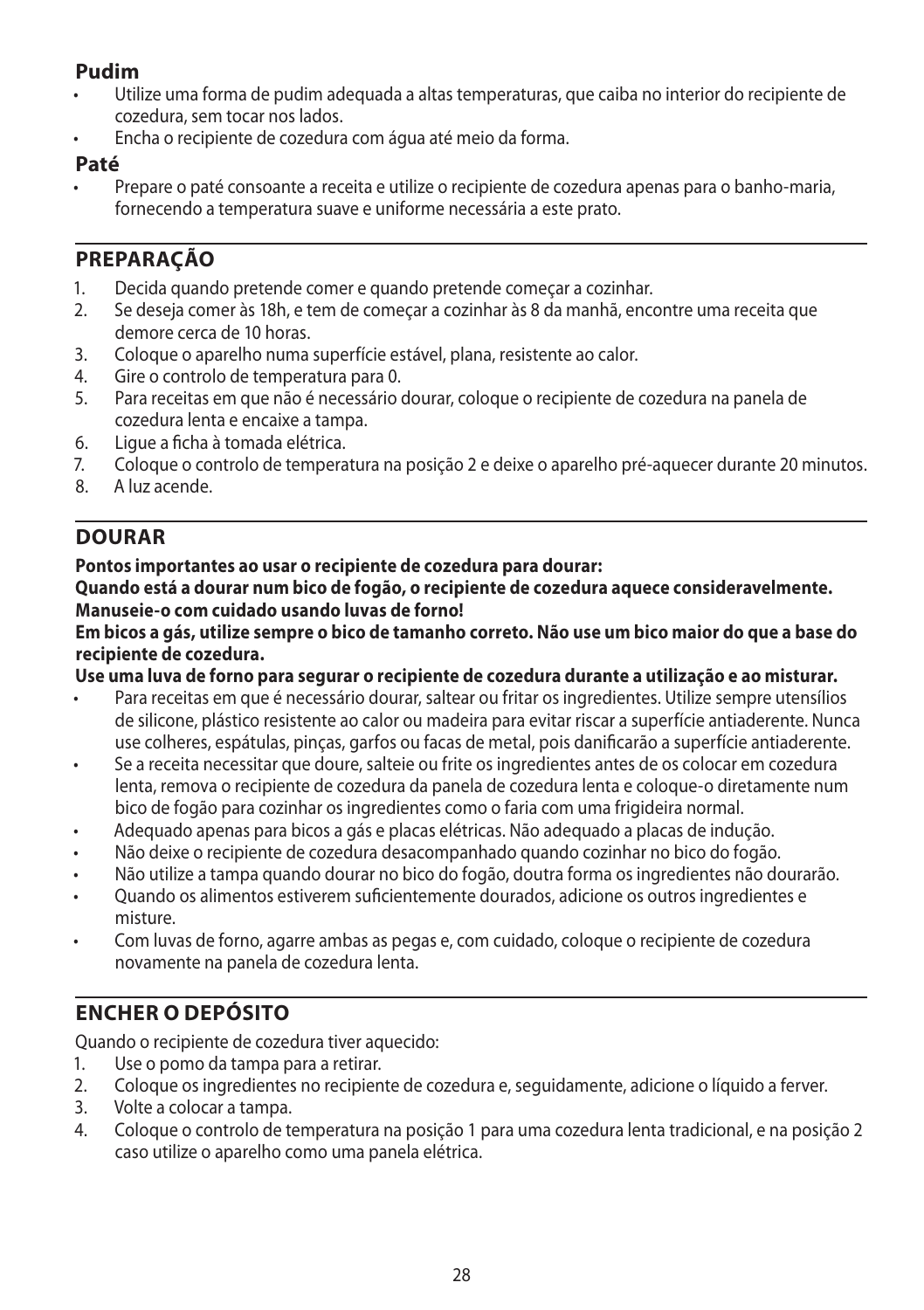### Pudim

- Utilize uma forma de pudim adequada a altas temperaturas, que caiba no interior do recipiente de cozedura, sem tocar nos lados.
- Encha o recipiente de cozedura com água até meio da forma.

### Paté

- Prepare o paté consoante a receita e utilize o recipiente de cozedura apenas para o banho-maria, fornecendo a temperatura suave e uniforme necessária a este prato.

## PREPARAÇÃO

1. Decida quando pretende comer e quando pretende começar a cozinhar.
2. Se deseja comer às 18h, e tem de começar a cozinhar às 8 da manhã, encontre uma receita que demore cerca de 10 horas.
3. Coloque o aparelho numa superfície estável, plana, resistente ao calor.
4. Gire o controlo de temperatura para 0.
5. Para receitas em que não é necessário dourar, coloque o recipiente de cozedura na panela de cozedura lenta e encaixe a tampa.
6. Ligue a ficha à tomada elétrica.
7. Coloque o controlo de temperatura na posição 2 e deixe o aparelho pré-aquecer durante 20 minutos.
8. A luz acende.

## DOURAR

**Pontos importantes ao usar o recipiente de cozedura para dourar:**
**Quando está a dourar num bico de fogão, o recipiente de cozedura aquece consideravelmente. Manuseie-o com cuidado usando luvas de forno!**
**Em bicos a gás, utilize sempre o bico de tamanho correto. Não use um bico maior do que a base do recipiente de cozedura.**
**Use uma luva de forno para segurar o recipiente de cozedura durante a utilização e ao misturar.**

- Para receitas em que é necessário dourar, saltear ou fritar os ingredientes. Utilize sempre utensílios de silicone, plástico resistente ao calor ou madeira para evitar riscar a superfície antiaderente. Nunca use colheres, espátulas, pinças, garfos ou facas de metal, pois danificarão a superfície antiaderente.
- Se a receita necessitar que doure, salteie ou frite os ingredientes antes de os colocar em cozedura lenta, remova o recipiente de cozedura da panela de cozedura lenta e coloque-o diretamente num bico de fogão para cozinhar os ingredientes como o faria com uma frigideira normal.
- Adequado apenas para bicos a gás e placas elétricas. Não adequado a placas de indução.
- Não deixe o recipiente de cozedura desacompanhado quando cozinhar no bico do fogão.
- Não utilize a tampa quando dourar no bico do fogão, doutra forma os ingredientes não dourarão.
- Quando os alimentos estiverem suficientemente dourados, adicione os outros ingredientes e misture.
- Com luvas de forno, agarre ambas as pegas e, com cuidado, coloque o recipiente de cozedura novamente na panela de cozedura lenta.

## ENCHER O DEPÓSITO

Quando o recipiente de cozedura tiver aquecido:

1. Use o pomo da tampa para a retirar.
2. Coloque os ingredientes no recipiente de cozedura e, seguidamente, adicione o líquido a ferver.
3. Volte a colocar a tampa.
4. Coloque o controlo de temperatura na posição 1 para uma cozedura lenta tradicional, e na posição 2 caso utilize o aparelho como uma panela elétrica.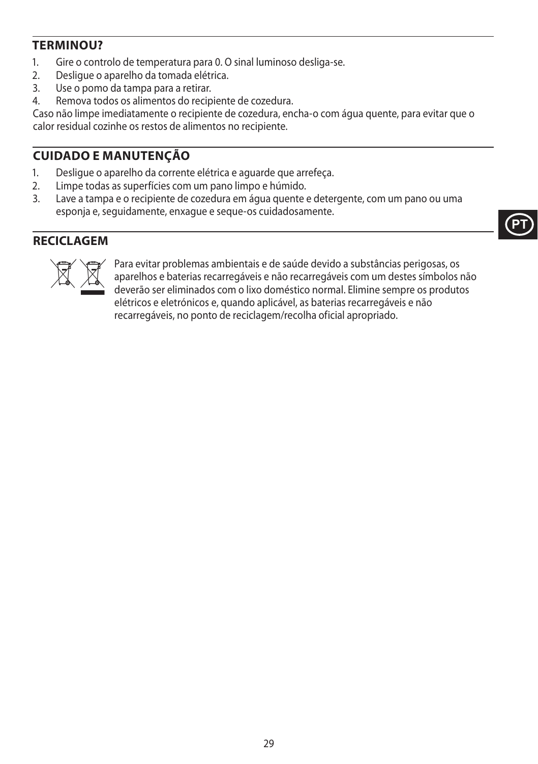## TERMINOU?

1. Gire o controlo de temperatura para 0. O sinal luminoso desliga-se.
2. Desligue o aparelho da tomada elétrica.
3. Use o pomo da tampa para a retirar.
4. Remova todos os alimentos do recipiente de cozedura.

Caso não limpe imediatamente o recipiente de cozedura, encha-o com água quente, para evitar que o calor residual cozinhe os restos de alimentos no recipiente.

## CUIDADO E MANUTENÇÃO

1. Desligue o aparelho da corrente elétrica e aguarde que arrefeça.
2. Limpe todas as superfícies com um pano limpo e húmido.
3. Lave a tampa e o recipiente de cozedura em água quente e detergente, com um pano ou uma esponja e, seguidamente, enxague e seque-os cuidadosamente.

## RECICLAGEM

Para evitar problemas ambientais e de saúde devido a substâncias perigosas, os aparelhos e baterias recarregáveis e não recarregáveis com um destes símbolos não deverão ser eliminados com o lixo doméstico normal. Elimine sempre os produtos elétricos e eletrónicos e, quando aplicável, as baterias recarregáveis e não recarregáveis, no ponto de reciclagem/recolha oficial apropriado.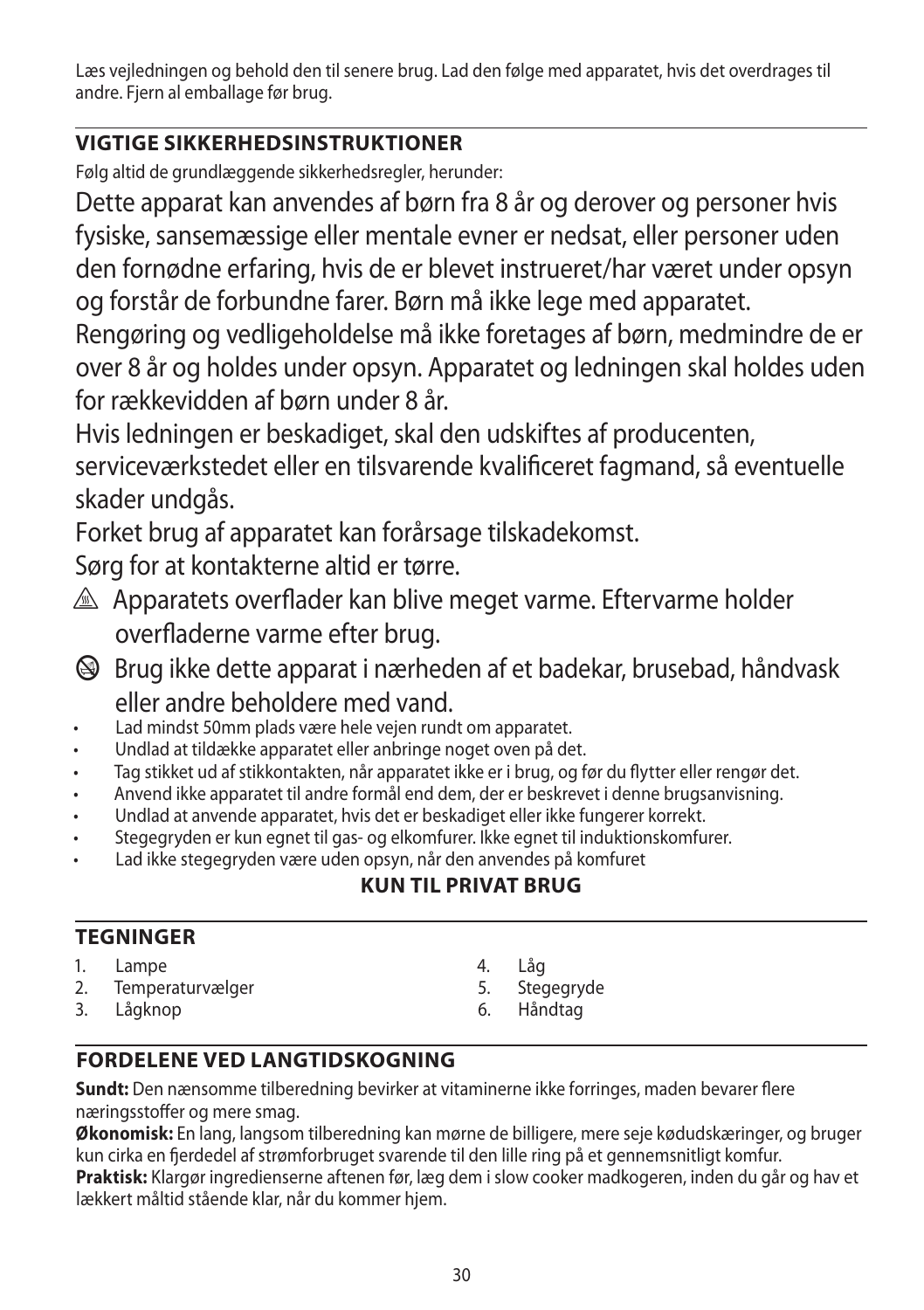Læs vejledningen og behold den til senere brug. Lad den følge med apparatet, hvis det overdrages til andre. Fjern al emballage før brug.

## VIGTIGE SIKKERHEDSINSTRUKTIONER

Følg altid de grundlæggende sikkerhedsregler, herunder:

Dette apparat kan anvendes af børn fra 8 år og derover og personer hvis fysiske, sansemæssige eller mentale evner er nedsat, eller personer uden den fornødne erfaring, hvis de er blevet instrueret/har været under opsyn og forstår de forbundne farer. Børn må ikke lege med apparatet.

Rengøring og vedligeholdelse må ikke foretages af børn, medmindre de er over 8 år og holdes under opsyn. Apparatet og ledningen skal holdes uden for rækkevidden af børn under 8 år.

Hvis ledningen er beskadiget, skal den udskiftes af producenten, serviceværkstedet eller en tilsvarende kvalificeret fagmand, så eventuelle skader undgås.

Forket brug af apparatet kan forårsage tilskadekomst.

Sørg for at kontakterne altid er tørre.

⚠ Apparatets overflader kan blive meget varme. Eftervarme holder overfladerne varme efter brug.

🛇 Brug ikke dette apparat i nærheden af et badekar, brusebad, håndvask eller andre beholdere med vand.

- Lad mindst 50mm plads være hele vejen rundt om apparatet.
- Undlad at tildække apparatet eller anbringe noget oven på det.
- Tag stikket ud af stikkontakten, når apparatet ikke er i brug, og før du flytter eller rengør det.
- Anvend ikke apparatet til andre formål end dem, der er beskrevet i denne brugsanvisning.
- Undlad at anvende apparatet, hvis det er beskadiget eller ikke fungerer korrekt.
- Stegegryden er kun egnet til gas- og elkomfurer. Ikke egnet til induktionskomfurer.
- Lad ikke stegegryden være uden opsyn, når den anvendes på komfuret

**KUN TIL PRIVAT BRUG**

## TEGNINGER

1. Lampe
2. Temperaturvælger
3. Lågknop
4. Låg
5. Stegegryde
6. Håndtag

## FORDELENE VED LANGTIDSKOGNING

**Sundt:** Den nænsomme tilberedning bevirker at vitaminerne ikke forringes, maden bevarer flere næringsstoffer og mere smag.

**Økonomisk:** En lang, langsom tilberedning kan mørne de billigere, mere seje kødudskæringer, og bruger kun cirka en fjerdedel af strømforbruget svarende til den lille ring på et gennemsnitligt komfur.

**Praktisk:** Klargør ingredienserne aftenen før, læg dem i slow cooker madkogeren, inden du går og hav et lækkert måltid stående klar, når du kommer hjem.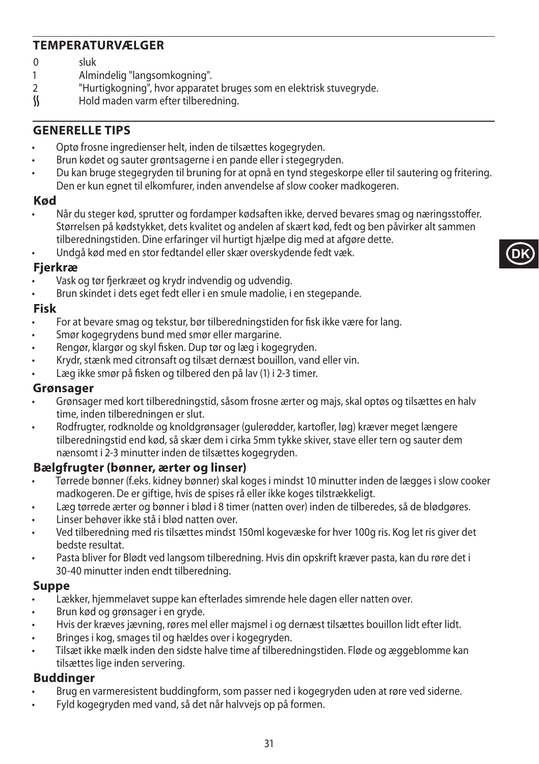## TEMPERATURVÆLGER

- 0 sluk
- 1 Almindelig "langsomkogning".
- 2 "Hurtigkogning", hvor apparatet bruges som en elektrisk stuvegryde.
- ʃʃ Hold maden varm efter tilberedning.

## GENERELLE TIPS

- Optø frosne ingredienser helt, inden de tilsættes kogegryden.
- Brun kødet og sauter grøntsagerne i en pande eller i stegegryden.
- Du kan bruge stegegryden til bruning for at opnå en tynd stegeskorpe eller til sautering og fritering. Den er kun egnet til elkomfurer, inden anvendelse af slow cooker madkogeren.

### Kød

- Når du steger kød, sprutter og fordamper kødsaften ikke, derved bevares smag og næringsstoffer. Størrelsen på kødstykket, dets kvalitet og andelen af skært kød, fedt og ben påvirker alt sammen tilberedningstiden. Dine erfaringer vil hurtigt hjælpe dig med at afgøre dette.
- Undgå kød med en stor fedtandel eller skær overskydende fedt væk.

### Fjerkræ

- Vask og tør fjerkræet og krydr indvendig og udvendig.
- Brun skindet i dets eget fedt eller i en smule madolie, i en stegepande.

### Fisk

- For at bevare smag og tekstur, bør tilberedningstiden for fisk ikke være for lang.
- Smør kogegrydens bund med smør eller margarine.
- Rengør, klargør og skyl fisken. Dup tør og læg i kogegryden.
- Krydr, stænk med citronsaft og tilsæt dernæst bouillon, vand eller vin.
- Læg ikke smør på fisken og tilbered den på lav (1) i 2-3 timer.

### Grønsager

- Grønsager med kort tilberedningstid, såsom frosne ærter og majs, skal optøs og tilsættes en halv time, inden tilberedningen er slut.
- Rodfrugter, rodknolde og knoldgrønsager (gulerødder, kartofler, løg) kræver meget længere tilberedningstid end kød, så skær dem i cirka 5mm tykke skiver, stave eller tern og sauter dem nænsomt i 2-3 minutter inden de tilsættes kogegryden.

### Bælgfrugter (bønner, ærter og linser)

- Tørrede bønner (f.eks. kidney bønner) skal koges i mindst 10 minutter inden de lægges i slow cooker madkogeren. De er giftige, hvis de spises rå eller ikke koges tilstrækkeligt.
- Læg tørrede ærter og bønner i blød i 8 timer (natten over) inden de tilberedes, så de blødgøres.
- Linser behøver ikke stå i blød natten over.
- Ved tilberedning med ris tilsættes mindst 150ml kogevæske for hver 100g ris. Kog let ris giver det bedste resultat.
- Pasta bliver for Blødt ved langsom tilberedning. Hvis din opskrift kræver pasta, kan du røre det i 30-40 minutter inden endt tilberedning.

### Suppe

- Lækker, hjemmelavet suppe kan efterlades simrende hele dagen eller natten over.
- Brun kød og grønsager i en gryde.
- Hvis der kræves jævning, røres mel eller majsmel i og dernæst tilsættes bouillon lidt efter lidt.
- Bringes i kog, smages til og hældes over i kogegryden.
- Tilsæt ikke mælk inden den sidste halve time af tilberedningstiden. Fløde og æggeblomme kan tilsættes lige inden servering.

### Buddinger

- Brug en varmeresistent buddingform, som passer ned i kogegryden uden at røre ved siderne.
- Fyld kogegryden med vand, så det når halvvejs op på formen.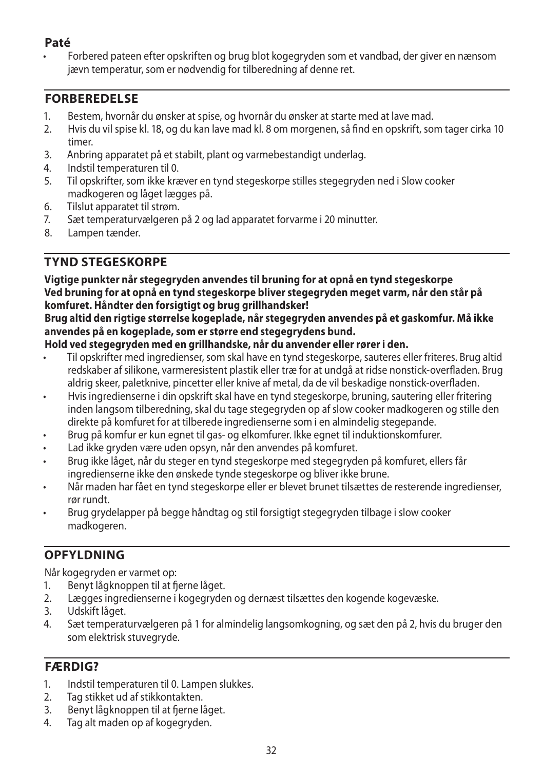### Paté

- Forbered pateen efter opskriften og brug blot kogegryden som et vandbad, der giver en nænsom jævn temperatur, som er nødvendig for tilberedning af denne ret.

## FORBEREDELSE

1. Bestem, hvornår du ønsker at spise, og hvornår du ønsker at starte med at lave mad.
2. Hvis du vil spise kl. 18, og du kan lave mad kl. 8 om morgenen, så find en opskrift, som tager cirka 10 timer.
3. Anbring apparatet på et stabilt, plant og varmebestandigt underlag.
4. Indstil temperaturen til 0.
5. Til opskrifter, som ikke kræver en tynd stegeskorpe stilles stegegryden ned i Slow cooker madkogeren og låget lægges på.
6. Tilslut apparatet til strøm.
7. Sæt temperaturvælgeren på 2 og lad apparatet forvarme i 20 minutter.
8. Lampen tænder.

## TYND STEGESKORPE

**Vigtige punkter når stegegryden anvendes til bruning for at opnå en tynd stegeskorpe**
**Ved bruning for at opnå en tynd stegeskorpe bliver stegegryden meget varm, når den står på komfuret. Håndter den forsigtigt og brug grillhandsker!**
**Brug altid den rigtige størrelse kogeplade, når stegegryden anvendes på et gaskomfur. Må ikke anvendes på en kogeplade, som er større end stegegrydens bund.**
**Hold ved stegegryden med en grillhandske, når du anvender eller rører i den.**

- Til opskrifter med ingredienser, som skal have en tynd stegeskorpe, sauteres eller friteres. Brug altid redskaber af silikone, varmeresistent plastik eller træ for at undgå at ridse nonstick-overfladen. Brug aldrig skeer, paletknive, pincetter eller knive af metal, da de vil beskadige nonstick-overfladen.
- Hvis ingredienserne i din opskrift skal have en tynd stegeskorpe, bruning, sautering eller fritering inden langsom tilberedning, skal du tage stegegryden op af slow cooker madkogeren og stille den direkte på komfuret for at tilberede ingredienserne som i en almindelig stegepande.
- Brug på komfur er kun egnet til gas- og elkomfurer. Ikke egnet til induktionskomfurer.
- Lad ikke gryden være uden opsyn, når den anvendes på komfuret.
- Brug ikke låget, når du steger en tynd stegeskorpe med stegegryden på komfuret, ellers får ingredienserne ikke den ønskede tynde stegeskorpe og bliver ikke brune.
- Når maden har fået en tynd stegeskorpe eller er blevet brunet tilsættes de resterende ingredienser, rør rundt.
- Brug grydelapper på begge håndtag og stil forsigtigt stegegryden tilbage i slow cooker madkogeren.

## OPFYLDNING

Når kogegryden er varmet op:

1. Benyt lågknoppen til at fjerne låget.
2. Lægges ingredienserne i kogegryden og dernæst tilsættes den kogende kogevæske.
3. Udskift låget.
4. Sæt temperaturvælgeren på 1 for almindelig langsomkogning, og sæt den på 2, hvis du bruger den som elektrisk stuvegryde.

## FÆRDIG?

1. Indstil temperaturen til 0. Lampen slukkes.
2. Tag stikket ud af stikkontakten.
3. Benyt lågknoppen til at fjerne låget.
4. Tag alt maden op af kogegryden.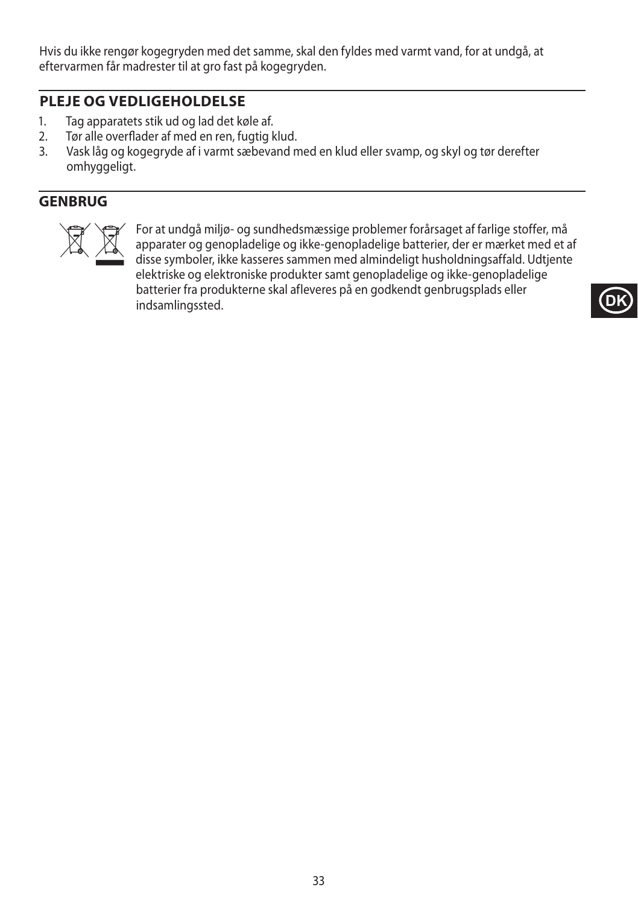Hvis du ikke rengør kogegryden med det samme, skal den fyldes med varmt vand, for at undgå, at eftervarmen får madrester til at gro fast på kogegryden.

## PLEJE OG VEDLIGEHOLDELSE

1. Tag apparatets stik ud og lad det køle af.
2. Tør alle overflader af med en ren, fugtig klud.
3. Vask låg og kogegryde af i varmt sæbevand med en klud eller svamp, og skyl og tør derefter omhyggeligt.

## GENBRUG

For at undgå miljø- og sundhedsmæssige problemer forårsaget af farlige stoffer, må apparater og genopladelige og ikke-genopladelige batterier, der er mærket med et af disse symboler, ikke kasseres sammen med almindeligt husholdningsaffald. Udtjente elektriske og elektroniske produkter samt genopladelige og ikke-genopladelige batterier fra produkterne skal afleveres på en godkendt genbrugsplads eller indsamlingssted.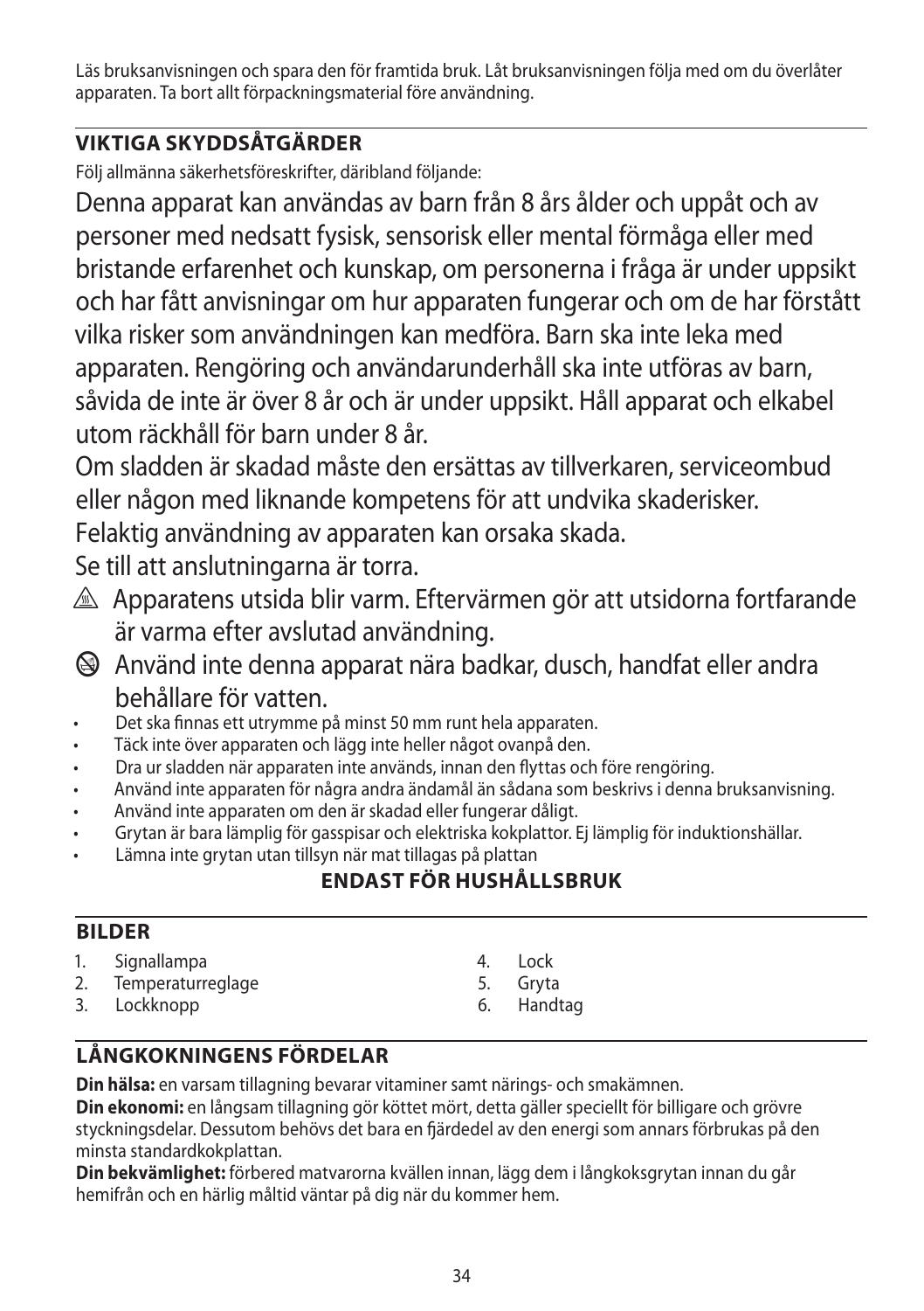Läs bruksanvisningen och spara den för framtida bruk. Låt bruksanvisningen följa med om du överlåter apparaten. Ta bort allt förpackningsmaterial före användning.

## VIKTIGA SKYDDSÅTGÄRDER

Följ allmänna säkerhetsföreskrifter, däribland följande:

Denna apparat kan användas av barn från 8 års ålder och uppåt och av personer med nedsatt fysisk, sensorisk eller mental förmåga eller med bristande erfarenhet och kunskap, om personerna i fråga är under uppsikt och har fått anvisningar om hur apparaten fungerar och om de har förstått vilka risker som användningen kan medföra. Barn ska inte leka med apparaten. Rengöring och användarunderhåll ska inte utföras av barn, såvida de inte är över 8 år och är under uppsikt. Håll apparat och elkabel utom räckhåll för barn under 8 år.

Om sladden är skadad måste den ersättas av tillverkaren, serviceombud eller någon med liknande kompetens för att undvika skaderisker.

Felaktig användning av apparaten kan orsaka skada.

Se till att anslutningarna är torra.

⚠ Apparatens utsida blir varm. Eftervärmen gör att utsidorna fortfarande är varma efter avslutad användning.

⊘ Använd inte denna apparat nära badkar, dusch, handfat eller andra behållare för vatten.

- Det ska finnas ett utrymme på minst 50 mm runt hela apparaten.
- Täck inte över apparaten och lägg inte heller något ovanpå den.
- Dra ur sladden när apparaten inte används, innan den flyttas och före rengöring.
- Använd inte apparaten för några andra ändamål än sådana som beskrivs i denna bruksanvisning.
- Använd inte apparaten om den är skadad eller fungerar dåligt.
- Grytan är bara lämplig för gasspisar och elektriska kokplattor. Ej lämplig för induktionshällar.
- Lämna inte grytan utan tillsyn när mat tillagas på plattan

**ENDAST FÖR HUSHÅLLSBRUK**

## BILDER

1. Signallampa
2. Temperaturreglage
3. Lockknopp
4. Lock
5. Gryta
6. Handtag

## LÅNGKOKNINGENS FÖRDELAR

**Din hälsa:** en varsam tillagning bevarar vitaminer samt närings- och smakämnen.

**Din ekonomi:** en långsam tillagning gör köttet mört, detta gäller speciellt för billigare och grövre styckningsdelar. Dessutom behövs det bara en fjärdedel av den energi som annars förbrukas på den minsta standardkokplattan.

**Din bekvämlighet:** förbered matvarorna kvällen innan, lägg dem i långkoksgrytan innan du går hemifrån och en härlig måltid väntar på dig när du kommer hem.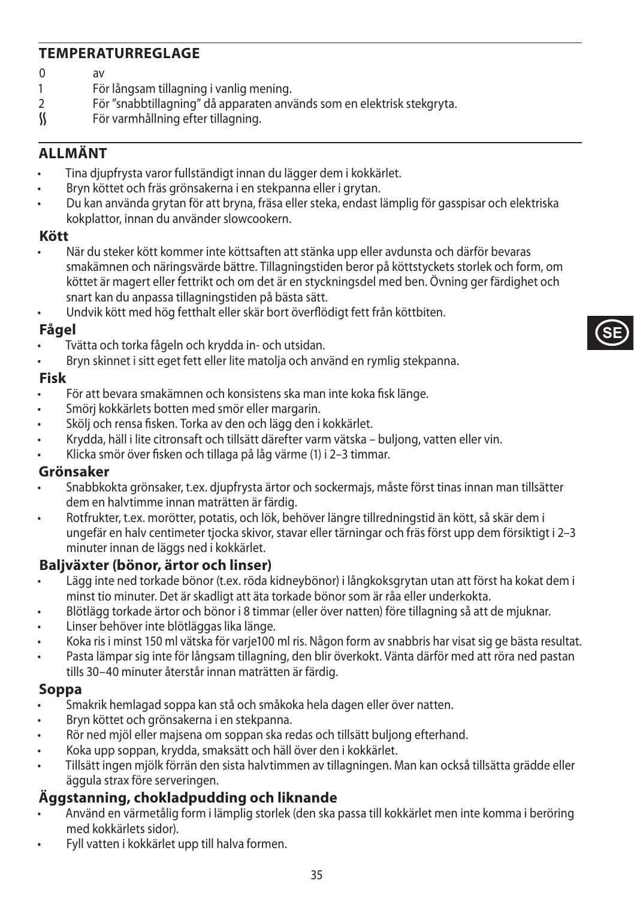## TEMPERATURREGLAGE

0 av

1 För långsam tillagning i vanlig mening.

2 För "snabbtillagning" då apparaten används som en elektrisk stekgryta.

ʃʃ För varmhållning efter tillagning.

## ALLMÄNT

- Tina djupfrysta varor fullständigt innan du lägger dem i kokkärlet.
- Bryn köttet och fräs grönsakerna i en stekpanna eller i grytan.
- Du kan använda grytan för att bryna, fräsa eller steka, endast lämplig för gasspisar och elektriska kokplattor, innan du använder slowcookern.

### Kött

- När du steker kött kommer inte köttsaften att stänka upp eller avdunsta och därför bevaras smakämnen och näringsvärde bättre. Tillagningstiden beror på köttstyckets storlek och form, om köttet är magert eller fettrikt och om det är en styckningsdel med ben. Övning ger färdighet och snart kan du anpassa tillagningstiden på bästa sätt.
- Undvik kött med hög fetthalt eller skär bort överflödigt fett från köttbiten.

### Fågel

- Tvätta och torka fågeln och krydda in- och utsidan.
- Bryn skinnet i sitt eget fett eller lite matolja och använd en rymlig stekpanna.

### Fisk

- För att bevara smakämnen och konsistens ska man inte koka fisk länge.
- Smörj kokkärlets botten med smör eller margarin.
- Skölj och rensa fisken. Torka av den och lägg den i kokkärlet.
- Krydda, häll i lite citronsaft och tillsätt därefter varm vätska – buljong, vatten eller vin.
- Klicka smör över fisken och tillaga på låg värme (1) i 2–3 timmar.

### Grönsaker

- Snabbkokta grönsaker, t.ex. djupfrysta ärtor och sockermajs, måste först tinas innan man tillsätter dem en halvtimme innan maträtten är färdig.
- Rotfrukter, t.ex. morötter, potatis, och lök, behöver längre tillredningstid än kött, så skär dem i ungefär en halv centimeter tjocka skivor, stavar eller tärningar och fräs först upp dem försiktigt i 2–3 minuter innan de läggs ned i kokkärlet.

### Baljväxter (bönor, ärtor och linser)

- Lägg inte ned torkade bönor (t.ex. röda kidneybönor) i långkoksgrytan utan att först ha kokat dem i minst tio minuter. Det är skadligt att äta torkade bönor som är råa eller underkokta.
- Blötlägg torkade ärtor och bönor i 8 timmar (eller över natten) före tillagning så att de mjuknar.
- Linser behöver inte blötläggas lika länge.
- Koka ris i minst 150 ml vätska för varje100 ml ris. Någon form av snabbris har visat sig ge bästa resultat.
- Pasta lämpar sig inte för långsam tillagning, den blir överkokt. Vänta därför med att röra ned pastan tills 30–40 minuter återstår innan maträtten är färdig.

### Soppa

- Smakrik hemlagad soppa kan stå och småkoka hela dagen eller över natten.
- Bryn köttet och grönsakerna i en stekpanna.
- Rör ned mjöl eller majsena om soppan ska redas och tillsätt buljong efterhand.
- Koka upp soppan, krydda, smaksätt och häll över den i kokkärlet.
- Tillsätt ingen mjölk förrän den sista halvtimmen av tillagningen. Man kan också tillsätta grädde eller äggula strax före serveringen.

### Äggstanning, chokladpudding och liknande

- Använd en värmetålig form i lämplig storlek (den ska passa till kokkärlet men inte komma i beröring med kokkärlets sidor).
- Fyll vatten i kokkärlet upp till halva formen.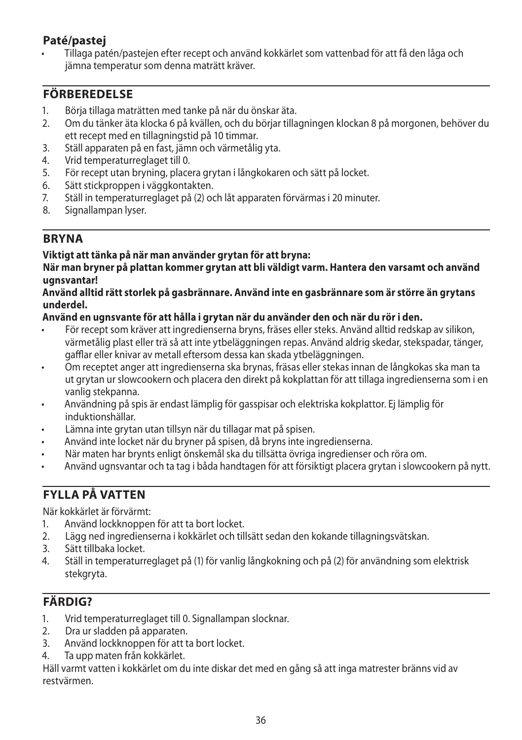### Paté/pastej

- Tillaga patén/pastejen efter recept och använd kokkärlet som vattenbad för att få den låga och jämna temperatur som denna maträtt kräver.

## FÖRBEREDELSE

1. Börja tillaga maträtten med tanke på när du önskar äta.
2. Om du tänker äta klocka 6 på kvällen, och du börjar tillagningen klockan 8 på morgonen, behöver du ett recept med en tillagningstid på 10 timmar.
3. Ställ apparaten på en fast, jämn och värmetålig yta.
4. Vrid temperaturreglaget till 0.
5. För recept utan bryning, placera grytan i långkokaren och sätt på locket.
6. Sätt stickproppen i väggkontakten.
7. Ställ in temperaturreglaget på (2) och låt apparaten förvärmas i 20 minuter.
8. Signallampan lyser.

## BRYNA

**Viktigt att tänka på när man använder grytan för att bryna:**
**När man bryner på plattan kommer grytan att bli väldigt varm. Hantera den varsamt och använd ugnsvantar!**
**Använd alltid rätt storlek på gasbrännare. Använd inte en gasbrännare som är större än grytans underdel.**
**Använd en ugnsvante för att hålla i grytan när du använder den och när du rör i den.**

- För recept som kräver att ingredienserna bryns, fräses eller steks. Använd alltid redskap av silikon, värmetålig plast eller trä så att inte ytbeläggningen repas. Använd aldrig skedar, stekspadar, tänger, gafflar eller knivar av metall eftersom dessa kan skada ytbeläggningen.
- Om receptet anger att ingredienserna ska brynas, fräsas eller stekas innan de långkokas ska man ta ut grytan ur slowcookern och placera den direkt på kokplattan för att tillaga ingredienserna som i en vanlig stekpanna.
- Användning på spis är endast lämplig för gasspisar och elektriska kokplattor. Ej lämplig för induktionshällar.
- Lämna inte grytan utan tillsyn när du tillagar mat på spisen.
- Använd inte locket när du bryner på spisen, då bryns inte ingredienserna.
- När maten har brynts enligt önskemål ska du tillsätta övriga ingredienser och röra om.
- Använd ugnsvantar och ta tag i båda handtagen för att försiktigt placera grytan i slowcookern på nytt.

## FYLLA PÅ VATTEN

När kokkärlet är förvärmt:

1. Använd lockknoppen för att ta bort locket.
2. Lägg ned ingredienserna i kokkärlet och tillsätt sedan den kokande tillagningsvätskan.
3. Sätt tillbaka locket.
4. Ställ in temperaturreglaget på (1) för vanlig långkokning och på (2) för användning som elektrisk stekgryta.

## FÄRDIG?

1. Vrid temperaturreglaget till 0. Signallampan slocknar.
2. Dra ur sladden på apparaten.
3. Använd lockknoppen för att ta bort locket.
4. Ta upp maten från kokkärlet.

Häll varmt vatten i kokkärlet om du inte diskar det med en gång så att inga matrester bränns vid av restvärmen.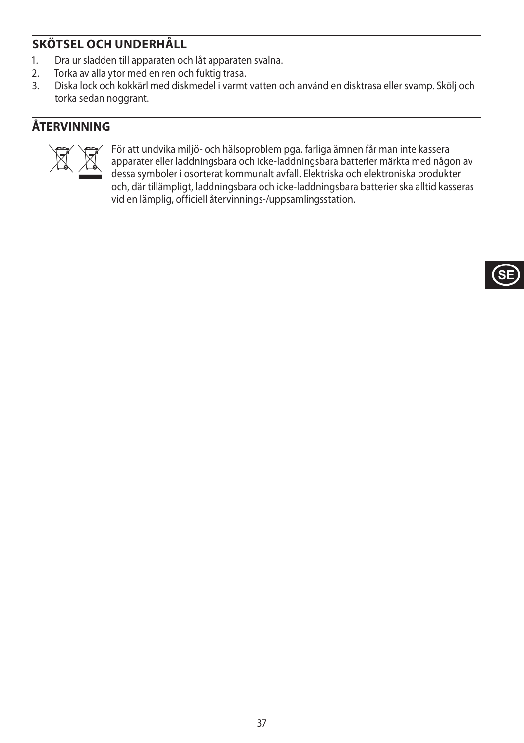## SKÖTSEL OCH UNDERHÅLL

1. Dra ur sladden till apparaten och låt apparaten svalna.
2. Torka av alla ytor med en ren och fuktig trasa.
3. Diska lock och kokkärl med diskmedel i varmt vatten och använd en disktrasa eller svamp. Skölj och torka sedan noggrant.

## ÅTERVINNING

För att undvika miljö- och hälsoproblem pga. farliga ämnen får man inte kassera apparater eller laddningsbara och icke-laddningsbara batterier märkta med någon av dessa symboler i osorterat kommunalt avfall. Elektriska och elektroniska produkter och, där tillämpligt, laddningsbara och icke-laddningsbara batterier ska alltid kasseras vid en lämplig, officiell återvinnings-/uppsamlingsstation.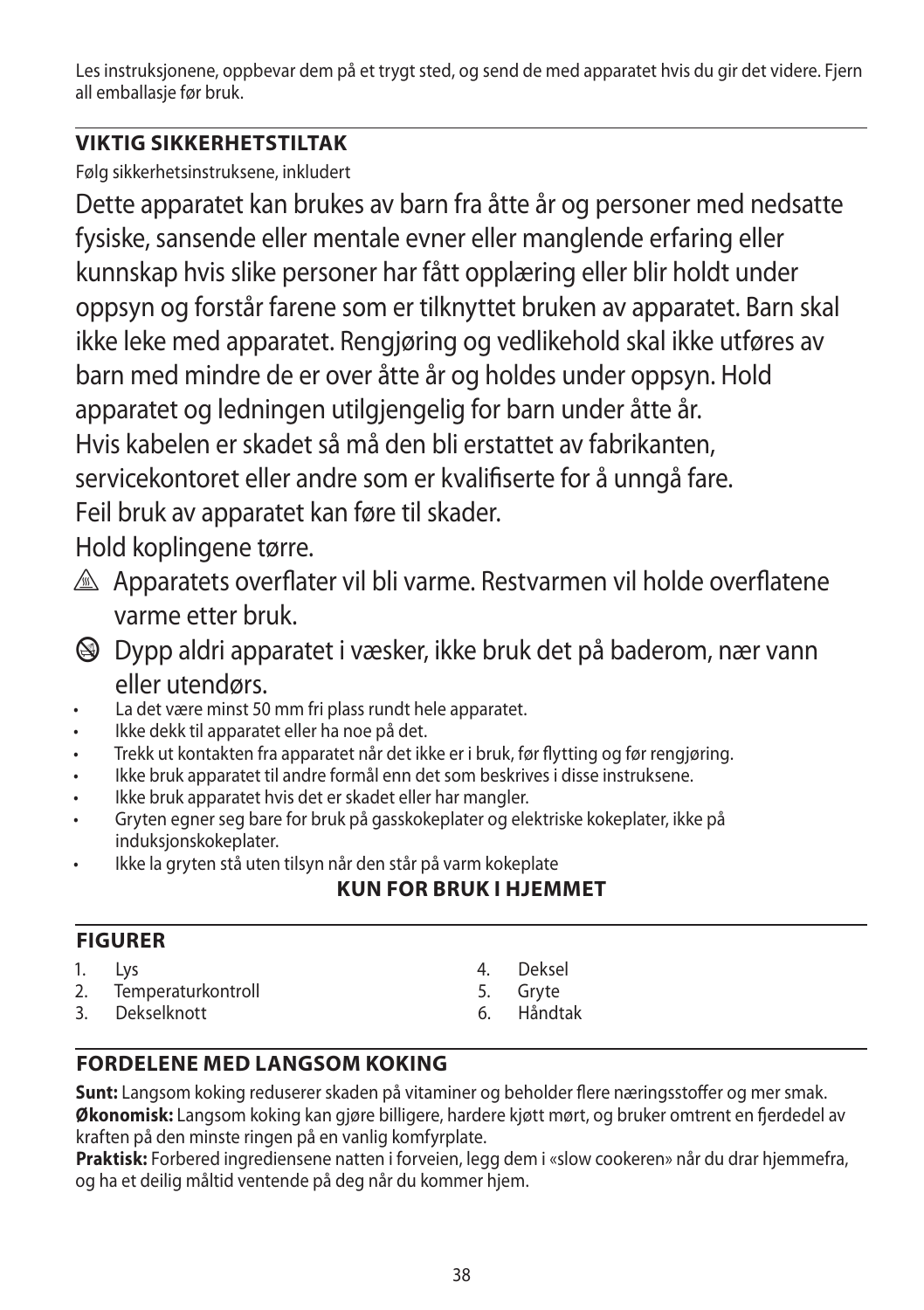Les instruksjonene, oppbevar dem på et trygt sted, og send de med apparatet hvis du gir det videre. Fjern all emballasje før bruk.

## VIKTIG SIKKERHETSTILTAK

Følg sikkerhetsinstruksene, inkludert

Dette apparatet kan brukes av barn fra åtte år og personer med nedsatte fysiske, sansende eller mentale evner eller manglende erfaring eller kunnskap hvis slike personer har fått opplæring eller blir holdt under oppsyn og forstår farene som er tilknyttet bruken av apparatet. Barn skal ikke leke med apparatet. Rengjøring og vedlikehold skal ikke utføres av barn med mindre de er over åtte år og holdes under oppsyn. Hold apparatet og ledningen utilgjengelig for barn under åtte år.

Hvis kabelen er skadet så må den bli erstattet av fabrikanten, servicekontoret eller andre som er kvalifiserte for å unngå fare.

Feil bruk av apparatet kan føre til skader.

Hold koplingene tørre.

⚠ Apparatets overflater vil bli varme. Restvarmen vil holde overflatene varme etter bruk.

⊘ Dypp aldri apparatet i væsker, ikke bruk det på baderom, nær vann eller utendørs.

- La det være minst 50 mm fri plass rundt hele apparatet.
- Ikke dekk til apparatet eller ha noe på det.
- Trekk ut kontakten fra apparatet når det ikke er i bruk, før flytting og før rengjøring.
- Ikke bruk apparatet til andre formål enn det som beskrives i disse instruksene.
- Ikke bruk apparatet hvis det er skadet eller har mangler.
- Gryten egner seg bare for bruk på gasskokeplater og elektriske kokeplater, ikke på induksjonskokeplater.
- Ikke la gryten stå uten tilsyn når den står på varm kokeplate

**KUN FOR BRUK I HJEMMET**

## FIGURER

1. Lys
2. Temperaturkontroll
3. Dekselknott
4. Deksel
5. Gryte
6. Håndtak

## FORDELENE MED LANGSOM KOKING

**Sunt:** Langsom koking reduserer skaden på vitaminer og beholder flere næringsstoffer og mer smak.
**Økonomisk:** Langsom koking kan gjøre billigere, hardere kjøtt mørt, og bruker omtrent en fjerdedel av kraften på den minste ringen på en vanlig komfyrplate.
**Praktisk:** Forbered ingrediensene natten i forveien, legg dem i «slow cookeren» når du drar hjemmefra, og ha et deilig måltid ventende på deg når du kommer hjem.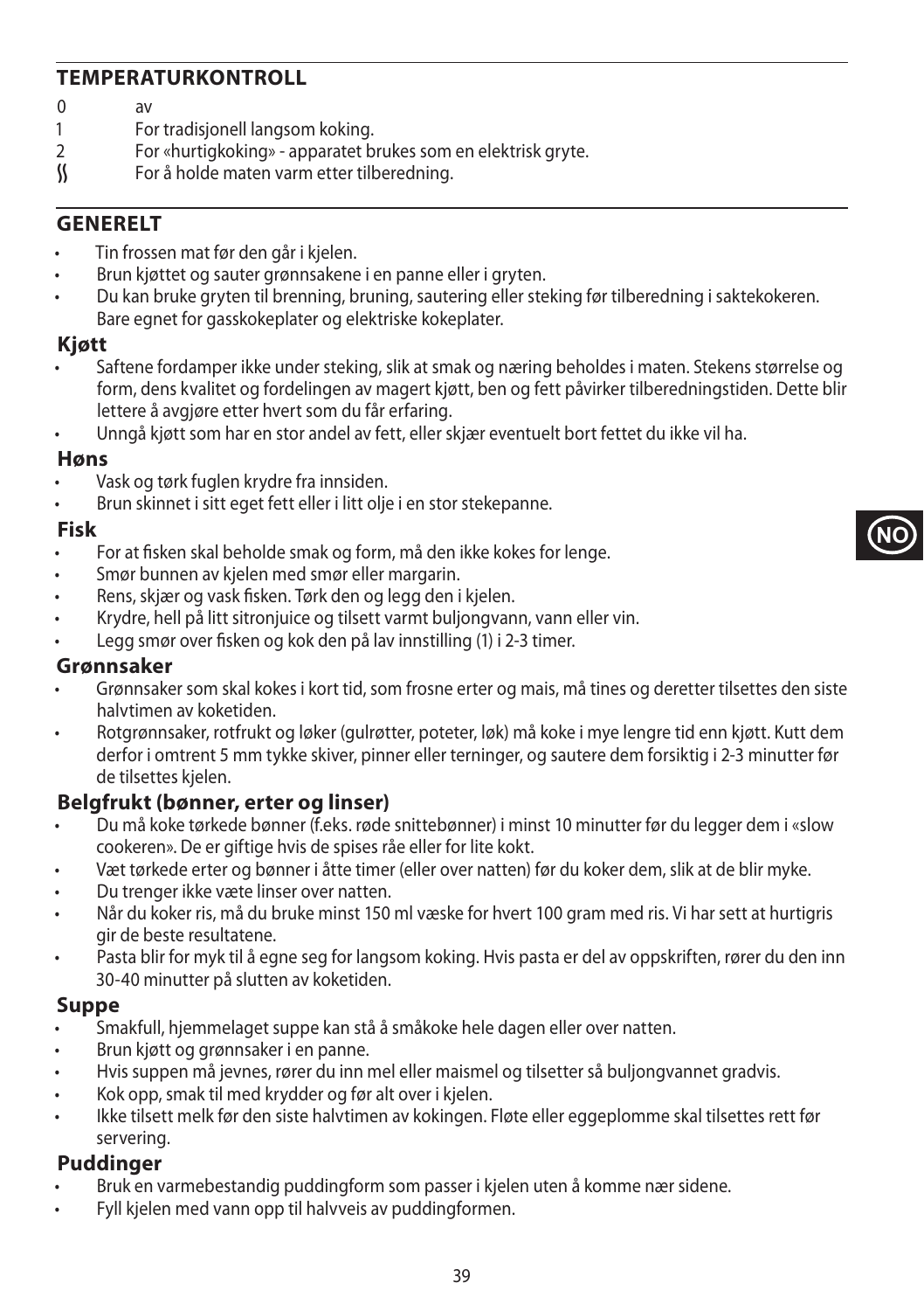## TEMPERATURKONTROLL

- 0 av
- 1 For tradisjonell langsom koking.
- 2 For «hurtigkoking» - apparatet brukes som en elektrisk gryte.
- ʃʃ For å holde maten varm etter tilberedning.

## GENERELT

- Tin frossen mat før den går i kjelen.
- Brun kjøttet og sauter grønnsakene i en panne eller i gryten.
- Du kan bruke gryten til brenning, bruning, sautering eller steking før tilberedning i saktekokeren. Bare egnet for gasskokeplater og elektriske kokeplater.

### Kjøtt

- Saftene fordamper ikke under steking, slik at smak og næring beholdes i maten. Stekens størrelse og form, dens kvalitet og fordelingen av magert kjøtt, ben og fett påvirker tilberedningstiden. Dette blir lettere å avgjøre etter hvert som du får erfaring.
- Unngå kjøtt som har en stor andel av fett, eller skjær eventuelt bort fettet du ikke vil ha.

### Høns

- Vask og tørk fuglen krydre fra innsiden.
- Brun skinnet i sitt eget fett eller i litt olje i en stor stekepanne.

### Fisk

- For at fisken skal beholde smak og form, må den ikke kokes for lenge.
- Smør bunnen av kjelen med smør eller margarin.
- Rens, skjær og vask fisken. Tørk den og legg den i kjelen.
- Krydre, hell på litt sitronjuice og tilsett varmt buljongvann, vann eller vin.
- Legg smør over fisken og kok den på lav innstilling (1) i 2-3 timer.

### Grønnsaker

- Grønnsaker som skal kokes i kort tid, som frosne erter og mais, må tines og deretter tilsettes den siste halvtimen av koketiden.
- Rotgrønnsaker, rotfrukt og løker (gulrøtter, poteter, løk) må koke i mye lengre tid enn kjøtt. Kutt dem derfor i omtrent 5 mm tykke skiver, pinner eller terninger, og sautere dem forsiktig i 2-3 minutter før de tilsettes kjelen.

### Belgfrukt (bønner, erter og linser)

- Du må koke tørkede bønner (f.eks. røde snittebønner) i minst 10 minutter før du legger dem i «slow cookeren». De er giftige hvis de spises råe eller for lite kokt.
- Væt tørkede erter og bønner i åtte timer (eller over natten) før du koker dem, slik at de blir myke.
- Du trenger ikke væte linser over natten.
- Når du koker ris, må du bruke minst 150 ml væske for hvert 100 gram med ris. Vi har sett at hurtigris gir de beste resultatene.
- Pasta blir for myk til å egne seg for langsom koking. Hvis pasta er del av oppskriften, rører du den inn 30-40 minutter på slutten av koketiden.

### Suppe

- Smakfull, hjemmelaget suppe kan stå å småkoke hele dagen eller over natten.
- Brun kjøtt og grønnsaker i en panne.
- Hvis suppen må jevnes, rører du inn mel eller maismel og tilsetter så buljongvannet gradvis.
- Kok opp, smak til med krydder og før alt over i kjelen.
- Ikke tilsett melk før den siste halvtimen av kokingen. Fløte eller eggeplomme skal tilsettes rett før servering.

### Puddinger

- Bruk en varmebestandig puddingform som passer i kjelen uten å komme nær sidene.
- Fyll kjelen med vann opp til halvveis av puddingformen.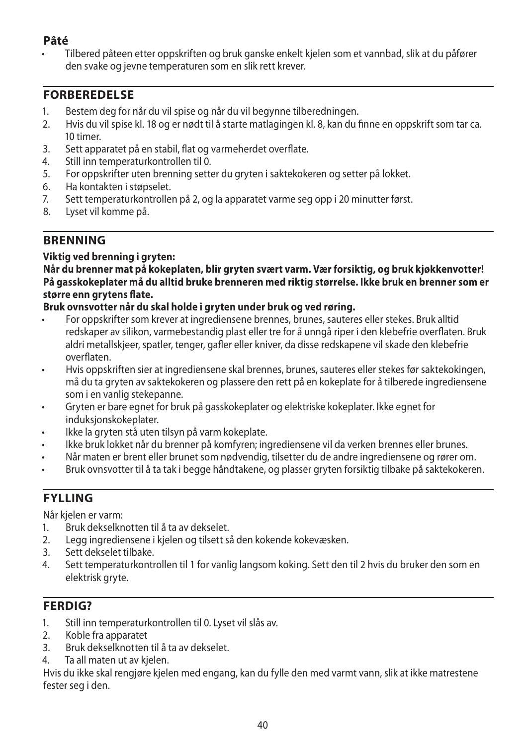**Pâté**

- Tilbered påteen etter oppskriften og bruk ganske enkelt kjelen som et vannbad, slik at du påfører den svake og jevne temperaturen som en slik rett krever.

## FORBEREDELSE

1. Bestem deg for når du vil spise og når du vil begynne tilberedningen.
2. Hvis du vil spise kl. 18 og er nødt til å starte matlagingen kl. 8, kan du finne en oppskrift som tar ca. 10 timer.
3. Sett apparatet på en stabil, flat og varmeherdet overflate.
4. Still inn temperaturkontrollen til 0.
5. For oppskrifter uten brenning setter du gryten i saktekokeren og setter på lokket.
6. Ha kontakten i støpselet.
7. Sett temperaturkontrollen på 2, og la apparatet varme seg opp i 20 minutter først.
8. Lyset vil komme på.

## BRENNING

**Viktig ved brenning i gryten:**
**Når du brenner mat på kokeplaten, blir gryten svært varm. Vær forsiktig, og bruk kjøkkenvotter! På gasskokeplater må du alltid bruke brenneren med riktig størrelse. Ikke bruk en brenner som er større enn grytens flate.**
**Bruk ovnsvotter når du skal holde i gryten under bruk og ved røring.**

- For oppskrifter som krever at ingrediensene brennes, brunes, sauteres eller stekes. Bruk alltid redskaper av silikon, varmebestandig plast eller tre for å unngå riper i den klebefrie overflaten. Bruk aldri metallskjeer, spatler, tenger, gafler eller kniver, da disse redskapene vil skade den klebefrie overflaten.
- Hvis oppskriften sier at ingrediensene skal brennes, brunes, sauteres eller stekes før saktekokingen, må du ta gryten av saktekokeren og plassere den rett på en kokeplate for å tilberede ingrediensene som i en vanlig stekepanne.
- Gryten er bare egnet for bruk på gasskokeplater og elektriske kokeplater. Ikke egnet for induksjonskokeplater.
- Ikke la gryten stå uten tilsyn på varm kokeplate.
- Ikke bruk lokket når du brenner på komfyren; ingrediensene vil da verken brennes eller brunes.
- Når maten er brent eller brunet som nødvendig, tilsetter du de andre ingrediensene og rører om.
- Bruk ovnsvotter til å ta tak i begge håndtakene, og plasser gryten forsiktig tilbake på saktekokeren.

## FYLLING

Når kjelen er varm:

1. Bruk dekselknotten til å ta av dekselet.
2. Legg ingrediensene i kjelen og tilsett så den kokende kokevæsken.
3. Sett dekselet tilbake.
4. Sett temperaturkontrollen til 1 for vanlig langsom koking. Sett den til 2 hvis du bruker den som en elektrisk gryte.

## FERDIG?

1. Still inn temperaturkontrollen til 0. Lyset vil slås av.
2. Koble fra apparatet
3. Bruk dekselknotten til å ta av dekselet.
4. Ta all maten ut av kjelen.

Hvis du ikke skal rengjøre kjelen med engang, kan du fylle den med varmt vann, slik at ikke matrestene fester seg i den.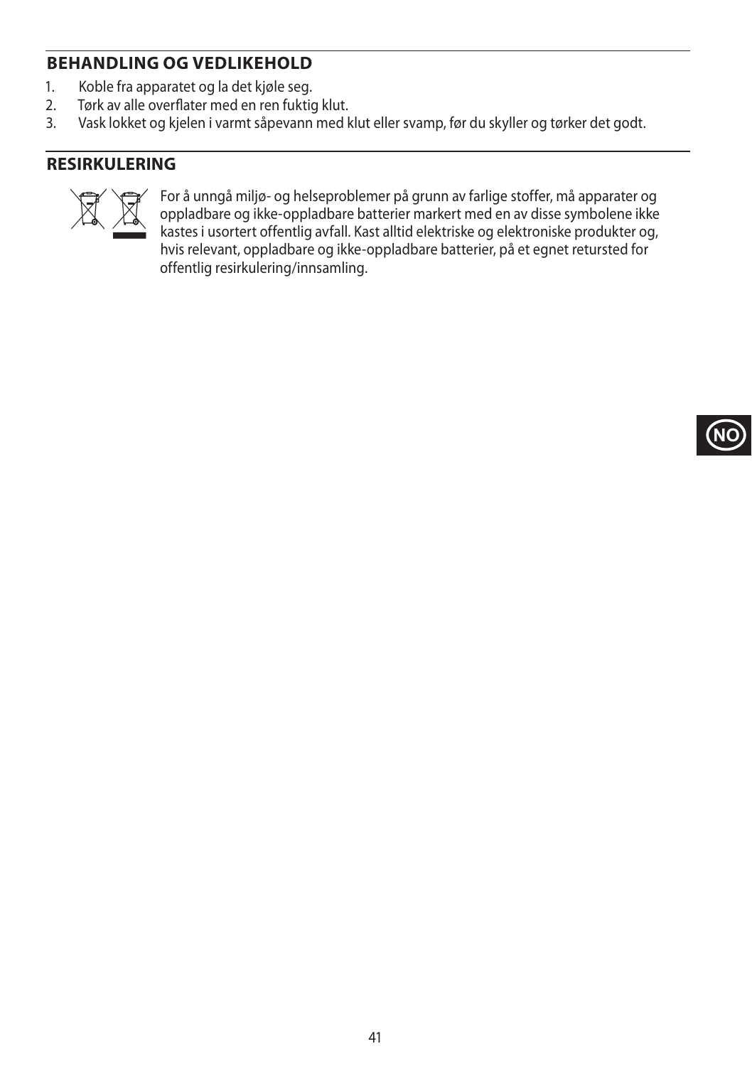## BEHANDLING OG VEDLIKEHOLD

1. Koble fra apparatet og la det kjøle seg.
2. Tørk av alle overflater med en ren fuktig klut.
3. Vask lokket og kjelen i varmt såpevann med klut eller svamp, før du skyller og tørker det godt.

## RESIRKULERING

For å unngå miljø- og helseproblemer på grunn av farlige stoffer, må apparater og oppladbare og ikke-oppladbare batterier markert med en av disse symbolene ikke kastes i usortert offentlig avfall. Kast alltid elektriske og elektroniske produkter og, hvis relevant, oppladbare og ikke-oppladbare batterier, på et egnet retursted for offentlig resirkulering/innsamling.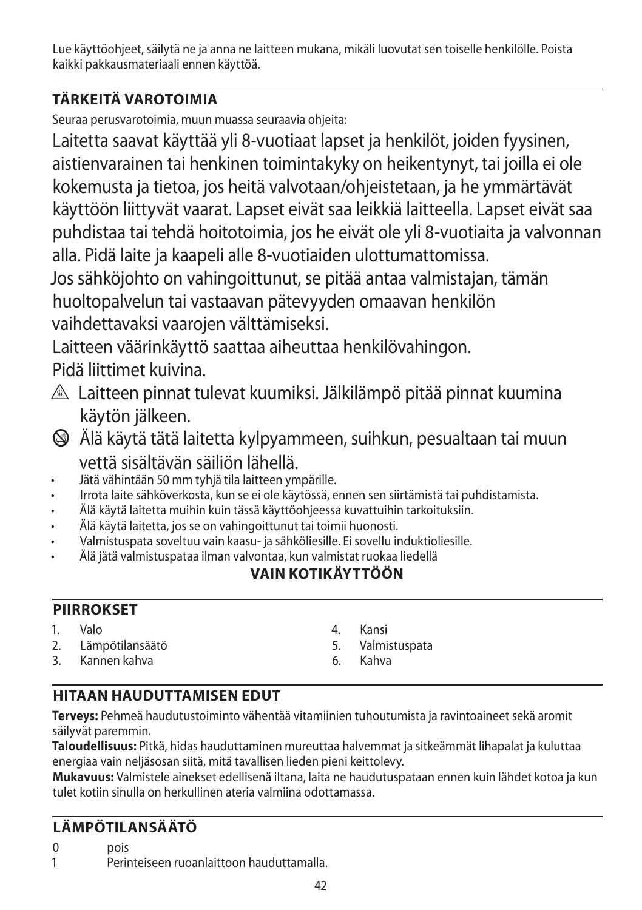Lue käyttöohjeet, säilytä ne ja anna ne laitteen mukana, mikäli luovutat sen toiselle henkilölle. Poista kaikki pakkausmateriaali ennen käyttöä.

## TÄRKEITÄ VAROTOIMIA

Seuraa perusvarotoimia, muun muassa seuraavia ohjeita:

Laitetta saavat käyttää yli 8-vuotiaat lapset ja henkilöt, joiden fyysinen, aistienvarainen tai henkinen toimintakyky on heikentynyt, tai joilla ei ole kokemusta ja tietoa, jos heitä valvotaan/ohjeistetaan, ja he ymmärtävät käyttöön liittyvät vaarat. Lapset eivät saa leikkiä laitteella. Lapset eivät saa puhdistaa tai tehdä hoitotoimia, jos he eivät ole yli 8-vuotiaita ja valvonnan alla. Pidä laite ja kaapeli alle 8-vuotiaiden ulottumattomissa.

Jos sähköjohto on vahingoittunut, se pitää antaa valmistajan, tämän huoltopalvelun tai vastaavan pätevyyden omaavan henkilön vaihdettavaksi vaarojen välttämiseksi.

Laitteen väärinkäyttö saattaa aiheuttaa henkilövahingon.

Pidä liittimet kuivina.

⚠ Laitteen pinnat tulevat kuumiksi. Jälkilämpö pitää pinnat kuumina käytön jälkeen.

⊘ Älä käytä tätä laitetta kylpyammeen, suihkun, pesualtaan tai muun vettä sisältävän säiliön lähellä.

- Jätä vähintään 50 mm tyhjä tila laitteen ympärille.
- Irrota laite sähköverkosta, kun se ei ole käytössä, ennen sen siirtämistä tai puhdistamista.
- Älä käytä laitetta muihin kuin tässä käyttöohjeessa kuvattuihin tarkoituksiin.
- Älä käytä laitetta, jos se on vahingoittunut tai toimii huonosti.
- Valmistuspata soveltuu vain kaasu- ja sähköliesille. Ei sovellu induktioliesille.
- Älä jätä valmistuspataa ilman valvontaa, kun valmistat ruokaa liedellä

**VAIN KOTIKÄYTTÖÖN**

## PIIRROKSET

1. Valo
2. Lämpötilansäätö
3. Kannen kahva
4. Kansi
5. Valmistuspata
6. Kahva

## HITAAN HAUDUTTAMISEN EDUT

**Terveys:** Pehmeä haudutustoiminto vähentää vitamiinien tuhoutumista ja ravintoaineet sekä aromit säilyvät paremmin.

**Taloudellisuus:** Pitkä, hidas hauduttaminen mureuttaa halvemmat ja sitkeämmät lihapalat ja kuluttaa energiaa vain neljäsosan siitä, mitä tavallisen lieden pieni keittolevy.

**Mukavuus:** Valmistele ainekset edellisenä iltana, laita ne haudutuspataan ennen kuin lähdet kotoa ja kun tulet kotiin sinulla on herkullinen ateria valmiina odottamassa.

## LÄMPÖTILANSÄÄTÖ

0 pois

1 Perinteiseen ruoanlaittoon hauduttamalla.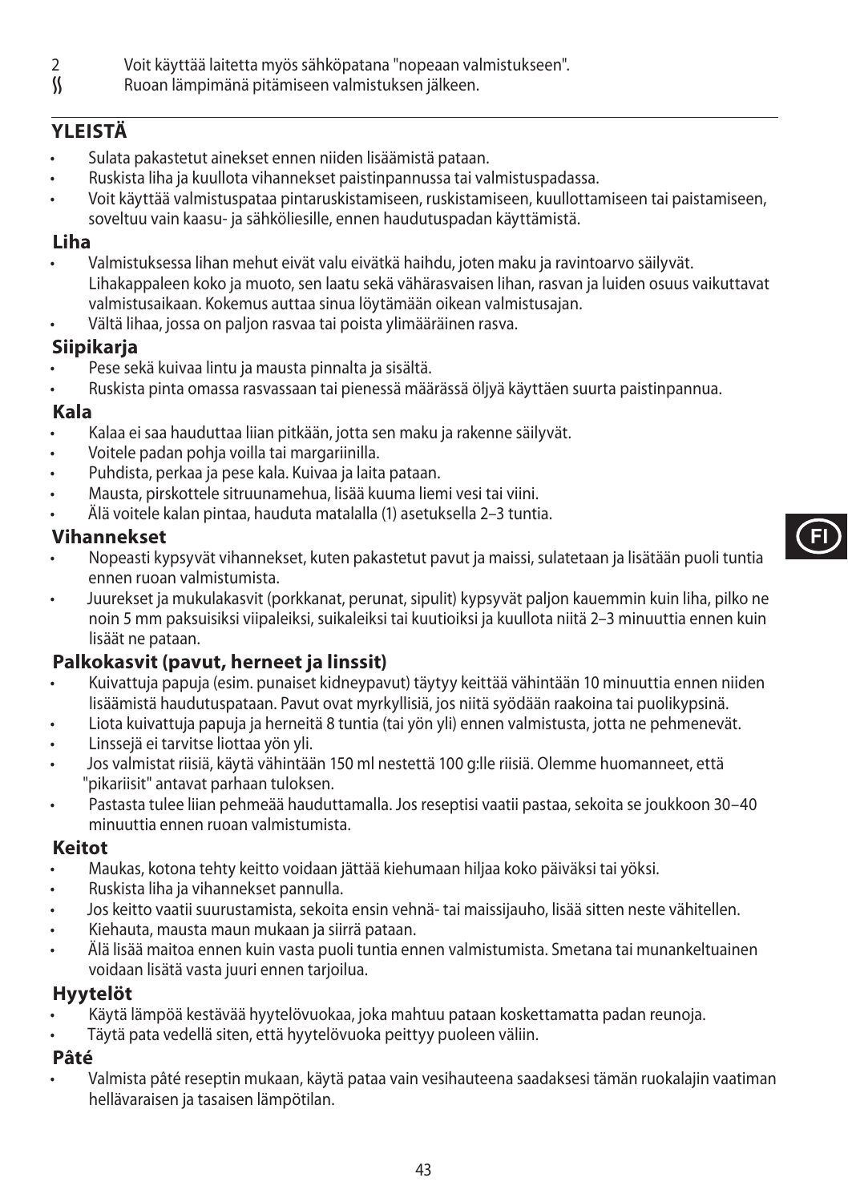2 Voit käyttää laitetta myös sähköpatana "nopeaan valmistukseen".

ʃʃ Ruoan lämpimänä pitämiseen valmistuksen jälkeen.

## YLEISTÄ

- Sulata pakastetut ainekset ennen niiden lisäämistä pataan.
- Ruskista liha ja kuullota vihannekset paistinpannussa tai valmistuspadassa.
- Voit käyttää valmistuspataa pintaruskistamiseen, ruskistamiseen, kuullottamiseen tai paistamiseen, soveltuu vain kaasu- ja sähköliesille, ennen haudutuspadan käyttämistä.

### Liha

- Valmistuksessa lihan mehut eivät valu eivätkä haihdu, joten maku ja ravintoarvo säilyvät. Lihakappaleen koko ja muoto, sen laatu sekä vähärasvaisen lihan, rasvan ja luiden osuus vaikuttavat valmistusaikaan. Kokemus auttaa sinua löytämään oikean valmistusajan.
- Vältä lihaa, jossa on paljon rasvaa tai poista ylimääräinen rasva.

### Siipikarja

- Pese sekä kuivaa lintu ja mausta pinnalta ja sisältä.
- Ruskista pinta omassa rasvassaan tai pienessä määrässä öljyä käyttäen suurta paistinpannua.

### Kala

- Kalaa ei saa hauduttaa liian pitkään, jotta sen maku ja rakenne säilyvät.
- Voitele padan pohja voilla tai margariinilla.
- Puhdista, perkaa ja pese kala. Kuivaa ja laita pataan.
- Mausta, pirskottele sitruunamehua, lisää kuuma liemi vesi tai viini.
- Älä voitele kalan pintaa, hauduta matalalla (1) asetuksella 2–3 tuntia.

### Vihannekset

- Nopeasti kypsyvät vihannekset, kuten pakastetut pavut ja maissi, sulatetaan ja lisätään puoli tuntia ennen ruoan valmistumista.
- Juurekset ja mukulakasvit (porkkanat, perunat, sipulit) kypsyvät paljon kauemmin kuin liha, pilko ne noin 5 mm paksuisiksi viipaleiksi, suikaleiksi tai kuutioiksi ja kuullota niitä 2–3 minuuttia ennen kuin lisäät ne pataan.

### Palkokasvit (pavut, herneet ja linssit)

- Kuivattuja papuja (esim. punaiset kidneypavut) täytyy keittää vähintään 10 minuuttia ennen niiden lisäämistä haudutuspataan. Pavut ovat myrkyllisiä, jos niitä syödään raakoina tai puolikypsinä.
- Liota kuivattuja papuja ja herneitä 8 tuntia (tai yön yli) ennen valmistusta, jotta ne pehmenevät.
- Linssejä ei tarvitse liottaa yön yli.
- Jos valmistat riisiä, käytä vähintään 150 ml nestettä 100 g:lle riisiä. Olemme huomanneet, että "pikariisit" antavat parhaan tuloksen.
- Pastasta tulee liian pehmeää hauduttamalla. Jos reseptisi vaatii pastaa, sekoita se joukkoon 30−40 minuuttia ennen ruoan valmistumista.

### Keitot

- Maukas, kotona tehty keitto voidaan jättää kiehumaan hiljaa koko päiväksi tai yöksi.
- Ruskista liha ja vihannekset pannulla.
- Jos keitto vaatii suurustamista, sekoita ensin vehnä- tai maissijauho, lisää sitten neste vähitellen.
- Kiehauta, mausta maun mukaan ja siirrä pataan.
- Älä lisää maitoa ennen kuin vasta puoli tuntia ennen valmistumista. Smetana tai munankeltuainen voidaan lisätä vasta juuri ennen tarjoilua.

### Hyytelöt

- Käytä lämpöä kestävää hyytelövuokaa, joka mahtuu pataan koskettamatta padan reunoja.
- Täytä pata vedellä siten, että hyytelövuoka peittyy puoleen väliin.

### Pâté

- Valmista pâté reseptin mukaan, käytä pataa vain vesihauteena saadaksesi tämän ruokalajin vaatiman hellävaraisen ja tasaisen lämpötilan.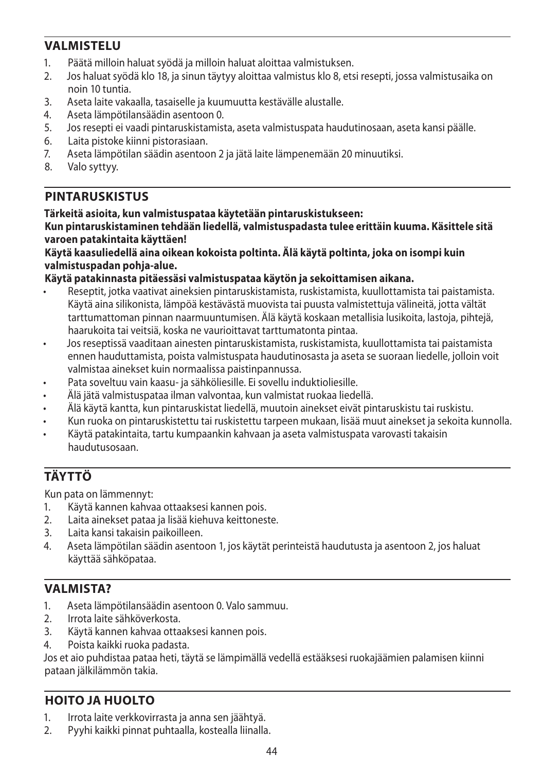## VALMISTELU

1. Päätä milloin haluat syödä ja milloin haluat aloittaa valmistuksen.
2. Jos haluat syödä klo 18, ja sinun täytyy aloittaa valmistus klo 8, etsi resepti, jossa valmistusaika on noin 10 tuntia.
3. Aseta laite vakaalla, tasaiselle ja kuumuutta kestävälle alustalle.
4. Aseta lämpötilansäädin asentoon 0.
5. Jos resepti ei vaadi pintaruskistamista, aseta valmistuspata haudutinosaan, aseta kansi päälle.
6. Laita pistoke kiinni pistorasiaan.
7. Aseta lämpötilan säädin asentoon 2 ja jätä laite lämpenemään 20 minuutiksi.
8. Valo syttyy.

## PINTARUSKISTUS

**Tärkeitä asioita, kun valmistuspataa käytetään pintaruskistukseen:**
**Kun pintaruskistaminen tehdään liedellä, valmistuspadasta tulee erittäin kuuma. Käsittele sitä varoen patakintaita käyttäen!**
**Käytä kaasuliedellä aina oikean kokoista poltinta. Älä käytä poltinta, joka on isompi kuin valmistuspadan pohja-alue.**
**Käytä patakinnasta pitäessäsi valmistuspataa käytön ja sekoittamisen aikana.**

- Reseptit, jotka vaativat aineksien pintaruskistamista, ruskistamista, kuullottamista tai paistamista. Käytä aina silikonista, lämpöä kestävästä muovista tai puusta valmistettuja välineitä, jotta vältät tarttumattoman pinnan naarmuuntumisen. Älä käytä koskaan metallisia lusikoita, lastoja, pihtejä, haarukoita tai veitsiä, koska ne vaurioittavat tarttumatonta pintaa.
- Jos reseptissä vaaditaan ainesten pintaruskistamista, ruskistamista, kuullottamista tai paistamista ennen hauduttamista, poista valmistuspata haudutinosasta ja aseta se suoraan liedelle, jolloin voit valmistaa ainekset kuin normaalissa paistinpannussa.
- Pata soveltuu vain kaasu- ja sähköliesille. Ei sovellu induktioliesille.
- Älä jätä valmistuspataa ilman valvontaa, kun valmistat ruokaa liedellä.
- Älä käytä kantta, kun pintaruskistat liedellä, muutoin ainekset eivät pintaruskistu tai ruskistu.
- Kun ruoka on pintaruskistettu tai ruskistettu tarpeen mukaan, lisää muut ainekset ja sekoita kunnolla.
- Käytä patakintaita, tartu kumpaankin kahvaan ja aseta valmistuspata varovasti takaisin haudutusosaan.

## TÄYTTÖ

Kun pata on lämmennyt:

1. Käytä kannen kahvaa ottaaksesi kannen pois.
2. Laita ainekset pataa ja lisää kiehuva keittoneste.
3. Laita kansi takaisin paikoilleen.
4. Aseta lämpötilan säädin asentoon 1, jos käytät perinteistä haudutusta ja asentoon 2, jos haluat käyttää sähköpataa.

## VALMISTA?

1. Aseta lämpötilansäädin asentoon 0. Valo sammuu.
2. Irrota laite sähköverkosta.
3. Käytä kannen kahvaa ottaaksesi kannen pois.
4. Poista kaikki ruoka padasta.

Jos et aio puhdistaa pataa heti, täytä se lämpimällä vedellä estääksesi ruokajäämien palamisen kiinni pataan jälkilämmön takia.

## HOITO JA HUOLTO

1. Irrota laite verkkovirrasta ja anna sen jäähtyä.
2. Pyyhi kaikki pinnat puhtaalla, kostealla liinalla.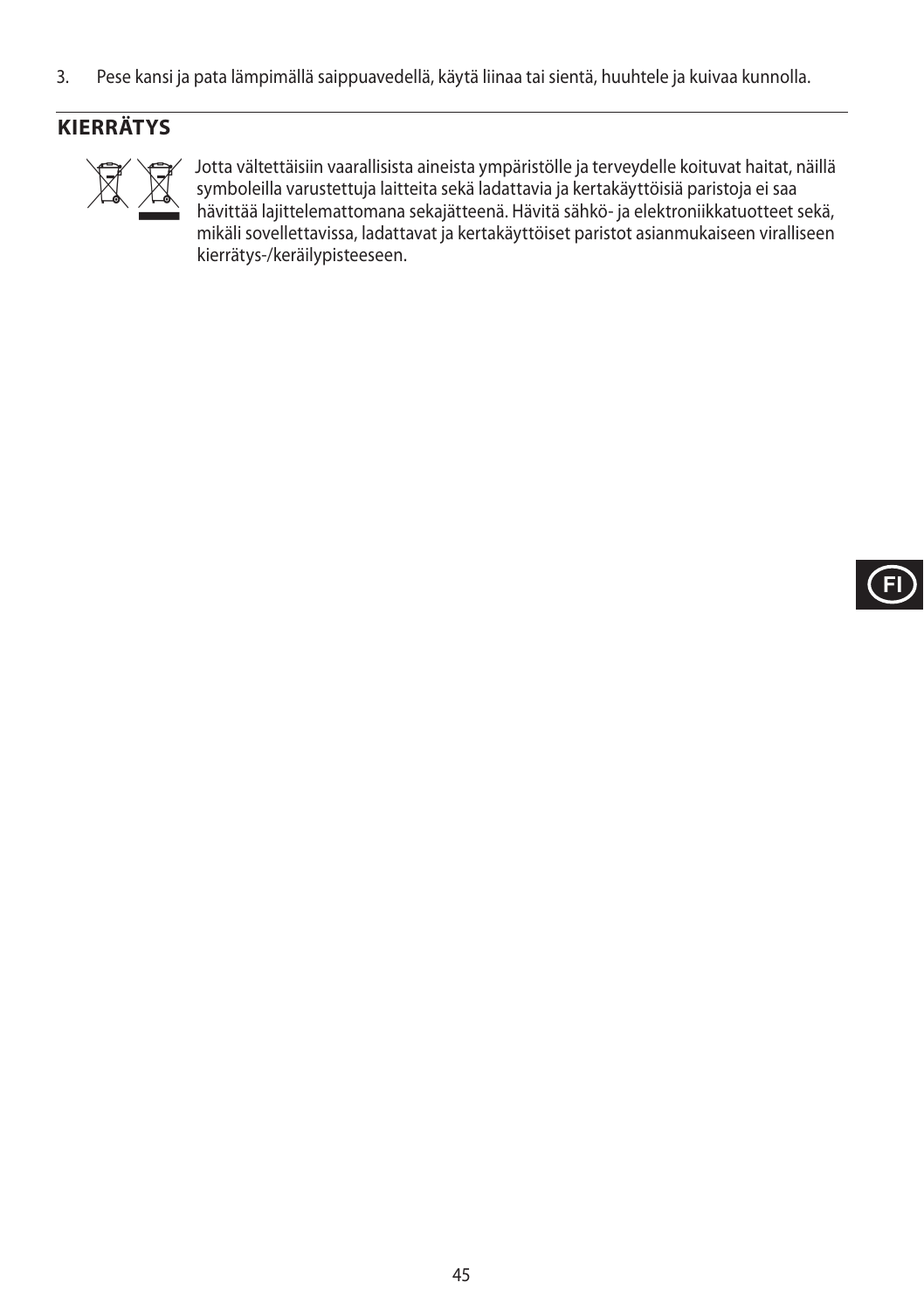3. Pese kansi ja pata lämpimällä saippuavedellä, käytä liinaa tai sientä, huuhtele ja kuivaa kunnolla.

## KIERRÄTYS

Jotta vältettäisiin vaarallisista aineista ympäristölle ja terveydelle koituvat haitat, näillä symboleilla varustettuja laitteita sekä ladattavia ja kertakäyttöisiä paristoja ei saa hävittää lajittelemattomana sekajätteenä. Hävitä sähkö- ja elektroniikkatuotteet sekä, mikäli sovellettavissa, ladattavat ja kertakäyttöiset paristot asianmukaiseen viralliseen kierrätys-/keräilypisteeseen.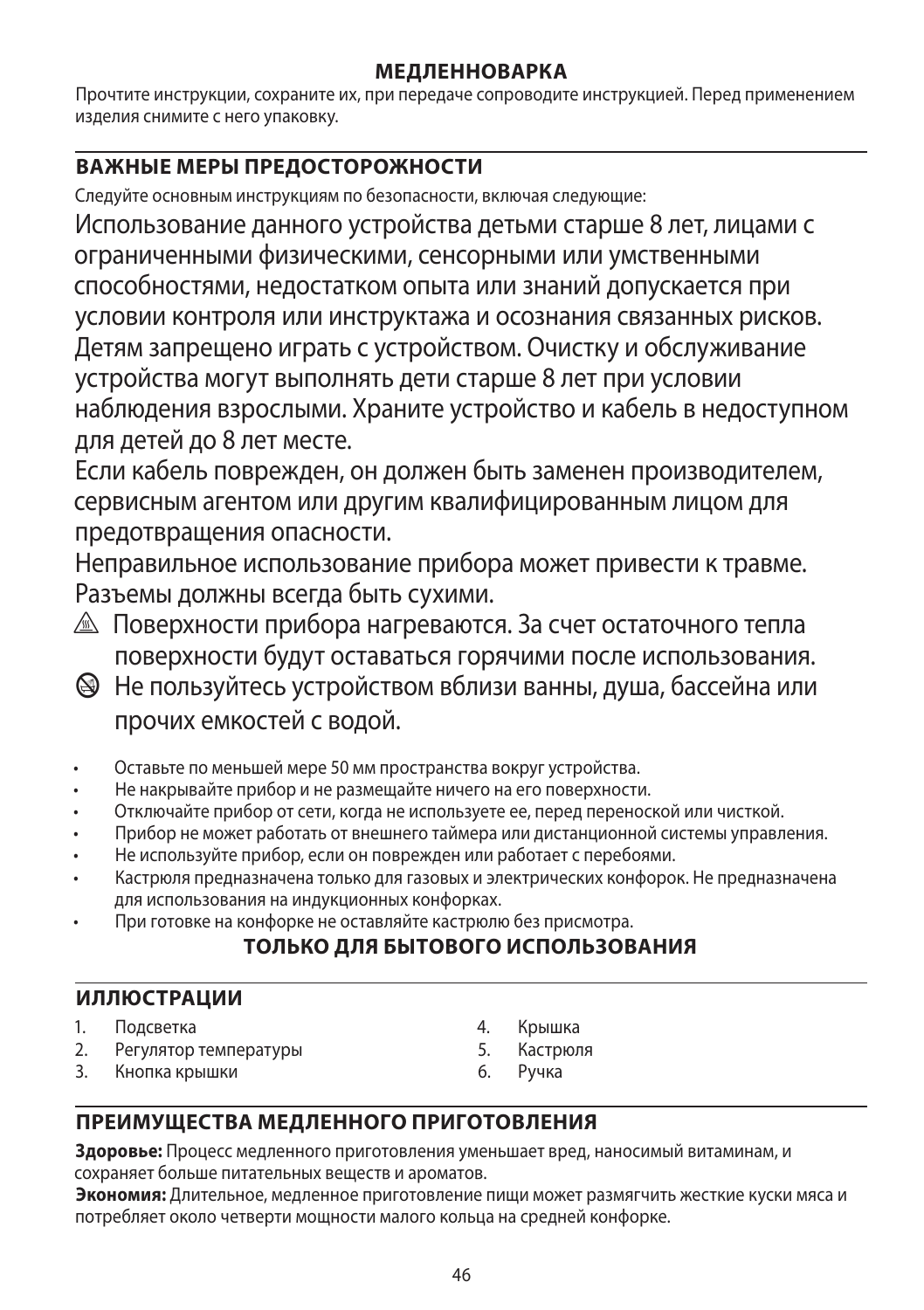# МЕДЛЕННОВАРКА

Прочтите инструкции, сохраните их, при передаче сопроводите инструкцией. Перед применением изделия снимите с него упаковку.

## ВАЖНЫЕ МЕРЫ ПРЕДОСТОРОЖНОСТИ

Следуйте основным инструкциям по безопасности, включая следующие:

Использование данного устройства детьми старше 8 лет, лицами с ограниченными физическими, сенсорными или умственными способностями, недостатком опыта или знаний допускается при условии контроля или инструктажа и осознания связанных рисков. Детям запрещено играть с устройством. Очистку и обслуживание устройства могут выполнять дети старше 8 лет при условии наблюдения взрослыми. Храните устройство и кабель в недоступном для детей до 8 лет месте.

Если кабель поврежден, он должен быть заменен производителем, сервисным агентом или другим квалифицированным лицом для предотвращения опасности.

Неправильное использование прибора может привести к травме.

Разъемы должны всегда быть сухими.

⚠ Поверхности прибора нагреваются. За счет остаточного тепла поверхности будут оставаться горячими после использования.

⊘ Не пользуйтесь устройством вблизи ванны, душа, бассейна или прочих емкостей с водой.

- Оставьте по меньшей мере 50 мм пространства вокруг устройства.
- Не накрывайте прибор и не размещайте ничего на его поверхности.
- Отключайте прибор от сети, когда не используете ее, перед переноской или чисткой.
- Прибор не может работать от внешнего таймера или дистанционной системы управления.
- Не используйте прибор, если он поврежден или работает с перебоями.
- Кастрюля предназначена только для газовых и электрических конфорок. Не предназначена для использования на индукционных конфорках.
- При готовке на конфорке не оставляйте кастрюлю без присмотра.

**ТОЛЬКО ДЛЯ БЫТОВОГО ИСПОЛЬЗОВАНИЯ**

## ИЛЛЮСТРАЦИИ

1. Подсветка
2. Регулятор температуры
3. Кнопка крышки
4. Крышка
5. Кастрюля
6. Ручка

## ПРЕИМУЩЕСТВА МЕДЛЕННОГО ПРИГОТОВЛЕНИЯ

**Здоровье:** Процесс медленного приготовления уменьшает вред, наносимый витаминам, и сохраняет больше питательных веществ и ароматов.

**Экономия:** Длительное, медленное приготовление пищи может размягчить жесткие куски мяса и потребляет около четверти мощности малого кольца на средней конфорке.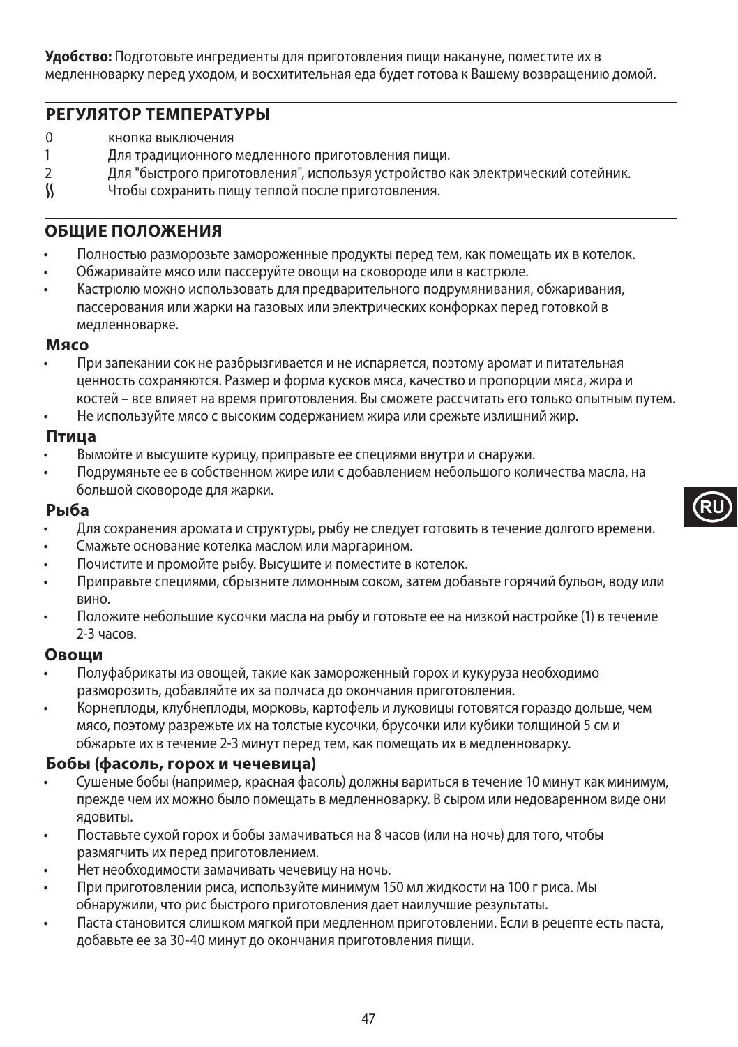**Удобство:** Подготовьте ингредиенты для приготовления пищи накануне, поместите их в медленноварку перед уходом, и восхитительная еда будет готова к Вашему возвращению домой.

## РЕГУЛЯТОР ТЕМПЕРАТУРЫ

- 0 кнопка выключения
- 1 Для традиционного медленного приготовления пищи.
- 2 Для "быстрого приготовления", используя устройство как электрический сотейник.
- ♨ Чтобы сохранить пищу теплой после приготовления.

## ОБЩИЕ ПОЛОЖЕНИЯ

- Полностью разморозьте замороженные продукты перед тем, как помещать их в котелок.
- Обжаривайте мясо или пассеруйте овощи на сковороде или в кастрюле.
- Кастрюлю можно использовать для предварительного подрумянивания, обжаривания, пассерования или жарки на газовых или электрических конфорках перед готовкой в медленноварке.

### Мясо

- При запекании сок не разбрызгивается и не испаряется, поэтому аромат и питательная ценность сохраняются. Размер и форма кусков мяса, качество и пропорции мяса, жира и костей – все влияет на время приготовления. Вы сможете рассчитать его только опытным путем.
- Не используйте мясо с высоким содержанием жира или срежьте излишний жир.

### Птица

- Вымойте и высушите курицу, приправьте ее специями внутри и снаружи.
- Подрумяньте ее в собственном жире или с добавлением небольшого количества масла, на большой сковороде для жарки.

### Рыба

- Для сохранения аромата и структуры, рыбу не следует готовить в течение долгого времени.
- Смажьте основание котелка маслом или маргарином.
- Почистите и промойте рыбу. Высушите и поместите в котелок.
- Приправьте специями, сбрызните лимонным соком, затем добавьте горячий бульон, воду или вино.
- Положите небольшие кусочки масла на рыбу и готовьте ее на низкой настройке (1) в течение 2-3 часов.

### Овощи

- Полуфабрикаты из овощей, такие как замороженный горох и кукуруза необходимо разморозить, добавляйте их за полчаса до окончания приготовления.
- Корнеплоды, клубнеплоды, морковь, картофель и луковицы готовятся гораздо дольше, чем мясо, поэтому разрежьте их на толстые кусочки, брусочки или кубики толщиной 5 см и обжарьте их в течение 2-3 минут перед тем, как помещать их в медленноварку.

### Бобы (фасоль, горох и чечевица)

- Сушеные бобы (например, красная фасоль) должны вариться в течение 10 минут как минимум, прежде чем их можно было помещать в медленноварку. В сыром или недоваренном виде они ядовиты.
- Поставьте сухой горох и бобы замачиваться на 8 часов (или на ночь) для того, чтобы размягчить их перед приготовлением.
- Нет необходимости замачивать чечевицу на ночь.
- При приготовлении риса, используйте минимум 150 мл жидкости на 100 г риса. Мы обнаружили, что рис быстрого приготовления дает наилучшие результаты.
- Паста становится слишком мягкой при медленном приготовлении. Если в рецепте есть паста, добавьте ее за 30-40 минут до окончания приготовления пищи.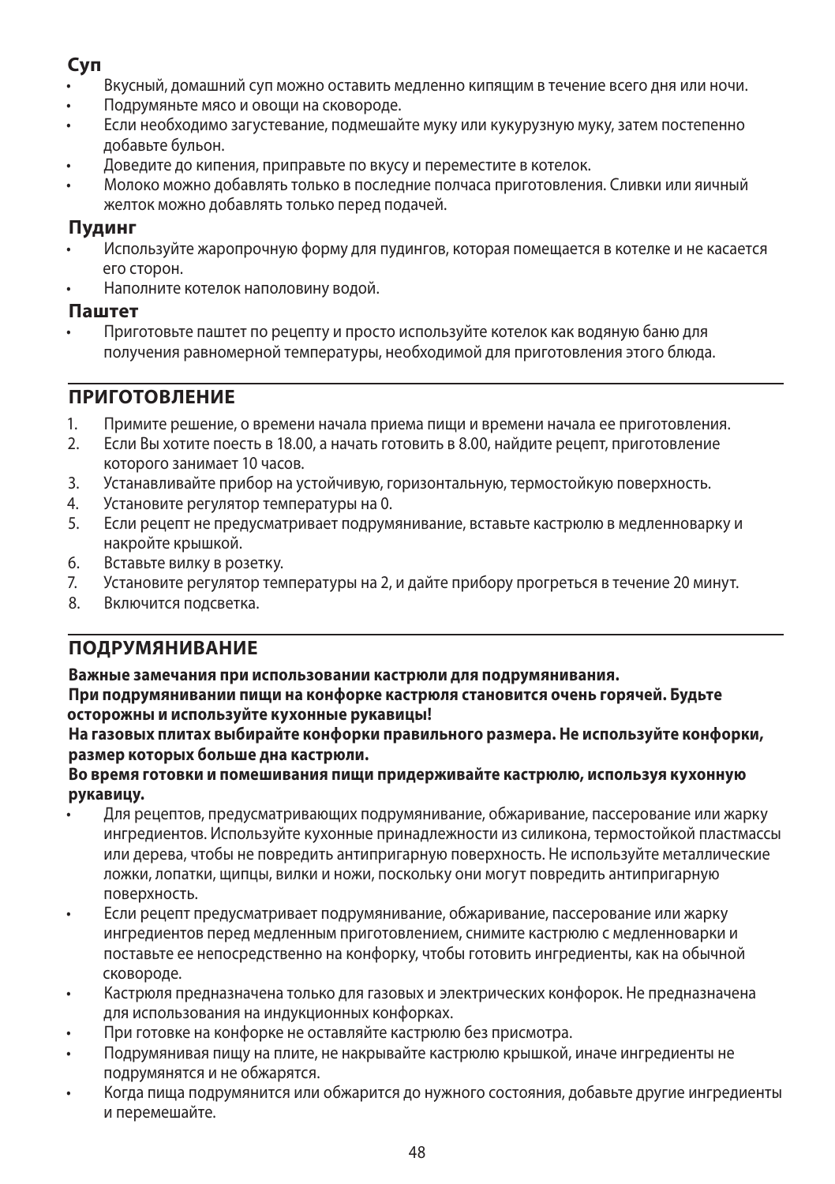### Суп

- Вкусный, домашний суп можно оставить медленно кипящим в течение всего дня или ночи.
- Подрумяньте мясо и овощи на сковороде.
- Если необходимо загустевание, подмешайте муку или кукурузную муку, затем постепенно добавьте бульон.
- Доведите до кипения, приправьте по вкусу и переместите в котелок.
- Молоко можно добавлять только в последние полчаса приготовления. Сливки или яичный желток можно добавлять только перед подачей.

### Пудинг

- Используйте жаропрочную форму для пудингов, которая помещается в котелке и не касается его сторон.
- Наполните котелок наполовину водой.

### Паштет

- Приготовьте паштет по рецепту и просто используйте котелок как водяную баню для получения равномерной температуры, необходимой для приготовления этого блюда.

## ПРИГОТОВЛЕНИЕ

1. Примите решение, о времени начала приема пищи и времени начала ее приготовления.
2. Если Вы хотите поесть в 18.00, а начать готовить в 8.00, найдите рецепт, приготовление которого занимает 10 часов.
3. Устанавливайте прибор на устойчивую, горизонтальную, термостойкую поверхность.
4. Установите регулятор температуры на 0.
5. Если рецепт не предусматривает подрумянивание, вставьте кастрюлю в медленноварку и накройте крышкой.
6. Вставьте вилку в розетку.
7. Установите регулятор температуры на 2, и дайте прибору прогреться в течение 20 минут.
8. Включится подсветка.

## ПОДРУМЯНИВАНИЕ

**Важные замечания при использовании кастрюли для подрумянивания.**
**При подрумянивании пищи на конфорке кастрюля становится очень горячей. Будьте осторожны и используйте кухонные рукавицы!**
**На газовых плитах выбирайте конфорки правильного размера. Не используйте конфорки, размер которых больше дна кастрюли.**
**Во время готовки и помешивания пищи придерживайте кастрюлю, используя кухонную рукавицу.**

- Для рецептов, предусматривающих подрумянивание, обжаривание, пассерование или жарку ингредиентов. Используйте кухонные принадлежности из силикона, термостойкой пластмассы или дерева, чтобы не повредить антипригарную поверхность. Не используйте металлические ложки, лопатки, щипцы, вилки и ножи, поскольку они могут повредить антипригарную поверхность.
- Если рецепт предусматривает подрумянивание, обжаривание, пассерование или жарку ингредиентов перед медленным приготовлением, снимите кастрюлю с медленноварки и поставьте ее непосредственно на конфорку, чтобы готовить ингредиенты, как на обычной сковороде.
- Кастрюля предназначена только для газовых и электрических конфорок. Не предназначена для использования на индукционных конфорках.
- При готовке на конфорке не оставляйте кастрюлю без присмотра.
- Подрумянивая пищу на плите, не накрывайте кастрюлю крышкой, иначе ингредиенты не подрумянятся и не обжарятся.
- Когда пища подрумянится или обжарится до нужного состояния, добавьте другие ингредиенты и перемешайте.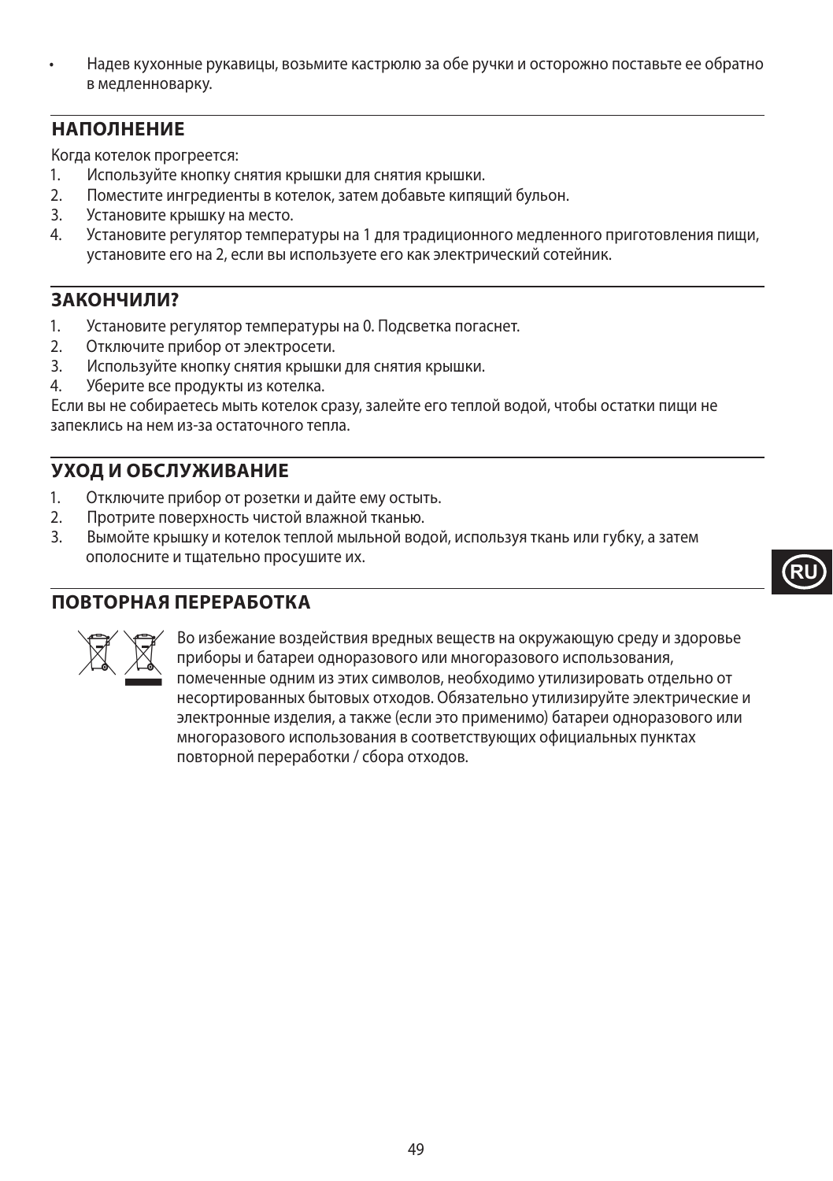- Надев кухонные рукавицы, возьмите кастрюлю за обе ручки и осторожно поставьте ее обратно в медленноварку.

## НАПОЛНЕНИЕ

Когда котелок прогреется:

1. Используйте кнопку снятия крышки для снятия крышки.
2. Поместите ингредиенты в котелок, затем добавьте кипящий бульон.
3. Установите крышку на место.
4. Установите регулятор температуры на 1 для традиционного медленного приготовления пищи, установите его на 2, если вы используете его как электрический сотейник.

## ЗАКОНЧИЛИ?

1. Установите регулятор температуры на 0. Подсветка погаснет.
2. Отключите прибор от электросети.
3. Используйте кнопку снятия крышки для снятия крышки.
4. Уберите все продукты из котелка.

Если вы не собираетесь мыть котелок сразу, залейте его теплой водой, чтобы остатки пищи не запеклись на нем из-за остаточного тепла.

## УХОД И ОБСЛУЖИВАНИЕ

1. Отключите прибор от розетки и дайте ему остыть.
2. Протрите поверхность чистой влажной тканью.
3. Вымойте крышку и котелок теплой мыльной водой, используя ткань или губку, а затем ополосните и тщательно просушите их.

## ПОВТОРНАЯ ПЕРЕРАБОТКА

Во избежание воздействия вредных веществ на окружающую среду и здоровье приборы и батареи одноразового или многоразового использования, помеченные одним из этих символов, необходимо утилизировать отдельно от несортированных бытовых отходов. Обязательно утилизируйте электрические и электронные изделия, а также (если это применимо) батареи одноразового или многоразового использования в соответствующих официальных пунктах повторной переработки / сбора отходов.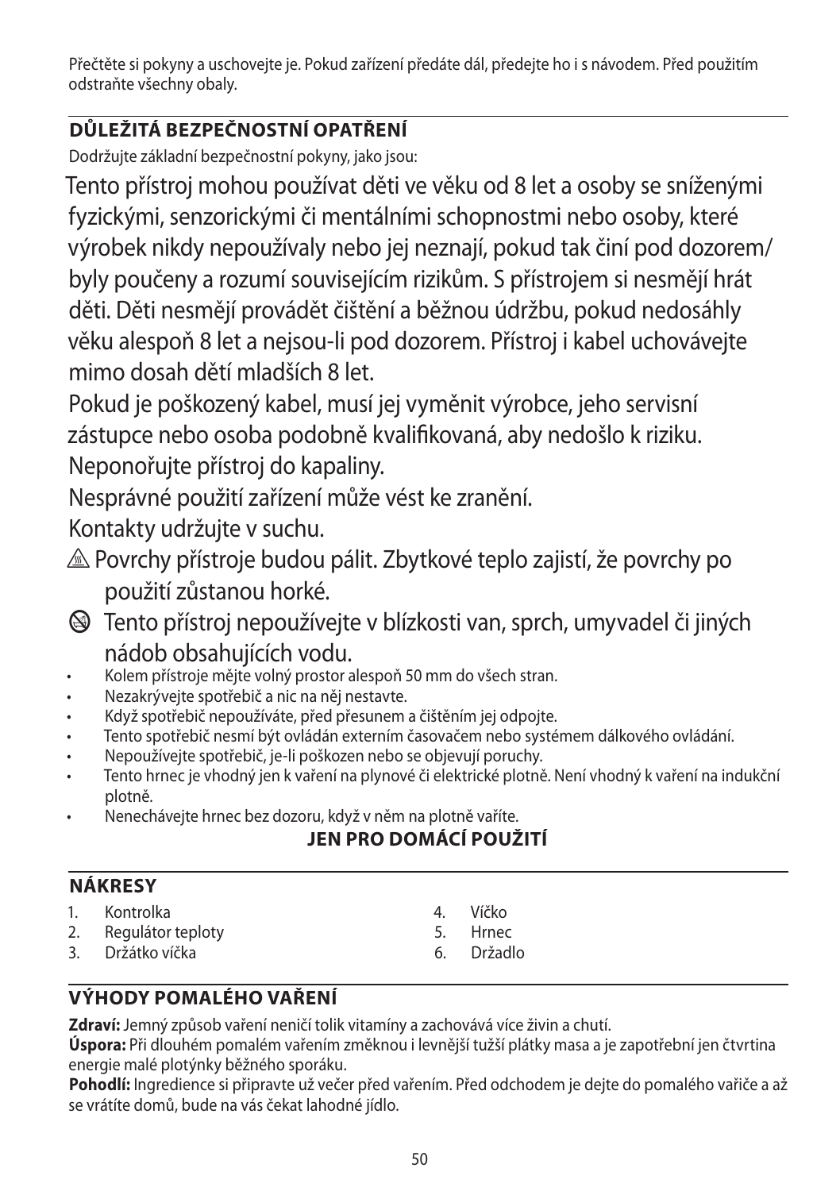Přečtěte si pokyny a uschovejte je. Pokud zařízení předáte dál, předejte ho i s návodem. Před použitím odstraňte všechny obaly.

## DŮLEŽITÁ BEZPEČNOSTNÍ OPATŘENÍ

Dodržujte základní bezpečnostní pokyny, jako jsou:

Tento přístroj mohou používat děti ve věku od 8 let a osoby se sníženými fyzickými, senzorickými či mentálními schopnostmi nebo osoby, které výrobek nikdy nepoužívaly nebo jej neznají, pokud tak činí pod dozorem/byly poučeny a rozumí souvisejícím rizikům. S přístrojem si nesmějí hrát děti. Děti nesmějí provádět čištění a běžnou údržbu, pokud nedosáhly věku alespoň 8 let a nejsou-li pod dozorem. Přístroj i kabel uchovávejte mimo dosah dětí mladších 8 let.

Pokud je poškozený kabel, musí jej vyměnit výrobce, jeho servisní zástupce nebo osoba podobně kvalifikovaná, aby nedošlo k riziku.

Neponořujte přístroj do kapaliny.

Nesprávné použití zařízení může vést ke zranění.

Kontakty udržujte v suchu.

⚠ Povrchy přístroje budou pálit. Zbytkové teplo zajistí, že povrchy po použití zůstanou horké.

🚫 Tento přístroj nepoužívejte v blízkosti van, sprch, umyvadel či jiných nádob obsahujících vodu.

- Kolem přístroje mějte volný prostor alespoň 50 mm do všech stran.
- Nezakrývejte spotřebič a nic na něj nestavte.
- Když spotřebič nepoužíváte, před přesunem a čištěním jej odpojte.
- Tento spotřebič nesmí být ovládán externím časovačem nebo systémem dálkového ovládání.
- Nepoužívejte spotřebič, je-li poškozen nebo se objevují poruchy.
- Tento hrnec je vhodný jen k vaření na plynové či elektrické plotně. Není vhodný k vaření na indukční plotně.
- Nenechávejte hrnec bez dozoru, když v něm na plotně vaříte.

**JEN PRO DOMÁCÍ POUŽITÍ**

## NÁKRESY

1. Kontrolka
2. Regulátor teploty
3. Držátko víčka
4. Víčko
5. Hrnec
6. Držadlo

## VÝHODY POMALÉHO VAŘENÍ

**Zdraví:** Jemný způsob vaření neničí tolik vitamíny a zachovává více živin a chutí.

**Úspora:** Při dlouhém pomalém vaření změknou i levnější tužší plátky masa a je zapotřební jen čtvrtina energie malé plotýnky běžného sporáku.

**Pohodlí:** Ingredience si připravte už večer před vařením. Před odchodem je dejte do pomalého vařiče a až se vrátíte domů, bude na vás čekat lahodné jídlo.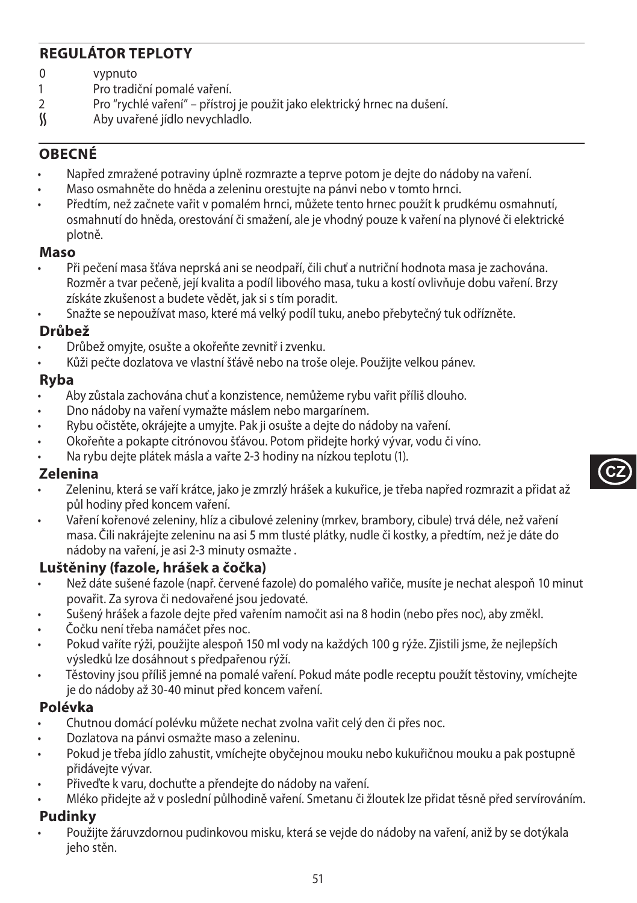## REGULÁTOR TEPLOTY

- 0 vypnuto
- 1 Pro tradiční pomalé vaření.
- 2 Pro "rychlé vaření" – přístroj je použit jako elektrický hrnec na dušení.
- ʃʃ Aby uvařené jídlo nevychladlo.

## OBECNÉ

- Napřed zmražené potraviny úplně rozmrazte a teprve potom je dejte do nádoby na vaření.
- Maso osmahněte do hněda a zeleninu orestujte na pánvi nebo v tomto hrnci.
- Předtím, než začnete vařit v pomalém hrnci, můžete tento hrnec použít k prudkému osmahnutí, osmahnutí do hněda, orestování či smažení, ale je vhodný pouze k vaření na plynové či elektrické plotně.

### Maso

- Při pečení masa šťáva neprská ani se neodpaří, čili chuť a nutriční hodnota masa je zachována. Rozměr a tvar pečeně, její kvalita a podíl libového masa, tuku a kostí ovlivňuje dobu vaření. Brzy získáte zkušenost a budete vědět, jak si s tím poradit.
- Snažte se nepoužívat maso, které má velký podíl tuku, anebo přebytečný tuk odřízněte.

### Drůbež

- Drůbež omyjte, osušte a okořeňte zevnitř i zvenku.
- Kůži pečte dozlatova ve vlastní šťávě nebo na troše oleje. Použijte velkou pánev.

### Ryba

- Aby zůstala zachována chuť a konzistence, nemůžeme rybu vařit příliš dlouho.
- Dno nádoby na vaření vymažte máslem nebo margarínem.
- Rybu očistěte, okrájejte a umyjte. Pak ji osušte a dejte do nádoby na vaření.
- Okořeňte a pokapte citrónovou šťávou. Potom přidejte horký vývar, vodu či víno.
- Na rybu dejte plátek másla a vařte 2-3 hodiny na nízkou teplotu (1).

### Zelenina

- Zeleninu, která se vaří krátce, jako je zmrzlý hrášek a kukuřice, je třeba napřed rozmrazit a přidat až půl hodiny před koncem vaření.
- Vaření kořenové zeleniny, hlíz a cibulové zeleniny (mrkev, brambory, cibule) trvá déle, než vaření masa. Čili nakrájejte zeleninu na asi 5 mm tlusté plátky, nudle či kostky, a předtím, než je dáte do nádoby na vaření, je asi 2-3 minuty osmažte .

### Luštěniny (fazole, hrášek a čočka)

- Než dáte sušené fazole (např. červené fazole) do pomalého vařiče, musíte je nechat alespoň 10 minut povařit. Za syrova či nedovařené jsou jedovaté.
- Sušený hrášek a fazole dejte před vařením namočit asi na 8 hodin (nebo přes noc), aby změkl.
- Čočku není třeba namáčet přes noc.
- Pokud vaříte rýži, použijte alespoň 150 ml vody na každých 100 g rýže. Zjistili jsme, že nejlepších výsledků lze dosáhnout s předpařenou rýží.
- Těstoviny jsou příliš jemné na pomalé vaření. Pokud máte podle receptu použít těstoviny, vmíchejte je do nádoby až 30-40 minut před koncem vaření.

### Polévka

- Chutnou domácí polévku můžete nechat zvolna vařit celý den či přes noc.
- Dozlatova na pánvi osmažte maso a zeleninu.
- Pokud je třeba jídlo zahustit, vmíchejte obyčejnou mouku nebo kukuřičnou mouku a pak postupně přidávejte vývar.
- Přiveďte k varu, dochuťte a přendejte do nádoby na vaření.
- Mléko přidejte až v poslední půlhodině vaření. Smetanu či žloutek lze přidat těsně před servírováním.

### Pudinky

- Použijte žáruvzdornou pudinkovou misku, která se vejde do nádoby na vaření, aniž by se dotýkala jeho stěn.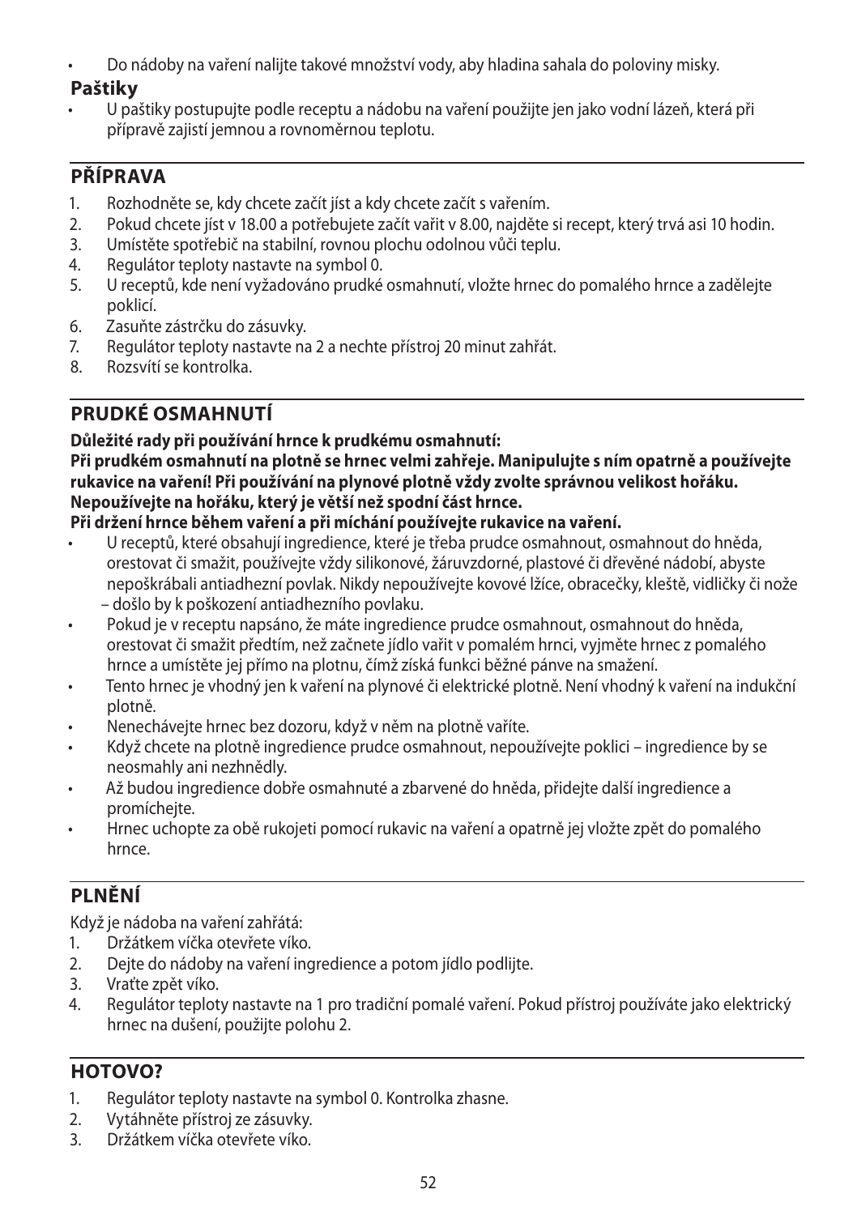- Do nádoby na vaření nalijte takové množství vody, aby hladina sahala do poloviny misky.

### Paštiky

- U paštiky postupujte podle receptu a nádobu na vaření použijte jen jako vodní lázeň, která při přípravě zajistí jemnou a rovnoměrnou teplotu.

## PŘÍPRAVA

1. Rozhodněte se, kdy chcete začít jíst a kdy chcete začít s vařením.
2. Pokud chcete jíst v 18.00 a potřebujete začít vařit v 8.00, najděte si recept, který trvá asi 10 hodin.
3. Umístěte spotřebič na stabilní, rovnou plochu odolnou vůči teplu.
4. Regulátor teploty nastavte na symbol 0.
5. U receptů, kde není vyžadováno prudké osmahnutí, vložte hrnec do pomalého hrnce a zadělejte poklicí.
6. Zasuňte zástrčku do zásuvky.
7. Regulátor teploty nastavte na 2 a nechte přístroj 20 minut zahřát.
8. Rozsvítí se kontrolka.

## PRUDKÉ OSMAHNUTÍ

**Důležité rady při používání hrnce k prudkému osmahnutí:**
**Při prudkém osmahnutí na plotně se hrnec velmi zahřeje. Manipulujte s ním opatrně a používejte rukavice na vaření! Při používání na plynové plotně vždy zvolte správnou velikost hořáku. Nepoužívejte na hořáku, který je větší než spodní část hrnce.**
**Při držení hrnce během vaření a při míchání používejte rukavice na vaření.**

- U receptů, které obsahují ingredience, které je třeba prudce osmahnout, osmahnout do hněda, orestovat či smažit, používejte vždy silikonové, žáruvzdorné, plastové či dřevěné nádobí, abyste nepoškrábali antiadhezní povlak. Nikdy nepoužívejte kovové lžíce, obracečky, kleště, vidličky či nože – došlo by k poškození antiadhezního povlaku.
- Pokud je v receptu napsáno, že máte ingredience prudce osmahnout, osmahnout do hněda, orestovat či smažit předtím, než začnete jídlo vařit v pomalém hrnci, vyjměte hrnec z pomalého hrnce a umístěte jej přímo na plotnu, čímž získá funkci běžné pánve na smažení.
- Tento hrnec je vhodný jen k vaření na plynové či elektrické plotně. Není vhodný k vaření na indukční plotně.
- Nenechávejte hrnec bez dozoru, když v něm na plotně vaříte.
- Když chcete na plotně ingredience prudce osmahnout, nepoužívejte poklici – ingredience by se neosmahly ani nezhnědly.
- Až budou ingredience dobře osmahnuté a zbarvené do hněda, přidejte další ingredience a promíchejte.
- Hrnec uchopte za obě rukojeti pomocí rukavic na vaření a opatrně jej vložte zpět do pomalého hrnce.

## PLNĚNÍ

Když je nádoba na vaření zahřátá:

1. Držátkem víčka otevřete víko.
2. Dejte do nádoby na vaření ingredience a potom jídlo podlijte.
3. Vraťte zpět víko.
4. Regulátor teploty nastavte na 1 pro tradiční pomalé vaření. Pokud přístroj používáte jako elektrický hrnec na dušení, použijte polohu 2.

## HOTOVO?

1. Regulátor teploty nastavte na symbol 0. Kontrolka zhasne.
2. Vytáhněte přístroj ze zásuvky.
3. Držátkem víčka otevřete víko.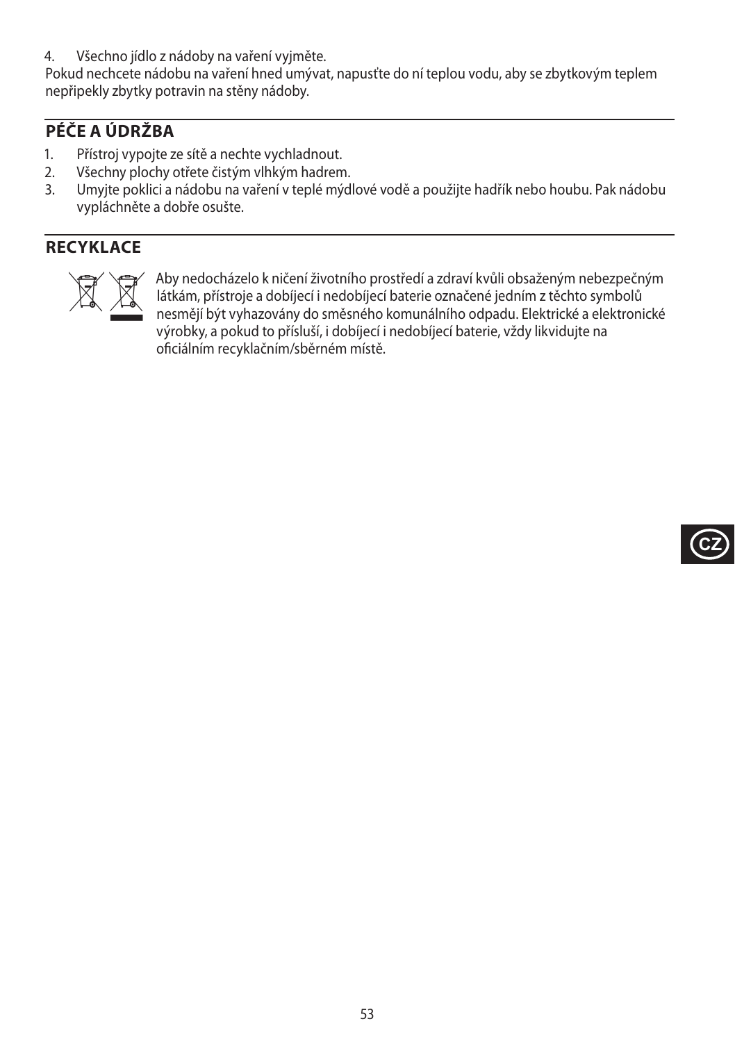4. Všechno jídlo z nádoby na vaření vyjměte.

Pokud nechcete nádobu na vaření hned umývat, napusťte do ní teplou vodu, aby se zbytkovým teplem nepřipekly zbytky potravin na stěny nádoby.

## PÉČE A ÚDRŽBA

1. Přístroj vypojte ze sítě a nechte vychladnout.
2. Všechny plochy otřete čistým vlhkým hadrem.
3. Umyjte poklici a nádobu na vaření v teplé mýdlové vodě a použijte hadřík nebo houbu. Pak nádobu vypláchněte a dobře osušte.

## RECYKLACE

Aby nedocházelo k ničení životního prostředí a zdraví kvůli obsaženým nebezpečným látkám, přístroje a dobíjecí i nedobíjecí baterie označené jedním z těchto symbolů nesmějí být vyhazovány do směsného komunálního odpadu. Elektrické a elektronické výrobky, a pokud to přísluší, i dobíjecí i nedobíjecí baterie, vždy likvidujte na oficiálním recyklačním/sběrném místě.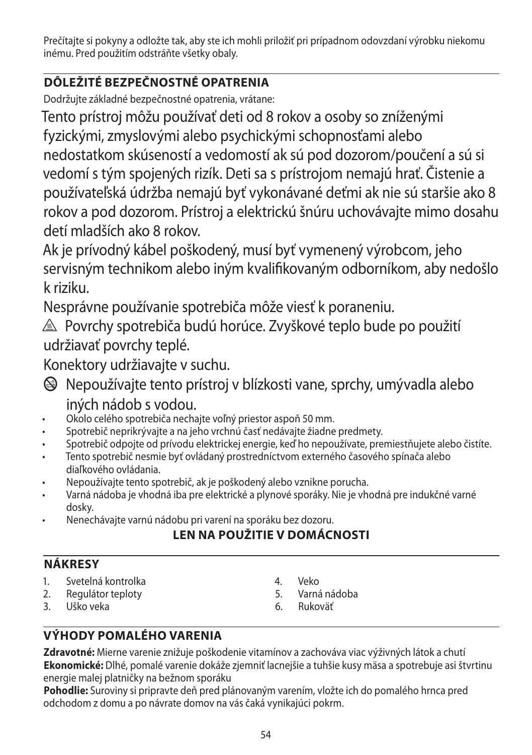Prečítajte si pokyny a odložte tak, aby ste ich mohli priložiť pri prípadnom odovzdaní výrobku niekomu inému. Pred použitím odstráňte všetky obaly.

## DÔLEŽITÉ BEZPEČNOSTNÉ OPATRENIA

Dodržujte základné bezpečnostné opatrenia, vrátane:

Tento prístroj môžu používať deti od 8 rokov a osoby so zníženými fyzickými, zmyslovými alebo psychickými schopnosťami alebo nedostatkom skúseností a vedomostí ak sú pod dozorom/poučení a sú si vedomí s tým spojených rizík. Deti sa s prístrojom nemajú hrať. Čistenie a používateľská údržba nemajú byť vykonávané deťmi ak nie sú staršie ako 8 rokov a pod dozorom. Prístroj a elektrickú šnúru uchovávajte mimo dosahu detí mladších ako 8 rokov.

Ak je prívodný kábel poškodený, musí byť vymenený výrobcom, jeho servisným technikom alebo iným kvalifikovaným odborníkom, aby nedošlo k riziku.

Nesprávne používanie spotrebiča môže viesť k poraneniu.

⚠ Povrchy spotrebiča budú horúce. Zvyškové teplo bude po použití udržiavať povrchy teplé.

Konektory udržiavajte v suchu.

⊗ Nepoužívajte tento prístroj v blízkosti vane, sprchy, umývadla alebo iných nádob s vodou.

- Okolo celého spotrebiča nechajte voľný priestor aspoň 50 mm.
- Spotrebič neprikrývajte a na jeho vrchnú časť nedávajte žiadne predmety.
- Spotrebič odpojte od prívodu elektrickej energie, keď ho nepoužívate, premiestňujete alebo čistíte.
- Tento spotrebič nesmie byť ovládaný prostredníctvom externého časového spínača alebo diaľkového ovládania.
- Nepoužívajte tento spotrebič, ak je poškodený alebo vznikne porucha.
- Varná nádoba je vhodná iba pre elektrické a plynové sporáky. Nie je vhodná pre indukčné varné dosky.
- Nenechávajte varnú nádobu pri varení na sporáku bez dozoru.

**LEN NA POUŽITIE V DOMÁCNOSTI**

## NÁKRESY

1. Svetelná kontrolka
2. Regulátor teploty
3. Uško veka
4. Veko
5. Varná nádoba
6. Rukoväť

## VÝHODY POMALÉHO VARENIA

**Zdravotné:** Mierne varenie znižuje poškodenie vitamínov a zachováva viac výživných látok a chutí
**Ekonomické:** Dlhé, pomalé varenie dokáže zjemniť lacnejšie a tuhšie kusy mäsa a spotrebuje asi štvrtinu energie malej platničky na bežnom sporáku
**Pohodlie:** Suroviny si pripravte deň pred plánovaným varením, vložte ich do pomalého hrnca pred odchodom z domu a po návrate domov na vás čaká vynikajúci pokrm.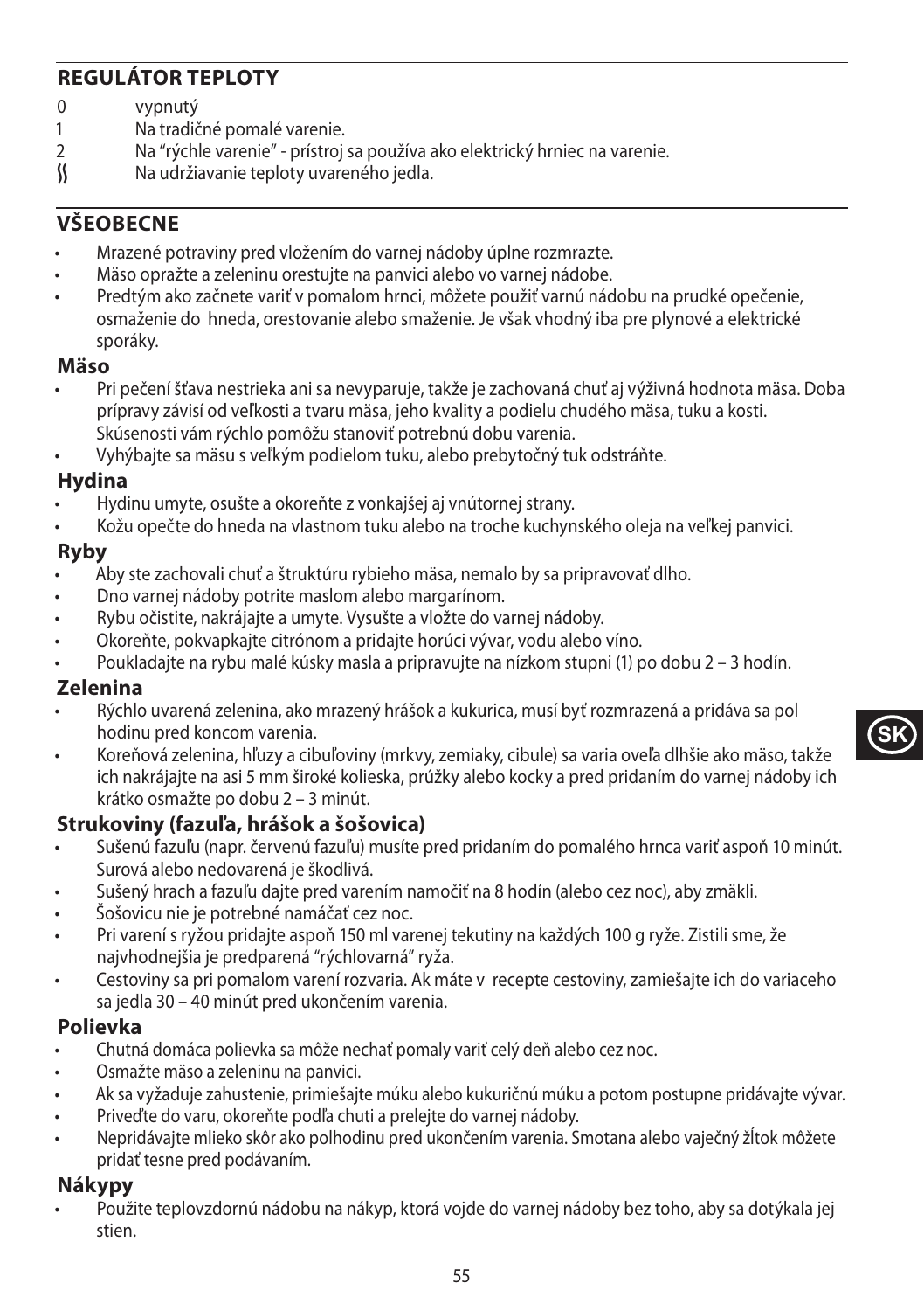## REGULÁTOR TEPLOTY

0 vypnutý
1 Na tradičné pomalé varenie.
2 Na "rýchle varenie" - prístroj sa používa ako elektrický hrniec na varenie.
ʃʃ Na udržiavanie teploty uvareného jedla.

## VŠEOBECNE

- Mrazené potraviny pred vložením do varnej nádoby úplne rozmrazte.
- Mäso opražte a zeleninu orestujte na panvici alebo vo varnej nádobe.
- Predtým ako začnete variť v pomalom hrnci, môžete použiť varnú nádobu na prudké opečenie, osmaženie do hneda, orestovanie alebo smaženie. Je však vhodný iba pre plynové a elektrické sporáky.

### Mäso

- Pri pečení šťava nestrieka ani sa nevyparuje, takže je zachovaná chuť aj výživná hodnota mäsa. Doba prípravy závisí od veľkosti a tvaru mäsa, jeho kvality a podielu chudého mäsa, tuku a kosti. Skúsenosti vám rýchlo pomôžu stanoviť potrebnú dobu varenia.
- Vyhýbajte sa mäsu s veľkým podielom tuku, alebo prebytočný tuk odstráňte.

### Hydina

- Hydinu umyte, osušte a okoreňte z vonkajšej aj vnútornej strany.
- Kožu opečte do hneda na vlastnom tuku alebo na troche kuchynského oleja na veľkej panvici.

### Ryby

- Aby ste zachovali chuť a štruktúru rybieho mäsa, nemalo by sa pripravovať dlho.
- Dno varnej nádoby potrite maslom alebo margarínom.
- Rybu očistite, nakrájajte a umyte. Vysušte a vložte do varnej nádoby.
- Okoreňte, pokvapkajte citrónom a pridajte horúci vývar, vodu alebo víno.
- Poukladajte na rybu malé kúsky masla a pripravujte na nízkom stupni (1) po dobu 2 – 3 hodín.

### Zelenina

- Rýchlo uvarená zelenina, ako mrazený hrášok a kukurica, musí byť rozmrazená a pridáva sa pol hodinu pred koncom varenia.
- Koreňová zelenina, hľuzy a cibuľoviny (mrkvy, zemiaky, cibule) sa varia oveľa dlhšie ako mäso, takže ich nakrájajte na asi 5 mm široké kolieska, prúžky alebo kocky a pred pridaním do varnej nádoby ich krátko osmažte po dobu 2 – 3 minút.

### Strukoviny (fazuľa, hrášok a šošovica)

- Sušenú fazuľu (napr. červenú fazuľu) musíte pred pridaním do pomalého hrnca variť aspoň 10 minút. Surová alebo nedovarená je škodlivá.
- Sušený hrach a fazuľu dajte pred varením namočiť na 8 hodín (alebo cez noc), aby zmäkli.
- Šošovicu nie je potrebné namáčať cez noc.
- Pri varení s ryžou pridajte aspoň 150 ml varenej tekutiny na každých 100 g ryže. Zistili sme, že najvhodnejšia je predparená "rýchlovarná" ryža.
- Cestoviny sa pri pomalom varení rozvaria. Ak máte v recepte cestoviny, zamiešajte ich do variaceho sa jedla 30 – 40 minút pred ukončením varenia.

### Polievka

- Chutná domáca polievka sa môže nechať pomaly variť celý deň alebo cez noc.
- Osmažte mäso a zeleninu na panvici.
- Ak sa vyžaduje zahustenie, primiešajte múku alebo kukuričnú múku a potom postupne pridávajte vývar.
- Priveďte do varu, okoreňte podľa chuti a prelejte do varnej nádoby.
- Nepridávajte mlieko skôr ako polhodinu pred ukončením varenia. Smotana alebo vaječný žĺtok môžete pridať tesne pred podávaním.

### Nákypy

- Použite teplovzdornú nádobu na nákyp, ktorá vojde do varnej nádoby bez toho, aby sa dotýkala jej stien.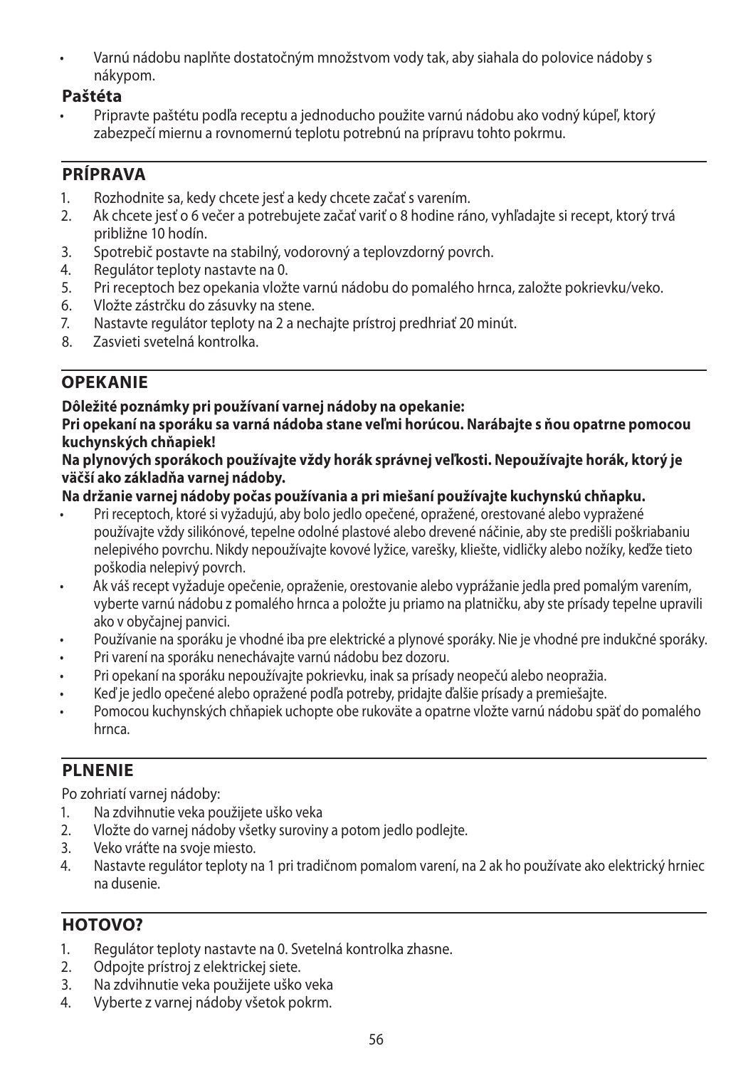- Varnú nádobu naplňte dostatočným množstvom vody tak, aby siahala do polovice nádoby s nákypom.

**Paštéta**

- Pripravte paštétu podľa receptu a jednoducho použite varnú nádobu ako vodný kúpeľ, ktorý zabezpečí miernu a rovnomernú teplotu potrebnú na prípravu tohto pokrmu.

## PRÍPRAVA

1. Rozhodnite sa, kedy chcete jesť a kedy chcete začať s varením.
2. Ak chcete jesť o 6 večer a potrebujete začať variť o 8 hodine ráno, vyhľadajte si recept, ktorý trvá približne 10 hodín.
3. Spotrebič postavte na stabilný, vodorovný a teplovzdorný povrch.
4. Regulátor teploty nastavte na 0.
5. Pri receptoch bez opekania vložte varnú nádobu do pomalého hrnca, založte pokrievku/veko.
6. Vložte zástrčku do zásuvky na stene.
7. Nastavte regulátor teploty na 2 a nechajte prístroj predhriať 20 minút.
8. Zasvieti svetelná kontrolka.

## OPEKANIE

**Dôležité poznámky pri používaní varnej nádoby na opekanie:**
**Pri opekaní na sporáku sa varná nádoba stane veľmi horúcou. Narábajte s ňou opatrne pomocou kuchynských chňapiek!**
**Na plynových sporákoch používajte vždy horák správnej veľkosti. Nepoužívajte horák, ktorý je väčší ako základňa varnej nádoby.**
**Na držanie varnej nádoby počas používania a pri miešaní používajte kuchynskú chňapku.**

- Pri receptoch, ktoré si vyžadujú, aby bolo jedlo opečené, opražené, orestované alebo vypražené používajte vždy silikónové, tepelne odolné plastové alebo drevené náčinie, aby ste predišli poškriabaniu nelepivého povrchu. Nikdy nepoužívajte kovové lyžice, varešky, kliešte, vidličky alebo nožíky, keďže tieto poškodia nelepivý povrch.
- Ak váš recept vyžaduje opečenie, opraženie, orestovanie alebo vyprážanie jedla pred pomalým varením, vyberte varnú nádobu z pomalého hrnca a položte ju priamo na platničku, aby ste prísady tepelne upravili ako v obyčajnej panvici.
- Používanie na sporáku je vhodné iba pre elektrické a plynové sporáky. Nie je vhodné pre indukčné sporáky.
- Pri varení na sporáku nenechávajte varnú nádobu bez dozoru.
- Pri opekaní na sporáku nepoužívajte pokrievku, inak sa prísady neopečú alebo neopražia.
- Keď je jedlo opečené alebo opražené podľa potreby, pridajte ďalšie prísady a premiešajte.
- Pomocou kuchynských chňapiek uchopte obe rukoväte a opatrne vložte varnú nádobu späť do pomalého hrnca.

## PLNENIE

Po zohriatí varnej nádoby:

1. Na zdvihnutie veka použijete uško veka
2. Vložte do varnej nádoby všetky suroviny a potom jedlo podlejte.
3. Veko vráťte na svoje miesto.
4. Nastavte regulátor teploty na 1 pri tradičnom pomalom varení, na 2 ak ho používate ako elektrický hrniec na dusenie.

## HOTOVO?

1. Regulátor teploty nastavte na 0. Svetelná kontrolka zhasne.
2. Odpojte prístroj z elektrickej siete.
3. Na zdvihnutie veka použijete uško veka
4. Vyberte z varnej nádoby všetok pokrm.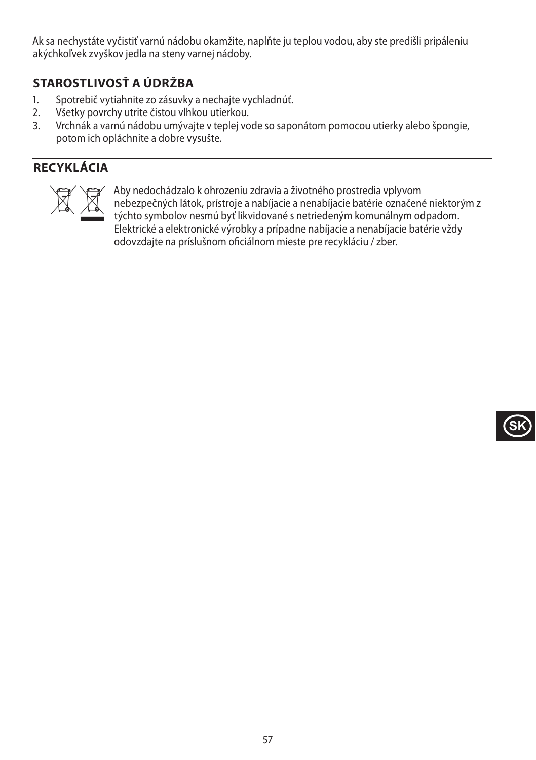Ak sa nechystáte vyčistiť varnú nádobu okamžite, naplňte ju teplou vodou, aby ste predišli pripáleniu akýchkoľvek zvyškov jedla na steny varnej nádoby.

## STAROSTLIVOSŤ A ÚDRŽBA

1. Spotrebič vytiahnite zo zásuvky a nechajte vychladnúť.
2. Všetky povrchy utrite čistou vlhkou utierkou.
3. Vrchnák a varnú nádobu umývajte v teplej vode so saponátom pomocou utierky alebo špongie, potom ich opláchnite a dobre vysušte.

## RECYKLÁCIA

Aby nedochádzalo k ohrozeniu zdravia a životného prostredia vplyvom nebezpečných látok, prístroje a nabíjacie a nenabíjacie batérie označené niektorým z týchto symbolov nesmú byť likvidované s netriedeným komunálnym odpadom. Elektrické a elektronické výrobky a prípadne nabíjacie a nenabíjacie batérie vždy odovzdajte na príslušnom oficiálnom mieste pre recykláciu / zber.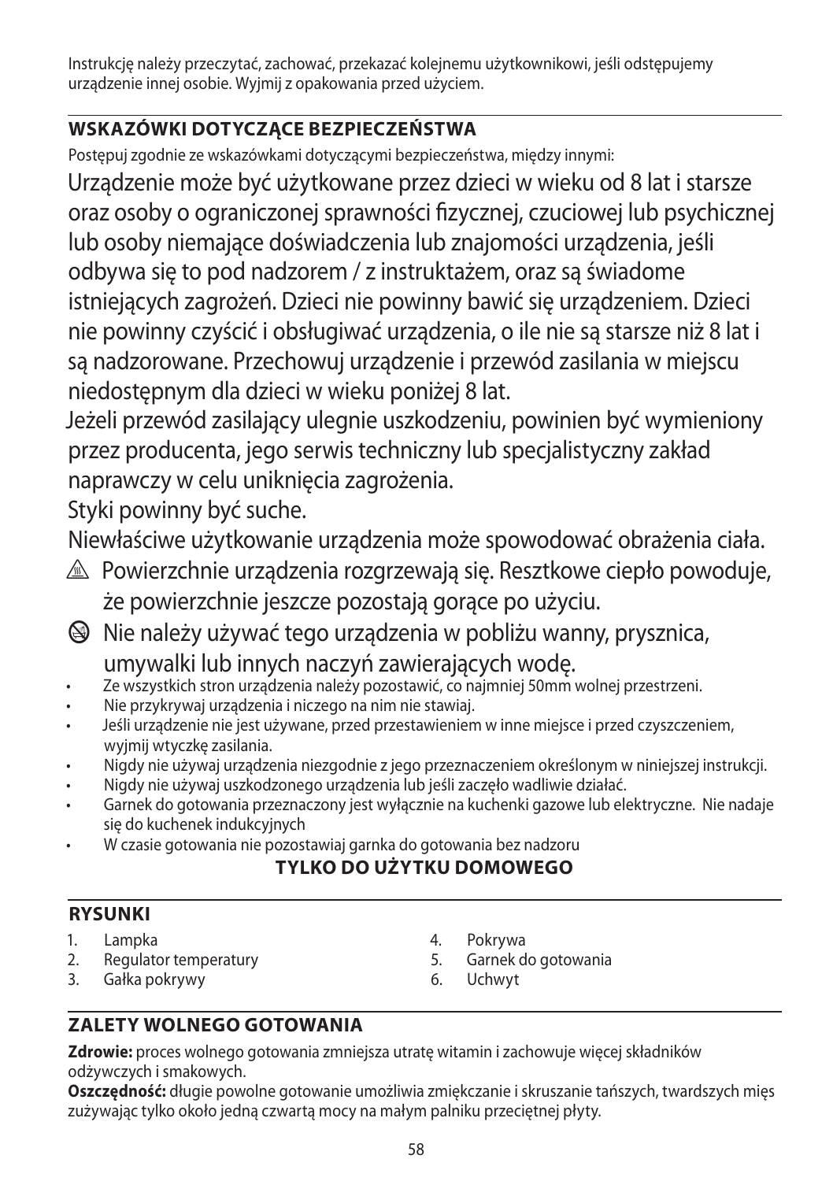Instrukcję należy przeczytać, zachować, przekazać kolejnemu użytkownikowi, jeśli odstępujemy urządzenie innej osobie. Wyjmij z opakowania przed użyciem.

## WSKAZÓWKI DOTYCZĄCE BEZPIECZEŃSTWA

Postępuj zgodnie ze wskazówkami dotyczącymi bezpieczeństwa, między innymi:

Urządzenie może być użytkowane przez dzieci w wieku od 8 lat i starsze oraz osoby o ograniczonej sprawności fizycznej, czuciowej lub psychicznej lub osoby niemające doświadczenia lub znajomości urządzenia, jeśli odbywa się to pod nadzorem / z instruktażem, oraz są świadome istniejących zagrożeń. Dzieci nie powinny bawić się urządzeniem. Dzieci nie powinny czyścić i obsługiwać urządzenia, o ile nie są starsze niż 8 lat i są nadzorowane. Przechowuj urządzenie i przewód zasilania w miejscu niedostępnym dla dzieci w wieku poniżej 8 lat.

Jeżeli przewód zasilający ulegnie uszkodzeniu, powinien być wymieniony przez producenta, jego serwis techniczny lub specjalistyczny zakład naprawczy w celu uniknięcia zagrożenia.

Styki powinny być suche.

Niewłaściwe użytkowanie urządzenia może spowodować obrażenia ciała.

⚠ Powierzchnie urządzenia rozgrzewają się. Resztkowe ciepło powoduje, że powierzchnie jeszcze pozostają gorące po użyciu.

⊘ Nie należy używać tego urządzenia w pobliżu wanny, prysznica, umywalki lub innych naczyń zawierających wodę.

- Ze wszystkich stron urządzenia należy pozostawić, co najmniej 50mm wolnej przestrzeni.
- Nie przykrywaj urządzenia i niczego na nim nie stawiaj.
- Jeśli urządzenie nie jest używane, przed przestawieniem w inne miejsce i przed czyszczeniem, wyjmij wtyczkę zasilania.
- Nigdy nie używaj urządzenia niezgodnie z jego przeznaczeniem określonym w niniejszej instrukcji.
- Nigdy nie używaj uszkodzonego urządzenia lub jeśli zaczęło wadliwie działać.
- Garnek do gotowania przeznaczony jest wyłącznie na kuchenki gazowe lub elektryczne. Nie nadaje się do kuchenek indukcyjnych
- W czasie gotowania nie pozostawiaj garnka do gotowania bez nadzoru

**TYLKO DO UŻYTKU DOMOWEGO**

## RYSUNKI

1. Lampka
2. Regulator temperatury
3. Gałka pokrywy
4. Pokrywa
5. Garnek do gotowania
6. Uchwyt

## ZALETY WOLNEGO GOTOWANIA

**Zdrowie:** proces wolnego gotowania zmniejsza utratę witamin i zachowuje więcej składników odżywczych i smakowych.

**Oszczędność:** długie powolne gotowanie umożliwia zmiękczanie i skruszanie tańszych, twardszych mięs zużywając tylko około jedną czwartą mocy na małym palniku przeciętnej płyty.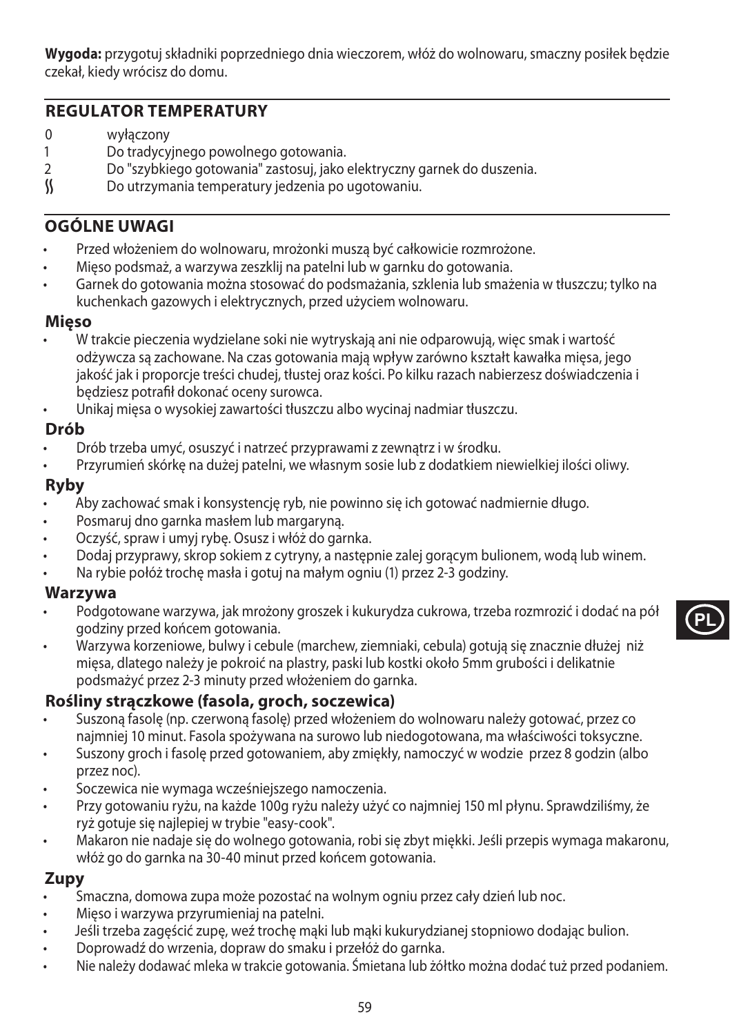**Wygoda:** przygotuj składniki poprzedniego dnia wieczorem, włóż do wolnowaru, smaczny posiłek będzie czekał, kiedy wrócisz do domu.

## REGULATOR TEMPERATURY

- 0 wyłączony
- 1 Do tradycyjnego powolnego gotowania.
- 2 Do "szybkiego gotowania" zastosuj, jako elektryczny garnek do duszenia.
- ≀≀ Do utrzymania temperatury jedzenia po ugotowaniu.

## OGÓLNE UWAGI

- Przed włożeniem do wolnowaru, mrożonki muszą być całkowicie rozmrożone.
- Mięso podsmaż, a warzywa zeszklij na patelni lub w garnku do gotowania.
- Garnek do gotowania można stosować do podsmażania, szklenia lub smażenia w tłuszczu; tylko na kuchenkach gazowych i elektrycznych, przed użyciem wolnowaru.

### Mięso

- W trakcie pieczenia wydzielane soki nie wytryskają ani nie odparowują, więc smak i wartość odżywcza są zachowane. Na czas gotowania mają wpływ zarówno kształt kawałka mięsa, jego jakość jak i proporcje treści chudej, tłustej oraz kości. Po kilku razach nabierzesz doświadczenia i będziesz potrafił dokonać oceny surowca.
- Unikaj mięsa o wysokiej zawartości tłuszczu albo wycinaj nadmiar tłuszczu.

### Drób

- Drób trzeba umyć, osuszyć i natrzeć przyprawami z zewnątrz i w środku.
- Przyrumień skórkę na dużej patelni, we własnym sosie lub z dodatkiem niewielkiej ilości oliwy.

### Ryby

- Aby zachować smak i konsystencję ryb, nie powinno się ich gotować nadmiernie długo.
- Posmaruj dno garnka masłem lub margaryną.
- Oczyść, spraw i umyj rybę. Osusz i włóż do garnka.
- Dodaj przyprawy, skrop sokiem z cytryny, a następnie zalej gorącym bulionem, wodą lub winem.
- Na rybie połóż trochę masła i gotuj na małym ogniu (1) przez 2-3 godziny.

### Warzywa

- Podgotowane warzywa, jak mrożony groszek i kukurydza cukrowa, trzeba rozmrozić i dodać na pół godziny przed końcem gotowania.
- Warzywa korzeniowe, bulwy i cebule (marchew, ziemniaki, cebula) gotują się znacznie dłużej niż mięsa, dlatego należy je pokroić na plastry, paski lub kostki około 5mm grubości i delikatnie podsmażyć przez 2-3 minuty przed włożeniem do garnka.

### Rośliny strączkowe (fasola, groch, soczewica)

- Suszoną fasolę (np. czerwoną fasolę) przed włożeniem do wolnowaru należy gotować, przez co najmniej 10 minut. Fasola spożywana na surowo lub niedogotowana, ma właściwości toksyczne.
- Suszony groch i fasolę przed gotowaniem, aby zmiękły, namoczyć w wodzie przez 8 godzin (albo przez noc).
- Soczewica nie wymaga wcześniejszego namoczenia.
- Przy gotowaniu ryżu, na każde 100g ryżu należy użyć co najmniej 150 ml płynu. Sprawdziliśmy, że ryż gotuje się najlepiej w trybie "easy-cook".
- Makaron nie nadaje się do wolnego gotowania, robi się zbyt miękki. Jeśli przepis wymaga makaronu, włóż go do garnka na 30-40 minut przed końcem gotowania.

### Zupy

- Smaczna, domowa zupa może pozostać na wolnym ogniu przez cały dzień lub noc.
- Mięso i warzywa przyrumieniaj na patelni.
- Jeśli trzeba zagęścić zupę, weź trochę mąki lub mąki kukurydzianej stopniowo dodając bulion.
- Doprowadź do wrzenia, dopraw do smaku i przełóż do garnka.
- Nie należy dodawać mleka w trakcie gotowania. Śmietana lub żółtko można dodać tuż przed podaniem.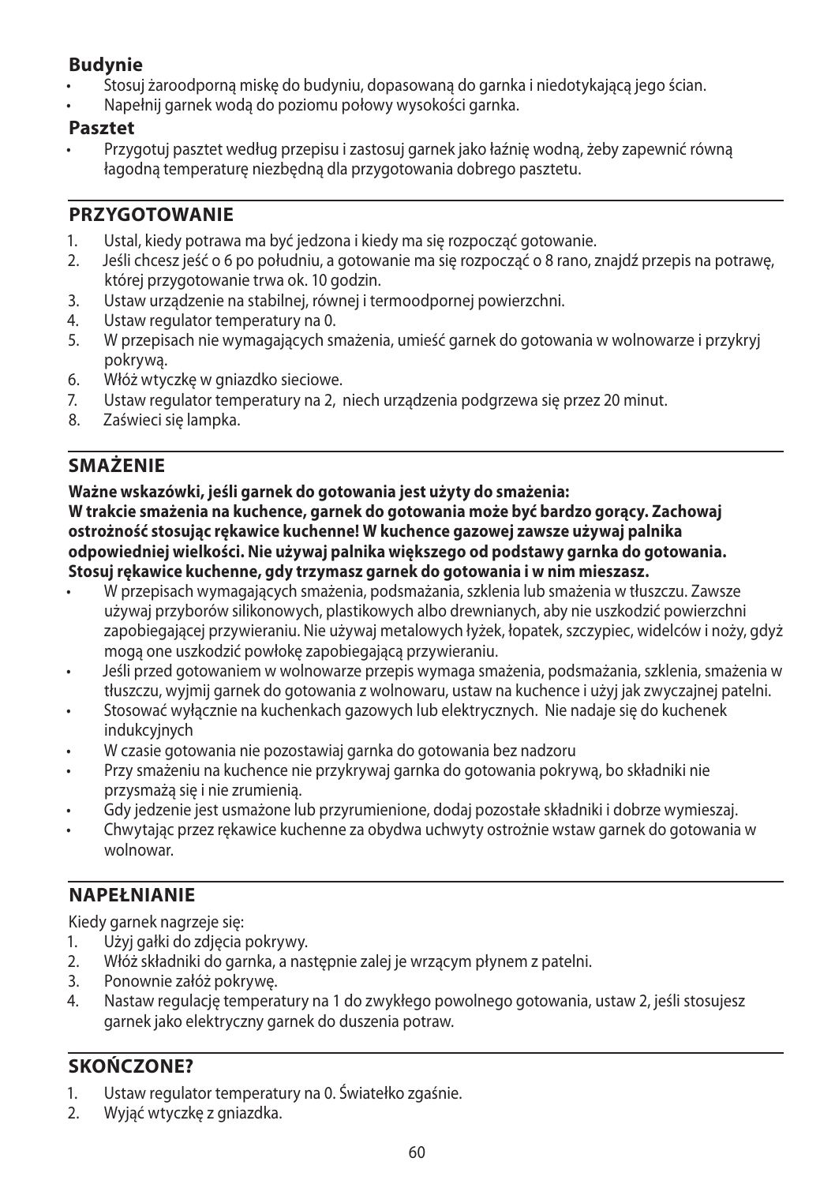### Budynie

- Stosuj żaroodporną miskę do budyniu, dopasowaną do garnka i niedotykającą jego ścian.
- Napełnij garnek wodą do poziomu połowy wysokości garnka.

### Pasztet

- Przygotuj pasztet według przepisu i zastosuj garnek jako łaźnię wodną, żeby zapewnić równą łagodną temperaturę niezbędną dla przygotowania dobrego pasztetu.

## PRZYGOTOWANIE

1. Ustal, kiedy potrawa ma być jedzona i kiedy ma się rozpocząć gotowanie.
2. Jeśli chcesz jeść o 6 po południu, a gotowanie ma się rozpocząć o 8 rano, znajdź przepis na potrawę, której przygotowanie trwa ok. 10 godzin.
3. Ustaw urządzenie na stabilnej, równej i termoodpornej powierzchni.
4. Ustaw regulator temperatury na 0.
5. W przepisach nie wymagających smażenia, umieść garnek do gotowania w wolnowarze i przykryj pokrywą.
6. Włóż wtyczkę w gniazdko sieciowe.
7. Ustaw regulator temperatury na 2, niech urządzenia podgrzewa się przez 20 minut.
8. Zaświeci się lampka.

## SMAŻENIE

**Ważne wskazówki, jeśli garnek do gotowania jest użyty do smażenia:**
**W trakcie smażenia na kuchence, garnek do gotowania może być bardzo gorący. Zachowaj ostrożność stosując rękawice kuchenne! W kuchence gazowej zawsze używaj palnika odpowiedniej wielkości. Nie używaj palnika większego od podstawy garnka do gotowania. Stosuj rękawice kuchenne, gdy trzymasz garnek do gotowania i w nim mieszasz.**

- W przepisach wymagających smażenia, podsmażania, szklenia lub smażenia w tłuszczu. Zawsze używaj przyborów silikonowych, plastikowych albo drewnianych, aby nie uszkodzić powierzchni zapobiegającej przywieraniu. Nie używaj metalowych łyżek, łopatek, szczypiec, widelców i noży, gdyż mogą one uszkodzić powłokę zapobiegającą przywieraniu.
- Jeśli przed gotowaniem w wolnowarze przepis wymaga smażenia, podsmażania, szklenia, smażenia w tłuszczu, wyjmij garnek do gotowania z wolnowaru, ustaw na kuchence i użyj jak zwyczajnej patelni.
- Stosować wyłącznie na kuchenkach gazowych lub elektrycznych. Nie nadaje się do kuchenek indukcyjnych
- W czasie gotowania nie pozostawiaj garnka do gotowania bez nadzoru
- Przy smażeniu na kuchence nie przykrywaj garnka do gotowania pokrywą, bo składniki nie przysmażą się i nie zrumienią.
- Gdy jedzenie jest usmażone lub przyrumienione, dodaj pozostałe składniki i dobrze wymieszaj.
- Chwytając przez rękawice kuchenne za obydwa uchwyty ostrożnie wstaw garnek do gotowania w wolnowar.

## NAPEŁNIANIE

Kiedy garnek nagrzeje się:

1. Użyj gałki do zdjęcia pokrywy.
2. Włóż składniki do garnka, a następnie zalej je wrzącym płynem z patelni.
3. Ponownie załóż pokrywę.
4. Nastaw regulację temperatury na 1 do zwykłego powolnego gotowania, ustaw 2, jeśli stosujesz garnek jako elektryczny garnek do duszenia potraw.

## SKOŃCZONE?

1. Ustaw regulator temperatury na 0. Światełko zgaśnie.
2. Wyjąć wtyczkę z gniazdka.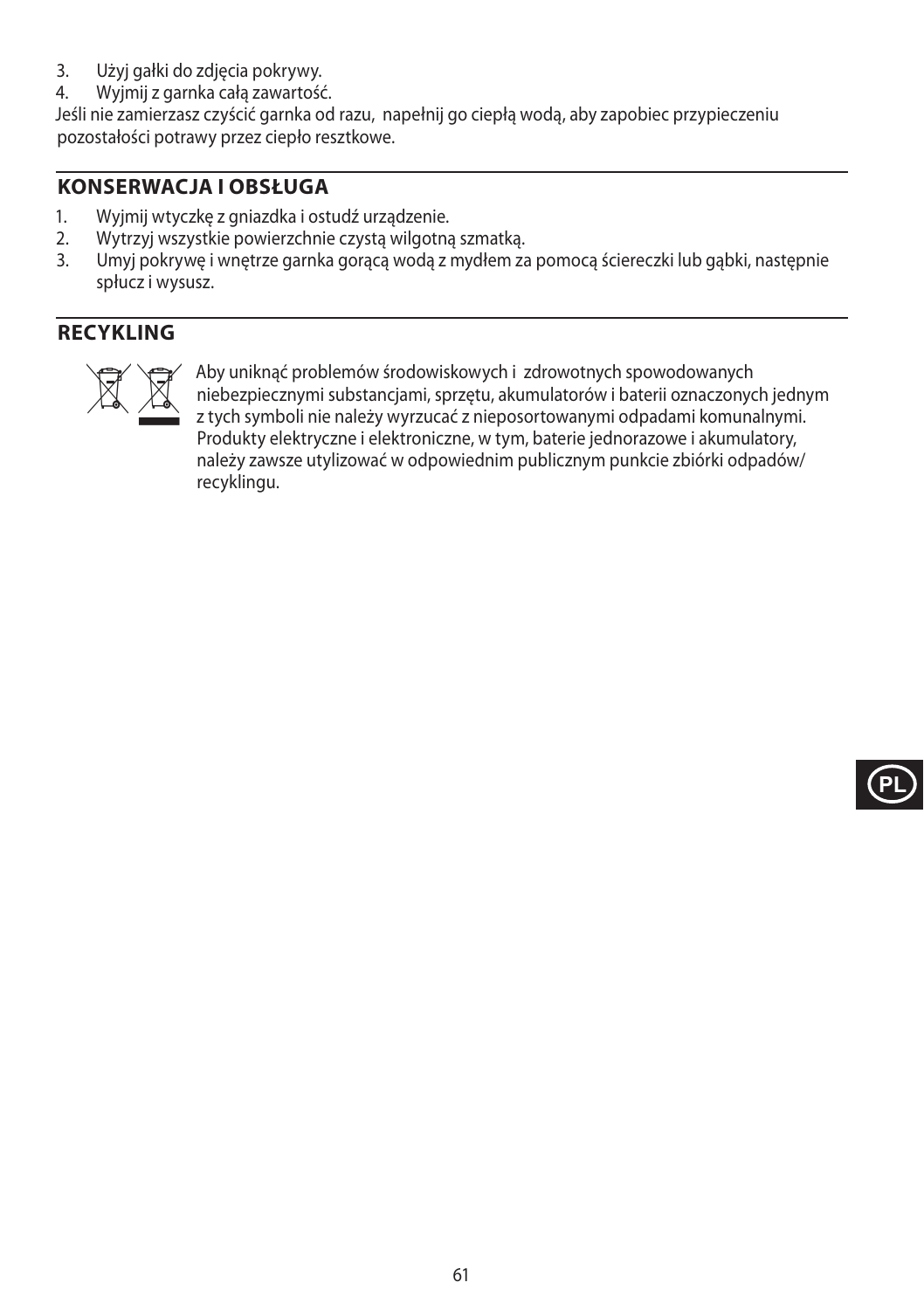3. Użyj gałki do zdjęcia pokrywy.
4. Wyjmij z garnka całą zawartość.

Jeśli nie zamierzasz czyścić garnka od razu, napełnij go ciepłą wodą, aby zapobiec przypieczeniu pozostałości potrawy przez ciepło resztkowe.

## KONSERWACJA I OBSŁUGA

1. Wyjmij wtyczkę z gniazdka i ostudź urządzenie.
2. Wytrzyj wszystkie powierzchnie czystą wilgotną szmatką.
3. Umyj pokrywę i wnętrze garnka gorącą wodą z mydłem za pomocą ściereczki lub gąbki, następnie spłucz i wysusz.

## RECYKLING

Aby uniknąć problemów środowiskowych i zdrowotnych spowodowanych niebezpiecznymi substancjami, sprzętu, akumulatorów i baterii oznaczonych jednym z tych symboli nie należy wyrzucać z nieposortowanymi odpadami komunalnymi. Produkty elektryczne i elektroniczne, w tym, baterie jednorazowe i akumulatory, należy zawsze utylizować w odpowiednim publicznym punkcie zbiórki odpadów/recyklingu.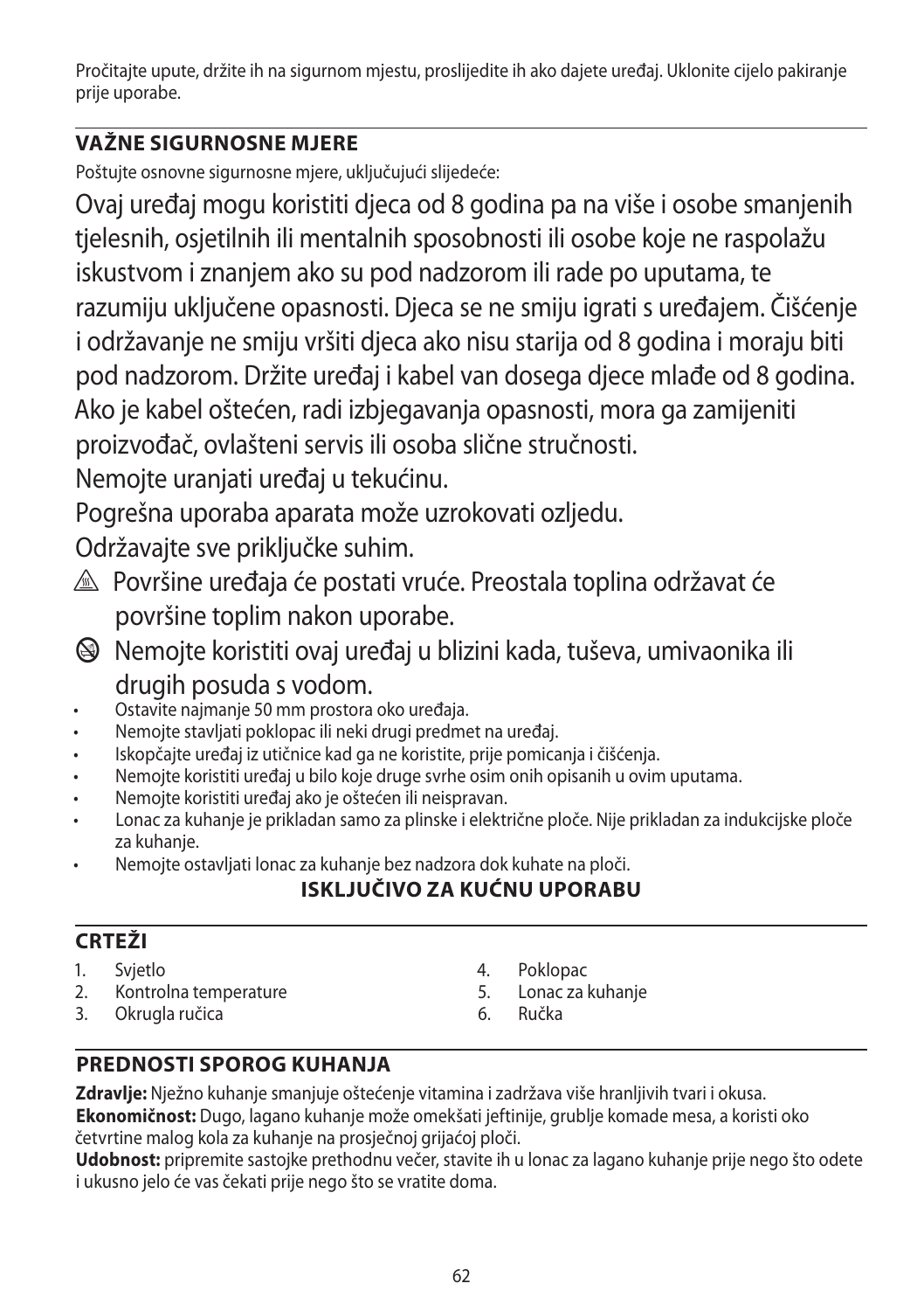Pročitajte upute, držite ih na sigurnom mjestu, proslijedite ih ako dajete uređaj. Uklonite cijelo pakiranje prije uporabe.

## VAŽNE SIGURNOSNE MJERE

Poštujte osnovne sigurnosne mjere, uključujući slijedeće:

Ovaj uređaj mogu koristiti djeca od 8 godina pa na više i osobe smanjenih tjelesnih, osjetilnih ili mentalnih sposobnosti ili osobe koje ne raspolažu iskustvom i znanjem ako su pod nadzorom ili rade po uputama, te razumiju uključene opasnosti. Djeca se ne smiju igrati s uređajem. Čišćenje i održavanje ne smiju vršiti djeca ako nisu starija od 8 godina i moraju biti pod nadzorom. Držite uređaj i kabel van dosega djece mlađe od 8 godina.

Ako je kabel oštećen, radi izbjegavanja opasnosti, mora ga zamijeniti proizvođač, ovlašteni servis ili osoba slične stručnosti.

Nemojte uranjati uređaj u tekućinu.

Pogrešna uporaba aparata može uzrokovati ozljedu.

Održavajte sve priključke suhim.

⚠ Površine uređaja će postati vruće. Preostala toplina održavat će površine toplim nakon uporabe.

⊘ Nemojte koristiti ovaj uređaj u blizini kada, tuševa, umivaonika ili drugih posuda s vodom.

- Ostavite najmanje 50 mm prostora oko uređaja.
- Nemojte stavljati poklopac ili neki drugi predmet na uređaj.
- Iskopčajte uređaj iz utičnice kad ga ne koristite, prije pomicanja i čišćenja.
- Nemojte koristiti uređaj u bilo koje druge svrhe osim onih opisanih u ovim uputama.
- Nemojte koristiti uređaj ako je oštećen ili neispravan.
- Lonac za kuhanje je prikladan samo za plinske i električne ploče. Nije prikladan za indukcijske ploče za kuhanje.
- Nemojte ostavljati lonac za kuhanje bez nadzora dok kuhate na ploči.

**ISKLJUČIVO ZA KUĆNU UPORABU**

## CRTEŽI

1. Svjetlo
2. Kontrolna temperature
3. Okrugla ručica
4. Poklopac
5. Lonac za kuhanje
6. Ručka

## PREDNOSTI SPOROG KUHANJA

**Zdravlje:** Nježno kuhanje smanjuje oštećenje vitamina i zadržava više hranljivih tvari i okusa.
**Ekonomičnost:** Dugo, lagano kuhanje može omekšati jeftinije, grublje komade mesa, a koristi oko četvrtine malog kola za kuhanje na prosječnoj grijaćoj ploči.
**Udobnost:** pripremite sastojke prethodnu večer, stavite ih u lonac za lagano kuhanje prije nego što odete i ukusno jelo će vas čekati prije nego što se vratite doma.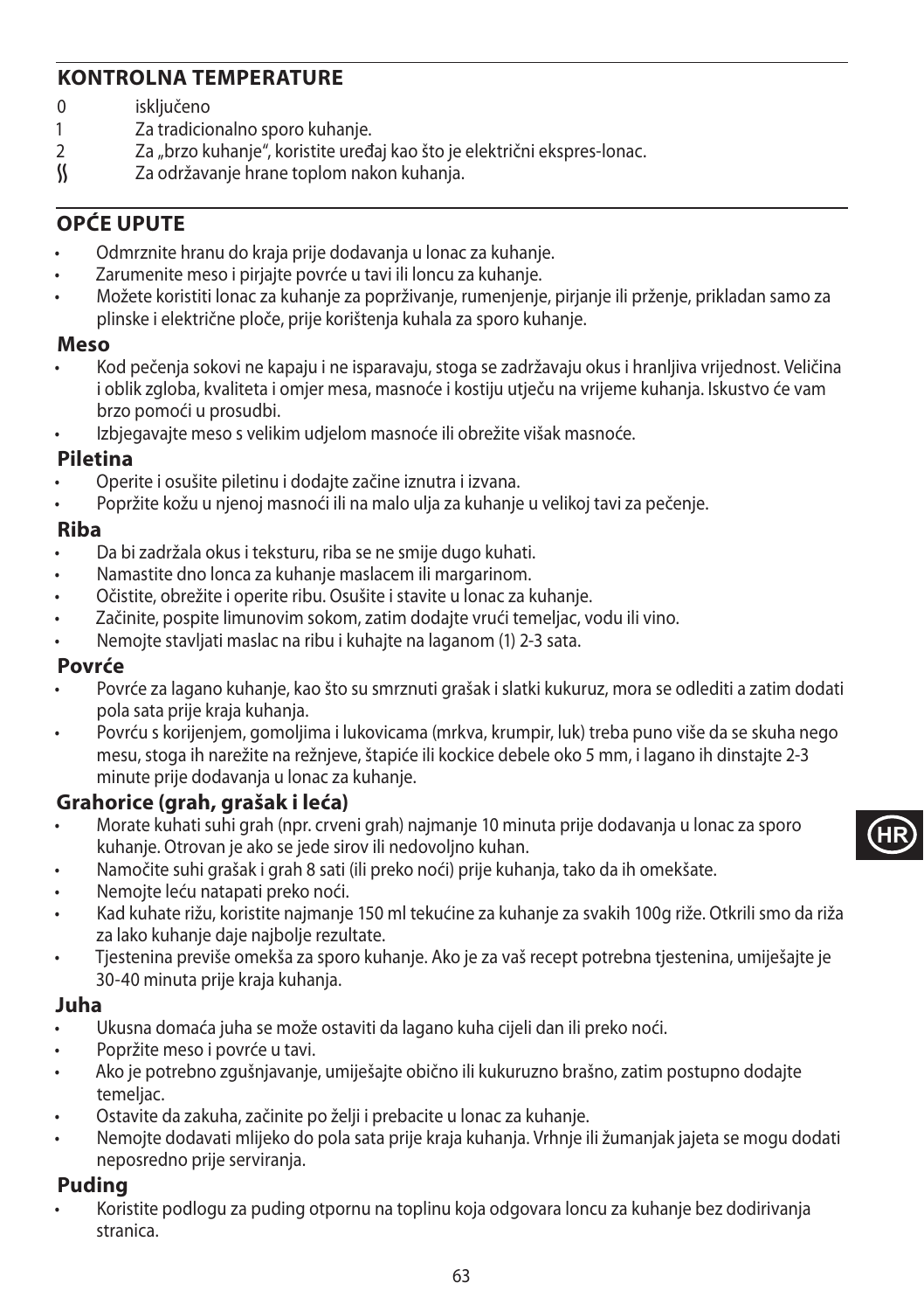## KONTROLNA TEMPERATURE

- 0 isključeno
- 1 Za tradicionalno sporo kuhanje.
- 2 Za „brzo kuhanje", koristite uređaj kao što je električni ekspres-lonac.
- ⸾ Za održavanje hrane toplom nakon kuhanja.

## OPĆE UPUTE

- Odmrznite hranu do kraja prije dodavanja u lonac za kuhanje.
- Zarumenite meso i pirjajte povrće u tavi ili loncu za kuhanje.
- Možete koristiti lonac za kuhanje za poprživanje, rumenjenje, pirjanje ili prženje, prikladan samo za plinske i električne ploče, prije korištenja kuhala za sporo kuhanje.

### Meso

- Kod pečenja sokovi ne kapaju i ne isparavaju, stoga se zadržavaju okus i hranljiva vrijednost. Veličina i oblik zgloba, kvaliteta i omjer mesa, masnoće i kostiju utječu na vrijeme kuhanja. Iskustvo će vam brzo pomoći u prosudbi.
- Izbjegavajte meso s velikim udjelom masnoće ili obrežite višak masnoće.

### Piletina

- Operite i osušite piletinu i dodajte začine iznutra i izvana.
- Popržite kožu u njenoj masnoći ili na malo ulja za kuhanje u velikoj tavi za pečenje.

### Riba

- Da bi zadržala okus i teksturu, riba se ne smije dugo kuhati.
- Namastite dno lonca za kuhanje maslacem ili margarinom.
- Očistite, obrežite i operite ribu. Osušite i stavite u lonac za kuhanje.
- Začinite, pospite limunovim sokom, zatim dodajte vrući temeljac, vodu ili vino.
- Nemojte stavljati maslac na ribu i kuhajte na laganom (1) 2-3 sata.

### Povrće

- Povrće za lagano kuhanje, kao što su smrznuti grašak i slatki kukuruz, mora se odlediti a zatim dodati pola sata prije kraja kuhanja.
- Povrću s korijenjem, gomoljima i lukovicama (mrkva, krumpir, luk) treba puno više da se skuha nego mesu, stoga ih narežite na režnjeve, štapiće ili kockice debele oko 5 mm, i lagano ih dinstajte 2-3 minute prije dodavanja u lonac za kuhanje.

### Grahorice (grah, grašak i leća)

- Morate kuhati suhi grah (npr. crveni grah) najmanje 10 minuta prije dodavanja u lonac za sporo kuhanje. Otrovan je ako se jede sirov ili nedovoljno kuhan.
- Namočite suhi grašak i grah 8 sati (ili preko noći) prije kuhanja, tako da ih omekšate.
- Nemojte leću natapati preko noći.
- Kad kuhate rižu, koristite najmanje 150 ml tekućine za kuhanje za svakih 100g riže. Otkrili smo da riža za lako kuhanje daje najbolje rezultate.
- Tjestenina previše omekša za sporo kuhanje. Ako je za vaš recept potrebna tjestenina, umiješajte je 30-40 minuta prije kraja kuhanja.

### Juha

- Ukusna domaća juha se može ostaviti da lagano kuha cijeli dan ili preko noći.
- Popržite meso i povrće u tavi.
- Ako je potrebno zgušnjavanje, umiješajte obično ili kukuruzno brašno, zatim postupno dodajte temeljac.
- Ostavite da zakuha, začinite po želji i prebacite u lonac za kuhanje.
- Nemojte dodavati mlijeko do pola sata prije kraja kuhanja. Vrhnje ili žumanjak jajeta se mogu dodati neposredno prije serviranja.

### Puding

- Koristite podlogu za puding otpornu na toplinu koja odgovara loncu za kuhanje bez dodirivanja stranica.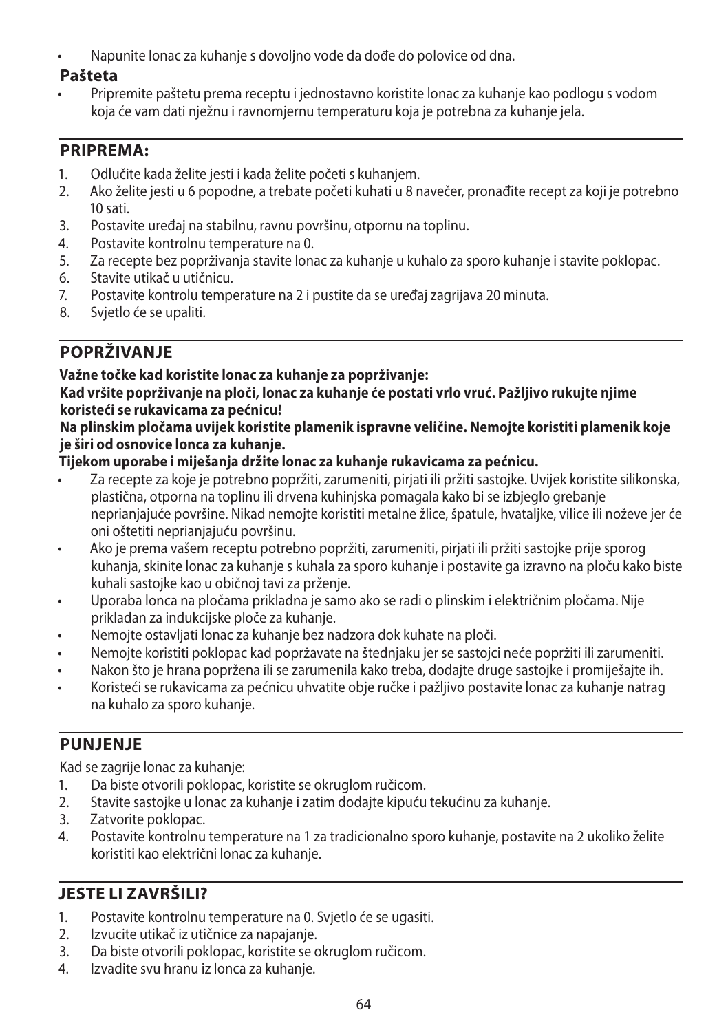- Napunite lonac za kuhanje s dovoljno vode da dođe do polovice od dna.

**Pašteta**

- Pripremite paštetu prema receptu i jednostavno koristite lonac za kuhanje kao podlogu s vodom koja će vam dati nježnu i ravnomjernu temperaturu koja je potrebna za kuhanje jela.

## PRIPREMA:

1. Odlučite kada želite jesti i kada želite početi s kuhanjem.
2. Ako želite jesti u 6 popodne, a trebate početi kuhati u 8 navečer, pronađite recept za koji je potrebno 10 sati.
3. Postavite uređaj na stabilnu, ravnu površinu, otpornu na toplinu.
4. Postavite kontrolnu temperature na 0.
5. Za recepte bez popržіvanja stavite lonac za kuhanje u kuhalo za sporo kuhanje i stavite poklopac.
6. Stavite utikač u utičnicu.
7. Postavite kontrolu temperature na 2 i pustite da se uređaj zagrijava 20 minuta.
8. Svjetlo će se upaliti.

## POPRŽIVANJE

**Važne točke kad koristite lonac za kuhanje za popržіvanje:**

**Kad vršite popržіvanje na ploči, lonac za kuhanje će postati vrlo vruć. Pažljivo rukujte njime koristeći se rukavicama za pećnicu!**

**Na plinskim pločama uvijek koristite plamenik ispravne veličine. Nemojte koristiti plamenik koje je širi od osnovice lonca za kuhanje.**

**Tijekom uporabe i miješanja držite lonac za kuhanje rukavicama za pećnicu.**

- Za recepte za koje je potrebno popržiti, zarumeniti, pirjati ili pržiti sastojke. Uvijek koristite silikonska, plastična, otporna na toplinu ili drvena kuhinjska pomagala kako bi se izbjeglo grebanje neprianjajuće površine. Nikad nemojte koristiti metalne žlice, špatule, hvataljke, vilice ili noževe jer će oni oštetiti neprianjajuću površinu.
- Ako je prema vašem receptu potrebno popržiti, zarumeniti, pirjati ili pržiti sastojke prije sporog kuhanja, skinite lonac za kuhanje s kuhala za sporo kuhanje i postavite ga izravno na ploču kako biste kuhali sastojke kao u običnoj tavi za prženje.
- Uporaba lonca na pločama prikladna je samo ako se radi o plinskim i električnim pločama. Nije prikladan za indukcijske ploče za kuhanje.
- Nemojte ostavljati lonac za kuhanje bez nadzora dok kuhate na ploči.
- Nemojte koristiti poklopac kad popržavate na štednjaku jer se sastojci neće popržiti ili zarumeniti.
- Nakon što je hrana popržena ili se zarumenila kako treba, dodajte druge sastojke i promiješajte ih.
- Koristeći se rukavicama za pećnicu uhvatite obje ručke i pažljivo postavite lonac za kuhanje natrag na kuhalo za sporo kuhanje.

## PUNJENJE

Kad se zagrije lonac za kuhanje:

1. Da biste otvorili poklopac, koristite se okruglom ručicom.
2. Stavite sastojke u lonac za kuhanje i zatim dodajte kipuću tekućinu za kuhanje.
3. Zatvorite poklopac.
4. Postavite kontrolnu temperature na 1 za tradicionalno sporo kuhanje, postavite na 2 ukoliko želite koristiti kao električni lonac za kuhanje.

## JESTE LI ZAVRŠILI?

1. Postavite kontrolnu temperature na 0. Svjetlo će se ugasiti.
2. Izvucite utikač iz utičnice za napajanje.
3. Da biste otvorili poklopac, koristite se okruglom ručicom.
4. Izvadite svu hranu iz lonca za kuhanje.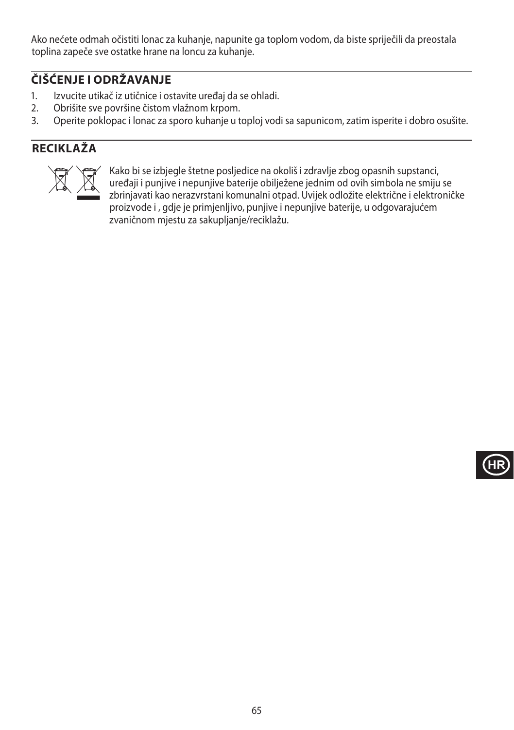Ako nećete odmah očistiti lonac za kuhanje, napunite ga toplom vodom, da biste spriječili da preostala toplina zapeče sve ostatke hrane na loncu za kuhanje.

## ČIŠĆENJE I ODRŽAVANJE

1. Izvucite utikač iz utičnice i ostavite uređaj da se ohladi.
2. Obrišite sve površine čistom vlažnom krpom.
3. Operite poklopac i lonac za sporo kuhanje u toploj vodi sa sapunicom, zatim isperite i dobro osušite.

## RECIKLAŽA

Kako bi se izbjegle štetne posljedice na okoliš i zdravlje zbog opasnih supstanci, uređaji i punjive i nepunjive baterije obilježene jednim od ovih simbola ne smiju se zbrinjavati kao nerazvrstani komunalni otpad. Uvijek odložite električne i elektroničke proizvode i , gdje je primjenljivo, punjive i nepunjive baterije, u odgovarajućem zvaničnom mjestu za sakupljanje/reciklažu.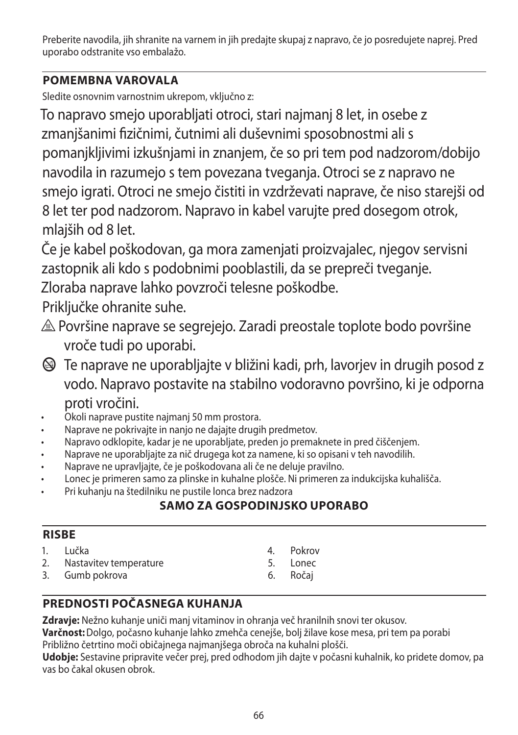Preberite navodila, jih shranite na varnem in jih predajte skupaj z napravo, če jo posredujete naprej. Pred uporabo odstranite vso embalažo.

## POMEMBNA VAROVALA

Sledite osnovnim varnostnim ukrepom, vključno z:

To napravo smejo uporabljati otroci, stari najmanj 8 let, in osebe z zmanjšanimi fizičnimi, čutnimi ali duševnimi sposobnostmi ali s pomanjkljivimi izkušnjami in znanjem, če so pri tem pod nadzorom/dobijo navodila in razumejo s tem povezana tveganja. Otroci se z napravo ne smejo igrati. Otroci ne smejo čistiti in vzdrževati naprave, če niso starejši od 8 let ter pod nadzorom. Napravo in kabel varujte pred dosegom otrok, mlajših od 8 let.

Če je kabel poškodovan, ga mora zamenjati proizvajalec, njegov servisni zastopnik ali kdo s podobnimi pooblastili, da se prepreči tveganje.

Zloraba naprave lahko povzroči telesne poškodbe.

Priključke ohranite suhe.

⚠ Površine naprave se segrejejo. Zaradi preostale toplote bodo površine vroče tudi po uporabi.

🛇 Te naprave ne uporabljajte v bližini kadi, prh, lavorjev in drugih posod z vodo. Napravo postavite na stabilno vodoravno površino, ki je odporna proti vročini.

- Okoli naprave pustite najmanj 50 mm prostora.
- Naprave ne pokrivajte in nanjo ne dajajte drugih predmetov.
- Napravo odklopite, kadar je ne uporabljate, preden jo premaknete in pred čiščenjem.
- Naprave ne uporabljajte za nič drugega kot za namene, ki so opisani v teh navodilih.
- Naprave ne upravljajte, če je poškodovana ali če ne deluje pravilno.
- Lonec je primeren samo za plinske in kuhalne plošče. Ni primeren za indukcijska kuhališča.
- Pri kuhanju na štedilniku ne pustile lonca brez nadzora

**SAMO ZA GOSPODINJSKO UPORABO**

## RISBE

1. Lučka
2. Nastavitev temperature
3. Gumb pokrova
4. Pokrov
5. Lonec
6. Ročaj

## PREDNOSTI POČASNEGA KUHANJA

**Zdravje:** Nežno kuhanje uniči manj vitaminov in ohranja več hranilnih snovi ter okusov.

**Varčnost:** Dolgo, počasno kuhanje lahko zmehča cenejše, bolj žilave kose mesa, pri tem pa porabi Približno četrtino moči običajnega najmanjšega obroča na kuhalni plošči.

**Udobje:** Sestavine pripravite večer prej, pred odhodom jih dajte v počasni kuhalnik, ko pridete domov, pa vas bo čakal okusen obrok.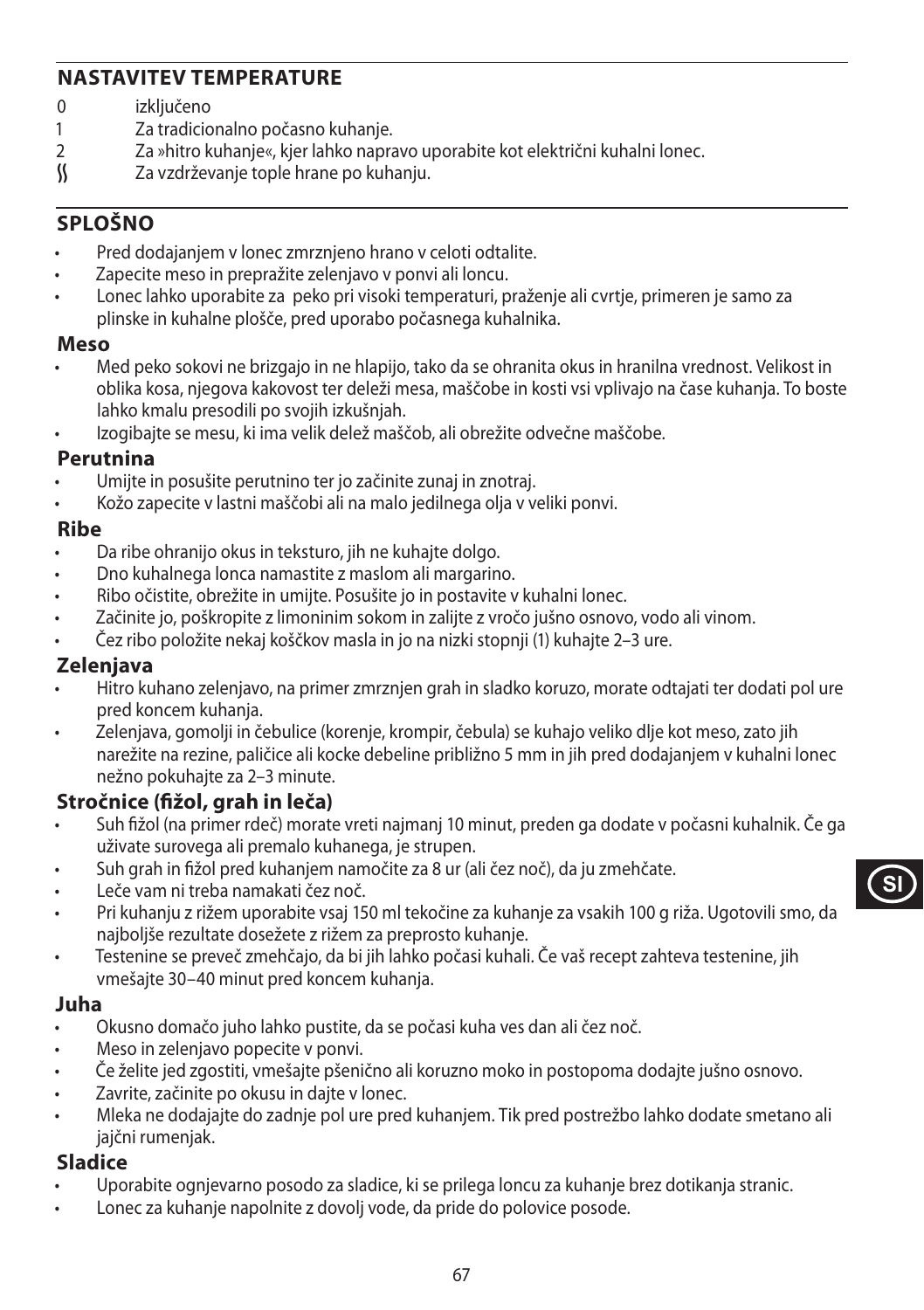## NASTAVITEV TEMPERATURE

0 izključeno
1 Za tradicionalno počasno kuhanje.
2 Za »hitro kuhanje«, kjer lahko napravo uporabite kot električni kuhalni lonec.
∫∫ Za vzdrževanje tople hrane po kuhanju.

## SPLOŠNO

- Pred dodajanjem v lonec zmrznjeno hrano v celoti odtalite.
- Zapecite meso in prepražite zelenjavo v ponvi ali loncu.
- Lonec lahko uporabite za peko pri visoki temperaturi, praženje ali cvrtje, primeren je samo za plinske in kuhalne plošče, pred uporabo počasnega kuhalnika.

### Meso

- Med peko sokovi ne brizgajo in ne hlapijo, tako da se ohranita okus in hranilna vrednost. Velikost in oblika kosa, njegova kakovost ter deleži mesa, maščobe in kosti vsi vplivajo na čase kuhanja. To boste lahko kmalu presodili po svojih izkušnjah.
- Izogibajte se mesu, ki ima velik delež maščob, ali obrežite odvečne maščobe.

### Perutnina

- Umijte in posušite perutnino ter jo začinite zunaj in znotraj.
- Kožo zapecite v lastni maščobi ali na malo jedilnega olja v veliki ponvi.

### Ribe

- Da ribe ohranijo okus in teksturo, jih ne kuhajte dolgo.
- Dno kuhalnega lonca namastite z maslom ali margarino.
- Ribo očistite, obrežite in umijte. Posušite jo in postavite v kuhalni lonec.
- Začinite jo, poškropite z limoninim sokom in zalijte z vročo jušno osnovo, vodo ali vinom.
- Čez ribo položite nekaj koščkov masla in jo na nizki stopnji (1) kuhajte 2–3 ure.

### Zelenjava

- Hitro kuhano zelenjavo, na primer zmrznjen grah in sladko koruzo, morate odtajati ter dodati pol ure pred koncem kuhanja.
- Zelenjava, gomolji in čebulice (korenje, krompir, čebula) se kuhajo veliko dlje kot meso, zato jih narežite na rezine, paličice ali kocke debeline približno 5 mm in jih pred dodajanjem v kuhalni lonec nežno pokuhajte za 2–3 minute.

### Stročnice (fižol, grah in leča)

- Suh fižol (na primer rdeč) morate vreti najmanj 10 minut, preden ga dodate v počasni kuhalnik. Če ga uživate surovega ali premalo kuhanega, je strupen.
- Suh grah in fižol pred kuhanjem namočite za 8 ur (ali čez noč), da ju zmehčate.
- Leče vam ni treba namakati čez noč.
- Pri kuhanju z rižem uporabite vsaj 150 ml tekočine za kuhanje za vsakih 100 g riža. Ugotovili smo, da najboljše rezultate dosežete z rižem za preprosto kuhanje.
- Testenine se preveč zmehčajo, da bi jih lahko počasi kuhali. Če vaš recept zahteva testenine, jih vmešajte 30–40 minut pred koncem kuhanja.

### Juha

- Okusno domačo juho lahko pustite, da se počasi kuha ves dan ali čez noč.
- Meso in zelenjavo popecite v ponvi.
- Če želite jed zgostiti, vmešajte pšenično ali koruzno moko in postopoma dodajte jušno osnovo.
- Zavrite, začinite po okusu in dajte v lonec.
- Mleka ne dodajajte do zadnje pol ure pred kuhanjem. Tik pred postrežbo lahko dodate smetano ali jajčni rumenjak.

### Sladice

- Uporabite ognjevarno posodo za sladice, ki se prilega loncu za kuhanje brez dotikanja stranic.
- Lonec za kuhanje napolnite z dovolj vode, da pride do polovice posode.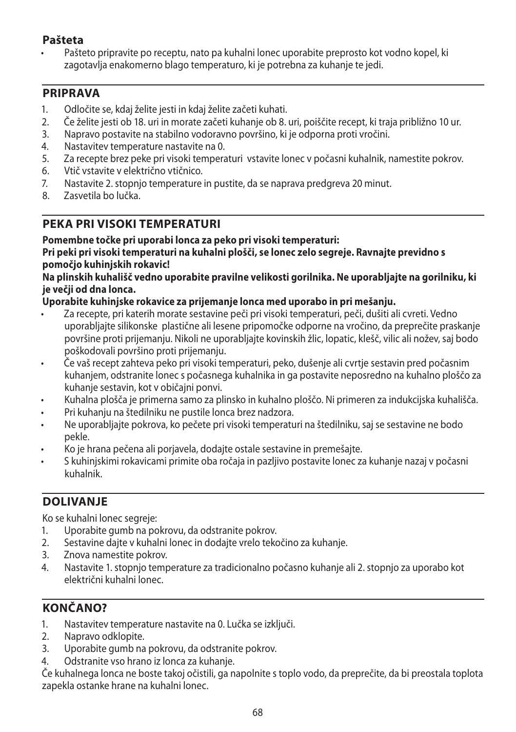### Pašteta

- Pašteto pripravite po receptu, nato pa kuhalni lonec uporabite preprosto kot vodno kopel, ki zagotavlja enakomerno blago temperaturo, ki je potrebna za kuhanje te jedi.

## PRIPRAVA

1. Odločite se, kdaj želite jesti in kdaj želite začeti kuhati.
2. Če želite jesti ob 18. uri in morate začeti kuhanje ob 8. uri, poiščite recept, ki traja približno 10 ur.
3. Napravo postavite na stabilno vodoravno površino, ki je odporna proti vročini.
4. Nastavitev temperature nastavite na 0.
5. Za recepte brez peke pri visoki temperaturi vstavite lonec v počasni kuhalnik, namestite pokrov.
6. Vtič vstavite v električno vtičnico.
7. Nastavite 2. stopnjo temperature in pustite, da se naprava predgreva 20 minut.
8. Zasvetila bo lučka.

## PEKA PRI VISOKI TEMPERATURI

**Pomembne točke pri uporabi lonca za peko pri visoki temperaturi:**
**Pri peki pri visoki temperaturi na kuhalni plošči, se lonec zelo segreje. Ravnajte previdno s pomočjo kuhinjskih rokavic!**
**Na plinskih kuhališč vedno uporabite pravilne velikosti gorilnika. Ne uporabljajte na gorilniku, ki je večji od dna lonca.**
**Uporabite kuhinjske rokavice za prijemanje lonca med uporabo in pri mešanju.**

- Za recepte, pri katerih morate sestavine peči pri visoki temperaturi, peči, dušiti ali cvreti. Vedno uporabljajte silikonske plastične ali lesene pripomočke odporne na vročino, da preprečite praskanje površine proti prijemanju. Nikoli ne uporabljajte kovinskih žlic, lopatic, klešč, vilic ali nožev, saj bodo poškodovali površino proti prijemanju.
- Če vaš recept zahteva peko pri visoki temperaturi, peko, dušenje ali cvrtje sestavin pred počasnim kuhanjem, odstranite lonec s počasnega kuhalnika in ga postavite neposredno na kuhalno ploščo za kuhanje sestavin, kot v običajni ponvi.
- Kuhalna plošča je primerna samo za plinsko in kuhalno ploščo. Ni primeren za indukcijska kuhališča.
- Pri kuhanju na štedilniku ne pustile lonca brez nadzora.
- Ne uporabljajte pokrova, ko pečete pri visoki temperaturi na štedilniku, saj se sestavine ne bodo pekle.
- Ko je hrana pečena ali porjavela, dodajte ostale sestavine in premešajte.
- S kuhinjskimi rokavicami primite oba ročaja in pazljivo postavite lonec za kuhanje nazaj v počasni kuhalnik.

## DOLIVANJE

Ko se kuhalni lonec segreje:

1. Uporabite gumb na pokrovu, da odstranite pokrov.
2. Sestavine dajte v kuhalni lonec in dodajte vrelo tekočino za kuhanje.
3. Znova namestite pokrov.
4. Nastavite 1. stopnjo temperature za tradicionalno počasno kuhanje ali 2. stopnjo za uporabo kot električni kuhalni lonec.

## KONČANO?

1. Nastavitev temperature nastavite na 0. Lučka se izključi.
2. Napravo odklopite.
3. Uporabite gumb na pokrovu, da odstranite pokrov.
4. Odstranite vso hrano iz lonca za kuhanje.

Če kuhalnega lonca ne boste takoj očistili, ga napolnite s toplo vodo, da preprečite, da bi preostala toplota zapekla ostanke hrane na kuhalni lonec.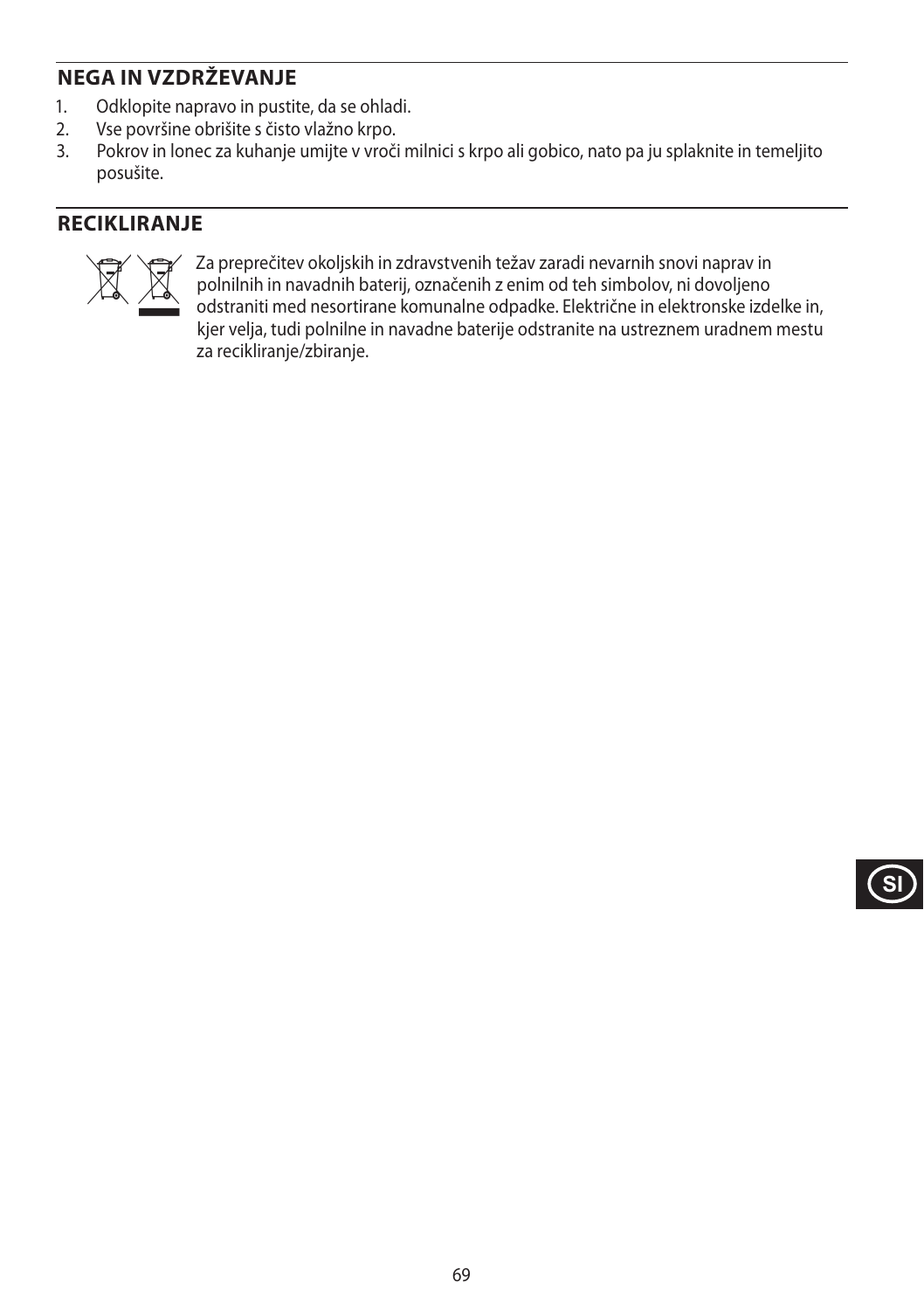## NEGA IN VZDRŽEVANJE

1. Odklopite napravo in pustite, da se ohladi.
2. Vse površine obrišite s čisto vlažno krpo.
3. Pokrov in lonec za kuhanje umijte v vroči milnici s krpo ali gobico, nato pa ju splaknite in temeljito posušite.

## RECIKLIRANJE

Za preprečitev okoljskih in zdravstvenih težav zaradi nevarnih snovi naprav in polnilnih in navadnih baterij, označenih z enim od teh simbolov, ni dovoljeno odstraniti med nesortirane komunalne odpadke. Električne in elektronske izdelke in, kjer velja, tudi polnilne in navadne baterije odstranite na ustreznem uradnem mestu za recikliranje/zbiranje.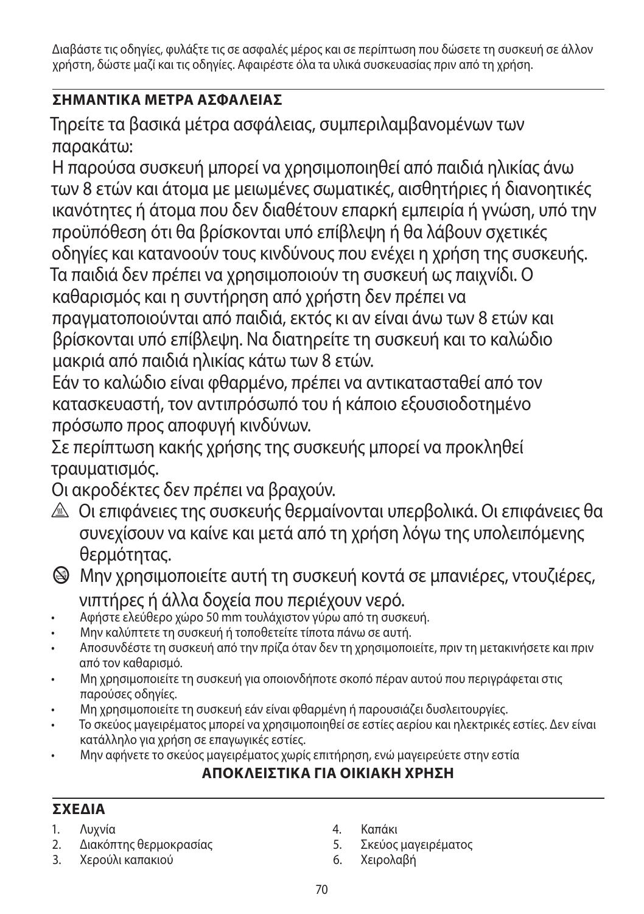Διαβάστε τις οδηγίες, φυλάξτε τις σε ασφαλές μέρος και σε περίπτωση που δώσετε τη συσκευή σε άλλον χρήστη, δώστε μαζί και τις οδηγίες. Αφαιρέστε όλα τα υλικά συσκευασίας πριν από τη χρήση.

## ΣΗΜΑΝΤΙΚΑ ΜΕΤΡΑ ΑΣΦΑΛΕΙΑΣ

Τηρείτε τα βασικά μέτρα ασφάλειας, συμπεριλαμβανομένων των παρακάτω:

Η παρούσα συσκευή μπορεί να χρησιμοποιηθεί από παιδιά ηλικίας άνω των 8 ετών και άτομα με μειωμένες σωματικές, αισθητήριες ή διανοητικές ικανότητες ή άτομα που δεν διαθέτουν επαρκή εμπειρία ή γνώση, υπό την προϋπόθεση ότι θα βρίσκονται υπό επίβλεψη ή θα λάβουν σχετικές οδηγίες και κατανοούν τους κινδύνους που ενέχει η χρήση της συσκευής.

Τα παιδιά δεν πρέπει να χρησιμοποιούν τη συσκευή ως παιχνίδι. Ο καθαρισμός και η συντήρηση από χρήστη δεν πρέπει να πραγματοποιούνται από παιδιά, εκτός κι αν είναι άνω των 8 ετών και βρίσκονται υπό επίβλεψη. Να διατηρείτε τη συσκευή και το καλώδιο μακριά από παιδιά ηλικίας κάτω των 8 ετών.

Εάν το καλώδιο είναι φθαρμένο, πρέπει να αντικατασταθεί από τον κατασκευαστή, τον αντιπρόσωπό του ή κάποιο εξουσιοδοτημένο πρόσωπο προς αποφυγή κινδύνων.

Σε περίπτωση κακής χρήσης της συσκευής μπορεί να προκληθεί τραυματισμός.

Οι ακροδέκτες δεν πρέπει να βραχούν.

⚠ Οι επιφάνειες της συσκευής θερμαίνονται υπερβολικά. Οι επιφάνειες θα συνεχίσουν να καίνε και μετά από τη χρήση λόγω της υπολειπόμενης θερμότητας.

⊘ Μην χρησιμοποιείτε αυτή τη συσκευή κοντά σε μπανιέρες, ντουζιέρες, νιπτήρες ή άλλα δοχεία που περιέχουν νερό.

- Αφήστε ελεύθερο χώρο 50 mm τουλάχιστον γύρω από τη συσκευή.
- Μην καλύπτετε τη συσκευή ή τοποθετείτε τίποτα πάνω σε αυτή.
- Αποσυνδέστε τη συσκευή από την πρίζα όταν δεν τη χρησιμοποιείτε, πριν τη μετακινήσετε και πριν από τον καθαρισμό.
- Μη χρησιμοποιείτε τη συσκευή για οποιονδήποτε σκοπό πέραν αυτού που περιγράφεται στις παρούσες οδηγίες.
- Μη χρησιμοποιείτε τη συσκευή εάν είναι φθαρμένη ή παρουσιάζει δυσλειτουργίες.
- Το σκεύος μαγειρέματος μπορεί να χρησιμοποιηθεί σε εστίες αερίου και ηλεκτρικές εστίες. Δεν είναι κατάλληλο για χρήση σε επαγωγικές εστίες.
- Μην αφήνετε το σκεύος μαγειρέματος χωρίς επιτήρηση, ενώ μαγειρεύετε στην εστία

**ΑΠΟΚΛΕΙΣΤΙΚΑ ΓΙΑ ΟΙΚΙΑΚΗ ΧΡΗΣΗ**

## ΣΧΕΔΙΑ

1. Λυχνία
2. Διακόπτης θερμοκρασίας
3. Χερούλι καπακιού
4. Καπάκι
5. Σκεύος μαγειρέματος
6. Χειρολαβή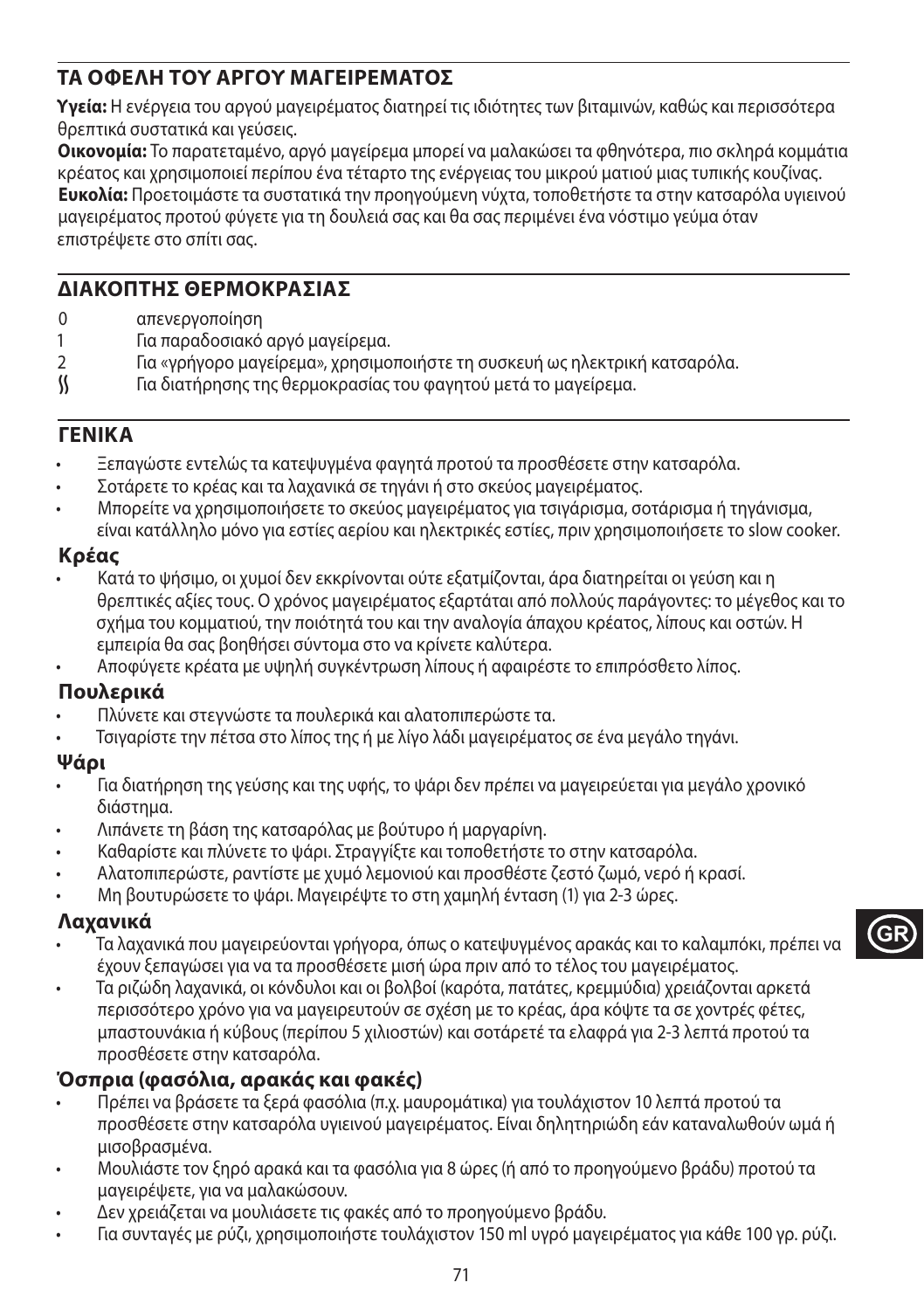## ΤΑ ΟΦΕΛΗ ΤΟΥ ΑΡΓΟΥ ΜΑΓΕΙΡΕΜΑΤΟΣ

**Υγεία:** Η ενέργεια του αργού μαγειρέματος διατηρεί τις ιδιότητες των βιταμινών, καθώς και περισσότερα θρεπτικά συστατικά και γεύσεις.
**Οικονομία:** Το παρατεταμένο, αργό μαγείρεμα μπορεί να μαλακώσει τα φθηνότερα, πιο σκληρά κομμάτια κρέατος και χρησιμοποιεί περίπου ένα τέταρτο της ενέργειας του μικρού ματιού μιας τυπικής κουζίνας.
**Ευκολία:** Προετοιμάστε τα συστατικά την προηγούμενη νύχτα, τοποθετήστε τα στην κατσαρόλα υγιεινού μαγειρέματος προτού φύγετε για τη δουλειά σας και θα σας περιμένει ένα νόστιμο γεύμα όταν επιστρέψετε στο σπίτι σας.

## ΔΙΑΚΟΠΤΗΣ ΘΕΡΜΟΚΡΑΣΙΑΣ

- 0 απενεργοποίηση
- 1 Για παραδοσιακό αργό μαγείρεμα.
- 2 Για «γρήγορο μαγείρεμα», χρησιμοποιήστε τη συσκευή ως ηλεκτρική κατσαρόλα.
- ≋ Για διατήρησης της θερμοκρασίας του φαγητού μετά το μαγείρεμα.

## ΓΕΝΙΚΑ

- Ξεπαγώστε εντελώς τα κατεψυγμένα φαγητά προτού τα προσθέσετε στην κατσαρόλα.
- Σοτάρετε το κρέας και τα λαχανικά σε τηγάνι ή στο σκεύος μαγειρέματος.
- Μπορείτε να χρησιμοποιήσετε το σκεύος μαγειρέματος για τσιγάρισμα, σοτάρισμα ή τηγάνισμα, είναι κατάλληλο μόνο για εστίες αερίου και ηλεκτρικές εστίες, πριν χρησιμοποιήσετε το slow cooker.

### Κρέας

- Κατά το ψήσιμο, οι χυμοί δεν εκκρίνονται ούτε εξατμίζονται, άρα διατηρείται οι γεύση και η θρεπτικές αξίες τους. Ο χρόνος μαγειρέματος εξαρτάται από πολλούς παράγοντες: το μέγεθος και το σχήμα του κομματιού, την ποιότητά του και την αναλογία άπαχου κρέατος, λίπους και οστών. Η εμπειρία θα σας βοηθήσει σύντομα στο να κρίνετε καλύτερα.
- Αποφύγετε κρέατα με υψηλή συγκέντρωση λίπους ή αφαιρέστε το επιπρόσθετο λίπος.

### Πουλερικά

- Πλύνετε και στεγνώστε τα πουλερικά και αλατοπιπερώστε τα.
- Τσιγαρίστε την πέτσα στο λίπος της ή με λίγο λάδι μαγειρέματος σε ένα μεγάλο τηγάνι.

### Ψάρι

- Για διατήρηση της γεύσης και της υφής, το ψάρι δεν πρέπει να μαγειρεύεται για μεγάλο χρονικό διάστημα.
- Λιπάνετε τη βάση της κατσαρόλας με βούτυρο ή μαργαρίνη.
- Καθαρίστε και πλύνετε το ψάρι. Στραγγίξτε και τοποθετήστε το στην κατσαρόλα.
- Αλατοπιπερώστε, ραντίστε με χυμό λεμονιού και προσθέστε ζεστό ζωμό, νερό ή κρασί.
- Μη βουτυρώσετε το ψάρι. Μαγειρέψτε το στη χαμηλή ένταση (1) για 2-3 ώρες.

### Λαχανικά

- Τα λαχανικά που μαγειρεύονται γρήγορα, όπως ο κατεψυγμένος αρακάς και το καλαμπόκι, πρέπει να έχουν ξεπαγώσει για να τα προσθέσετε μισή ώρα πριν από το τέλος του μαγειρέματος.
- Τα ριζώδη λαχανικά, οι κόνδυλοι και οι βολβοί (καρότα, πατάτες, κρεμμύδια) χρειάζονται αρκετά περισσότερο χρόνο για να μαγειρευτούν σε σχέση με το κρέας, άρα κόψτε τα σε χοντρές φέτες, μπαστουνάκια ή κύβους (περίπου 5 χιλιοστών) και σοτάρετέ τα ελαφρά για 2-3 λεπτά προτού τα προσθέσετε στην κατσαρόλα.

### Όσπρια (φασόλια, αρακάς και φακές)

- Πρέπει να βράσετε τα ξερά φασόλια (π.χ. μαυρομάτικα) για τουλάχιστον 10 λεπτά προτού τα προσθέσετε στην κατσαρόλα υγιεινού μαγειρέματος. Είναι δηλητηριώδη εάν καταναλωθούν ωμά ή μισοβρασμένα.
- Μουλιάστε τον ξηρό αρακά και τα φασόλια για 8 ώρες (ή από το προηγούμενο βράδυ) προτού τα μαγειρέψετε, για να μαλακώσουν.
- Δεν χρειάζεται να μουλιάσετε τις φακές από το προηγούμενο βράδυ.
- Για συνταγές με ρύζι, χρησιμοποιήστε τουλάχιστον 150 ml υγρό μαγειρέματος για κάθε 100 γρ. ρύζι.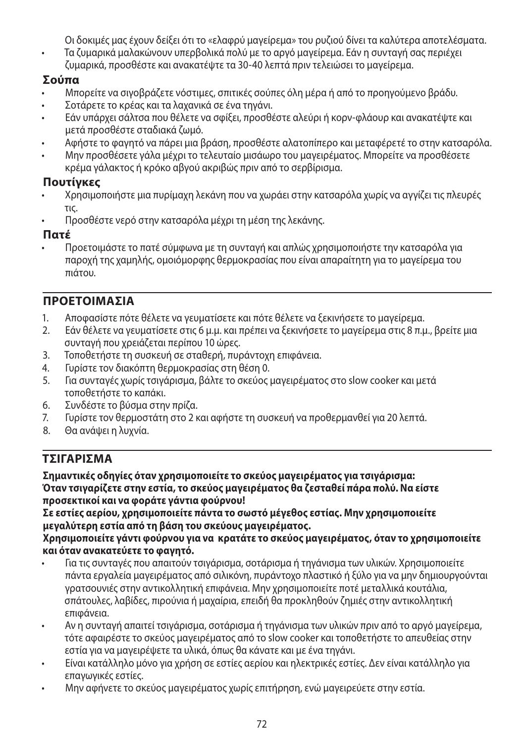Οι δοκιμές μας έχουν δείξει ότι το «ελαφρύ μαγείρεμα» του ρυζιού δίνει τα καλύτερα αποτελέσματα.

- Τα ζυμαρικά μαλακώνουν υπερβολικά πολύ με το αργό μαγείρεμα. Εάν η συνταγή σας περιέχει ζυμαρικά, προσθέστε και ανακατέψτε τα 30-40 λεπτά πριν τελειώσει το μαγείρεμα.

### Σούπα

- Μπορείτε να σιγοβράζετε νόστιμες, σπιτικές σούπες όλη μέρα ή από το προηγούμενο βράδυ.
- Σοτάρετε το κρέας και τα λαχανικά σε ένα τηγάνι.
- Εάν υπάρχει σάλτσα που θέλετε να σφίξει, προσθέστε αλεύρι ή κορν-φλάουρ και ανακατέψτε και μετά προσθέστε σταδιακά ζωμό.
- Αφήστε το φαγητό να πάρει μια βράση, προσθέστε αλατοπίπερο και μεταφέρετέ το στην κατσαρόλα.
- Μην προσθέσετε γάλα μέχρι το τελευταίο μισάωρο του μαγειρέματος. Μπορείτε να προσθέσετε κρέμα γάλακτος ή κρόκο αβγού ακριβώς πριν από το σερβίρισμα.

### Πουτίγκες

- Χρησιμοποιήστε μια πυρίμαχη λεκάνη που να χωράει στην κατσαρόλα χωρίς να αγγίζει τις πλευρές τις.
- Προσθέστε νερό στην κατσαρόλα μέχρι τη μέση της λεκάνης.

### Πατέ

- Προετοιμάστε το πατέ σύμφωνα με τη συνταγή και απλώς χρησιμοποιήστε την κατσαρόλα για παροχή της χαμηλής, ομοιόμορφης θερμοκρασίας που είναι απαραίτητη για το μαγείρεμα του πιάτου.

## ΠΡΟΕΤΟΙΜΑΣΙΑ

1. Αποφασίστε πότε θέλετε να γευματίσετε και πότε θέλετε να ξεκινήσετε το μαγείρεμα.
2. Εάν θέλετε να γευματίσετε στις 6 μ.μ. και πρέπει να ξεκινήσετε το μαγείρεμα στις 8 π.μ., βρείτε μια συνταγή που χρειάζεται περίπου 10 ώρες.
3. Τοποθετήστε τη συσκευή σε σταθερή, πυράντοχη επιφάνεια.
4. Γυρίστε τον διακόπτη θερμοκρασίας στη θέση 0.
5. Για συνταγές χωρίς τσιγάρισμα, βάλτε το σκεύος μαγειρέματος στο slow cooker και μετά τοποθετήστε το καπάκι.
6. Συνδέστε το βύσμα στην πρίζα.
7. Γυρίστε τον θερμοστάτη στο 2 και αφήστε τη συσκευή να προθερμανθεί για 20 λεπτά.
8. Θα ανάψει η λυχνία.

## ΤΣΙΓΑΡΙΣΜΑ

**Σημαντικές οδηγίες όταν χρησιμοποιείτε το σκεύος μαγειρέματος για τσιγάρισμα:**
**Όταν τσιγαρίζετε στην εστία, το σκεύος μαγειρέματος θα ζεσταθεί πάρα πολύ. Να είστε προσεκτικοί και να φοράτε γάντια φούρνου!**
**Σε εστίες αερίου, χρησιμοποιείτε πάντα το σωστό μέγεθος εστίας. Μην χρησιμοποιείτε μεγαλύτερη εστία από τη βάση του σκεύους μαγειρέματος.**
**Χρησιμοποιείτε γάντι φούρνου για να κρατάτε το σκεύος μαγειρέματος, όταν το χρησιμοποιείτε και όταν ανακατεύετε το φαγητό.**

- Για τις συνταγές που απαιτούν τσιγάρισμα, σοτάρισμα ή τηγάνισμα των υλικών. Χρησιμοποιείτε πάντα εργαλεία μαγειρέματος από σιλικόνη, πυράντοχο πλαστικό ή ξύλο για να μην δημιουργούνται γρατσουνιές στην αντικολλητική επιφάνεια. Μην χρησιμοποιείτε ποτέ μεταλλικά κουτάλια, σπάτουλες, λαβίδες, πιρούνια ή μαχαίρια, επειδή θα προκληθούν ζημιές στην αντικολλητική επιφάνεια.
- Αν η συνταγή απαιτεί τσιγάρισμα, σοτάρισμα ή τηγάνισμα των υλικών πριν από το αργό μαγείρεμα, τότε αφαιρέστε το σκεύος μαγειρέματος από το slow cooker και τοποθετήστε το απευθείας στην εστία για να μαγειρέψετε τα υλικά, όπως θα κάνατε και με ένα τηγάνι.
- Είναι κατάλληλο μόνο για χρήση σε εστίες αερίου και ηλεκτρικές εστίες. Δεν είναι κατάλληλο για επαγωγικές εστίες.
- Μην αφήνετε το σκεύος μαγειρέματος χωρίς επιτήρηση, ενώ μαγειρεύετε στην εστία.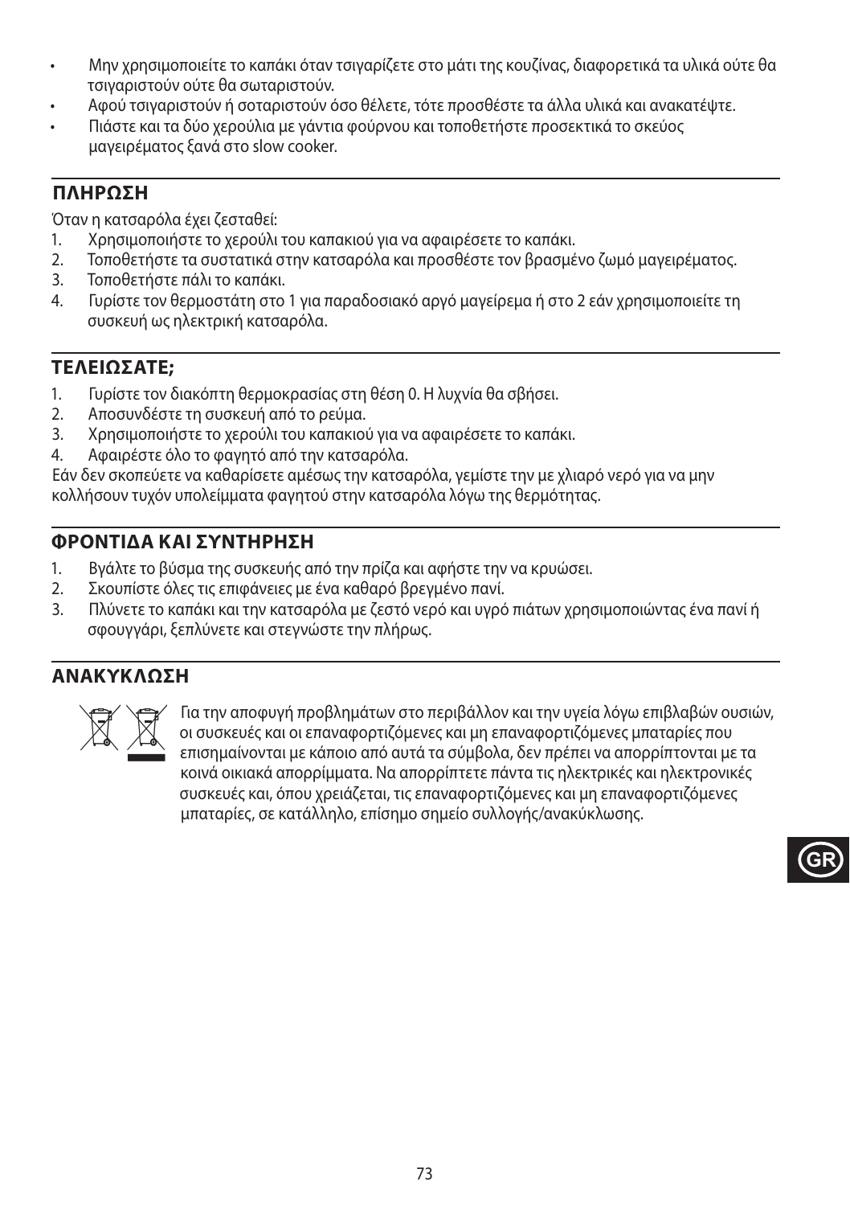- Μην χρησιμοποιείτε το καπάκι όταν τσιγαρίζετε στο μάτι της κουζίνας, διαφορετικά τα υλικά ούτε θα τσιγαριστούν ούτε θα σωταριστούν.
- Αφού τσιγαριστούν ή σοταριστούν όσο θέλετε, τότε προσθέστε τα άλλα υλικά και ανακατέψτε.
- Πιάστε και τα δύο χερούλια με γάντια φούρνου και τοποθετήστε προσεκτικά το σκεύος μαγειρέματος ξανά στο slow cooker.

## ΠΛΗΡΩΣΗ

Όταν η κατσαρόλα έχει ζεσταθεί:

1. Χρησιμοποιήστε το χερούλι του καπακιού για να αφαιρέσετε το καπάκι.
2. Τοποθετήστε τα συστατικά στην κατσαρόλα και προσθέστε τον βρασμένο ζωμό μαγειρέματος.
3. Τοποθετήστε πάλι το καπάκι.
4. Γυρίστε τον θερμοστάτη στο 1 για παραδοσιακό αργό μαγείρεμα ή στο 2 εάν χρησιμοποιείτε τη συσκευή ως ηλεκτρική κατσαρόλα.

## ΤΕΛΕΙΩΣΑΤΕ;

1. Γυρίστε τον διακόπτη θερμοκρασίας στη θέση 0. Η λυχνία θα σβήσει.
2. Αποσυνδέστε τη συσκευή από το ρεύμα.
3. Χρησιμοποιήστε το χερούλι του καπακιού για να αφαιρέσετε το καπάκι.
4. Αφαιρέστε όλο το φαγητό από την κατσαρόλα.

Εάν δεν σκοπεύετε να καθαρίσετε αμέσως την κατσαρόλα, γεμίστε την με χλιαρό νερό για να μην κολλήσουν τυχόν υπολείμματα φαγητού στην κατσαρόλα λόγω της θερμότητας.

## ΦΡΟΝΤΙΔΑ ΚΑΙ ΣΥΝΤΗΡΗΣΗ

1. Βγάλτε το βύσμα της συσκευής από την πρίζα και αφήστε την να κρυώσει.
2. Σκουπίστε όλες τις επιφάνειες με ένα καθαρό βρεγμένο πανί.
3. Πλύνετε το καπάκι και την κατσαρόλα με ζεστό νερό και υγρό πιάτων χρησιμοποιώντας ένα πανί ή σφουγγάρι, ξεπλύνετε και στεγνώστε την πλήρως.

## ΑΝΑΚΥΚΛΩΣΗ

Για την αποφυγή προβλημάτων στο περιβάλλον και την υγεία λόγω επιβλαβών ουσιών, οι συσκευές και οι επαναφορτιζόμενες και μη επαναφορτιζόμενες μπαταρίες που επισημαίνονται με κάποιο από αυτά τα σύμβολα, δεν πρέπει να απορρίπτονται με τα κοινά οικιακά απορρίμματα. Να απορρίπτετε πάντα τις ηλεκτρικές και ηλεκτρονικές συσκευές και, όπου χρειάζεται, τις επαναφορτιζόμενες και μη επαναφορτιζόμενες μπαταρίες, σε κατάλληλο, επίσημο σημείο συλλογής/ανακύκλωσης.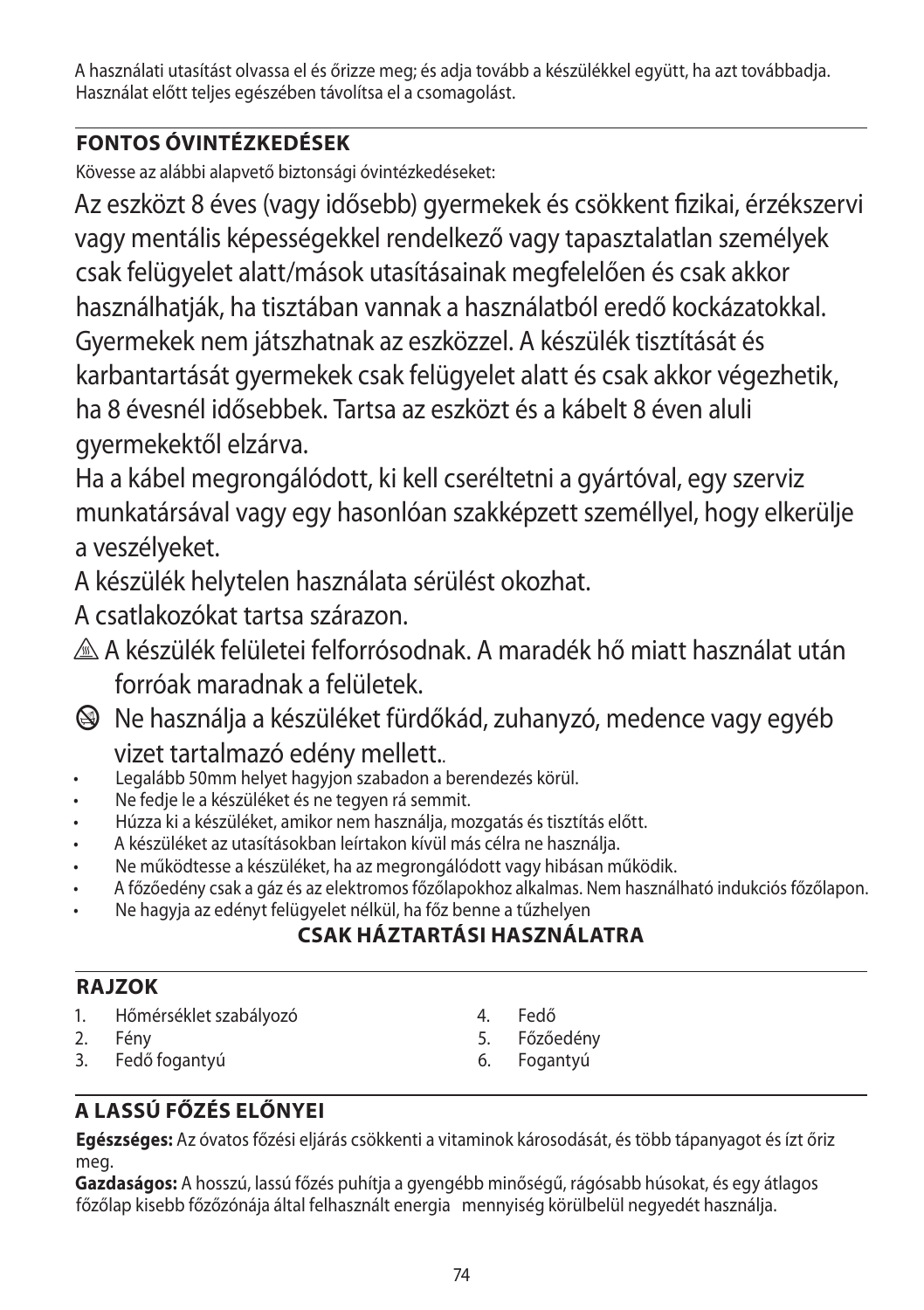A használati utasítást olvassa el és őrizze meg; és adja tovább a készülékkel együtt, ha azt továbbadja. Használat előtt teljes egészében távolítsa el a csomagolást.

## FONTOS ÓVINTÉZKEDÉSEK

Kövesse az alábbi alapvető biztonsági óvintézkedéseket:

Az eszközt 8 éves (vagy idősebb) gyermekek és csökkent fizikai, érzékszervi vagy mentális képességekkel rendelkező vagy tapasztalatlan személyek csak felügyelet alatt/mások utasításainak megfelelően és csak akkor használhatják, ha tisztában vannak a használatból eredő kockázatokkal. Gyermekek nem játszhatnak az eszközzel. A készülék tisztítását és karbantartását gyermekek csak felügyelet alatt és csak akkor végezhetik, ha 8 évesnél idősebbek. Tartsa az eszközt és a kábelt 8 éven aluli gyermekektől elzárva.

Ha a kábel megrongálódott, ki kell cseréltetni a gyártóval, egy szerviz munkatársával vagy egy hasonlóan szakképzett személlyel, hogy elkerülje a veszélyeket.

A készülék helytelen használata sérülést okozhat.

A csatlakozókat tartsa szárazon.

⚠ A készülék felületei felforrósodnak. A maradék hő miatt használat után forróak maradnak a felületek.

⊘ Ne használja a készüléket fürdőkád, zuhanyzó, medence vagy egyéb vizet tartalmazó edény mellett..

- Legalább 50mm helyet hagyjon szabadon a berendezés körül.
- Ne fedje le a készüléket és ne tegyen rá semmit.
- Húzza ki a készüléket, amikor nem használja, mozgatás és tisztítás előtt.
- A készüléket az utasításokban leírtakon kívül más célra ne használja.
- Ne működtesse a készüléket, ha az megrongálódott vagy hibásan működik.
- A főzőedény csak a gáz és az elektromos főzőlapokhoz alkalmas. Nem használható indukciós főzőlapon.
- Ne hagyja az edényt felügyelet nélkül, ha főz benne a tűzhelyen

**CSAK HÁZTARTÁSI HASZNÁLATRA**

## RAJZOK

1. Hőmérséklet szabályozó
2. Fény
3. Fedő fogantyú
4. Fedő
5. Főzőedény
6. Fogantyú

## A LASSÚ FŐZÉS ELŐNYEI

**Egészséges:** Az óvatos főzési eljárás csökkenti a vitaminok károsodását, és több tápanyagot és ízt őriz meg.

**Gazdaságos:** A hosszú, lassú főzés puhítja a gyengébb minőségű, rágósabb húsokat, és egy átlagos főzőlap kisebb főzőzónája által felhasznált energia mennyiség körülbelül negyedét használja.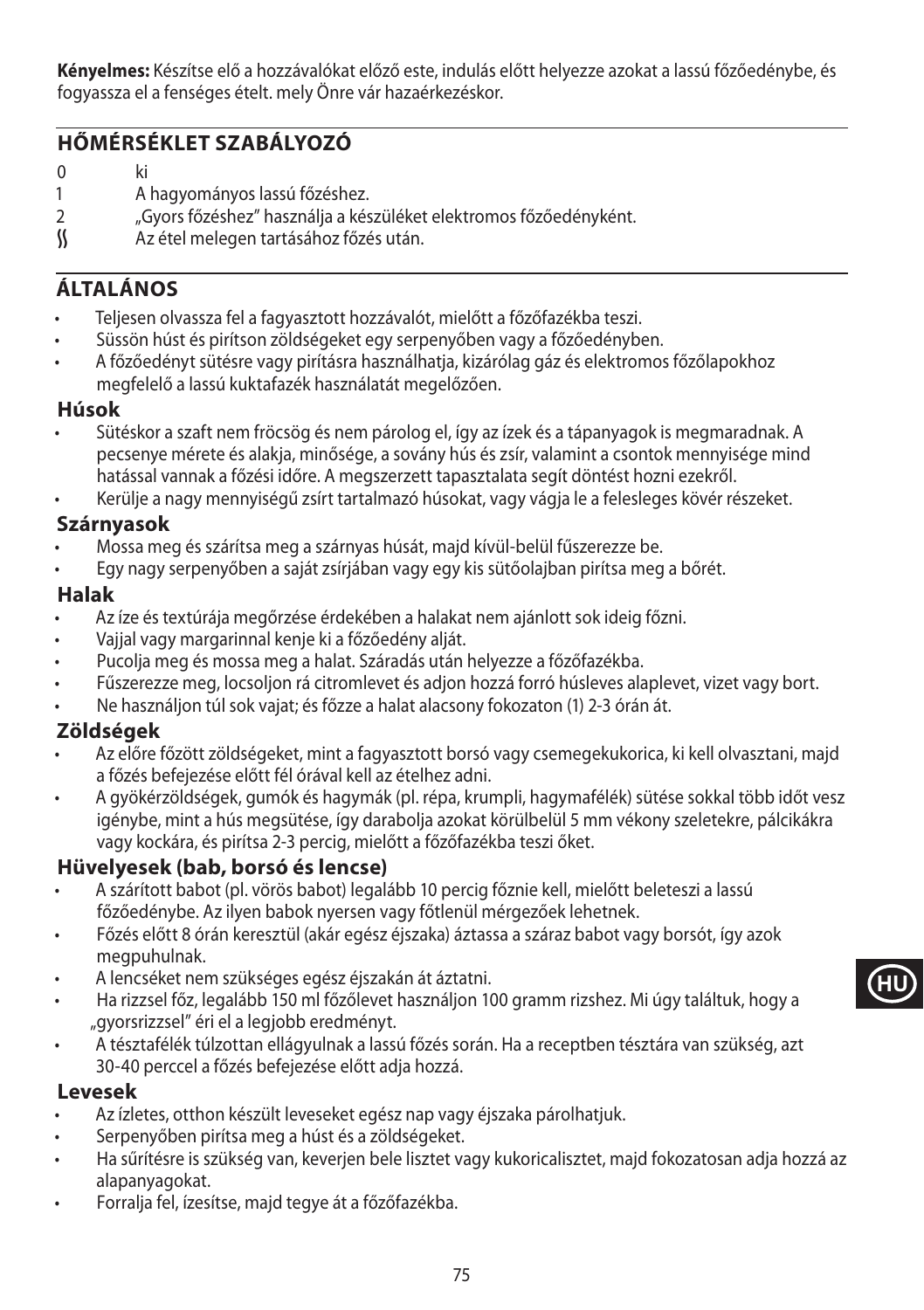**Kényelmes:** Készítse elő a hozzávalókat előző este, indulás előtt helyezze azokat a lassú főzőedénybe, és fogyassza el a fenséges ételt. mely Önre vár hazaérkezéskor.

## HŐMÉRSÉKLET SZABÁLYOZÓ

0 ki
1 A hagyományos lassú főzéshez.
2 „Gyors főzéshez" használja a készüléket elektromos főzőedényként.
∫∫ Az étel melegen tartásához főzés után.

## ÁLTALÁNOS

- Teljesen olvassza fel a fagyasztott hozzávalót, mielőtt a főzőfazékba teszi.
- Süssön húst és pirítson zöldségeket egy serpenyőben vagy a főzőedényben.
- A főzőedényt sütésre vagy pirításra használhatja, kizárólag gáz és elektromos főzőlapokhoz megfelelő a lassú kuktafazék használatát megelőzően.

### Húsok

- Sütéskor a szaft nem fröcsög és nem párolog el, így az ízek és a tápanyagok is megmaradnak. A pecsenye mérete és alakja, minősége, a sovány hús és zsír, valamint a csontok mennyisége mind hatással vannak a főzési időre. A megszerzett tapasztalata segít döntést hozni ezekről.
- Kerülje a nagy mennyiségű zsírt tartalmazó húsokat, vagy vágja le a felesleges kövér részeket.

### Szárnyasok

- Mossa meg és szárítsa meg a szárnyas húsát, majd kívül-belül fűszerezze be.
- Egy nagy serpenyőben a saját zsírjában vagy egy kis sütőolajban pirítsa meg a bőrét.

### Halak

- Az íze és textúrája megőrzése érdekében a halakat nem ajánlott sok ideig főzni.
- Vajjal vagy margarinnal kenje ki a főzőedény alját.
- Pucolja meg és mossa meg a halat. Száradás után helyezze a főzőfazékba.
- Fűszerezze meg, locsoljon rá citromlevet és adjon hozzá forró húsleves alaplevet, vizet vagy bort.
- Ne használjon túl sok vajat; és főzze a halat alacsony fokozaton (1) 2-3 órán át.

### Zöldségek

- Az előre főzött zöldségeket, mint a fagyasztott borsó vagy csemegekukorica, ki kell olvasztani, majd a főzés befejezése előtt fél órával kell az ételhez adni.
- A gyökérzöldségek, gumók és hagymák (pl. répa, krumpli, hagymafélék) sütése sokkal több időt vesz igénybe, mint a hús megsütése, így darabolja azokat körülbelül 5 mm vékony szeletekre, pálcikákra vagy kockára, és pirítsa 2-3 percig, mielőtt a főzőfazékba teszi őket.

### Hüvelyesek (bab, borsó és lencse)

- A szárított babot (pl. vörös babot) legalább 10 percig főznie kell, mielőtt beleteszi a lassú főzőedénybe. Az ilyen babok nyersen vagy főtlenül mérgezőek lehetnek.
- Főzés előtt 8 órán keresztül (akár egész éjszaka) áztassa a száraz babot vagy borsót, így azok megpuhulnak.
- A lencséket nem szükséges egész éjszakán át áztatni.
- Ha rizzsel főz, legalább 150 ml főzőlevet használjon 100 gramm rizshez. Mi úgy találtuk, hogy a „gyorsrizzsel" éri el a legjobb eredményt.
- A tésztafélék túlzottan ellágyulnak a lassú főzés során. Ha a receptben tésztára van szükség, azt 30-40 perccel a főzés befejezése előtt adja hozzá.

### Levesek

- Az ízletes, otthon készült leveseket egész nap vagy éjszaka párolhatjuk.
- Serpenyőben pirítsa meg a húst és a zöldségeket.
- Ha sűrítésre is szükség van, keverjen bele lisztet vagy kukoricalisztet, majd fokozatosan adja hozzá az alapanyagokat.
- Forralja fel, ízesítse, majd tegye át a főzőfazékba.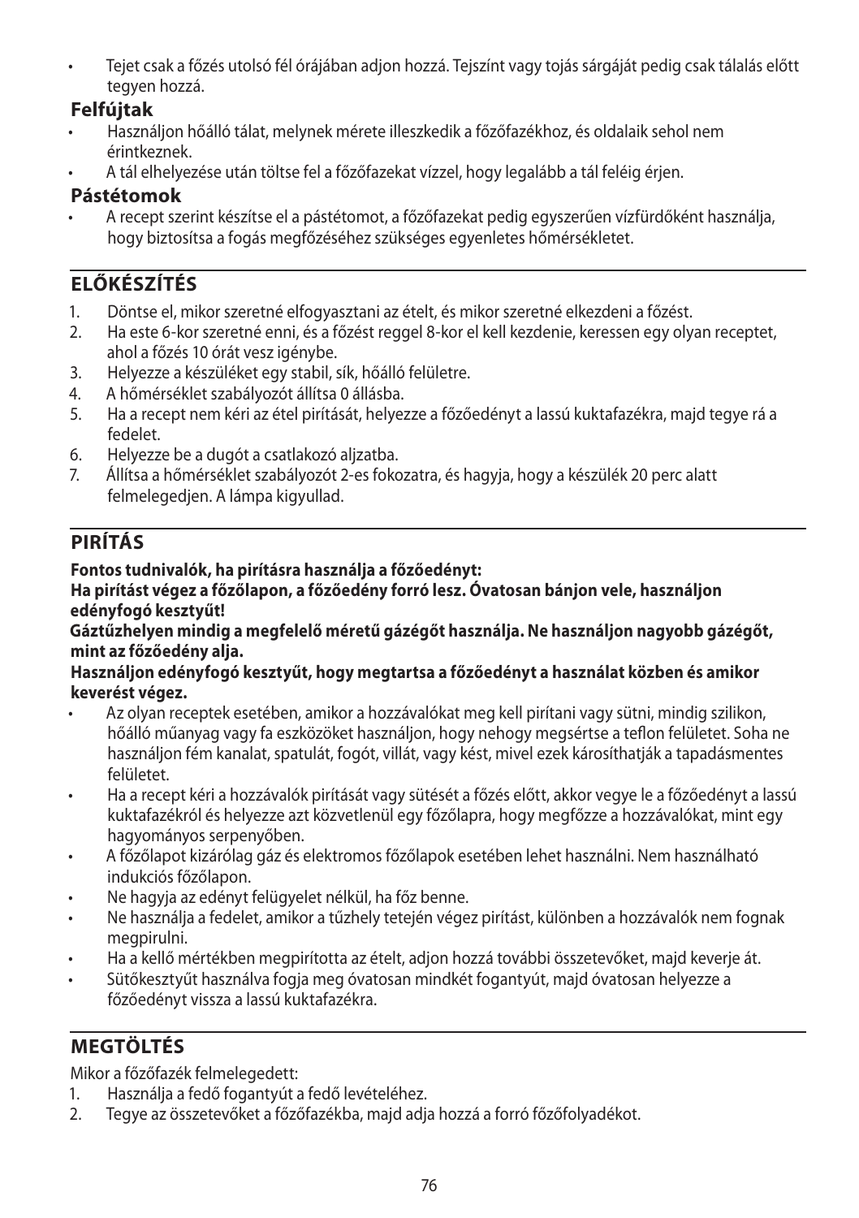- Tejet csak a főzés utolsó fél órájában adjon hozzá. Tejszínt vagy tojás sárgáját pedig csak tálalás előtt tegyen hozzá.

### Felfújtak

- Használjon hőálló tálat, melynek mérete illeszkedik a főzőfazékhoz, és oldalaik sehol nem érintkeznek.
- A tál elhelyezése után töltse fel a főzőfazekat vízzel, hogy legalább a tál feléig érjen.

### Pástétomok

- A recept szerint készítse el a pástétomot, a főzőfazekat pedig egyszerűen vízfürdőként használja, hogy biztosítsa a fogás megfőzéséhez szükséges egyenletes hőmérsékletet.

## ELŐKÉSZÍTÉS

1. Döntse el, mikor szeretné elfogyasztani az ételt, és mikor szeretné elkezdeni a főzést.
2. Ha este 6-kor szeretné enni, és a főzést reggel 8-kor el kell kezdenie, keressen egy olyan receptet, ahol a főzés 10 órát vesz igénybe.
3. Helyezze a készüléket egy stabil, sík, hőálló felületre.
4. A hőmérséklet szabályozót állítsa 0 állásba.
5. Ha a recept nem kéri az étel pirítását, helyezze a főzőedényt a lassú kuktafazékra, majd tegye rá a fedelet.
6. Helyezze be a dugót a csatlakozó aljzatba.
7. Állítsa a hőmérséklet szabályozót 2-es fokozatra, és hagyja, hogy a készülék 20 perc alatt felmelegedjen. A lámpa kigyullad.

## PIRÍTÁS

**Fontos tudnivalók, ha pirításra használja a főzőedényt:**
**Ha pirítást végez a főzőlapon, a főzőedény forró lesz. Óvatosan bánjon vele, használjon edényfogó kesztyűt!**
**Gáztűzhelyen mindig a megfelelő méretű gázégőt használja. Ne használjon nagyobb gázégőt, mint az főzőedény alja.**
**Használjon edényfogó kesztyűt, hogy megtartsa a főzőedényt a használat közben és amikor keverést végez.**

- Az olyan receptek esetében, amikor a hozzávalókat meg kell pirítani vagy sütni, mindig szilikon, hőálló műanyag vagy fa eszközöket használjon, hogy nehogy megsértse a teflon felületet. Soha ne használjon fém kanalat, spatulát, fogót, villát, vagy kést, mivel ezek károsíthatják a tapadásmentes felületet.
- Ha a recept kéri a hozzávalók pirítását vagy sütését a főzés előtt, akkor vegye le a főzőedényt a lassú kuktafazékról és helyezze azt közvetlenül egy főzőlapra, hogy megfőzze a hozzávalókat, mint egy hagyományos serpenyőben.
- A főzőlapot kizárólag gáz és elektromos főzőlapok esetében lehet használni. Nem használható indukciós főzőlapon.
- Ne hagyja az edényt felügyelet nélkül, ha főz benne.
- Ne használja a fedelet, amikor a tűzhely tetején végez pirítást, különben a hozzávalók nem fognak megpirulni.
- Ha a kellő mértékben megpirította az ételt, adjon hozzá további összetevőket, majd keverje át.
- Sütőkesztyűt használva fogja meg óvatosan mindkét fogantyút, majd óvatosan helyezze a főzőedényt vissza a lassú kuktafazékra.

## MEGTÖLTÉS

Mikor a főzőfazék felmelegedett:

1. Használja a fedő fogantyút a fedő levételéhez.
2. Tegye az összetevőket a főzőfazékba, majd adja hozzá a forró főzőfolyadékot.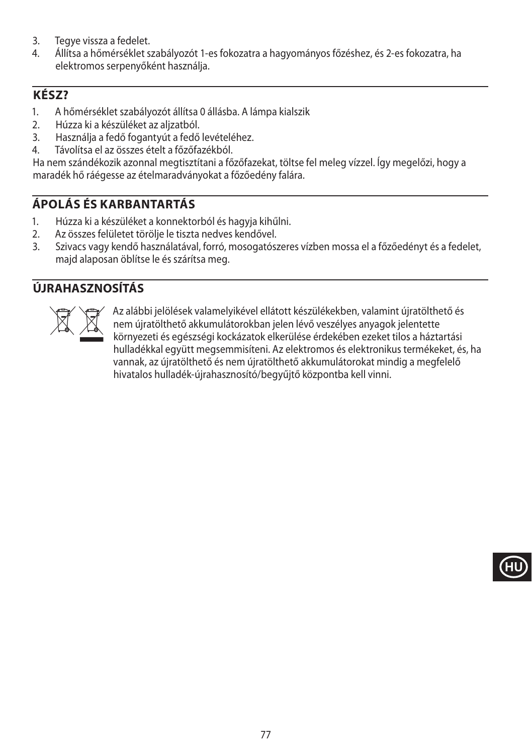3. Tegye vissza a fedelet.
4. Állítsa a hőmérséklet szabályozót 1-es fokozatra a hagyományos főzéshez, és 2-es fokozatra, ha elektromos serpenyőként használja.

## KÉSZ?

1. A hőmérséklet szabályozót állítsa 0 állásba. A lámpa kialszik
2. Húzza ki a készüléket az aljzatból.
3. Használja a fedő fogantyút a fedő levételéhez.
4. Távolítsa el az összes ételt a főzőfazékból.

Ha nem szándékozik azonnal megtisztítani a főzőfazekat, töltse fel meleg vízzel. Így megelőzi, hogy a maradék hő ráégesse az ételmaradványokat a főzőedény falára.

## ÁPOLÁS ÉS KARBANTARTÁS

1. Húzza ki a készüléket a konnektorból és hagyja kihűlni.
2. Az összes felületet törölje le tiszta nedves kendővel.
3. Szivacs vagy kendő használatával, forró, mosogatószeres vízben mossa el a főzőedényt és a fedelet, majd alaposan öblítse le és szárítsa meg.

## ÚJRAHASZNOSÍTÁS

Az alábbi jelölések valamelyikével ellátott készülékekben, valamint újratölthető és nem újratölthető akkumulátorokban jelen lévő veszélyes anyagok jelentette környezeti és egészségi kockázatok elkerülése érdekében ezeket tilos a háztartási hulladékkal együtt megsemmisíteni. Az elektromos és elektronikus termékeket, és, ha vannak, az újratölthető és nem újratölthető akkumulátorokat mindig a megfelelő hivatalos hulladék-újrahasznosító/begyűjtő központba kell vinni.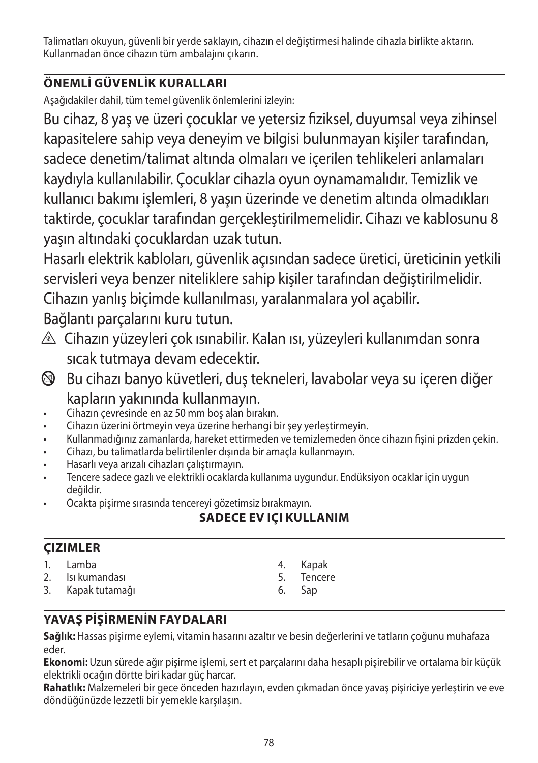Talimatları okuyun, güvenli bir yerde saklayın, cihazın el değiştirmesi halinde cihazla birlikte aktarın. Kullanmadan önce cihazın tüm ambalajını çıkarın.

## ÖNEMLİ GÜVENLİK KURALLARI

Aşağıdakiler dahil, tüm temel güvenlik önlemlerini izleyin:

Bu cihaz, 8 yaş ve üzeri çocuklar ve yetersiz fiziksel, duyumsal veya zihinsel kapasitelere sahip veya deneyim ve bilgisi bulunmayan kişiler tarafından, sadece denetim/talimat altında olmaları ve içerilen tehlikeleri anlamaları kaydıyla kullanılabilir. Çocuklar cihazla oyun oynamamalıdır. Temizlik ve kullanıcı bakımı işlemleri, 8 yaşın üzerinde ve denetim altında olmadıkları taktirde, çocuklar tarafından gerçekleştirilmemelidir. Cihazı ve kablosunu 8 yaşın altındaki çocuklardan uzak tutun.

Hasarlı elektrik kabloları, güvenlik açısından sadece üretici, üreticinin yetkili servisleri veya benzer niteliklere sahip kişiler tarafından değiştirilmelidir.

Cihazın yanlış biçimde kullanılması, yaralanmalara yol açabilir.

Bağlantı parçalarını kuru tutun.

⚠ Cihazın yüzeyleri çok ısınabilir. Kalan ısı, yüzeyleri kullanımdan sonra sıcak tutmaya devam edecektir.

⊘ Bu cihazı banyo küvetleri, duş tekneleri, lavabolar veya su içeren diğer kapların yakınında kullanmayın.

- Cihazın çevresinde en az 50 mm boş alan bırakın.
- Cihazın üzerini örtmeyin veya üzerine herhangi bir şey yerleştirmeyin.
- Kullanmadığınız zamanlarda, hareket ettirmeden ve temizlemeden önce cihazın fişini prizden çekin.
- Cihazı, bu talimatlarda belirtilenler dışında bir amaçla kullanmayın.
- Hasarlı veya arızalı cihazları çalıştırmayın.
- Tencere sadece gazlı ve elektrikli ocaklarda kullanıma uygundur. Endüksiyon ocaklar için uygun değildir.
- Ocakta pişirme sırasında tencereyi gözetimsiz bırakmayın.

**SADECE EV IÇI KULLANIM**

## ÇIZIMLER

1. Lamba
2. Isı kumandası
3. Kapak tutamağı
4. Kapak
5. Tencere
6. Sap

## YAVAŞ PİŞİRMENİN FAYDALARI

**Sağlık:** Hassas pişirme eylemi, vitamin hasarını azaltır ve besin değerlerini ve tatların çoğunu muhafaza eder.

**Ekonomi:** Uzun sürede ağır pişirme işlemi, sert et parçalarını daha hesaplı pişirebilir ve ortalama bir küçük elektrikli ocağın dörtte biri kadar güç harcar.

**Rahatlık:** Malzemeleri bir gece önceden hazırlayın, evden çıkmadan önce yavaş pişiriciye yerleştirin ve eve döndüğünüzde lezzetli bir yemekle karşılaşın.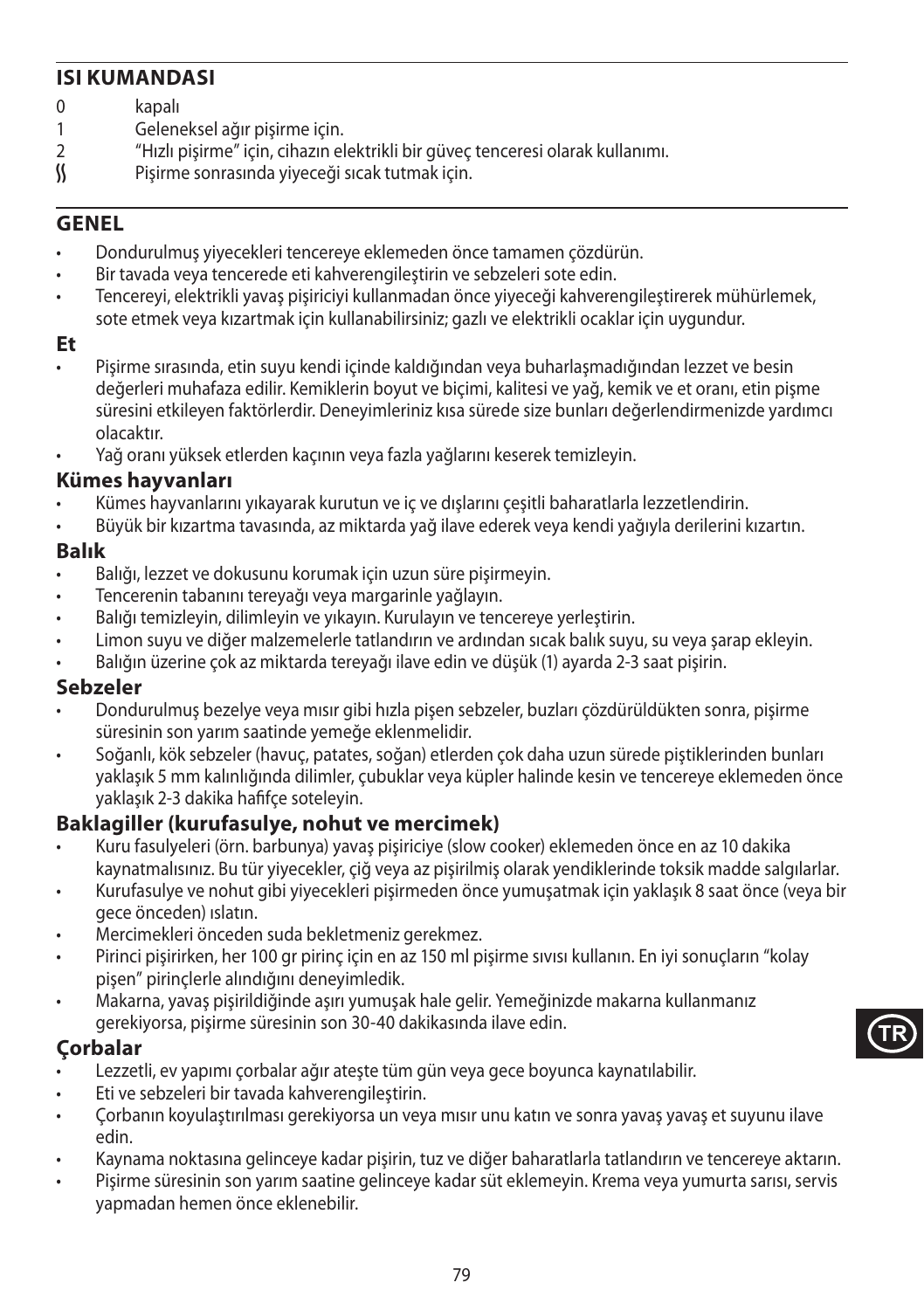## ISI KUMANDASI

0 kapalı
1 Geleneksel ağır pişirme için.
2 "Hızlı pişirme" için, cihazın elektrikli bir güveç tenceresi olarak kullanımı.
ʃʃ Pişirme sonrasında yiyeceği sıcak tutmak için.

## GENEL

- Dondurulmuş yiyecekleri tencereye eklemeden önce tamamen çözdürün.
- Bir tavada veya tencerede eti kahverengileştirin ve sebzeleri sote edin.
- Tencereyi, elektrikli yavaş pişiriciyi kullanmadan önce yiyeceği kahverengileştirerek mühürlemek, sote etmek veya kızartmak için kullanabilirsiniz; gazlı ve elektrikli ocaklar için uygundur.

### Et

- Pişirme sırasında, etin suyu kendi içinde kaldığından veya buharlaşmadığından lezzet ve besin değerleri muhafaza edilir. Kemiklerin boyut ve biçimi, kalitesi ve yağ, kemik ve et oranı, etin pişme süresini etkileyen faktörlerdir. Deneyimleriniz kısa sürede size bunları değerlendirmenizde yardımcı olacaktır.
- Yağ oranı yüksek etlerden kaçının veya fazla yağlarını keserek temizleyin.

### Kümes hayvanları

- Kümes hayvanlarını yıkayarak kurutun ve iç ve dışlarını çeşitli baharatlarla lezzetlendirin.
- Büyük bir kızartma tavasında, az miktarda yağ ilave ederek veya kendi yağıyla derilerini kızartın.

### Balık

- Balığı, lezzet ve dokusunu korumak için uzun süre pişirmeyin.
- Tencerenin tabanını tereyağı veya margarinle yağlayın.
- Balığı temizleyin, dilimleyin ve yıkayın. Kurulayın ve tencereye yerleştirin.
- Limon suyu ve diğer malzemelerle tatlandırın ve ardından sıcak balık suyu, su veya şarap ekleyin.
- Balığın üzerine çok az miktarda tereyağı ilave edin ve düşük (1) ayarda 2-3 saat pişirin.

### Sebzeler

- Dondurulmuş bezelye veya mısır gibi hızla pişen sebzeler, buzları çözdürüldükten sonra, pişirme süresinin son yarım saatinde yemeğe eklenmelidir.
- Soğanlı, kök sebzeler (havuç, patates, soğan) etlerden çok daha uzun sürede piştiklerinden bunları yaklaşık 5 mm kalınlığında dilimler, çubuklar veya küpler halinde kesin ve tencereye eklemeden önce yaklaşık 2-3 dakika hafifçe soteleyin.

### Baklagiller (kurufasulye, nohut ve mercimek)

- Kuru fasulyeleri (örn. barbunya) yavaş pişiriciye (slow cooker) eklemeden önce en az 10 dakika kaynatmalısınız. Bu tür yiyecekler, çiğ veya az pişirilmiş olarak yendiklerinde toksik madde salgılarlar.
- Kurufasulye ve nohut gibi yiyecekleri pişirmeden önce yumuşatmak için yaklaşık 8 saat önce (veya bir gece önceden) ıslatın.
- Mercimekleri önceden suda bekletmeniz gerekmez.
- Pirinci pişirirken, her 100 gr pirinç için en az 150 ml pişirme sıvısı kullanın. En iyi sonuçların "kolay pişen" pirinçlerle alındığını deneyimledik.
- Makarna, yavaş pişirildiğinde aşırı yumuşak hale gelir. Yemeğinizde makarna kullanmanız gerekiyorsa, pişirme süresinin son 30-40 dakikasında ilave edin.

### Çorbalar

- Lezzetli, ev yapımı çorbalar ağır ateşte tüm gün veya gece boyunca kaynatılabilir.
- Eti ve sebzeleri bir tavada kahverengileştirin.
- Çorbanın koyulaştırılması gerekiyorsa un veya mısır unu katın ve sonra yavaş yavaş et suyunu ilave edin.
- Kaynama noktasına gelinceye kadar pişirin, tuz ve diğer baharatlarla tatlandırın ve tencereye aktarın.
- Pişirme süresinin son yarım saatine gelinceye kadar süt eklemeyin. Krema veya yumurta sarısı, servis yapmadan hemen önce eklenebilir.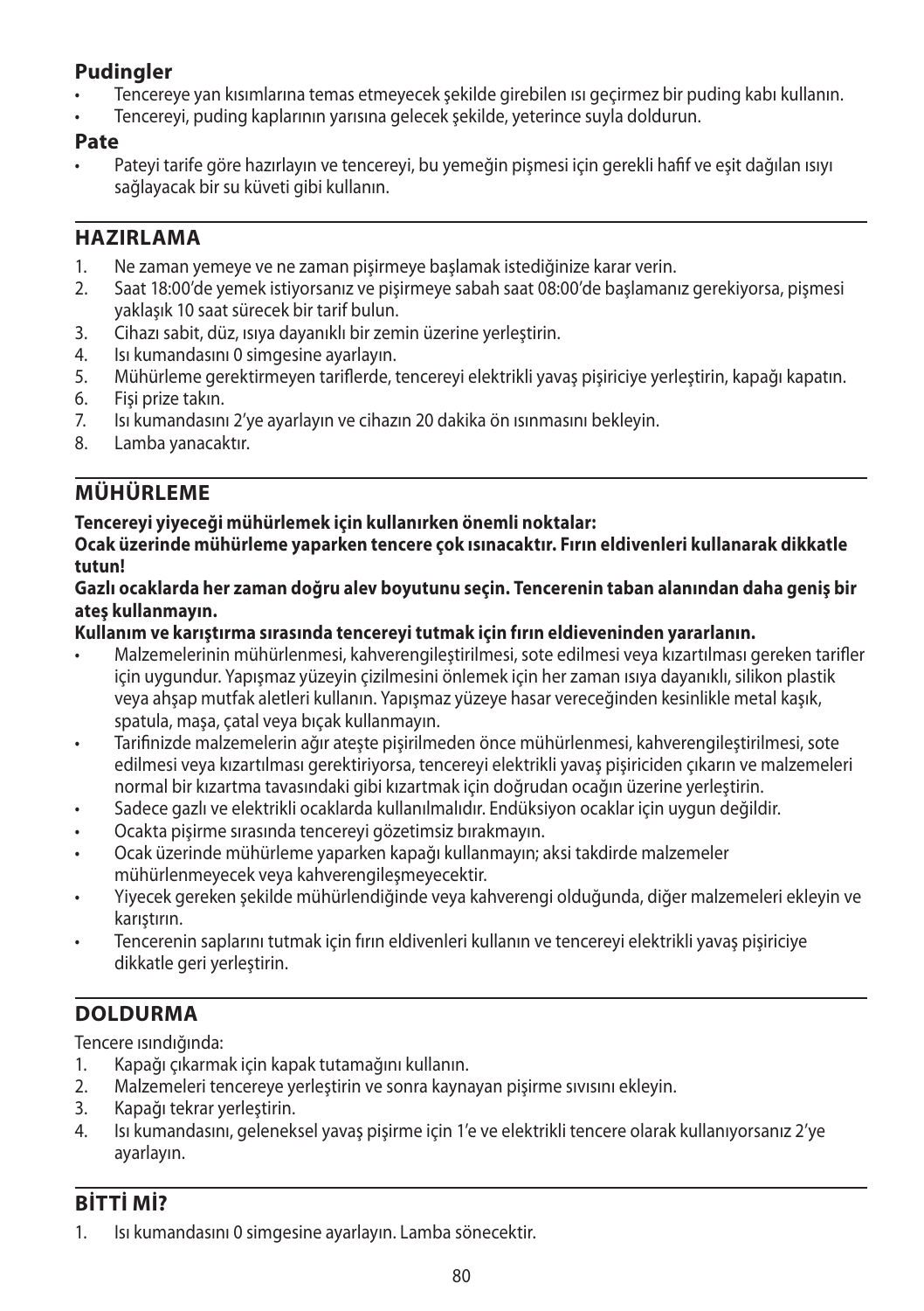### Pudingler

- Tencereye yan kısımlarına temas etmeyecek şekilde girebilen ısı geçirmez bir puding kabı kullanın.
- Tencereyi, puding kaplarının yarısına gelecek şekilde, yeterince suyla doldurun.

### Pate

- Pateyi tarife göre hazırlayın ve tencereyi, bu yemeğin pişmesi için gerekli hafif ve eşit dağılan ısıyı sağlayacak bir su küveti gibi kullanın.

## HAZIRLAMA

1. Ne zaman yemeye ve ne zaman pişirmeye başlamak istediğinize karar verin.
2. Saat 18:00'de yemek istiyorsanız ve pişirmeye sabah saat 08:00'de başlamanız gerekiyorsa, pişmesi yaklaşık 10 saat sürecek bir tarif bulun.
3. Cihazı sabit, düz, ısıya dayanıklı bir zemin üzerine yerleştirin.
4. Isı kumandasını 0 simgesine ayarlayın.
5. Mühürleme gerektirmeyen tariflerde, tencereyi elektrikli yavaş pişiriciye yerleştirin, kapağı kapatın.
6. Fişi prize takın.
7. Isı kumandasını 2'ye ayarlayın ve cihazın 20 dakika ön ısınmasını bekleyin.
8. Lamba yanacaktır.

## MÜHÜRLEME

**Tencereyi yiyeceği mühürlemek için kullanırken önemli noktalar:**

**Ocak üzerinde mühürleme yaparken tencere çok ısınacaktır. Fırın eldivenleri kullanarak dikkatle tutun!**

**Gazlı ocaklarda her zaman doğru alev boyutunu seçin. Tencerenin taban alanından daha geniş bir ateş kullanmayın.**

**Kullanım ve karıştırma sırasında tencereyi tutmak için fırın eldieveninden yararlanın.**

- Malzemelerinin mühürlenmesi, kahverengileştirilmesi, sote edilmesi veya kızartılması gereken tarifler için uygundur. Yapışmaz yüzeyin çizilmesini önlemek için her zaman ısıya dayanıklı, silikon plastik veya ahşap mutfak aletleri kullanın. Yapışmaz yüzeye hasar vereceğinden kesinlikle metal kaşık, spatula, maşa, çatal veya bıçak kullanmayın.
- Tarifinizde malzemelerin ağır ateşte pişirilmeden önce mühürlenmesi, kahverengileştirilmesi, sote edilmesi veya kızartılması gerektiriyorsa, tencereyi elektrikli yavaş pişiriciden çıkarın ve malzemeleri normal bir kızartma tavasındaki gibi kızartmak için doğrudan ocağın üzerine yerleştirin.
- Sadece gazlı ve elektrikli ocaklarda kullanılmalıdır. Endüksiyon ocaklar için uygun değildir.
- Ocakta pişirme sırasında tencereyi gözetimsiz bırakmayın.
- Ocak üzerinde mühürleme yaparken kapağı kullanmayın; aksi takdirde malzemeler mühürlenmeyecek veya kahverengileşmeyecektir.
- Yiyecek gereken şekilde mühürlendiğinde veya kahverengi olduğunda, diğer malzemeleri ekleyin ve karıştırın.
- Tencerenin saplarını tutmak için fırın eldivenleri kullanın ve tencereyi elektrikli yavaş pişiriciye dikkatle geri yerleştirin.

## DOLDURMA

Tencere ısındığında:

1. Kapağı çıkarmak için kapak tutamağını kullanın.
2. Malzemeleri tencereye yerleştirin ve sonra kaynayan pişirme sıvısını ekleyin.
3. Kapağı tekrar yerleştirin.
4. Isı kumandasını, geleneksel yavaş pişirme için 1'e ve elektrikli tencere olarak kullanıyorsanız 2'ye ayarlayın.

## BİTTİ Mİ?

1. Isı kumandasını 0 simgesine ayarlayın. Lamba sönecektir.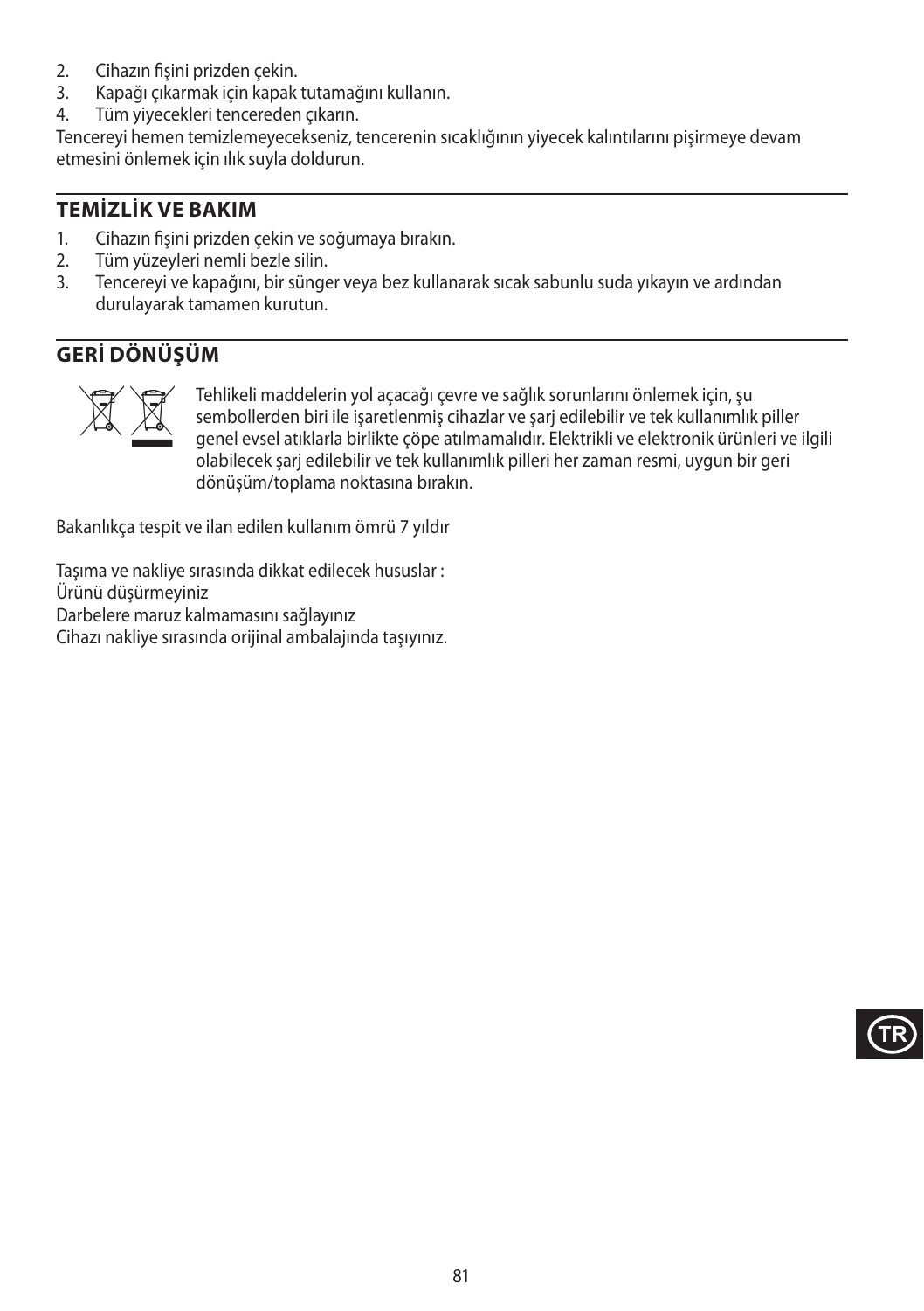2. Cihazın fişini prizden çekin.
3. Kapağı çıkarmak için kapak tutamağını kullanın.
4. Tüm yiyecekleri tencereden çıkarın.

Tencereyi hemen temizlemeyecekseniz, tencerenin sıcaklığının yiyecek kalıntılarını pişirmeye devam etmesini önlemek için ılık suyla doldurun.

## TEMİZLİK VE BAKIM

1. Cihazın fişini prizden çekin ve soğumaya bırakın.
2. Tüm yüzeyleri nemli bezle silin.
3. Tencereyi ve kapağını, bir sünger veya bez kullanarak sıcak sabunlu suda yıkayın ve ardından durulayarak tamamen kurutun.

## GERİ DÖNÜŞÜM

Tehlikeli maddelerin yol açacağı çevre ve sağlık sorunlarını önlemek için, şu sembollerden biri ile işaretlenmiş cihazlar ve şarj edilebilir ve tek kullanımlık piller genel evsel atıklarla birlikte çöpe atılmamalıdır. Elektrikli ve elektronik ürünleri ve ilgili olabilecek şarj edilebilir ve tek kullanımlık pilleri her zaman resmi, uygun bir geri dönüşüm/toplama noktasına bırakın.

Bakanlıkça tespit ve ilan edilen kullanım ömrü 7 yıldır

Taşıma ve nakliye sırasında dikkat edilecek hususlar :
Ürünü düşürmeyiniz
Darbelere maruz kalmamasını sağlayınız
Cihazı nakliye sırasında orijinal ambalajında taşıyınız.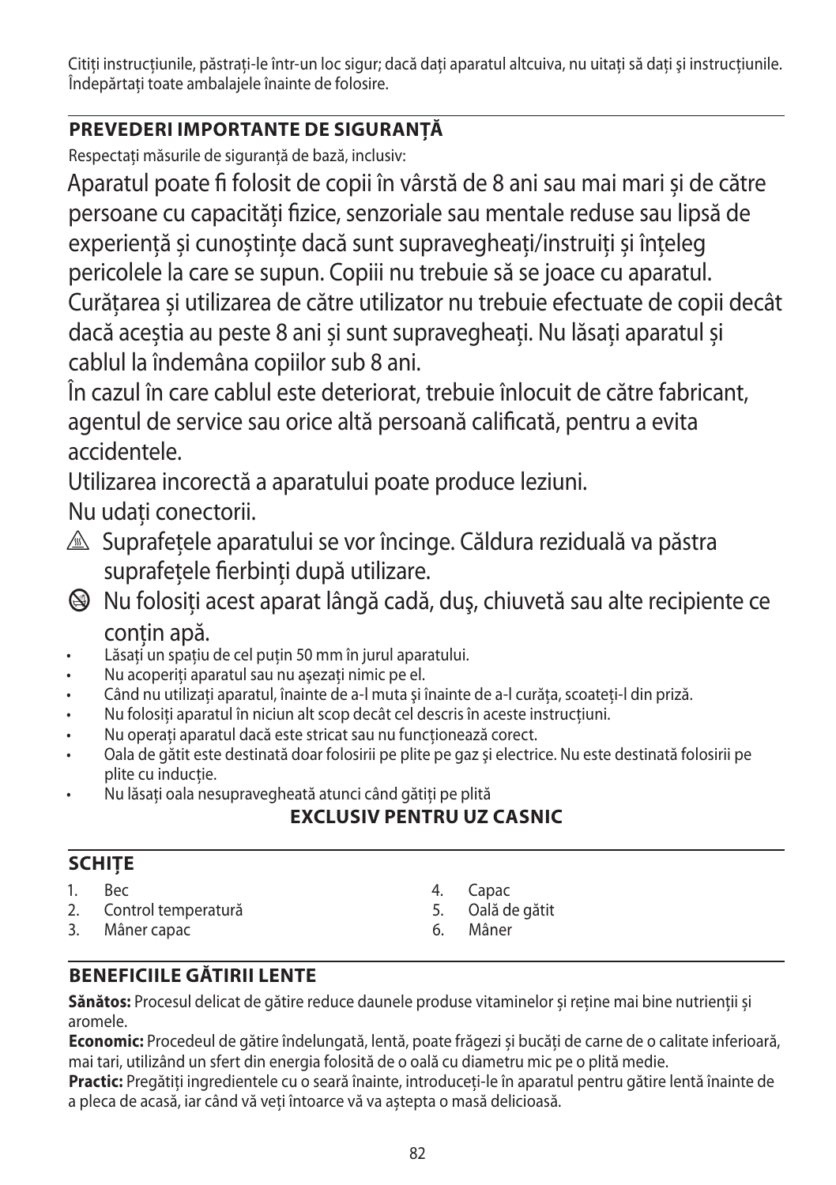Citiți instrucțiunile, păstrați-le într-un loc sigur; dacă dați aparatul altcuiva, nu uitați să dați şi instrucțiunile. Îndepărtați toate ambalajele înainte de folosire.

## PREVEDERI IMPORTANTE DE SIGURANȚĂ

Respectați măsurile de siguranță de bază, inclusiv:

Aparatul poate fi folosit de copii în vârstă de 8 ani sau mai mari și de către persoane cu capacități fizice, senzoriale sau mentale reduse sau lipsă de experiență și cunoștințe dacă sunt supravegheați/instruiți și înțeleg pericolele la care se supun. Copiii nu trebuie să se joace cu aparatul. Curățarea și utilizarea de către utilizator nu trebuie efectuate de copii decât dacă aceștia au peste 8 ani și sunt supravegheați. Nu lăsați aparatul și cablul la îndemâna copiilor sub 8 ani.

În cazul în care cablul este deteriorat, trebuie înlocuit de către fabricant, agentul de service sau orice altă persoană calificată, pentru a evita accidentele.

Utilizarea incorectă a aparatului poate produce leziuni.

Nu udați conectorii.

⚠ Suprafețele aparatului se vor încinge. Căldura reziduală va păstra suprafețele fierbinți după utilizare.

🚫 Nu folosiți acest aparat lângă cadă, duş, chiuvetă sau alte recipiente ce conțin apă.

- Lăsați un spațiu de cel puțin 50 mm în jurul aparatului.
- Nu acoperiți aparatul sau nu aşezați nimic pe el.
- Când nu utilizați aparatul, înainte de a-l muta şi înainte de a-l curăța, scoateți-l din priză.
- Nu folosiți aparatul în niciun alt scop decât cel descris în aceste instrucțiuni.
- Nu operați aparatul dacă este stricat sau nu funcționează corect.
- Oala de gătit este destinată doar folosirii pe plite pe gaz şi electrice. Nu este destinată folosirii pe plite cu inducție.
- Nu lăsați oala nesupravegheată atunci când gătiți pe plită

**EXCLUSIV PENTRU UZ CASNIC**

## SCHIȚE

1. Bec
2. Control temperatură
3. Mâner capac
4. Capac
5. Oală de gătit
6. Mâner

## BENEFICIILE GĂTIRII LENTE

**Sănătos:** Procesul delicat de gătire reduce daunele produse vitaminelor și reține mai bine nutrienții și aromele.

**Economic:** Procedeul de gătire îndelungată, lentă, poate frăgezi și bucăți de carne de o calitate inferioară, mai tari, utilizând un sfert din energia folosită de o oală cu diametru mic pe o plită medie.

**Practic:** Pregătiți ingredientele cu o seară înainte, introduceți-le în aparatul pentru gătire lentă înainte de a pleca de acasă, iar când vă veți întoarce vă va aștepta o masă delicioasă.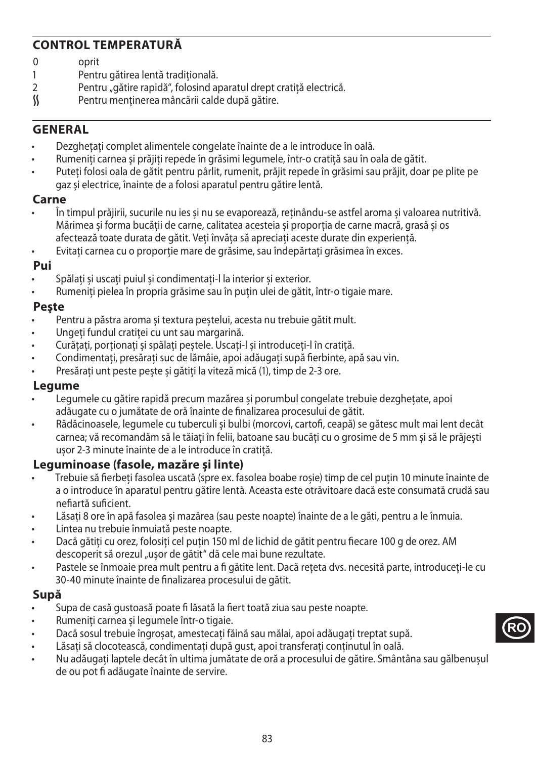## CONTROL TEMPERATURĂ

0 oprit
1 Pentru gătirea lentă tradițională.
2 Pentru „gătire rapidă“, folosind aparatul drept cratiță electrică.
ʃʃ Pentru menținerea mâncării calde după gătire.

## GENERAL

- Dezghețați complet alimentele congelate înainte de a le introduce în oală.
- Rumeniți carnea și prăjiți repede în grăsimi legumele, într-o cratiță sau în oala de gătit.
- Puteți folosi oala de gătit pentru pârlit, rumenit, prăjit repede în grăsimi sau prăjit, doar pe plite pe gaz și electrice, înainte de a folosi aparatul pentru gătire lentă.

### Carne

- În timpul prăjirii, sucurile nu ies și nu se evaporează, reținându-se astfel aroma și valoarea nutritivă. Mărimea și forma bucății de carne, calitatea acesteia și proporția de carne macră, grasă și os afectează toate durata de gătit. Veți învăța să apreciați aceste durate din experiență.
- Evitați carnea cu o proporție mare de grăsime, sau îndepărtați grăsimea în exces.

### Pui

- Spălați și uscați puiul și condimentați-l la interior și exterior.
- Rumeniți pielea în propria grăsime sau în puțin ulei de gătit, într-o tigaie mare.

### Peşte

- Pentru a păstra aroma și textura peștelui, acesta nu trebuie gătit mult.
- Ungeți fundul cratiței cu unt sau margarină.
- Curățați, porționați și spălați peștele. Uscați-l și introduceți-l în cratiță.
- Condimentați, presărați suc de lămâie, apoi adăugați supă fierbinte, apă sau vin.
- Presărați unt peste pește și gătiți la viteză mică (1), timp de 2-3 ore.

### Legume

- Legumele cu gătire rapidă precum mazărea și porumbul congelate trebuie dezghețate, apoi adăugate cu o jumătate de oră înainte de finalizarea procesului de gătit.
- Rădăcinoasele, legumele cu tuberculi și bulbi (morcovi, cartofi, ceapă) se gătesc mult mai lent decât carnea; vă recomandăm să le tăiați în felii, batoane sau bucăți cu o grosime de 5 mm și să le prăjești ușor 2-3 minute înainte de a le introduce în cratiță.

### Leguminoase (fasole, mazăre și linte)

- Trebuie să fierbeți fasolea uscată (spre ex. fasolea boabe roșie) timp de cel puțin 10 minute înainte de a o introduce în aparatul pentru gătire lentă. Aceasta este otrăvitoare dacă este consumată crudă sau nefiartă suficient.
- Lăsați 8 ore în apă fasolea și mazărea (sau peste noapte) înainte de a le găti, pentru a le înmuia.
- Lintea nu trebuie înmuiată peste noapte.
- Dacă gătiți cu orez, folosiți cel puțin 150 ml de lichid de gătit pentru fiecare 100 g de orez. AM descoperit să orezul „ușor de gătit“ dă cele mai bune rezultate.
- Pastele se înmoaie prea mult pentru a fi gătite lent. Dacă rețeta dvs. necesită parte, introduceți-le cu 30-40 minute înainte de finalizarea procesului de gătit.

### Supă

- Supa de casă gustoasă poate fi lăsată la fiert toată ziua sau peste noapte.
- Rumeniți carnea și legumele într-o tigaie.
- Dacă sosul trebuie îngroșat, amestecați făină sau mălai, apoi adăugați treptat supă.
- Lăsați să clocotească, condimentați după gust, apoi transferați conținutul în oală.
- Nu adăugați laptele decât în ultima jumătate de oră a procesului de gătire. Smântâna sau gălbenușul de ou pot fi adăugate înainte de servire.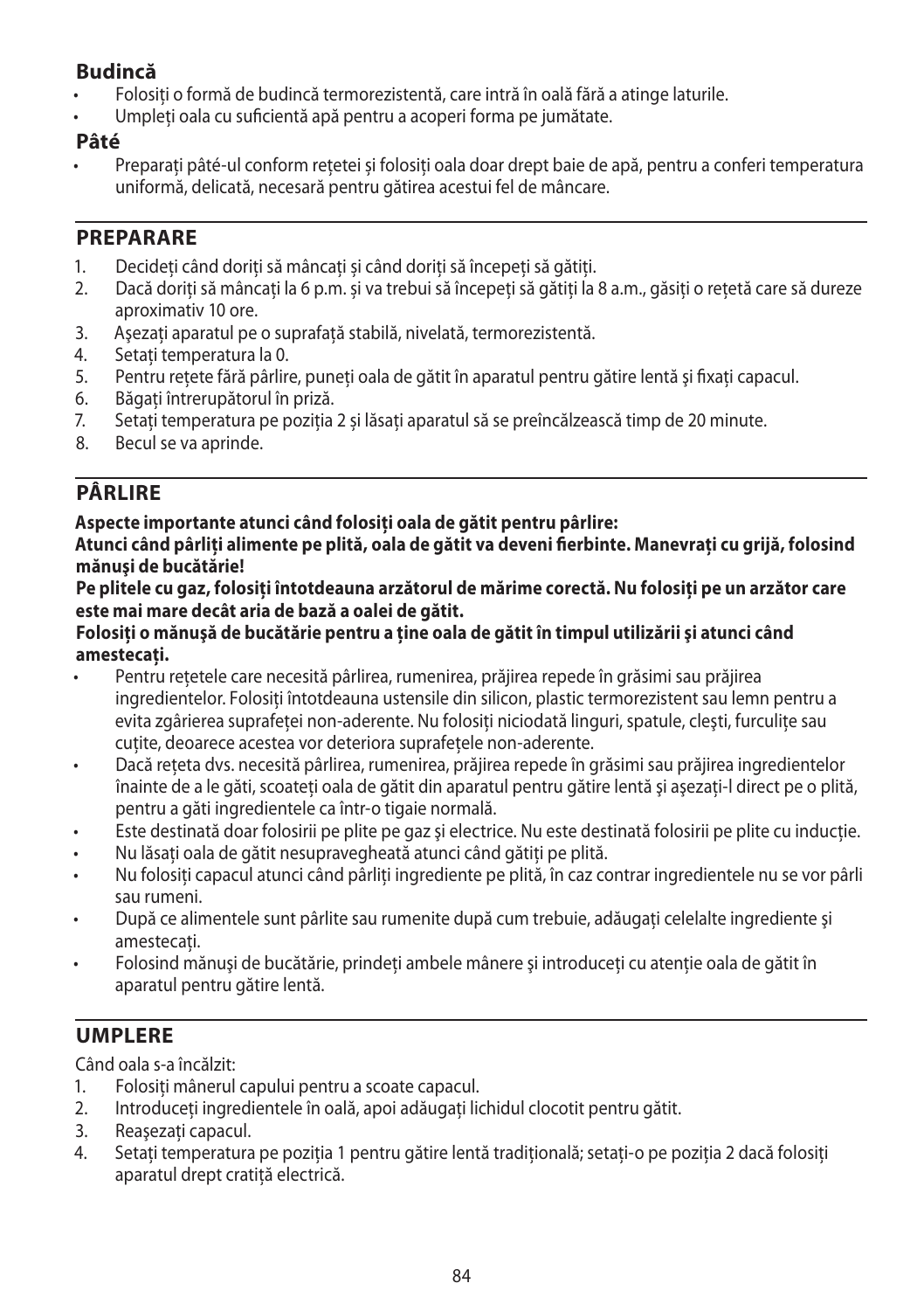**Budincă**

- Folosiţi o formă de budincă termorezistentă, care intră în oală fără a atinge laturile.
- Umpleţi oala cu suficientă apă pentru a acoperi forma pe jumătate.

**Pâté**

- Preparaţi pâté-ul conform reţetei şi folosiţi oala doar drept baie de apă, pentru a conferi temperatura uniformă, delicată, necesară pentru gătirea acestui fel de mâncare.

## PREPARARE

1. Decideţi când doriţi să mâncaţi şi când doriţi să începeţi să gătiţi.
2. Dacă doriţi să mâncaţi la 6 p.m. şi va trebui să începeţi să gătiţi la 8 a.m., găsiţi o reţetă care să dureze aproximativ 10 ore.
3. Aşezaţi aparatul pe o suprafaţă stabilă, nivelată, termorezistentă.
4. Setaţi temperatura la 0.
5. Pentru reţete fără pârlire, puneţi oala de gătit în aparatul pentru gătire lentă şi fixaţi capacul.
6. Băgaţi întrerupătorul în priză.
7. Setaţi temperatura pe poziţia 2 şi lăsaţi aparatul să se preîncălzească timp de 20 minute.
8. Becul se va aprinde.

## PÂRLIRE

**Aspecte importante atunci când folosiţi oala de gătit pentru pârlire:**
**Atunci când pârliţi alimente pe plită, oala de gătit va deveni fierbinte. Manevraţi cu grijă, folosind mănuşi de bucătărie!**
**Pe plitele cu gaz, folosiţi întotdeauna arzătorul de mărime corectă. Nu folosiţi pe un arzător care este mai mare decât aria de bază a oalei de gătit.**
**Folosiţi o mănuşă de bucătărie pentru a ţine oala de gătit în timpul utilizării şi atunci când amestecaţi.**

- Pentru reţetele care necesită pârlirea, rumenirea, prăjirea repede în grăsimi sau prăjirea ingredientelor. Folosiţi întotdeauna ustensile din silicon, plastic termorezistent sau lemn pentru a evita zgârierea suprafeţei non-aderente. Nu folosiţi niciodată linguri, spatule, cleşti, furculiţe sau cuţite, deoarece acestea vor deteriora suprafeţele non-aderente.
- Dacă reţeta dvs. necesită pârlirea, rumenirea, prăjirea repede în grăsimi sau prăjirea ingredientelor înainte de a le găti, scoateţi oala de gătit din aparatul pentru gătire lentă şi aşezaţi-l direct pe o plită, pentru a găti ingredientele ca într-o tigaie normală.
- Este destinată doar folosirii pe plite pe gaz şi electrice. Nu este destinată folosirii pe plite cu inducţie.
- Nu lăsaţi oala de gătit nesupravegheată atunci când gătiţi pe plită.
- Nu folosiţi capacul atunci când pârliţi ingrediente pe plită, în caz contrar ingredientele nu se vor pârli sau rumeni.
- După ce alimentele sunt pârlite sau rumenite după cum trebuie, adăugaţi celelalte ingrediente şi amestecaţi.
- Folosind mănuşi de bucătărie, prindeţi ambele mânere şi introduceţi cu atenţie oala de gătit în aparatul pentru gătire lentă.

## UMPLERE

Când oala s-a încălzit:

1. Folosiţi mânerul capului pentru a scoate capacul.
2. Introduceţi ingredientele în oală, apoi adăugaţi lichidul clocotit pentru gătit.
3. Reaşezaţi capacul.
4. Setaţi temperatura pe poziţia 1 pentru gătire lentă tradiţională; setaţi-o pe poziţia 2 dacă folosiţi aparatul drept cratiţă electrică.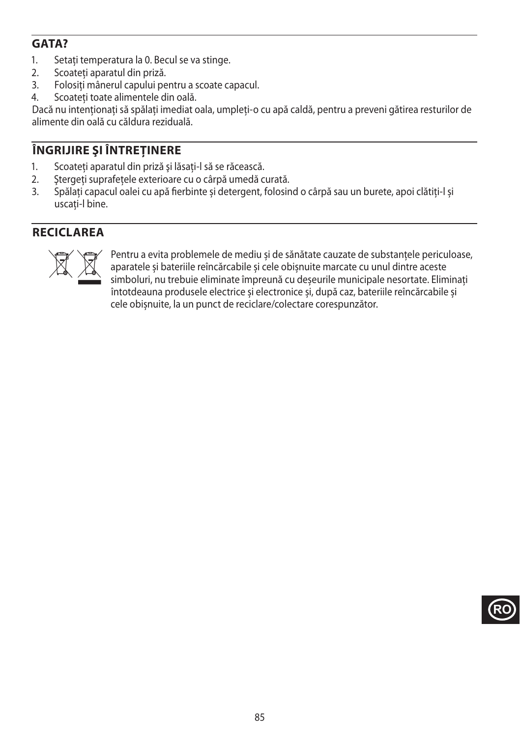## GATA?

1. Setaţi temperatura la 0. Becul se va stinge.
2. Scoateţi aparatul din priză.
3. Folosiţi mânerul capului pentru a scoate capacul.
4. Scoateţi toate alimentele din oală.

Dacă nu intenţionaţi să spălaţi imediat oala, umpleţi-o cu apă caldă, pentru a preveni gătirea resturilor de alimente din oală cu căldura reziduală.

## ÎNGRIJIRE ŞI ÎNTREŢINERE

1. Scoateţi aparatul din priză şi lăsaţi-l să se răcească.
2. Ştergeţi suprafeţele exterioare cu o cârpă umedă curată.
3. Spălaţi capacul oalei cu apă fierbinte și detergent, folosind o cârpă sau un burete, apoi clătiţi-l și uscaţi-l bine.

## RECICLAREA

Pentru a evita problemele de mediu și de sănătate cauzate de substanţele periculoase, aparatele și bateriile reîncărcabile și cele obișnuite marcate cu unul dintre aceste simboluri, nu trebuie eliminate împreună cu deșeurile municipale nesortate. Eliminaţi întotdeauna produsele electrice și electronice și, după caz, bateriile reîncărcabile și cele obișnuite, la un punct de reciclare/colectare corespunzător.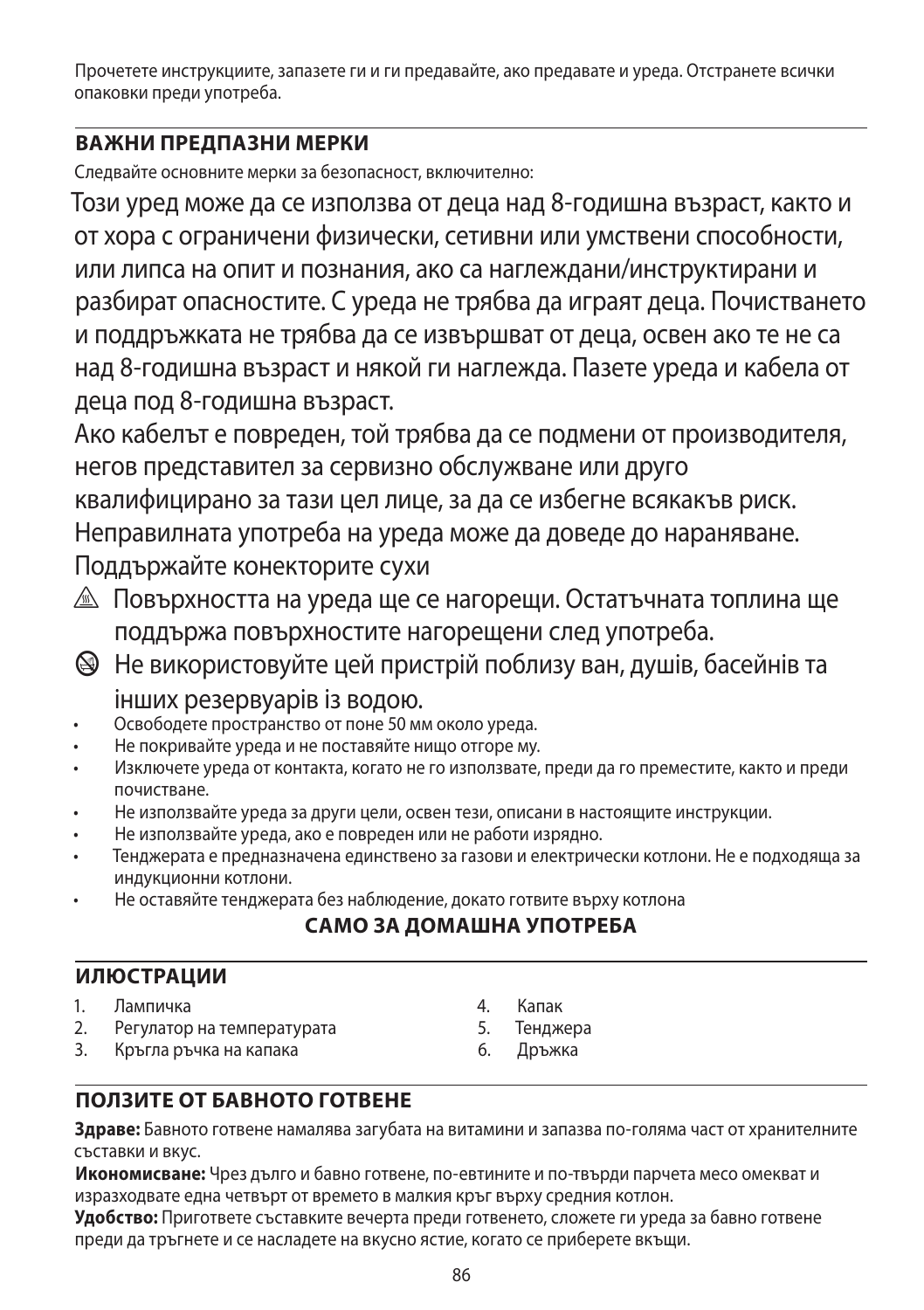Прочетете инструкциите, запазете ги и ги предавайте, ако предавате и уреда. Отстранете всички опаковки преди употреба.

## ВАЖНИ ПРЕДПАЗНИ МЕРКИ

Следвайте основните мерки за безопасност, включително:

Този уред може да се използва от деца над 8-годишна възраст, както и от хора с ограничени физически, сетивни или умствени способности, или липса на опит и познания, ако са наглеждани/инструктирани и разбират опасностите. С уреда не трябва да играят деца. Почистването и поддръжката не трябва да се извършват от деца, освен ако те не са над 8-годишна възраст и някой ги наглежда. Пазете уреда и кабела от деца под 8-годишна възраст.

Ако кабелът е повреден, той трябва да се подмени от производителя, негов представител за сервизно обслужване или друго квалифицирано за тази цел лице, за да се избегне всякакъв риск.

Неправилната употреба на уреда може да доведе до нараняване.

Поддържайте конекторите сухи

⚠ Повърхността на уреда ще се нагорещи. Остатъчната топлина ще поддържа повърхностите нагорещени след употреба.

⊘ Не використовуйте цей пристрій поблизу ван, душів, басейнів та інших резервуарів із водою.

- Освободете пространство от поне 50 мм около уреда.
- Не покривайте уреда и не поставяйте нищо отгоре му.
- Изключете уреда от контакта, когато не го използвате, преди да го преместите, както и преди почистване.
- Не използвайте уреда за други цели, освен тези, описани в настоящите инструкции.
- Не използвайте уреда, ако е повреден или не работи изрядно.
- Тенджерата е предназначена единствено за газови и електрически котлони. Не е подходяща за индукционни котлони.
- Не оставяйте тенджерата без наблюдение, докато готвите върху котлона

**САМО ЗА ДОМАШНА УПОТРЕБА**

## ИЛЮСТРАЦИИ

1. Лампичка
2. Регулатор на температурата
3. Кръгла ръчка на капака
4. Капак
5. Тенджера
6. Дръжка

## ПОЛЗИТЕ ОТ БАВНОТО ГОТВЕНЕ

**Здраве:** Бавното готвене намалява загубата на витамини и запазва по-голяма част от хранителните съставки и вкус.

**Икономисване:** Чрез дълго и бавно готвене, по-евтините и по-твърди парчета месо омекват и изразходвате една четвърт от времето в малкия кръг върху средния котлон.

**Удобство:** Пригответе съставките вечерта преди готвенето, сложете ги уреда за бавно готвене преди да тръгнете и се насладете на вкусно ястие, когато се приберете вкъщи.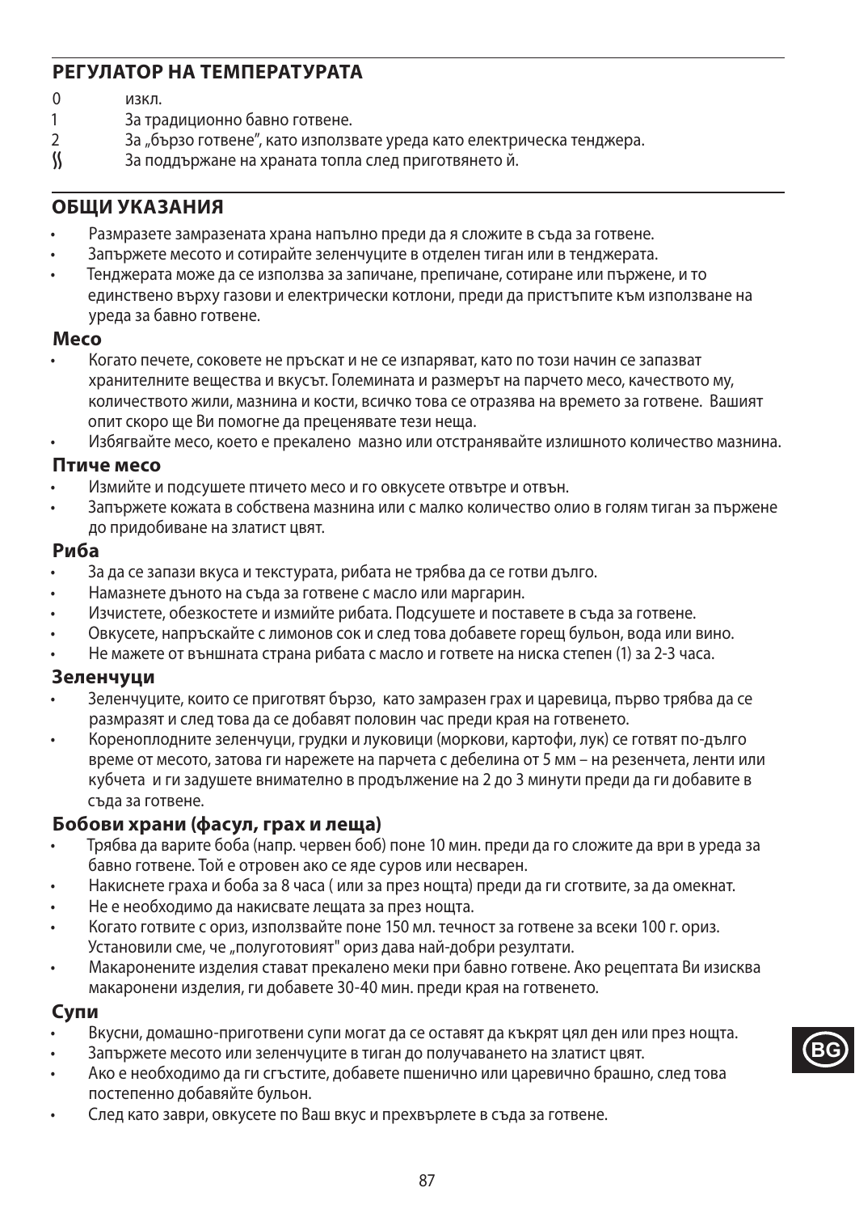## РЕГУЛАТОР НА ТЕМПЕРАТУРАТА

- 0 изкл.
- 1 За традиционно бавно готвене.
- 2 За „бързо готвене", като използвате уреда като електрическа тенджера.
- ≋ За поддържане на храната топла след приготвянето й.

## ОБЩИ УКАЗАНИЯ

- Размразете замразената храна напълно преди да я сложите в съда за готвене.
- Запържете месото и сотирайте зеленчуците в отделен тиган или в тенджерата.
- Тенджерата може да се използва за запичане, препичане, сотиране или пържене, и то единствено върху газови и електрически котлони, преди да пристъпите към използване на уреда за бавно готвене.

### Месо

- Когато печете, соковете не пръскат и не се изпаряват, като по този начин се запазват хранителните вещества и вкусът. Големината и размерът на парчето месо, качеството му, количеството жили, мазнина и кости, всичко това се отразява на времето за готвене. Вашият опит скоро ще Ви помогне да преценявате тези неща.
- Избягвайте месо, което е прекалено мазно или отстранявайте излишното количество мазнина.

### Птиче месо

- Измийте и подсушете птичето месо и го овкусете отвътре и отвън.
- Запържете кожата в собствена мазнина или с малко количество олио в голям тиган за пържене до придобиване на златист цвят.

### Риба

- За да се запази вкуса и текстурата, рибата не трябва да се готви дълго.
- Намазнете дъното на съда за готвене с масло или маргарин.
- Изчистете, обезкостете и измийте рибата. Подсушете и поставете в съда за готвене.
- Овкусете, напръскайте с лимонов сок и след това добавете горещ бульон, вода или вино.
- Не мажете от външната страна рибата с масло и гответе на ниска степен (1) за 2-3 часа.

### Зеленчуци

- Зеленчуците, които се приготвят бързо, като замразен грах и царевица, първо трябва да се размразят и след това да се добавят половин час преди края на готвенето.
- Кореноплодните зеленчуци, грудки и луковици (моркови, картофи, лук) се готвят по-дълго време от месото, затова ги нарежете на парчета с дебелина от 5 мм – на резенчета, ленти или кубчета и ги задушете внимателно в продължение на 2 до 3 минути преди да ги добавите в съда за готвене.

### Бобови храни (фасул, грах и леща)

- Трябва да варите боба (напр. червен боб) поне 10 мин. преди да го сложите да ври в уреда за бавно готвене. Той е отровен ако се яде суров или несварен.
- Накиснете граха и боба за 8 часа ( или за през нощта) преди да ги сготвите, за да омекнат.
- Не е необходимо да накисвате лещата за през нощта.
- Когато готвите с ориз, използвайте поне 150 мл. течност за готвене за всеки 100 г. ориз. Установили сме, че „полуготовият" ориз дава най-добри резултати.
- Макаронените изделия стават прекалено меки при бавно готвене. Ако рецептата Ви изисква макаронени изделия, ги добавете 30-40 мин. преди края на готвенето.

### Супи

- Вкусни, домашно-приготвени супи могат да се оставят да къкрят цял ден или през нощта.
- Запържете месото или зеленчуците в тиган до получаването на златист цвят.
- Ако е необходимо да ги сгъстите, добавете пшенично или царевично брашно, след това постепенно добавяйте бульон.
- След като заври, овкусете по Ваш вкус и прехвърлете в съда за готвене.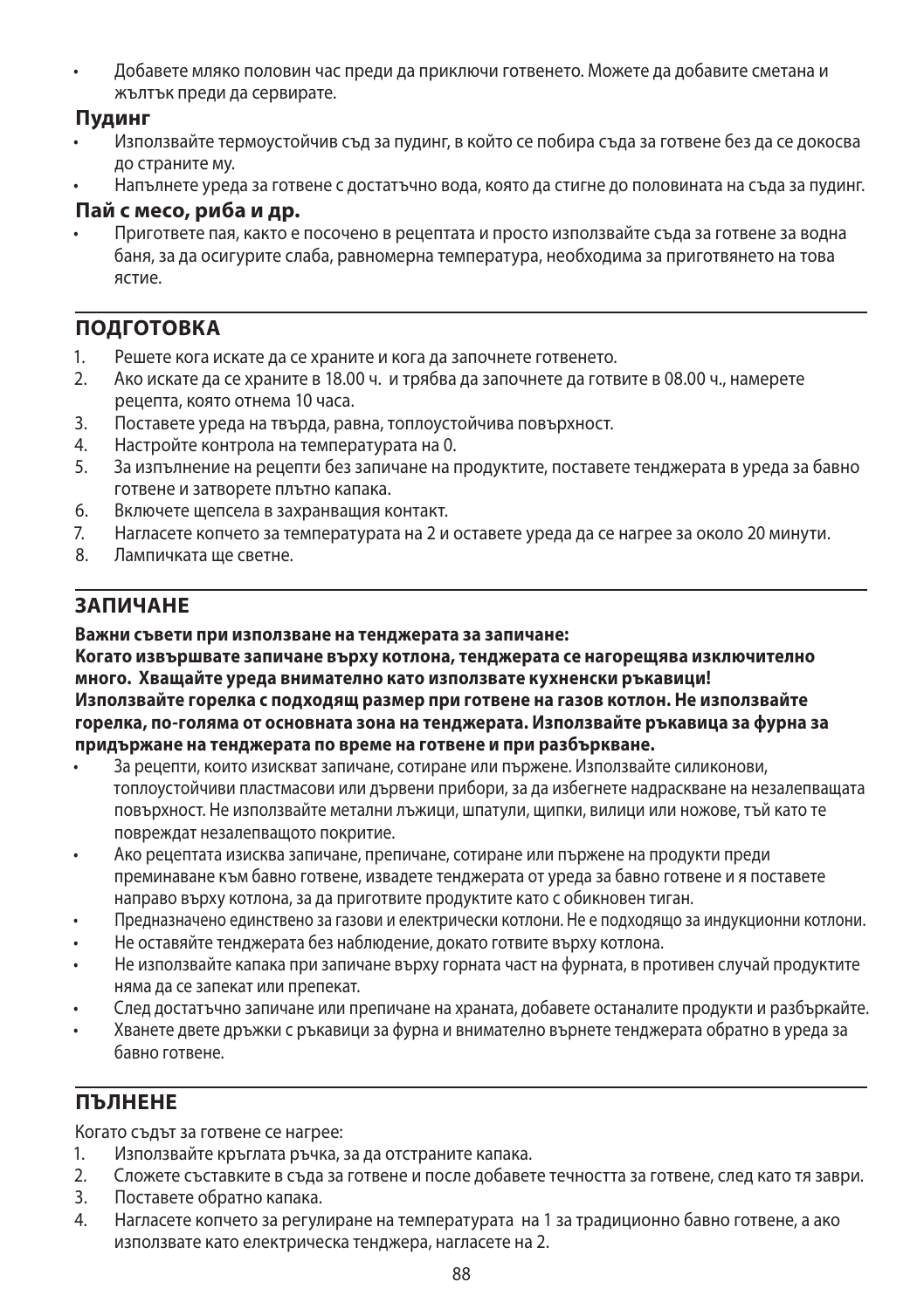- Добавете мляко половин час преди да приключи готвенето. Можете да добавите сметана и жълтък преди да сервирате.

### Пудинг

- Използвайте термоустойчив съд за пудинг, в който се побира съда за готвене без да се докосва до страните му.
- Напълнете уреда за готвене с достатъчно вода, която да стигне до половината на съда за пудинг.

### Пай с месо, риба и др.

- Пригответе пая, както е посочено в рецептата и просто използвайте съда за готвене за водна баня, за да осигурите слаба, равномерна температура, необходима за приготвянето на това ястие.

## ПОДГОТОВКА

1. Решете кога искате да се храните и кога да започнете готвенето.
2. Ако искате да се храните в 18.00 ч. и трябва да започнете да готвите в 08.00 ч., намерете рецепта, която отнема 10 часа.
3. Поставете уреда на твърда, равна, топлоустойчива повърхност.
4. Настройте контрола на температурата на 0.
5. За изпълнение на рецепти без запичане на продуктите, поставете тенджерата в уреда за бавно готвене и затворете плътно капака.
6. Включете щепсела в захранващия контакт.
7. Нагласете копчето за температурата на 2 и оставете уреда да се нагрее за около 20 минути.
8. Лампичката ще светне.

## ЗАПИЧАНЕ

**Важни съвети при използване на тенджерата за запичане:**
**Когато извършвате запичане върху котлона, тенджерата се нагорещява изключително много. Хващайте уреда внимателно като използвате кухненски ръкавици!**
**Използвайте горелка с подходящ размер при готвене на газов котлон. Не използвайте горелка, по-голяма от основната зона на тенджерата. Използвайте ръкавица за фурна за придържане на тенджерата по време на готвене и при разбъркване.**

- За рецепти, които изискват запичане, сотиране или пържене. Използвайте силиконови, топлоустойчиви пластмасови или дървени прибори, за да избегнете надраскване на незалепващата повърхност. Не използвайте метални лъжици, шпатули, щипки, вилици или ножове, тъй като те повреждат незалепващото покритие.
- Ако рецептата изисква запичане, препичане, сотиране или пържене на продукти преди преминаване към бавно готвене, извадете тенджерата от уреда за бавно готвене и я поставете направо върху котлона, за да приготвите продуктите като с обикновен тиган.
- Предназначено единствено за газови и електрически котлони. Не е подходящо за индукционни котлони.
- Не оставяйте тенджерата без наблюдение, докато готвите върху котлона.
- Не използвайте капака при запичане върху горната част на фурната, в противен случай продуктите няма да се запекат или препекат.
- След достатъчно запичане или препичане на храната, добавете останалите продукти и разбъркайте.
- Хванете двете дръжки с ръкавици за фурна и внимателно върнете тенджерата обратно в уреда за бавно готвене.

## ПЪЛНЕНЕ

Когато съдът за готвене се нагрее:

1. Използвайте кръглата ръчка, за да отстраните капака.
2. Сложете съставките в съда за готвене и после добавете течността за готвене, след като тя заври.
3. Поставете обратно капака.
4. Нагласете копчето за регулиране на температурата на 1 за традиционно бавно готвене, а ако използвате като електрическа тенджера, нагласете на 2.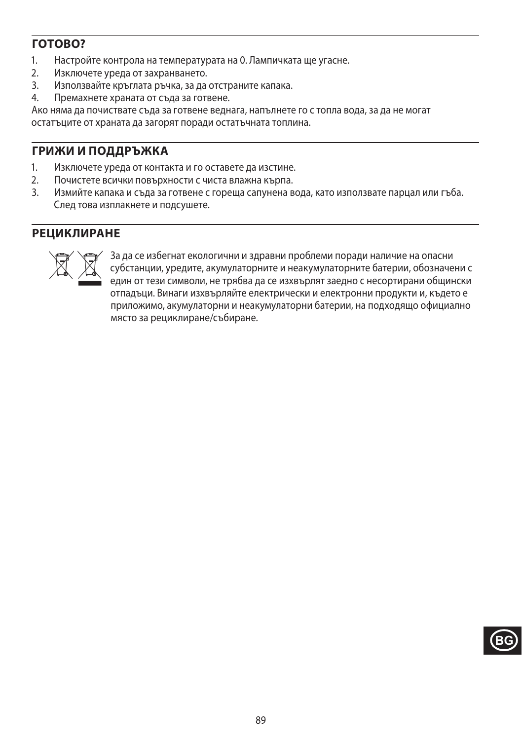## ГОТОВО?

1. Настройте контрола на температурата на 0. Лампичката ще угасне.
2. Изключете уреда от захранването.
3. Използвайте кръглата ръчка, за да отстраните капака.
4. Премахнете храната от съда за готвене.

Ако няма да почиствате съда за готвене веднага, напълнете го с топла вода, за да не могат остатъците от храната да загорят поради остатъчната топлина.

## ГРИЖИ И ПОДДРЪЖКА

1. Изключете уреда от контакта и го оставете да изстине.
2. Почистете всички повърхности с чиста влажна кърпа.
3. Измийте капака и съда за готвене с гореща сапунена вода, като използвате парцал или гъба. След това изплакнете и подсушете.

## РЕЦИКЛИРАНЕ

За да се избегнат екологични и здравни проблеми поради наличие на опасни субстанции, уредите, акумулаторните и неакумулаторните батерии, обозначени с един от тези символи, не трябва да се изхвърлят заедно с несортирани общински отпадъци. Винаги изхвърляйте електрически и електронни продукти и, където е приложимо, акумулаторни и неакумулаторни батерии, на подходящо официално място за рециклиране/събиране.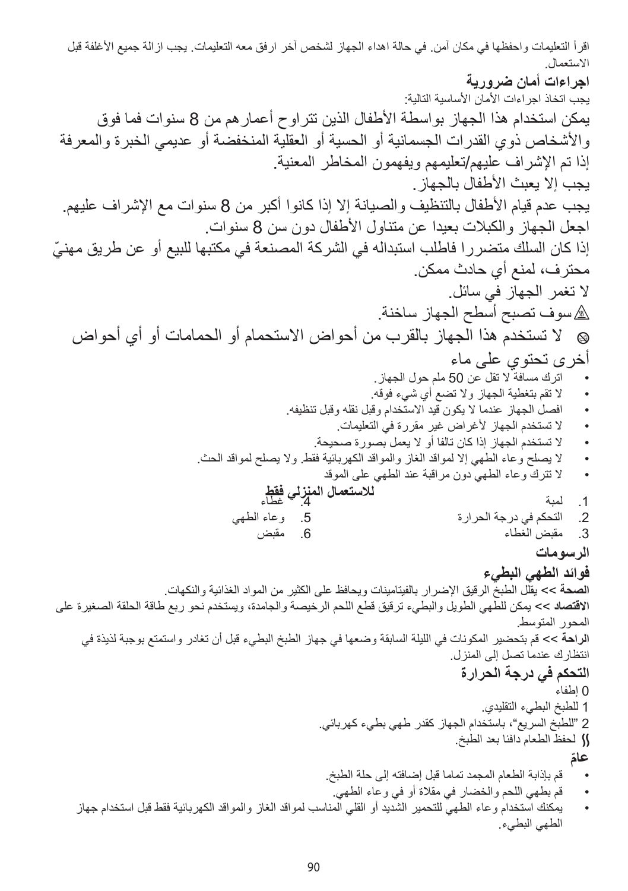اقرأ التعليمات واحفظها في مكان آمن. في حالة اهداء الجهاز لشخص آخر ارفق معه التعليمات. يجب ازالة جميع الأغلفة قبل الاستعمال.

**اجراءات أمان ضرورية**

يجب اتخاذ اجراءات الأمان الأساسية التالية:

يمكن استخدام هذا الجهاز بواسطة الأطفال الذين تتراوح أعمارهم من 8 سنوات فما فوق والأشخاص ذوي القدرات الجسمانية أو الحسية أو العقلية المنخفضة أو عديمي الخبرة والمعرفة إذا تم الإشراف عليهم/تعليمهم ويفهمون المخاطر المعنية.

يجب إلا يعبث الأطفال بالجهاز.

يجب عدم قيام الأطفال بالتنظيف والصيانة إلا إذا كانوا أكبر من 8 سنوات مع الإشراف عليهم.

اجعل الجهاز والكبلات بعيدا عن متناول الأطفال دون سن 8 سنوات.

إذا كان السلك متضررا فاطلب استبداله في الشركة المصنعة في مكتبها للبيع أو عن طريق مهنيّ محترف، لمنع أي حادث ممكن.

لا تغمر الجهاز في سائل.

⚠سوف تصبح أسطح الجهاز ساخنة.

⊘ لا تستخدم هذا الجهاز بالقرب من أحواض الاستحمام أو الحمامات أو أي أحواض أخرى تحتوي على ماء

- اترك مسافة لا تقل عن 50 ملم حول الجهاز.
- لا تقم بتغطية الجهاز ولا تضع أي شيء فوقه.
- افصل الجهاز عندما لا يكون قيد الاستخدام وقبل نقله وقبل تنظيفه.
- لا تستخدم الجهاز لأغراض غير مقررة في التعليمات.
- لا تستخدم الجهاز إذا كان تالفا أو لا يعمل بصورة صحيحة.
- لا يصلح وعاء الطهي إلا لمواقد الغاز والمواقد الكهربائية فقط. ولا يصلح لمواقد الحث.
- لا تترك وعاء الطهي دون مراقبة عند الطهي على الموقد

**للاستعمال المنزلي فقط**

1. لمبة
2. التحكم في درجة الحرارة
3. مقبض الغطاء
4. غطاء
5. وعاء الطهي
6. مقبض

**الرسومات**

**فوائد الطهي البطيء**

**الصحة** >> يقلل الطبخ الرقيق الإضرار بالفيتامينات ويحافظ على الكثير من المواد الغذائية والنكهات.

**الاقتصاد** >> يمكن للطهي الطويل والبطيء ترقيق قطع اللحم الرخيصة والجامدة، ويستخدم نحو ربع طاقة الحلقة الصغيرة على المحور المتوسط.

**الراحة** >> قم بتحضير المكونات في الليلة السابقة وضعها في جهاز الطبخ البطيء قبل أن تغادر واستمتع بوجبة لذيذة في انتظارك عندما تصل إلى المنزل.

**التحكم في درجة الحرارة**

0 إطفاء

1 للطبخ البطيء التقليدي.

2 "للطبخ السريع"، باستخدام الجهاز كقدر طهي بطيء كهربائي.

⟅ لحفظ الطعام دافئا بعد الطبخ.

**عامّ**

- قم بإذابة الطعام المجمد تماما قبل إضافته إلى حلة الطبخ.
- قم بطهي اللحم والخضار في مقلاة أو في وعاء الطهي.
- يمكنك استخدام وعاء الطهي للتحمير الشديد أو القلي المناسب لمواقد الغاز والمواقد الكهربائية فقط قبل استخدام جهاز الطهي البطيء.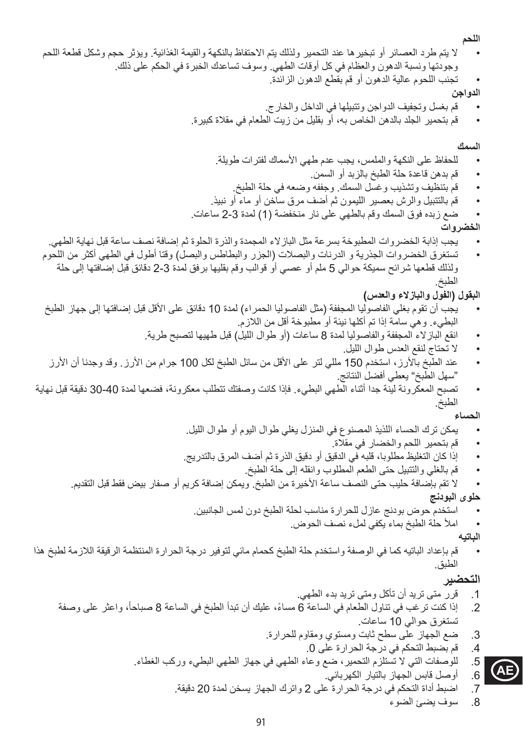**اللحم**

- لا يتم طرد العصائر أو تبخيرها عند التحمير ولذلك يتم الاحتفاظ بالنكهة والقيمة الغذائية. ويؤثر حجم وشكل قطعة اللحم وجودتها ونسبة الدهون والعظام في كل أوقات الطهي. وسوف تساعدك الخبرة في الحكم على ذلك.
- تجنب اللحوم عالية الدهون أو قم بقطع الدهون الزائدة.

**الدواجن**

- قم بغسل وتجفيف الدواجن وتتبيلها في الداخل والخارج.
- قم بتحمير الجلد بالدهن الخاص به، أو بقليل من زيت الطعام في مقلاة كبيرة.

**السمك**

- للحفاظ على النكهة والملمس، يجب عدم طهي الأسماك لفترات طويلة.
- قم بدهن قاعدة حلة الطبخ بالزبد أو السمن.
- قم بتنظيف وتشذيب وغسل السمك. وجففه وضعه في حلة الطبخ.
- قم بالتتبيل والرش بعصير الليمون ثم أضف مرق ساخن أو ماء أو نبيذ.
- ضع زبده فوق السمك وقم بالطهي على نار منخفضة (1) لمدة 3-2 ساعات.

**الخضروات**

- يجب إذابة الخضروات المطبوخة بسرعة مثل البازلاء المجمدة والذرة الحلوة ثم إضافة نصف ساعة قبل نهاية الطهي.
- تستغرق الخضروات الجذرية و الدرنات والبصلات (الجزر والبطاطس والبصل) وقتا أطول في الطهي أكثر من اللحوم ولذلك قطعها شرائح سميكة حوالي 5 ملم أو عصي أو قوالب وقم بقليها برفق لمدة 3-2 دقائق قبل إضافتها إلى حلة الطبخ.

**البقول (الفول والبازلاء والعدس)**

- يجب أن تقوم بغلي الفاصوليا المجففة (مثل الفاصوليا الحمراء) لمدة 10 دقائق على الأقل قبل إضافتها إلى جهاز الطبخ البطيء. وهي سامة إذا تم أكلها نيئة أو مطبوخة أقل من اللازم.
- انقع البازلاء المجففة والفاصوليا لمدة 8 ساعات (أو طوال الليل) قبل طهيها لتصبح طرية.
- لا تحتاج لنقع العدس طوال الليل.
- عند الطبخ بالأرز، استخدم 150 مللي لتر على الأقل من سائل الطبخ لكل 100 جرام من الأرز. وقد وجدنا أن الأرز "سهل الطبخ" يعطي أفضل النتائج.
- تصبح المعكرونة لينة جدا أثناء الطهي البطيء. فإذا كانت وصفتك تتطلب معكرونة، فضعها لمدة 40-30 دقيقة قبل نهاية الطبخ.

**الحساء**

- يمكن ترك الحساء اللذيذ المصنوع في المنزل يغلي طوال اليوم أو طوال الليل.
- قم بتحمير اللحم والخضار في مقلاة.
- إذا كان التغليظ مطلوبا، قلبه في الدقيق أو دقيق الذرة ثم أضف المرق بالتدريج.
- قم بالغلي والتتبيل حتى الطعم المطلوب وانقله إلى حلة الطبخ.
- لا تقم بإضافة حليب حتى النصف ساعة الأخيرة من الطبخ. ويمكن إضافة كريم أو صفار بيض فقط قبل التقديم.

**حلوى البودنج**

- استخدم حوض بودنج عازل للحرارة مناسب لحلة الطبخ دون لمس الجانبين.
- املأ حلة الطبخ بماء يكفي لملء نصف الحوض.

**الباتيه**

- قم بإعداد الباتيه كما في الوصفة واستخدم حلة الطبخ كحمام مائي لتوفير درجة الحرارة المنتظمة الرقيقة اللازمة لطبخ هذا الطبق.

## التحضير

1. قرر متى تريد أن تأكل ومتى تريد بدء الطهي.
2. إذا كنت ترغب في تناول الطعام في الساعة 6 مساءً، عليك أن تبدأ الطبخ في الساعة 8 صباحاً، واعثر على وصفة تستغرق حوالي 10 ساعات.
3. ضع الجهاز على سطح ثابت ومستوي ومقاوم للحرارة.
4. قم بضبط التحكم في درجة الحرارة على 0.
5. للوصفات التي لا تستلزم التحمير، ضع وعاء الطهي في جهاز الطهي البطيء وركب الغطاء.
6. أوصل قابس الجهاز بالتيار الكهربائي.
7. اضبط أداة التحكم في درجة الحرارة على 2 واترك الجهاز يسخن لمدة 20 دقيقة.
8. سوف يضئ الضوء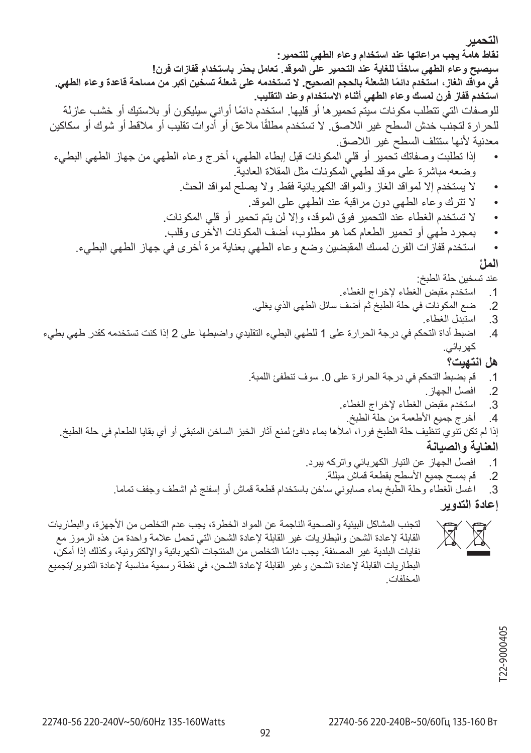## التحمير

**نقاط هامة يجب مراعاتها عند استخدام وعاء الطهي للتحمير:**

**سيصبح وعاء الطهي ساخنًا للغاية عند التحمير على الموقد. تعامل بحذر باستخدام قفازات فرن!**

**في مواقد الغاز، استخدم دائمًا الشعلة بالحجم الصحيح. لا تستخدمه على شعلة تسخين أكبر من مساحة قاعدة وعاء الطهي.**

**استخدم قفاز فرن لمسك وعاء الطهي أثناء الاستخدام وعند التقليب.**

للوصفات التي تتطلب مكونات سيتم تحميرها أو قليها. استخدم دائمًا أواني سيليكون أو بلاستيك أو خشب عازلة للحرارة لتجنب خدش السطح غير اللاصق. لا تستخدم مطلقًا ملاعق أو أدوات تقليب أو ملاقط أو شوك أو سكاكين معدنية لأنها ستتلف السطح غير اللاصق.

- إذا تطلبت وصفاتك تحمير أو قلي المكونات قبل إبطاء الطهي، أخرج وعاء الطهي من جهاز الطهي البطيء وضعه مباشرة على موقد لطهي المكونات مثل المقلاة العادية.
- لا يستخدم إلا لمواقد الغاز والمواقد الكهربائية فقط. ولا يصلح لمواقد الحث.
- لا تترك وعاء الطهي دون مراقبة عند الطهي على الموقد.
- لا تستخدم الغطاء عند التحمير فوق الموقد، وإلا لن يتم تحمير أو قلي المكونات.
- بمجرد طهي أو تحمير الطعام كما هو مطلوب، أضف المكونات الأخرى وقلب.
- استخدم قفازات الفرن لمسك المقبضين وضع وعاء الطهي بعناية مرة أخرى في جهاز الطهي البطيء.

## الملْ

عند تسخين حلة الطبخ:

1. استخدم مقبض الغطاء لإخراج الغطاء.
2. ضع المكونات في حلة الطبخ ثم أضف سائل الطهي الذي يغلي.
3. استبدل الغطاء.
4. اضبط أداة التحكم في درجة الحرارة على 1 للطهي البطيء التقليدي واضبطها على 2 إذا كنت تستخدمه كقدر طهي بطيء كهربائي.

## هل انتهيت؟

1. قم بضبط التحكم في درجة الحرارة على 0. سوف تنطفئ اللمبة.
2. افصل الجهاز.
3. استخدم مقبض الغطاء لإخراج الغطاء.
4. أخرج جميع الأطعمة من حلة الطبخ.

إذا لم تكن تنوي تنظيف حلة الطبخ فورا، املأها بماء دافئ لمنع آثار الخبز الساخن المتبقي أو أي بقايا الطعام في حلة الطبخ.

## العناية والصيانة

1. افصل الجهاز عن التيار الكهربائي واتركه يبرد.
2. قم بمسح جميع الأسطح بقطعة قماش مبللة.
3. اغسل الغطاء وحلة الطبخ بماء صابوني ساخن باستخدام قطعة قماش أو إسفنج ثم اشطف وجفف تماما.

## إعادة التدوير

لتجنب المشاكل البيئية والصحية الناجمة عن المواد الخطرة، يجب عدم التخلص من الأجهزة، والبطاريات القابلة لإعادة الشحن والبطاريات غير القابلة لإعادة الشحن التي تحمل علامة واحدة من هذه الرموز مع نفايات البلدية غير المصنفة. يجب دائمًا التخلص من المنتجات الكهربائية والإلكترونية، وكذلك إذا أمكن، البطاريات القابلة لإعادة الشحن وغير القابلة لإعادة الشحن، في نقطة رسمية مناسبة لإعادة التدوير/تجميع المخلفات.

T22-9000405

22740-56 220-240V~50/60Hz 135-160Watts

22740-56 220-240В~50/60Гц 135-160 Вт